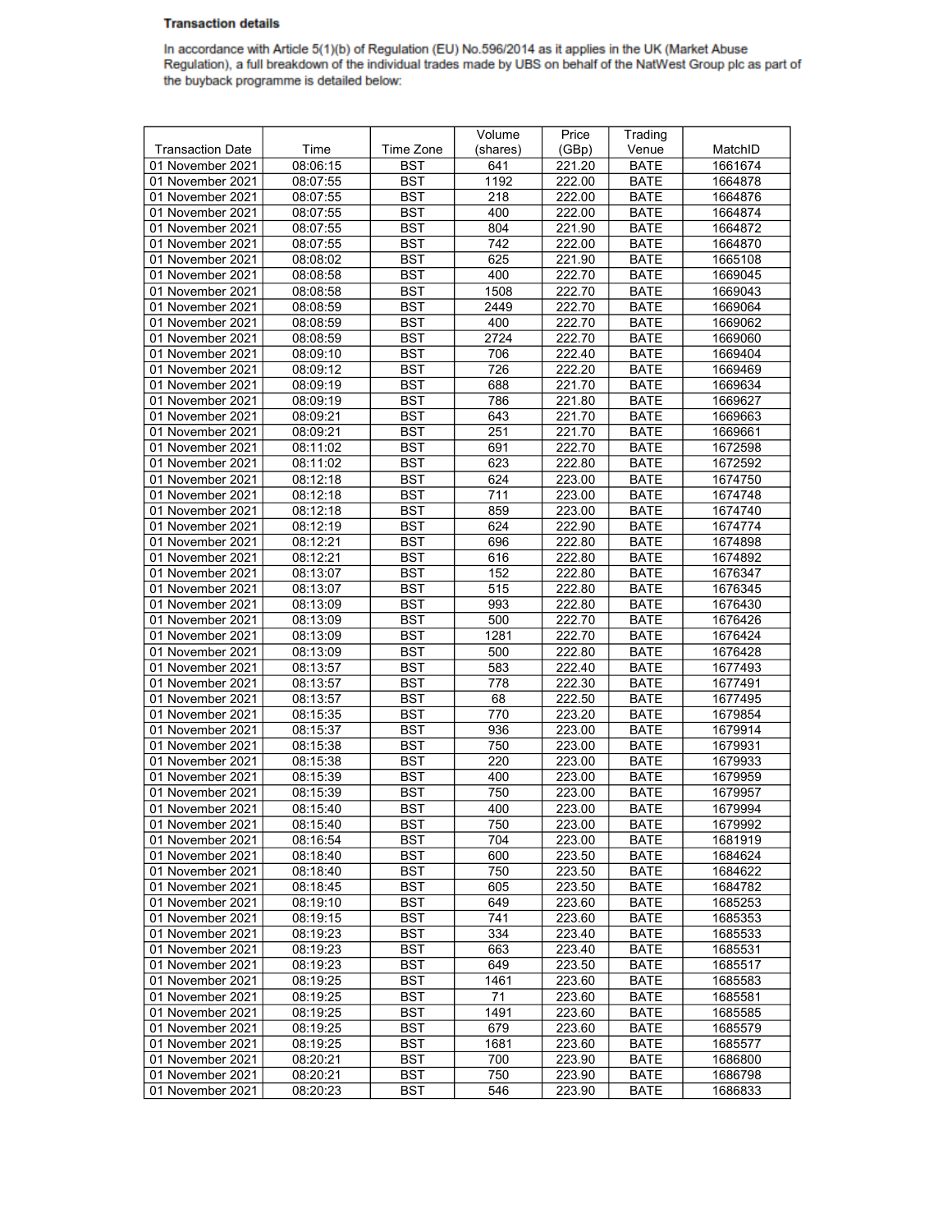**Transaction details**

In accordance with Article 5(1)(b) of Regulation (EU) No.596/2014 as it applies in the UK (Market Abuse Regulation), a full breakdown of the individual trades made by UBS on behalf of the NatWest Group plc as part of the buyback programme is detailed below:

| Transaction Date | Time | Time Zone | Volume (shares) | Price (GBp) | Trading Venue | MatchID |
|---|---|---|---|---|---|---|
| 01 November 2021 | 08:06:15 | BST | 641 | 221.20 | BATE | 1661674 |
| 01 November 2021 | 08:07:55 | BST | 1192 | 222.00 | BATE | 1664878 |
| 01 November 2021 | 08:07:55 | BST | 218 | 222.00 | BATE | 1664876 |
| 01 November 2021 | 08:07:55 | BST | 400 | 222.00 | BATE | 1664874 |
| 01 November 2021 | 08:07:55 | BST | 804 | 221.90 | BATE | 1664872 |
| 01 November 2021 | 08:07:55 | BST | 742 | 222.00 | BATE | 1664870 |
| 01 November 2021 | 08:08:02 | BST | 625 | 221.90 | BATE | 1665108 |
| 01 November 2021 | 08:08:58 | BST | 400 | 222.70 | BATE | 1669045 |
| 01 November 2021 | 08:08:58 | BST | 1508 | 222.70 | BATE | 1669043 |
| 01 November 2021 | 08:08:59 | BST | 2449 | 222.70 | BATE | 1669064 |
| 01 November 2021 | 08:08:59 | BST | 400 | 222.70 | BATE | 1669062 |
| 01 November 2021 | 08:08:59 | BST | 2724 | 222.70 | BATE | 1669060 |
| 01 November 2021 | 08:09:10 | BST | 706 | 222.40 | BATE | 1669404 |
| 01 November 2021 | 08:09:12 | BST | 726 | 222.20 | BATE | 1669469 |
| 01 November 2021 | 08:09:19 | BST | 688 | 221.70 | BATE | 1669634 |
| 01 November 2021 | 08:09:19 | BST | 786 | 221.80 | BATE | 1669627 |
| 01 November 2021 | 08:09:21 | BST | 643 | 221.70 | BATE | 1669663 |
| 01 November 2021 | 08:09:21 | BST | 251 | 221.70 | BATE | 1669661 |
| 01 November 2021 | 08:11:02 | BST | 691 | 222.70 | BATE | 1672598 |
| 01 November 2021 | 08:11:02 | BST | 623 | 222.80 | BATE | 1672592 |
| 01 November 2021 | 08:12:18 | BST | 624 | 223.00 | BATE | 1674750 |
| 01 November 2021 | 08:12:18 | BST | 711 | 223.00 | BATE | 1674748 |
| 01 November 2021 | 08:12:18 | BST | 859 | 223.00 | BATE | 1674740 |
| 01 November 2021 | 08:12:19 | BST | 624 | 222.90 | BATE | 1674774 |
| 01 November 2021 | 08:12:21 | BST | 696 | 222.80 | BATE | 1674898 |
| 01 November 2021 | 08:12:21 | BST | 616 | 222.80 | BATE | 1674892 |
| 01 November 2021 | 08:13:07 | BST | 152 | 222.80 | BATE | 1676347 |
| 01 November 2021 | 08:13:07 | BST | 515 | 222.80 | BATE | 1676345 |
| 01 November 2021 | 08:13:09 | BST | 993 | 222.80 | BATE | 1676430 |
| 01 November 2021 | 08:13:09 | BST | 500 | 222.70 | BATE | 1676426 |
| 01 November 2021 | 08:13:09 | BST | 1281 | 222.70 | BATE | 1676424 |
| 01 November 2021 | 08:13:09 | BST | 500 | 222.80 | BATE | 1676428 |
| 01 November 2021 | 08:13:57 | BST | 583 | 222.40 | BATE | 1677493 |
| 01 November 2021 | 08:13:57 | BST | 778 | 222.30 | BATE | 1677491 |
| 01 November 2021 | 08:13:57 | BST | 68 | 222.50 | BATE | 1677495 |
| 01 November 2021 | 08:15:35 | BST | 770 | 223.20 | BATE | 1679854 |
| 01 November 2021 | 08:15:37 | BST | 936 | 223.00 | BATE | 1679914 |
| 01 November 2021 | 08:15:38 | BST | 750 | 223.00 | BATE | 1679931 |
| 01 November 2021 | 08:15:38 | BST | 220 | 223.00 | BATE | 1679933 |
| 01 November 2021 | 08:15:39 | BST | 400 | 223.00 | BATE | 1679959 |
| 01 November 2021 | 08:15:39 | BST | 750 | 223.00 | BATE | 1679957 |
| 01 November 2021 | 08:15:40 | BST | 400 | 223.00 | BATE | 1679994 |
| 01 November 2021 | 08:15:40 | BST | 750 | 223.00 | BATE | 1679992 |
| 01 November 2021 | 08:16:54 | BST | 704 | 223.00 | BATE | 1681919 |
| 01 November 2021 | 08:18:40 | BST | 600 | 223.50 | BATE | 1684624 |
| 01 November 2021 | 08:18:40 | BST | 750 | 223.50 | BATE | 1684622 |
| 01 November 2021 | 08:18:45 | BST | 605 | 223.50 | BATE | 1684782 |
| 01 November 2021 | 08:19:10 | BST | 649 | 223.60 | BATE | 1685253 |
| 01 November 2021 | 08:19:15 | BST | 741 | 223.60 | BATE | 1685353 |
| 01 November 2021 | 08:19:23 | BST | 334 | 223.40 | BATE | 1685533 |
| 01 November 2021 | 08:19:23 | BST | 663 | 223.40 | BATE | 1685531 |
| 01 November 2021 | 08:19:23 | BST | 649 | 223.50 | BATE | 1685517 |
| 01 November 2021 | 08:19:25 | BST | 1461 | 223.60 | BATE | 1685583 |
| 01 November 2021 | 08:19:25 | BST | 71 | 223.60 | BATE | 1685581 |
| 01 November 2021 | 08:19:25 | BST | 1491 | 223.60 | BATE | 1685585 |
| 01 November 2021 | 08:19:25 | BST | 679 | 223.60 | BATE | 1685579 |
| 01 November 2021 | 08:19:25 | BST | 1681 | 223.60 | BATE | 1685577 |
| 01 November 2021 | 08:20:21 | BST | 700 | 223.90 | BATE | 1686800 |
| 01 November 2021 | 08:20:21 | BST | 750 | 223.90 | BATE | 1686798 |
| 01 November 2021 | 08:20:23 | BST | 546 | 223.90 | BATE | 1686833 |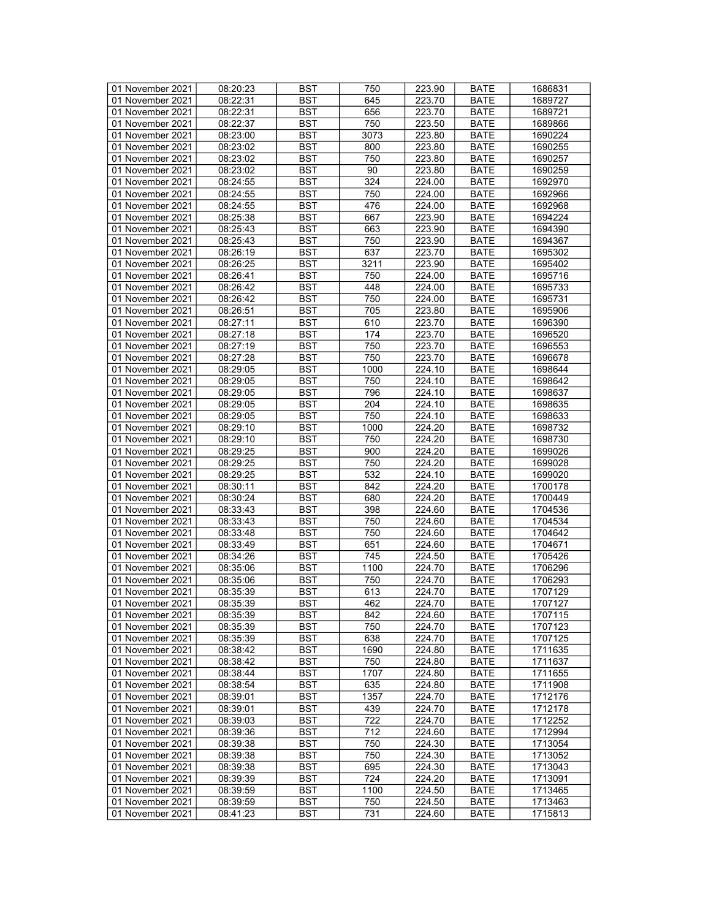| 01 November 2021 | 08:20:23 | BST | 750 | 223.90 | BATE | 1686831 |
|---|---|---|---|---|---|---|
| 01 November 2021 | 08:22:31 | BST | 645 | 223.70 | BATE | 1689727 |
| 01 November 2021 | 08:22:31 | BST | 656 | 223.70 | BATE | 1689721 |
| 01 November 2021 | 08:22:37 | BST | 750 | 223.50 | BATE | 1689866 |
| 01 November 2021 | 08:23:00 | BST | 3073 | 223.80 | BATE | 1690224 |
| 01 November 2021 | 08:23:02 | BST | 800 | 223.80 | BATE | 1690255 |
| 01 November 2021 | 08:23:02 | BST | 750 | 223.80 | BATE | 1690257 |
| 01 November 2021 | 08:23:02 | BST | 90 | 223.80 | BATE | 1690259 |
| 01 November 2021 | 08:24:55 | BST | 324 | 224.00 | BATE | 1692970 |
| 01 November 2021 | 08:24:55 | BST | 750 | 224.00 | BATE | 1692966 |
| 01 November 2021 | 08:24:55 | BST | 476 | 224.00 | BATE | 1692968 |
| 01 November 2021 | 08:25:38 | BST | 667 | 223.90 | BATE | 1694224 |
| 01 November 2021 | 08:25:43 | BST | 663 | 223.90 | BATE | 1694390 |
| 01 November 2021 | 08:25:43 | BST | 750 | 223.90 | BATE | 1694367 |
| 01 November 2021 | 08:26:19 | BST | 637 | 223.70 | BATE | 1695302 |
| 01 November 2021 | 08:26:25 | BST | 3211 | 223.90 | BATE | 1695402 |
| 01 November 2021 | 08:26:41 | BST | 750 | 224.00 | BATE | 1695716 |
| 01 November 2021 | 08:26:42 | BST | 448 | 224.00 | BATE | 1695733 |
| 01 November 2021 | 08:26:42 | BST | 750 | 224.00 | BATE | 1695731 |
| 01 November 2021 | 08:26:51 | BST | 705 | 223.80 | BATE | 1695906 |
| 01 November 2021 | 08:27:11 | BST | 610 | 223.70 | BATE | 1696390 |
| 01 November 2021 | 08:27:18 | BST | 174 | 223.70 | BATE | 1696520 |
| 01 November 2021 | 08:27:19 | BST | 750 | 223.70 | BATE | 1696553 |
| 01 November 2021 | 08:27:28 | BST | 750 | 223.70 | BATE | 1696678 |
| 01 November 2021 | 08:29:05 | BST | 1000 | 224.10 | BATE | 1698644 |
| 01 November 2021 | 08:29:05 | BST | 750 | 224.10 | BATE | 1698642 |
| 01 November 2021 | 08:29:05 | BST | 796 | 224.10 | BATE | 1698637 |
| 01 November 2021 | 08:29:05 | BST | 204 | 224.10 | BATE | 1698635 |
| 01 November 2021 | 08:29:05 | BST | 750 | 224.10 | BATE | 1698633 |
| 01 November 2021 | 08:29:10 | BST | 1000 | 224.20 | BATE | 1698732 |
| 01 November 2021 | 08:29:10 | BST | 750 | 224.20 | BATE | 1698730 |
| 01 November 2021 | 08:29:25 | BST | 900 | 224.20 | BATE | 1699026 |
| 01 November 2021 | 08:29:25 | BST | 750 | 224.20 | BATE | 1699028 |
| 01 November 2021 | 08:29:25 | BST | 532 | 224.10 | BATE | 1699020 |
| 01 November 2021 | 08:30:11 | BST | 842 | 224.20 | BATE | 1700178 |
| 01 November 2021 | 08:30:24 | BST | 680 | 224.20 | BATE | 1700449 |
| 01 November 2021 | 08:33:43 | BST | 398 | 224.60 | BATE | 1704536 |
| 01 November 2021 | 08:33:43 | BST | 750 | 224.60 | BATE | 1704534 |
| 01 November 2021 | 08:33:48 | BST | 750 | 224.60 | BATE | 1704642 |
| 01 November 2021 | 08:33:49 | BST | 651 | 224.60 | BATE | 1704671 |
| 01 November 2021 | 08:34:26 | BST | 745 | 224.50 | BATE | 1705426 |
| 01 November 2021 | 08:35:06 | BST | 1100 | 224.70 | BATE | 1706296 |
| 01 November 2021 | 08:35:06 | BST | 750 | 224.70 | BATE | 1706293 |
| 01 November 2021 | 08:35:39 | BST | 613 | 224.70 | BATE | 1707129 |
| 01 November 2021 | 08:35:39 | BST | 462 | 224.70 | BATE | 1707127 |
| 01 November 2021 | 08:35:39 | BST | 842 | 224.60 | BATE | 1707115 |
| 01 November 2021 | 08:35:39 | BST | 750 | 224.70 | BATE | 1707123 |
| 01 November 2021 | 08:35:39 | BST | 638 | 224.70 | BATE | 1707125 |
| 01 November 2021 | 08:38:42 | BST | 1690 | 224.80 | BATE | 1711635 |
| 01 November 2021 | 08:38:42 | BST | 750 | 224.80 | BATE | 1711637 |
| 01 November 2021 | 08:38:44 | BST | 1707 | 224.80 | BATE | 1711655 |
| 01 November 2021 | 08:38:54 | BST | 635 | 224.80 | BATE | 1711908 |
| 01 November 2021 | 08:39:01 | BST | 1357 | 224.70 | BATE | 1712176 |
| 01 November 2021 | 08:39:01 | BST | 439 | 224.70 | BATE | 1712178 |
| 01 November 2021 | 08:39:03 | BST | 722 | 224.70 | BATE | 1712252 |
| 01 November 2021 | 08:39:36 | BST | 712 | 224.60 | BATE | 1712994 |
| 01 November 2021 | 08:39:38 | BST | 750 | 224.30 | BATE | 1713054 |
| 01 November 2021 | 08:39:38 | BST | 750 | 224.30 | BATE | 1713052 |
| 01 November 2021 | 08:39:38 | BST | 695 | 224.30 | BATE | 1713043 |
| 01 November 2021 | 08:39:39 | BST | 724 | 224.20 | BATE | 1713091 |
| 01 November 2021 | 08:39:59 | BST | 1100 | 224.50 | BATE | 1713465 |
| 01 November 2021 | 08:39:59 | BST | 750 | 224.50 | BATE | 1713463 |
| 01 November 2021 | 08:41:23 | BST | 731 | 224.60 | BATE | 1715813 |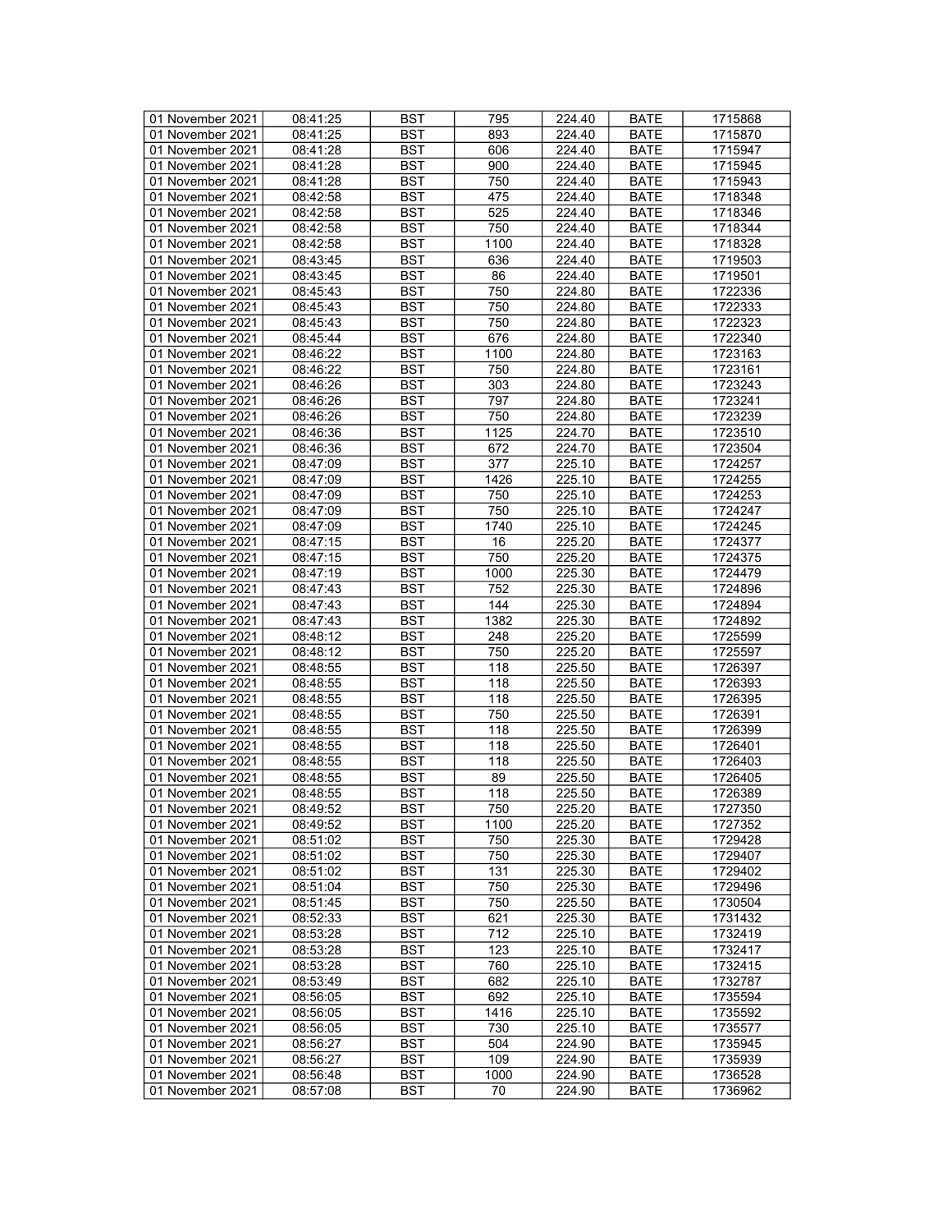| 01 November 2021 | 08:41:25 | BST | 795 | 224.40 | BATE | 1715868 |
|---|---|---|---|---|---|---|
| 01 November 2021 | 08:41:25 | BST | 893 | 224.40 | BATE | 1715870 |
| 01 November 2021 | 08:41:28 | BST | 606 | 224.40 | BATE | 1715947 |
| 01 November 2021 | 08:41:28 | BST | 900 | 224.40 | BATE | 1715945 |
| 01 November 2021 | 08:41:28 | BST | 750 | 224.40 | BATE | 1715943 |
| 01 November 2021 | 08:42:58 | BST | 475 | 224.40 | BATE | 1718348 |
| 01 November 2021 | 08:42:58 | BST | 525 | 224.40 | BATE | 1718346 |
| 01 November 2021 | 08:42:58 | BST | 750 | 224.40 | BATE | 1718344 |
| 01 November 2021 | 08:42:58 | BST | 1100 | 224.40 | BATE | 1718328 |
| 01 November 2021 | 08:43:45 | BST | 636 | 224.40 | BATE | 1719503 |
| 01 November 2021 | 08:43:45 | BST | 86 | 224.40 | BATE | 1719501 |
| 01 November 2021 | 08:45:43 | BST | 750 | 224.80 | BATE | 1722336 |
| 01 November 2021 | 08:45:43 | BST | 750 | 224.80 | BATE | 1722333 |
| 01 November 2021 | 08:45:43 | BST | 750 | 224.80 | BATE | 1722323 |
| 01 November 2021 | 08:45:44 | BST | 676 | 224.80 | BATE | 1722340 |
| 01 November 2021 | 08:46:22 | BST | 1100 | 224.80 | BATE | 1723163 |
| 01 November 2021 | 08:46:22 | BST | 750 | 224.80 | BATE | 1723161 |
| 01 November 2021 | 08:46:26 | BST | 303 | 224.80 | BATE | 1723243 |
| 01 November 2021 | 08:46:26 | BST | 797 | 224.80 | BATE | 1723241 |
| 01 November 2021 | 08:46:26 | BST | 750 | 224.80 | BATE | 1723239 |
| 01 November 2021 | 08:46:36 | BST | 1125 | 224.70 | BATE | 1723510 |
| 01 November 2021 | 08:46:36 | BST | 672 | 224.70 | BATE | 1723504 |
| 01 November 2021 | 08:47:09 | BST | 377 | 225.10 | BATE | 1724257 |
| 01 November 2021 | 08:47:09 | BST | 1426 | 225.10 | BATE | 1724255 |
| 01 November 2021 | 08:47:09 | BST | 750 | 225.10 | BATE | 1724253 |
| 01 November 2021 | 08:47:09 | BST | 750 | 225.10 | BATE | 1724247 |
| 01 November 2021 | 08:47:09 | BST | 1740 | 225.10 | BATE | 1724245 |
| 01 November 2021 | 08:47:15 | BST | 16 | 225.20 | BATE | 1724377 |
| 01 November 2021 | 08:47:15 | BST | 750 | 225.20 | BATE | 1724375 |
| 01 November 2021 | 08:47:19 | BST | 1000 | 225.30 | BATE | 1724479 |
| 01 November 2021 | 08:47:43 | BST | 752 | 225.30 | BATE | 1724896 |
| 01 November 2021 | 08:47:43 | BST | 144 | 225.30 | BATE | 1724894 |
| 01 November 2021 | 08:47:43 | BST | 1382 | 225.30 | BATE | 1724892 |
| 01 November 2021 | 08:48:12 | BST | 248 | 225.20 | BATE | 1725599 |
| 01 November 2021 | 08:48:12 | BST | 750 | 225.20 | BATE | 1725597 |
| 01 November 2021 | 08:48:55 | BST | 118 | 225.50 | BATE | 1726397 |
| 01 November 2021 | 08:48:55 | BST | 118 | 225.50 | BATE | 1726393 |
| 01 November 2021 | 08:48:55 | BST | 118 | 225.50 | BATE | 1726395 |
| 01 November 2021 | 08:48:55 | BST | 750 | 225.50 | BATE | 1726391 |
| 01 November 2021 | 08:48:55 | BST | 118 | 225.50 | BATE | 1726399 |
| 01 November 2021 | 08:48:55 | BST | 118 | 225.50 | BATE | 1726401 |
| 01 November 2021 | 08:48:55 | BST | 118 | 225.50 | BATE | 1726403 |
| 01 November 2021 | 08:48:55 | BST | 89 | 225.50 | BATE | 1726405 |
| 01 November 2021 | 08:48:55 | BST | 118 | 225.50 | BATE | 1726389 |
| 01 November 2021 | 08:49:52 | BST | 750 | 225.20 | BATE | 1727350 |
| 01 November 2021 | 08:49:52 | BST | 1100 | 225.20 | BATE | 1727352 |
| 01 November 2021 | 08:51:02 | BST | 750 | 225.30 | BATE | 1729428 |
| 01 November 2021 | 08:51:02 | BST | 750 | 225.30 | BATE | 1729407 |
| 01 November 2021 | 08:51:02 | BST | 131 | 225.30 | BATE | 1729402 |
| 01 November 2021 | 08:51:04 | BST | 750 | 225.30 | BATE | 1729496 |
| 01 November 2021 | 08:51:45 | BST | 750 | 225.50 | BATE | 1730504 |
| 01 November 2021 | 08:52:33 | BST | 621 | 225.30 | BATE | 1731432 |
| 01 November 2021 | 08:53:28 | BST | 712 | 225.10 | BATE | 1732419 |
| 01 November 2021 | 08:53:28 | BST | 123 | 225.10 | BATE | 1732417 |
| 01 November 2021 | 08:53:28 | BST | 760 | 225.10 | BATE | 1732415 |
| 01 November 2021 | 08:53:49 | BST | 682 | 225.10 | BATE | 1732787 |
| 01 November 2021 | 08:56:05 | BST | 692 | 225.10 | BATE | 1735594 |
| 01 November 2021 | 08:56:05 | BST | 1416 | 225.10 | BATE | 1735592 |
| 01 November 2021 | 08:56:05 | BST | 730 | 225.10 | BATE | 1735577 |
| 01 November 2021 | 08:56:27 | BST | 504 | 224.90 | BATE | 1735945 |
| 01 November 2021 | 08:56:27 | BST | 109 | 224.90 | BATE | 1735939 |
| 01 November 2021 | 08:56:48 | BST | 1000 | 224.90 | BATE | 1736528 |
| 01 November 2021 | 08:57:08 | BST | 70 | 224.90 | BATE | 1736962 |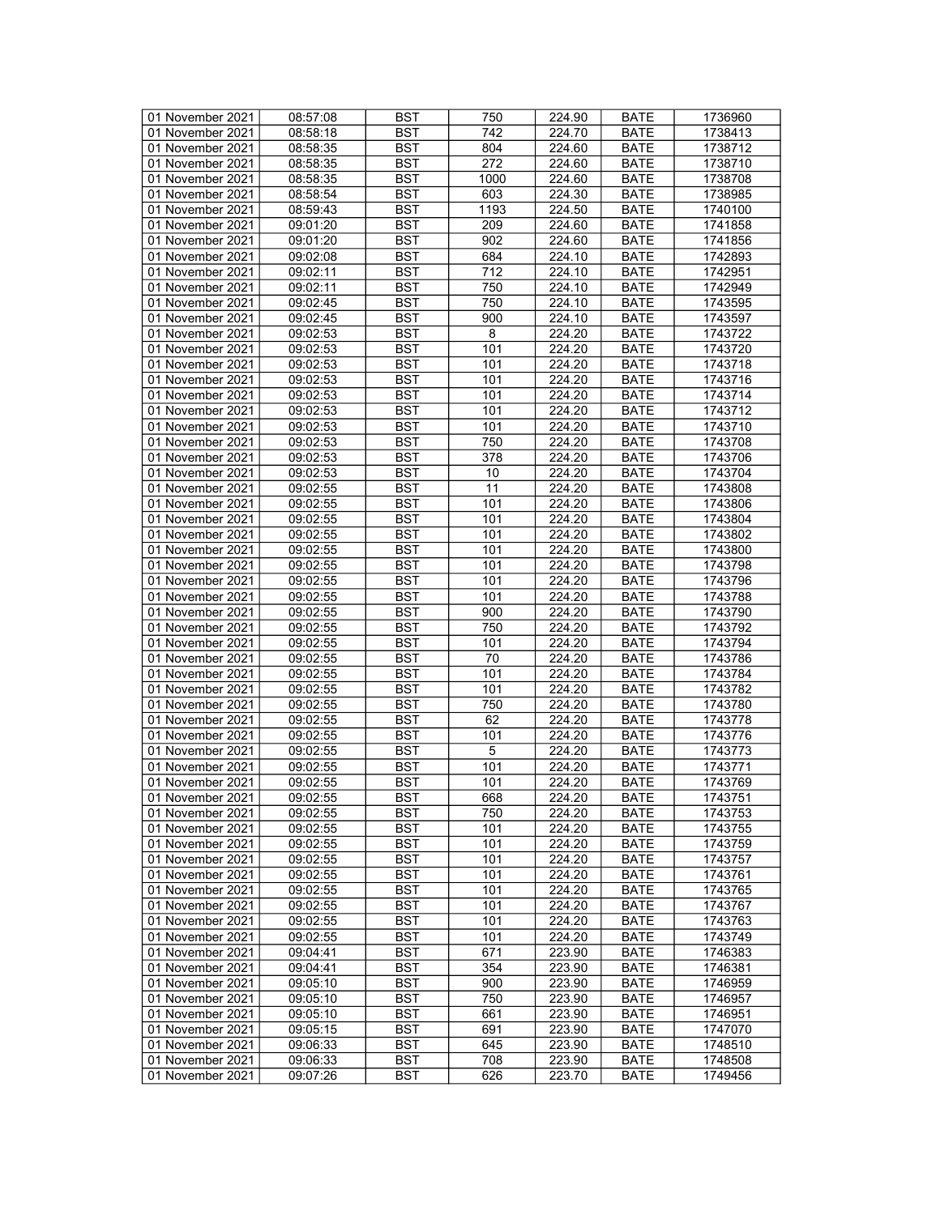| 01 November 2021 | 08:57:08 | BST | 750 | 224.90 | BATE | 1736960 |
|---|---|---|---|---|---|---|
| 01 November 2021 | 08:58:18 | BST | 742 | 224.70 | BATE | 1738413 |
| 01 November 2021 | 08:58:35 | BST | 804 | 224.60 | BATE | 1738712 |
| 01 November 2021 | 08:58:35 | BST | 272 | 224.60 | BATE | 1738710 |
| 01 November 2021 | 08:58:35 | BST | 1000 | 224.60 | BATE | 1738708 |
| 01 November 2021 | 08:58:54 | BST | 603 | 224.30 | BATE | 1738985 |
| 01 November 2021 | 08:59:43 | BST | 1193 | 224.50 | BATE | 1740100 |
| 01 November 2021 | 09:01:20 | BST | 209 | 224.60 | BATE | 1741858 |
| 01 November 2021 | 09:01:20 | BST | 902 | 224.60 | BATE | 1741856 |
| 01 November 2021 | 09:02:08 | BST | 684 | 224.10 | BATE | 1742893 |
| 01 November 2021 | 09:02:11 | BST | 712 | 224.10 | BATE | 1742951 |
| 01 November 2021 | 09:02:11 | BST | 750 | 224.10 | BATE | 1742949 |
| 01 November 2021 | 09:02:45 | BST | 750 | 224.10 | BATE | 1743595 |
| 01 November 2021 | 09:02:45 | BST | 900 | 224.10 | BATE | 1743597 |
| 01 November 2021 | 09:02:53 | BST | 8 | 224.20 | BATE | 1743722 |
| 01 November 2021 | 09:02:53 | BST | 101 | 224.20 | BATE | 1743720 |
| 01 November 2021 | 09:02:53 | BST | 101 | 224.20 | BATE | 1743718 |
| 01 November 2021 | 09:02:53 | BST | 101 | 224.20 | BATE | 1743716 |
| 01 November 2021 | 09:02:53 | BST | 101 | 224.20 | BATE | 1743714 |
| 01 November 2021 | 09:02:53 | BST | 101 | 224.20 | BATE | 1743712 |
| 01 November 2021 | 09:02:53 | BST | 101 | 224.20 | BATE | 1743710 |
| 01 November 2021 | 09:02:53 | BST | 750 | 224.20 | BATE | 1743708 |
| 01 November 2021 | 09:02:53 | BST | 378 | 224.20 | BATE | 1743706 |
| 01 November 2021 | 09:02:53 | BST | 10 | 224.20 | BATE | 1743704 |
| 01 November 2021 | 09:02:55 | BST | 11 | 224.20 | BATE | 1743808 |
| 01 November 2021 | 09:02:55 | BST | 101 | 224.20 | BATE | 1743806 |
| 01 November 2021 | 09:02:55 | BST | 101 | 224.20 | BATE | 1743804 |
| 01 November 2021 | 09:02:55 | BST | 101 | 224.20 | BATE | 1743802 |
| 01 November 2021 | 09:02:55 | BST | 101 | 224.20 | BATE | 1743800 |
| 01 November 2021 | 09:02:55 | BST | 101 | 224.20 | BATE | 1743798 |
| 01 November 2021 | 09:02:55 | BST | 101 | 224.20 | BATE | 1743796 |
| 01 November 2021 | 09:02:55 | BST | 101 | 224.20 | BATE | 1743788 |
| 01 November 2021 | 09:02:55 | BST | 900 | 224.20 | BATE | 1743790 |
| 01 November 2021 | 09:02:55 | BST | 750 | 224.20 | BATE | 1743792 |
| 01 November 2021 | 09:02:55 | BST | 101 | 224.20 | BATE | 1743794 |
| 01 November 2021 | 09:02:55 | BST | 70 | 224.20 | BATE | 1743786 |
| 01 November 2021 | 09:02:55 | BST | 101 | 224.20 | BATE | 1743784 |
| 01 November 2021 | 09:02:55 | BST | 101 | 224.20 | BATE | 1743782 |
| 01 November 2021 | 09:02:55 | BST | 750 | 224.20 | BATE | 1743780 |
| 01 November 2021 | 09:02:55 | BST | 62 | 224.20 | BATE | 1743778 |
| 01 November 2021 | 09:02:55 | BST | 101 | 224.20 | BATE | 1743776 |
| 01 November 2021 | 09:02:55 | BST | 5 | 224.20 | BATE | 1743773 |
| 01 November 2021 | 09:02:55 | BST | 101 | 224.20 | BATE | 1743771 |
| 01 November 2021 | 09:02:55 | BST | 101 | 224.20 | BATE | 1743769 |
| 01 November 2021 | 09:02:55 | BST | 668 | 224.20 | BATE | 1743751 |
| 01 November 2021 | 09:02:55 | BST | 750 | 224.20 | BATE | 1743753 |
| 01 November 2021 | 09:02:55 | BST | 101 | 224.20 | BATE | 1743755 |
| 01 November 2021 | 09:02:55 | BST | 101 | 224.20 | BATE | 1743759 |
| 01 November 2021 | 09:02:55 | BST | 101 | 224.20 | BATE | 1743757 |
| 01 November 2021 | 09:02:55 | BST | 101 | 224.20 | BATE | 1743761 |
| 01 November 2021 | 09:02:55 | BST | 101 | 224.20 | BATE | 1743765 |
| 01 November 2021 | 09:02:55 | BST | 101 | 224.20 | BATE | 1743767 |
| 01 November 2021 | 09:02:55 | BST | 101 | 224.20 | BATE | 1743763 |
| 01 November 2021 | 09:02:55 | BST | 101 | 224.20 | BATE | 1743749 |
| 01 November 2021 | 09:04:41 | BST | 671 | 223.90 | BATE | 1746383 |
| 01 November 2021 | 09:04:41 | BST | 354 | 223.90 | BATE | 1746381 |
| 01 November 2021 | 09:05:10 | BST | 900 | 223.90 | BATE | 1746959 |
| 01 November 2021 | 09:05:10 | BST | 750 | 223.90 | BATE | 1746957 |
| 01 November 2021 | 09:05:10 | BST | 661 | 223.90 | BATE | 1746951 |
| 01 November 2021 | 09:05:15 | BST | 691 | 223.90 | BATE | 1747070 |
| 01 November 2021 | 09:06:33 | BST | 645 | 223.90 | BATE | 1748510 |
| 01 November 2021 | 09:06:33 | BST | 708 | 223.90 | BATE | 1748508 |
| 01 November 2021 | 09:07:26 | BST | 626 | 223.70 | BATE | 1749456 |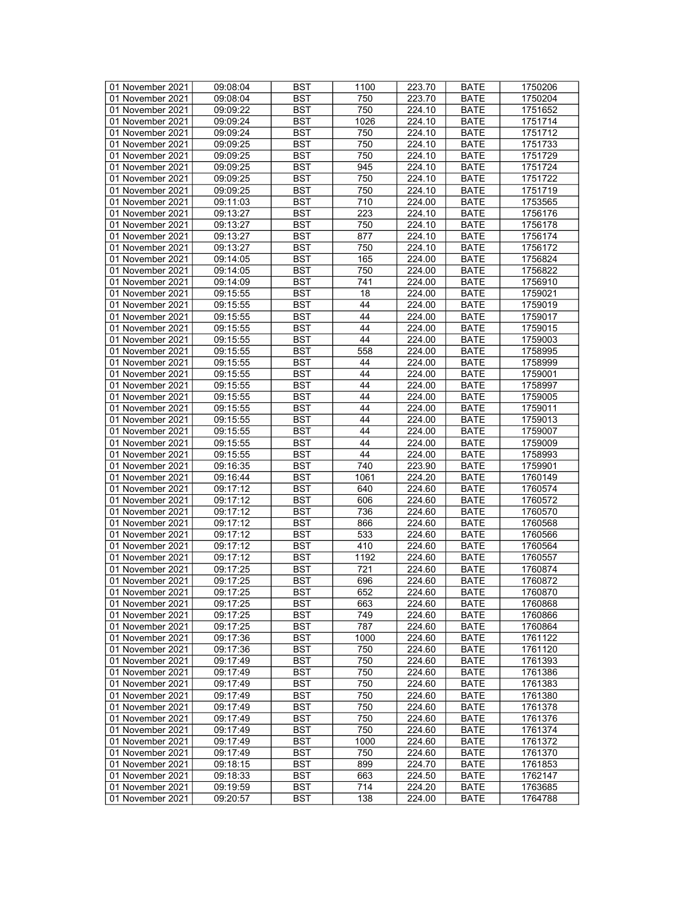| 01 November 2021 | 09:08:04 | BST | 1100 | 223.70 | BATE | 1750206 |
|---|---|---|---|---|---|---|
| 01 November 2021 | 09:08:04 | BST | 750 | 223.70 | BATE | 1750204 |
| 01 November 2021 | 09:09:22 | BST | 750 | 224.10 | BATE | 1751652 |
| 01 November 2021 | 09:09:24 | BST | 1026 | 224.10 | BATE | 1751714 |
| 01 November 2021 | 09:09:24 | BST | 750 | 224.10 | BATE | 1751712 |
| 01 November 2021 | 09:09:25 | BST | 750 | 224.10 | BATE | 1751733 |
| 01 November 2021 | 09:09:25 | BST | 750 | 224.10 | BATE | 1751729 |
| 01 November 2021 | 09:09:25 | BST | 945 | 224.10 | BATE | 1751724 |
| 01 November 2021 | 09:09:25 | BST | 750 | 224.10 | BATE | 1751722 |
| 01 November 2021 | 09:09:25 | BST | 750 | 224.10 | BATE | 1751719 |
| 01 November 2021 | 09:11:03 | BST | 710 | 224.00 | BATE | 1753565 |
| 01 November 2021 | 09:13:27 | BST | 223 | 224.10 | BATE | 1756176 |
| 01 November 2021 | 09:13:27 | BST | 750 | 224.10 | BATE | 1756178 |
| 01 November 2021 | 09:13:27 | BST | 877 | 224.10 | BATE | 1756174 |
| 01 November 2021 | 09:13:27 | BST | 750 | 224.10 | BATE | 1756172 |
| 01 November 2021 | 09:14:05 | BST | 165 | 224.00 | BATE | 1756824 |
| 01 November 2021 | 09:14:05 | BST | 750 | 224.00 | BATE | 1756822 |
| 01 November 2021 | 09:14:09 | BST | 741 | 224.00 | BATE | 1756910 |
| 01 November 2021 | 09:15:55 | BST | 18 | 224.00 | BATE | 1759021 |
| 01 November 2021 | 09:15:55 | BST | 44 | 224.00 | BATE | 1759019 |
| 01 November 2021 | 09:15:55 | BST | 44 | 224.00 | BATE | 1759017 |
| 01 November 2021 | 09:15:55 | BST | 44 | 224.00 | BATE | 1759015 |
| 01 November 2021 | 09:15:55 | BST | 44 | 224.00 | BATE | 1759003 |
| 01 November 2021 | 09:15:55 | BST | 558 | 224.00 | BATE | 1758995 |
| 01 November 2021 | 09:15:55 | BST | 44 | 224.00 | BATE | 1758999 |
| 01 November 2021 | 09:15:55 | BST | 44 | 224.00 | BATE | 1759001 |
| 01 November 2021 | 09:15:55 | BST | 44 | 224.00 | BATE | 1758997 |
| 01 November 2021 | 09:15:55 | BST | 44 | 224.00 | BATE | 1759005 |
| 01 November 2021 | 09:15:55 | BST | 44 | 224.00 | BATE | 1759011 |
| 01 November 2021 | 09:15:55 | BST | 44 | 224.00 | BATE | 1759013 |
| 01 November 2021 | 09:15:55 | BST | 44 | 224.00 | BATE | 1759007 |
| 01 November 2021 | 09:15:55 | BST | 44 | 224.00 | BATE | 1759009 |
| 01 November 2021 | 09:15:55 | BST | 44 | 224.00 | BATE | 1758993 |
| 01 November 2021 | 09:16:35 | BST | 740 | 223.90 | BATE | 1759901 |
| 01 November 2021 | 09:16:44 | BST | 1061 | 224.20 | BATE | 1760149 |
| 01 November 2021 | 09:17:12 | BST | 640 | 224.60 | BATE | 1760574 |
| 01 November 2021 | 09:17:12 | BST | 606 | 224.60 | BATE | 1760572 |
| 01 November 2021 | 09:17:12 | BST | 736 | 224.60 | BATE | 1760570 |
| 01 November 2021 | 09:17:12 | BST | 866 | 224.60 | BATE | 1760568 |
| 01 November 2021 | 09:17:12 | BST | 533 | 224.60 | BATE | 1760566 |
| 01 November 2021 | 09:17:12 | BST | 410 | 224.60 | BATE | 1760564 |
| 01 November 2021 | 09:17:12 | BST | 1192 | 224.60 | BATE | 1760557 |
| 01 November 2021 | 09:17:25 | BST | 721 | 224.60 | BATE | 1760874 |
| 01 November 2021 | 09:17:25 | BST | 696 | 224.60 | BATE | 1760872 |
| 01 November 2021 | 09:17:25 | BST | 652 | 224.60 | BATE | 1760870 |
| 01 November 2021 | 09:17:25 | BST | 663 | 224.60 | BATE | 1760868 |
| 01 November 2021 | 09:17:25 | BST | 749 | 224.60 | BATE | 1760866 |
| 01 November 2021 | 09:17:25 | BST | 787 | 224.60 | BATE | 1760864 |
| 01 November 2021 | 09:17:36 | BST | 1000 | 224.60 | BATE | 1761122 |
| 01 November 2021 | 09:17:36 | BST | 750 | 224.60 | BATE | 1761120 |
| 01 November 2021 | 09:17:49 | BST | 750 | 224.60 | BATE | 1761393 |
| 01 November 2021 | 09:17:49 | BST | 750 | 224.60 | BATE | 1761386 |
| 01 November 2021 | 09:17:49 | BST | 750 | 224.60 | BATE | 1761383 |
| 01 November 2021 | 09:17:49 | BST | 750 | 224.60 | BATE | 1761380 |
| 01 November 2021 | 09:17:49 | BST | 750 | 224.60 | BATE | 1761378 |
| 01 November 2021 | 09:17:49 | BST | 750 | 224.60 | BATE | 1761376 |
| 01 November 2021 | 09:17:49 | BST | 750 | 224.60 | BATE | 1761374 |
| 01 November 2021 | 09:17:49 | BST | 1000 | 224.60 | BATE | 1761372 |
| 01 November 2021 | 09:17:49 | BST | 750 | 224.60 | BATE | 1761370 |
| 01 November 2021 | 09:18:15 | BST | 899 | 224.70 | BATE | 1761853 |
| 01 November 2021 | 09:18:33 | BST | 663 | 224.50 | BATE | 1762147 |
| 01 November 2021 | 09:19:59 | BST | 714 | 224.20 | BATE | 1763685 |
| 01 November 2021 | 09:20:57 | BST | 138 | 224.00 | BATE | 1764788 |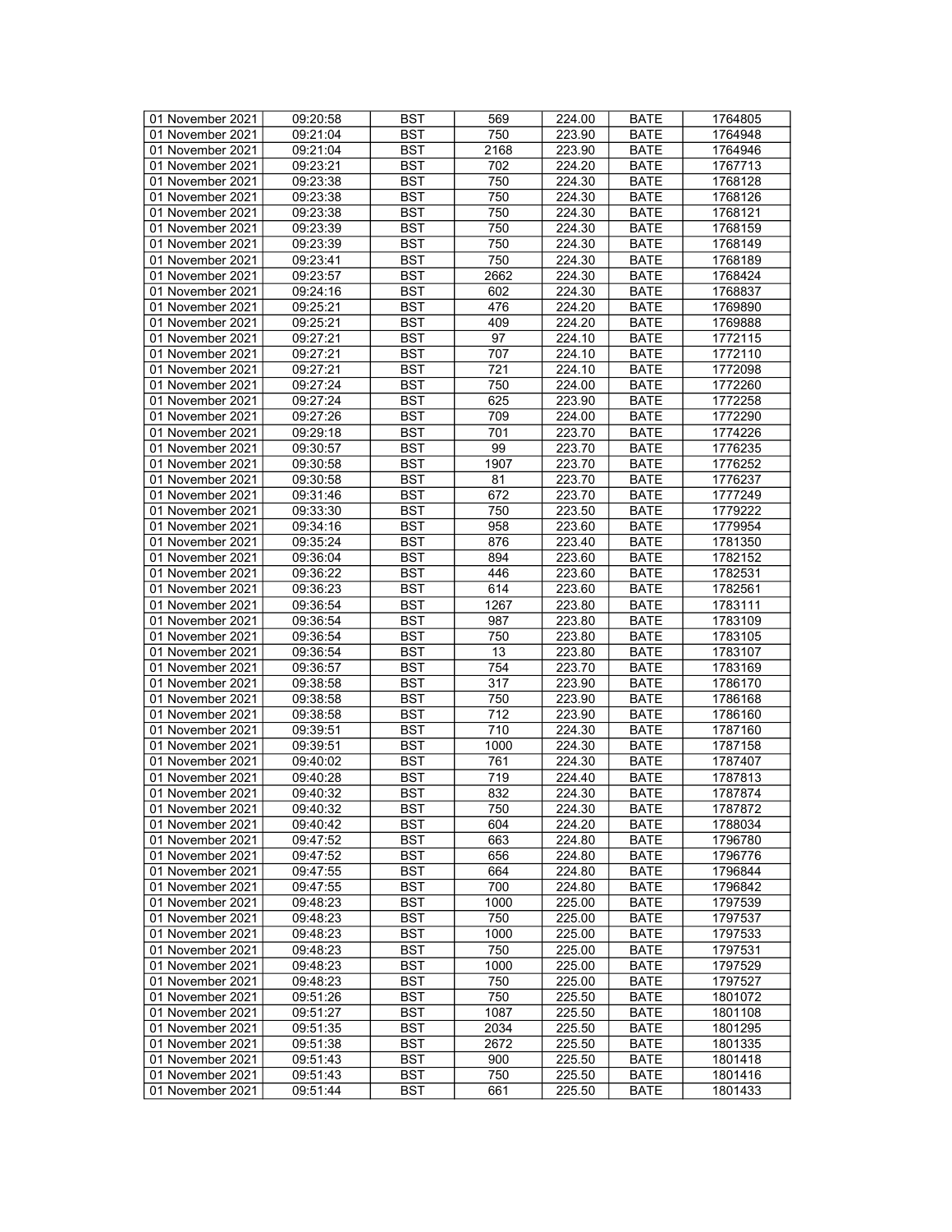| 01 November 2021 | 09:20:58 | BST | 569 | 224.00 | BATE | 1764805 |
|---|---|---|---|---|---|---|
| 01 November 2021 | 09:21:04 | BST | 750 | 223.90 | BATE | 1764948 |
| 01 November 2021 | 09:21:04 | BST | 2168 | 223.90 | BATE | 1764946 |
| 01 November 2021 | 09:23:21 | BST | 702 | 224.20 | BATE | 1767713 |
| 01 November 2021 | 09:23:38 | BST | 750 | 224.30 | BATE | 1768128 |
| 01 November 2021 | 09:23:38 | BST | 750 | 224.30 | BATE | 1768126 |
| 01 November 2021 | 09:23:38 | BST | 750 | 224.30 | BATE | 1768121 |
| 01 November 2021 | 09:23:39 | BST | 750 | 224.30 | BATE | 1768159 |
| 01 November 2021 | 09:23:39 | BST | 750 | 224.30 | BATE | 1768149 |
| 01 November 2021 | 09:23:41 | BST | 750 | 224.30 | BATE | 1768189 |
| 01 November 2021 | 09:23:57 | BST | 2662 | 224.30 | BATE | 1768424 |
| 01 November 2021 | 09:24:16 | BST | 602 | 224.30 | BATE | 1768837 |
| 01 November 2021 | 09:25:21 | BST | 476 | 224.20 | BATE | 1769890 |
| 01 November 2021 | 09:25:21 | BST | 409 | 224.20 | BATE | 1769888 |
| 01 November 2021 | 09:27:21 | BST | 97 | 224.10 | BATE | 1772115 |
| 01 November 2021 | 09:27:21 | BST | 707 | 224.10 | BATE | 1772110 |
| 01 November 2021 | 09:27:21 | BST | 721 | 224.10 | BATE | 1772098 |
| 01 November 2021 | 09:27:24 | BST | 750 | 224.00 | BATE | 1772260 |
| 01 November 2021 | 09:27:24 | BST | 625 | 223.90 | BATE | 1772258 |
| 01 November 2021 | 09:27:26 | BST | 709 | 224.00 | BATE | 1772290 |
| 01 November 2021 | 09:29:18 | BST | 701 | 223.70 | BATE | 1774226 |
| 01 November 2021 | 09:30:57 | BST | 99 | 223.70 | BATE | 1776235 |
| 01 November 2021 | 09:30:58 | BST | 1907 | 223.70 | BATE | 1776252 |
| 01 November 2021 | 09:30:58 | BST | 81 | 223.70 | BATE | 1776237 |
| 01 November 2021 | 09:31:46 | BST | 672 | 223.70 | BATE | 1777249 |
| 01 November 2021 | 09:33:30 | BST | 750 | 223.50 | BATE | 1779222 |
| 01 November 2021 | 09:34:16 | BST | 958 | 223.60 | BATE | 1779954 |
| 01 November 2021 | 09:35:24 | BST | 876 | 223.40 | BATE | 1781350 |
| 01 November 2021 | 09:36:04 | BST | 894 | 223.60 | BATE | 1782152 |
| 01 November 2021 | 09:36:22 | BST | 446 | 223.60 | BATE | 1782531 |
| 01 November 2021 | 09:36:23 | BST | 614 | 223.60 | BATE | 1782561 |
| 01 November 2021 | 09:36:54 | BST | 1267 | 223.80 | BATE | 1783111 |
| 01 November 2021 | 09:36:54 | BST | 987 | 223.80 | BATE | 1783109 |
| 01 November 2021 | 09:36:54 | BST | 750 | 223.80 | BATE | 1783105 |
| 01 November 2021 | 09:36:54 | BST | 13 | 223.80 | BATE | 1783107 |
| 01 November 2021 | 09:36:57 | BST | 754 | 223.70 | BATE | 1783169 |
| 01 November 2021 | 09:38:58 | BST | 317 | 223.90 | BATE | 1786170 |
| 01 November 2021 | 09:38:58 | BST | 750 | 223.90 | BATE | 1786168 |
| 01 November 2021 | 09:38:58 | BST | 712 | 223.90 | BATE | 1786160 |
| 01 November 2021 | 09:39:51 | BST | 710 | 224.30 | BATE | 1787160 |
| 01 November 2021 | 09:39:51 | BST | 1000 | 224.30 | BATE | 1787158 |
| 01 November 2021 | 09:40:02 | BST | 761 | 224.30 | BATE | 1787407 |
| 01 November 2021 | 09:40:28 | BST | 719 | 224.40 | BATE | 1787813 |
| 01 November 2021 | 09:40:32 | BST | 832 | 224.30 | BATE | 1787874 |
| 01 November 2021 | 09:40:32 | BST | 750 | 224.30 | BATE | 1787872 |
| 01 November 2021 | 09:40:42 | BST | 604 | 224.20 | BATE | 1788034 |
| 01 November 2021 | 09:47:52 | BST | 663 | 224.80 | BATE | 1796780 |
| 01 November 2021 | 09:47:52 | BST | 656 | 224.80 | BATE | 1796776 |
| 01 November 2021 | 09:47:55 | BST | 664 | 224.80 | BATE | 1796844 |
| 01 November 2021 | 09:47:55 | BST | 700 | 224.80 | BATE | 1796842 |
| 01 November 2021 | 09:48:23 | BST | 1000 | 225.00 | BATE | 1797539 |
| 01 November 2021 | 09:48:23 | BST | 750 | 225.00 | BATE | 1797537 |
| 01 November 2021 | 09:48:23 | BST | 1000 | 225.00 | BATE | 1797533 |
| 01 November 2021 | 09:48:23 | BST | 750 | 225.00 | BATE | 1797531 |
| 01 November 2021 | 09:48:23 | BST | 1000 | 225.00 | BATE | 1797529 |
| 01 November 2021 | 09:48:23 | BST | 750 | 225.00 | BATE | 1797527 |
| 01 November 2021 | 09:51:26 | BST | 750 | 225.50 | BATE | 1801072 |
| 01 November 2021 | 09:51:27 | BST | 1087 | 225.50 | BATE | 1801108 |
| 01 November 2021 | 09:51:35 | BST | 2034 | 225.50 | BATE | 1801295 |
| 01 November 2021 | 09:51:38 | BST | 2672 | 225.50 | BATE | 1801335 |
| 01 November 2021 | 09:51:43 | BST | 900 | 225.50 | BATE | 1801418 |
| 01 November 2021 | 09:51:43 | BST | 750 | 225.50 | BATE | 1801416 |
| 01 November 2021 | 09:51:44 | BST | 661 | 225.50 | BATE | 1801433 |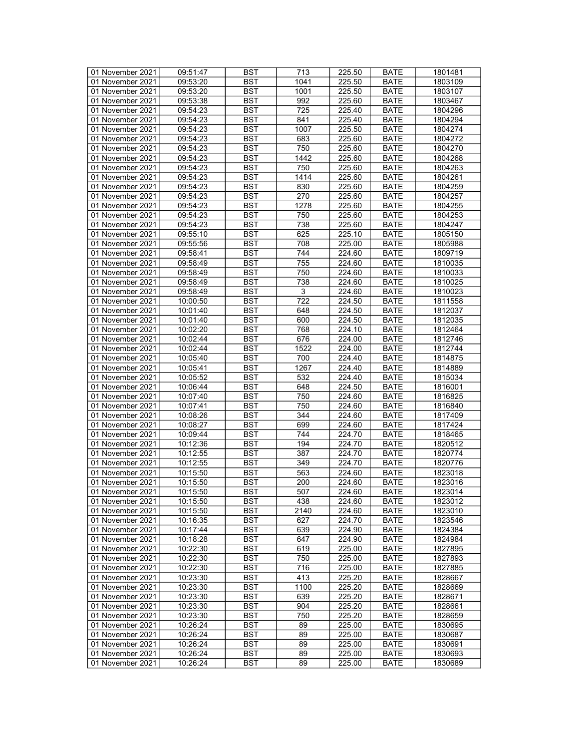| 01 November 2021 | 09:51:47 | BST | 713 | 225.50 | BATE | 1801481 |
|---|---|---|---|---|---|---|
| 01 November 2021 | 09:53:20 | BST | 1041 | 225.50 | BATE | 1803109 |
| 01 November 2021 | 09:53:20 | BST | 1001 | 225.50 | BATE | 1803107 |
| 01 November 2021 | 09:53:38 | BST | 992 | 225.60 | BATE | 1803467 |
| 01 November 2021 | 09:54:23 | BST | 725 | 225.40 | BATE | 1804296 |
| 01 November 2021 | 09:54:23 | BST | 841 | 225.40 | BATE | 1804294 |
| 01 November 2021 | 09:54:23 | BST | 1007 | 225.50 | BATE | 1804274 |
| 01 November 2021 | 09:54:23 | BST | 683 | 225.60 | BATE | 1804272 |
| 01 November 2021 | 09:54:23 | BST | 750 | 225.60 | BATE | 1804270 |
| 01 November 2021 | 09:54:23 | BST | 1442 | 225.60 | BATE | 1804268 |
| 01 November 2021 | 09:54:23 | BST | 750 | 225.60 | BATE | 1804263 |
| 01 November 2021 | 09:54:23 | BST | 1414 | 225.60 | BATE | 1804261 |
| 01 November 2021 | 09:54:23 | BST | 830 | 225.60 | BATE | 1804259 |
| 01 November 2021 | 09:54:23 | BST | 270 | 225.60 | BATE | 1804257 |
| 01 November 2021 | 09:54:23 | BST | 1278 | 225.60 | BATE | 1804255 |
| 01 November 2021 | 09:54:23 | BST | 750 | 225.60 | BATE | 1804253 |
| 01 November 2021 | 09:54:23 | BST | 738 | 225.60 | BATE | 1804247 |
| 01 November 2021 | 09:55:10 | BST | 625 | 225.10 | BATE | 1805150 |
| 01 November 2021 | 09:55:56 | BST | 708 | 225.00 | BATE | 1805988 |
| 01 November 2021 | 09:58:41 | BST | 744 | 224.60 | BATE | 1809719 |
| 01 November 2021 | 09:58:49 | BST | 755 | 224.60 | BATE | 1810035 |
| 01 November 2021 | 09:58:49 | BST | 750 | 224.60 | BATE | 1810033 |
| 01 November 2021 | 09:58:49 | BST | 738 | 224.60 | BATE | 1810025 |
| 01 November 2021 | 09:58:49 | BST | 3 | 224.60 | BATE | 1810023 |
| 01 November 2021 | 10:00:50 | BST | 722 | 224.50 | BATE | 1811558 |
| 01 November 2021 | 10:01:40 | BST | 648 | 224.50 | BATE | 1812037 |
| 01 November 2021 | 10:01:40 | BST | 600 | 224.50 | BATE | 1812035 |
| 01 November 2021 | 10:02:20 | BST | 768 | 224.10 | BATE | 1812464 |
| 01 November 2021 | 10:02:44 | BST | 676 | 224.00 | BATE | 1812746 |
| 01 November 2021 | 10:02:44 | BST | 1522 | 224.00 | BATE | 1812744 |
| 01 November 2021 | 10:05:40 | BST | 700 | 224.40 | BATE | 1814875 |
| 01 November 2021 | 10:05:41 | BST | 1267 | 224.40 | BATE | 1814889 |
| 01 November 2021 | 10:05:52 | BST | 532 | 224.40 | BATE | 1815034 |
| 01 November 2021 | 10:06:44 | BST | 648 | 224.50 | BATE | 1816001 |
| 01 November 2021 | 10:07:40 | BST | 750 | 224.60 | BATE | 1816825 |
| 01 November 2021 | 10:07:41 | BST | 750 | 224.60 | BATE | 1816840 |
| 01 November 2021 | 10:08:26 | BST | 344 | 224.60 | BATE | 1817409 |
| 01 November 2021 | 10:08:27 | BST | 699 | 224.60 | BATE | 1817424 |
| 01 November 2021 | 10:09:44 | BST | 744 | 224.70 | BATE | 1818465 |
| 01 November 2021 | 10:12:36 | BST | 194 | 224.70 | BATE | 1820512 |
| 01 November 2021 | 10:12:55 | BST | 387 | 224.70 | BATE | 1820774 |
| 01 November 2021 | 10:12:55 | BST | 349 | 224.70 | BATE | 1820776 |
| 01 November 2021 | 10:15:50 | BST | 563 | 224.60 | BATE | 1823018 |
| 01 November 2021 | 10:15:50 | BST | 200 | 224.60 | BATE | 1823016 |
| 01 November 2021 | 10:15:50 | BST | 507 | 224.60 | BATE | 1823014 |
| 01 November 2021 | 10:15:50 | BST | 438 | 224.60 | BATE | 1823012 |
| 01 November 2021 | 10:15:50 | BST | 2140 | 224.60 | BATE | 1823010 |
| 01 November 2021 | 10:16:35 | BST | 627 | 224.70 | BATE | 1823546 |
| 01 November 2021 | 10:17:44 | BST | 639 | 224.90 | BATE | 1824384 |
| 01 November 2021 | 10:18:28 | BST | 647 | 224.90 | BATE | 1824984 |
| 01 November 2021 | 10:22:30 | BST | 619 | 225.00 | BATE | 1827895 |
| 01 November 2021 | 10:22:30 | BST | 750 | 225.00 | BATE | 1827893 |
| 01 November 2021 | 10:22:30 | BST | 716 | 225.00 | BATE | 1827885 |
| 01 November 2021 | 10:23:30 | BST | 413 | 225.20 | BATE | 1828667 |
| 01 November 2021 | 10:23:30 | BST | 1100 | 225.20 | BATE | 1828669 |
| 01 November 2021 | 10:23:30 | BST | 639 | 225.20 | BATE | 1828671 |
| 01 November 2021 | 10:23:30 | BST | 904 | 225.20 | BATE | 1828661 |
| 01 November 2021 | 10:23:30 | BST | 750 | 225.20 | BATE | 1828659 |
| 01 November 2021 | 10:26:24 | BST | 89 | 225.00 | BATE | 1830695 |
| 01 November 2021 | 10:26:24 | BST | 89 | 225.00 | BATE | 1830687 |
| 01 November 2021 | 10:26:24 | BST | 89 | 225.00 | BATE | 1830691 |
| 01 November 2021 | 10:26:24 | BST | 89 | 225.00 | BATE | 1830693 |
| 01 November 2021 | 10:26:24 | BST | 89 | 225.00 | BATE | 1830689 |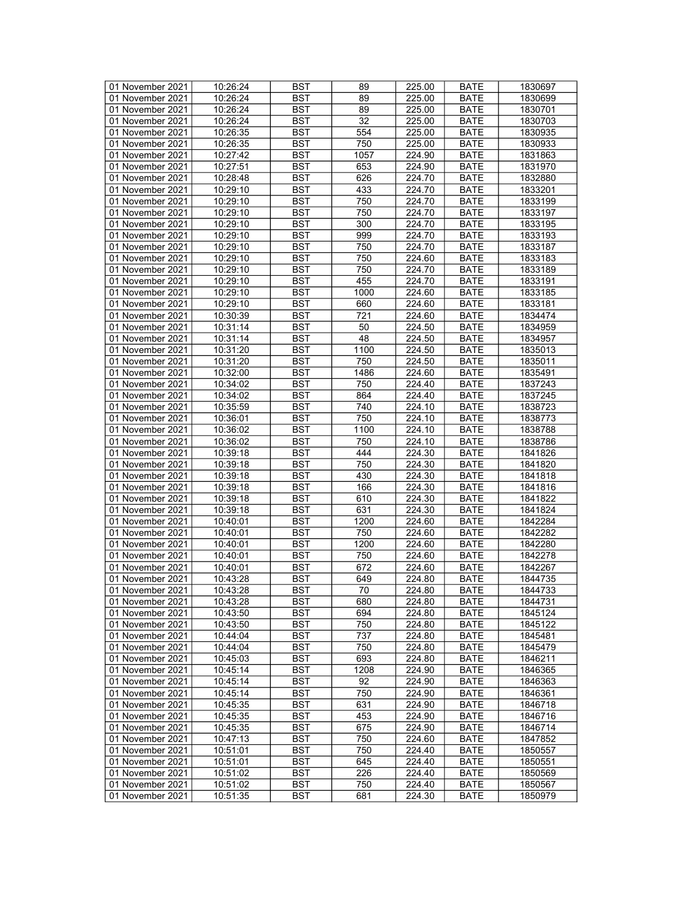| 01 November 2021 | 10:26:24 | BST | 89 | 225.00 | BATE | 1830697 |
|---|---|---|---|---|---|---|
| 01 November 2021 | 10:26:24 | BST | 89 | 225.00 | BATE | 1830699 |
| 01 November 2021 | 10:26:24 | BST | 89 | 225.00 | BATE | 1830701 |
| 01 November 2021 | 10:26:24 | BST | 32 | 225.00 | BATE | 1830703 |
| 01 November 2021 | 10:26:35 | BST | 554 | 225.00 | BATE | 1830935 |
| 01 November 2021 | 10:26:35 | BST | 750 | 225.00 | BATE | 1830933 |
| 01 November 2021 | 10:27:42 | BST | 1057 | 224.90 | BATE | 1831863 |
| 01 November 2021 | 10:27:51 | BST | 653 | 224.90 | BATE | 1831970 |
| 01 November 2021 | 10:28:48 | BST | 626 | 224.70 | BATE | 1832880 |
| 01 November 2021 | 10:29:10 | BST | 433 | 224.70 | BATE | 1833201 |
| 01 November 2021 | 10:29:10 | BST | 750 | 224.70 | BATE | 1833199 |
| 01 November 2021 | 10:29:10 | BST | 750 | 224.70 | BATE | 1833197 |
| 01 November 2021 | 10:29:10 | BST | 300 | 224.70 | BATE | 1833195 |
| 01 November 2021 | 10:29:10 | BST | 999 | 224.70 | BATE | 1833193 |
| 01 November 2021 | 10:29:10 | BST | 750 | 224.70 | BATE | 1833187 |
| 01 November 2021 | 10:29:10 | BST | 750 | 224.60 | BATE | 1833183 |
| 01 November 2021 | 10:29:10 | BST | 750 | 224.70 | BATE | 1833189 |
| 01 November 2021 | 10:29:10 | BST | 455 | 224.70 | BATE | 1833191 |
| 01 November 2021 | 10:29:10 | BST | 1000 | 224.60 | BATE | 1833185 |
| 01 November 2021 | 10:29:10 | BST | 660 | 224.60 | BATE | 1833181 |
| 01 November 2021 | 10:30:39 | BST | 721 | 224.60 | BATE | 1834474 |
| 01 November 2021 | 10:31:14 | BST | 50 | 224.50 | BATE | 1834959 |
| 01 November 2021 | 10:31:14 | BST | 48 | 224.50 | BATE | 1834957 |
| 01 November 2021 | 10:31:20 | BST | 1100 | 224.50 | BATE | 1835013 |
| 01 November 2021 | 10:31:20 | BST | 750 | 224.50 | BATE | 1835011 |
| 01 November 2021 | 10:32:00 | BST | 1486 | 224.60 | BATE | 1835491 |
| 01 November 2021 | 10:34:02 | BST | 750 | 224.40 | BATE | 1837243 |
| 01 November 2021 | 10:34:02 | BST | 864 | 224.40 | BATE | 1837245 |
| 01 November 2021 | 10:35:59 | BST | 740 | 224.10 | BATE | 1838723 |
| 01 November 2021 | 10:36:01 | BST | 750 | 224.10 | BATE | 1838773 |
| 01 November 2021 | 10:36:02 | BST | 1100 | 224.10 | BATE | 1838788 |
| 01 November 2021 | 10:36:02 | BST | 750 | 224.10 | BATE | 1838786 |
| 01 November 2021 | 10:39:18 | BST | 444 | 224.30 | BATE | 1841826 |
| 01 November 2021 | 10:39:18 | BST | 750 | 224.30 | BATE | 1841820 |
| 01 November 2021 | 10:39:18 | BST | 430 | 224.30 | BATE | 1841818 |
| 01 November 2021 | 10:39:18 | BST | 166 | 224.30 | BATE | 1841816 |
| 01 November 2021 | 10:39:18 | BST | 610 | 224.30 | BATE | 1841822 |
| 01 November 2021 | 10:39:18 | BST | 631 | 224.30 | BATE | 1841824 |
| 01 November 2021 | 10:40:01 | BST | 1200 | 224.60 | BATE | 1842284 |
| 01 November 2021 | 10:40:01 | BST | 750 | 224.60 | BATE | 1842282 |
| 01 November 2021 | 10:40:01 | BST | 1200 | 224.60 | BATE | 1842280 |
| 01 November 2021 | 10:40:01 | BST | 750 | 224.60 | BATE | 1842278 |
| 01 November 2021 | 10:40:01 | BST | 672 | 224.60 | BATE | 1842267 |
| 01 November 2021 | 10:43:28 | BST | 649 | 224.80 | BATE | 1844735 |
| 01 November 2021 | 10:43:28 | BST | 70 | 224.80 | BATE | 1844733 |
| 01 November 2021 | 10:43:28 | BST | 680 | 224.80 | BATE | 1844731 |
| 01 November 2021 | 10:43:50 | BST | 694 | 224.80 | BATE | 1845124 |
| 01 November 2021 | 10:43:50 | BST | 750 | 224.80 | BATE | 1845122 |
| 01 November 2021 | 10:44:04 | BST | 737 | 224.80 | BATE | 1845481 |
| 01 November 2021 | 10:44:04 | BST | 750 | 224.80 | BATE | 1845479 |
| 01 November 2021 | 10:45:03 | BST | 693 | 224.80 | BATE | 1846211 |
| 01 November 2021 | 10:45:14 | BST | 1208 | 224.90 | BATE | 1846365 |
| 01 November 2021 | 10:45:14 | BST | 92 | 224.90 | BATE | 1846363 |
| 01 November 2021 | 10:45:14 | BST | 750 | 224.90 | BATE | 1846361 |
| 01 November 2021 | 10:45:35 | BST | 631 | 224.90 | BATE | 1846718 |
| 01 November 2021 | 10:45:35 | BST | 453 | 224.90 | BATE | 1846716 |
| 01 November 2021 | 10:45:35 | BST | 675 | 224.90 | BATE | 1846714 |
| 01 November 2021 | 10:47:13 | BST | 750 | 224.60 | BATE | 1847852 |
| 01 November 2021 | 10:51:01 | BST | 750 | 224.40 | BATE | 1850557 |
| 01 November 2021 | 10:51:01 | BST | 645 | 224.40 | BATE | 1850551 |
| 01 November 2021 | 10:51:02 | BST | 226 | 224.40 | BATE | 1850569 |
| 01 November 2021 | 10:51:02 | BST | 750 | 224.40 | BATE | 1850567 |
| 01 November 2021 | 10:51:35 | BST | 681 | 224.30 | BATE | 1850979 |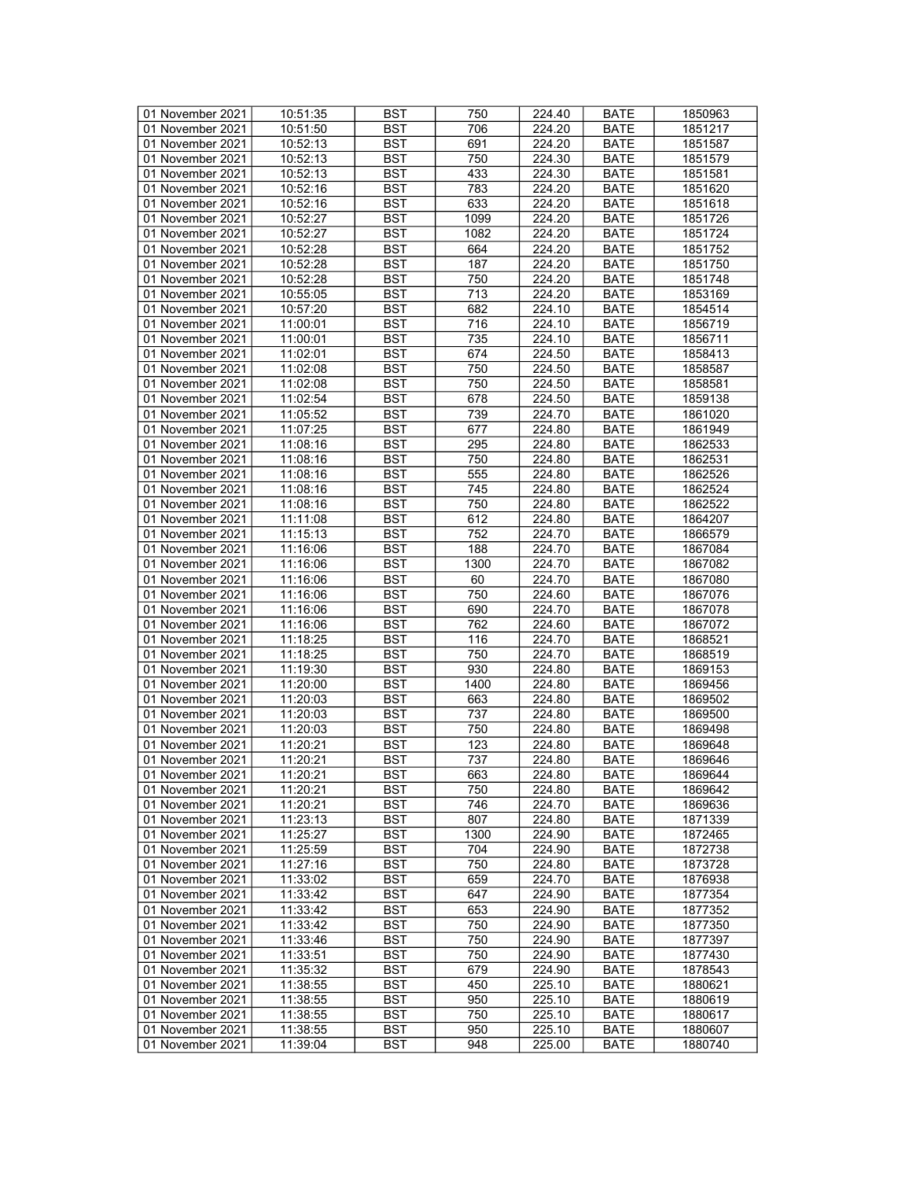| 01 November 2021 | 10:51:35 | BST | 750 | 224.40 | BATE | 1850963 |
|---|---|---|---|---|---|---|
| 01 November 2021 | 10:51:50 | BST | 706 | 224.20 | BATE | 1851217 |
| 01 November 2021 | 10:52:13 | BST | 691 | 224.20 | BATE | 1851587 |
| 01 November 2021 | 10:52:13 | BST | 750 | 224.30 | BATE | 1851579 |
| 01 November 2021 | 10:52:13 | BST | 433 | 224.30 | BATE | 1851581 |
| 01 November 2021 | 10:52:16 | BST | 783 | 224.20 | BATE | 1851620 |
| 01 November 2021 | 10:52:16 | BST | 633 | 224.20 | BATE | 1851618 |
| 01 November 2021 | 10:52:27 | BST | 1099 | 224.20 | BATE | 1851726 |
| 01 November 2021 | 10:52:27 | BST | 1082 | 224.20 | BATE | 1851724 |
| 01 November 2021 | 10:52:28 | BST | 664 | 224.20 | BATE | 1851752 |
| 01 November 2021 | 10:52:28 | BST | 187 | 224.20 | BATE | 1851750 |
| 01 November 2021 | 10:52:28 | BST | 750 | 224.20 | BATE | 1851748 |
| 01 November 2021 | 10:55:05 | BST | 713 | 224.20 | BATE | 1853169 |
| 01 November 2021 | 10:57:20 | BST | 682 | 224.10 | BATE | 1854514 |
| 01 November 2021 | 11:00:01 | BST | 716 | 224.10 | BATE | 1856719 |
| 01 November 2021 | 11:00:01 | BST | 735 | 224.10 | BATE | 1856711 |
| 01 November 2021 | 11:02:01 | BST | 674 | 224.50 | BATE | 1858413 |
| 01 November 2021 | 11:02:08 | BST | 750 | 224.50 | BATE | 1858587 |
| 01 November 2021 | 11:02:08 | BST | 750 | 224.50 | BATE | 1858581 |
| 01 November 2021 | 11:02:54 | BST | 678 | 224.50 | BATE | 1859138 |
| 01 November 2021 | 11:05:52 | BST | 739 | 224.70 | BATE | 1861020 |
| 01 November 2021 | 11:07:25 | BST | 677 | 224.80 | BATE | 1861949 |
| 01 November 2021 | 11:08:16 | BST | 295 | 224.80 | BATE | 1862533 |
| 01 November 2021 | 11:08:16 | BST | 750 | 224.80 | BATE | 1862531 |
| 01 November 2021 | 11:08:16 | BST | 555 | 224.80 | BATE | 1862526 |
| 01 November 2021 | 11:08:16 | BST | 745 | 224.80 | BATE | 1862524 |
| 01 November 2021 | 11:08:16 | BST | 750 | 224.80 | BATE | 1862522 |
| 01 November 2021 | 11:11:08 | BST | 612 | 224.80 | BATE | 1864207 |
| 01 November 2021 | 11:15:13 | BST | 752 | 224.70 | BATE | 1866579 |
| 01 November 2021 | 11:16:06 | BST | 188 | 224.70 | BATE | 1867084 |
| 01 November 2021 | 11:16:06 | BST | 1300 | 224.70 | BATE | 1867082 |
| 01 November 2021 | 11:16:06 | BST | 60 | 224.70 | BATE | 1867080 |
| 01 November 2021 | 11:16:06 | BST | 750 | 224.60 | BATE | 1867076 |
| 01 November 2021 | 11:16:06 | BST | 690 | 224.70 | BATE | 1867078 |
| 01 November 2021 | 11:16:06 | BST | 762 | 224.60 | BATE | 1867072 |
| 01 November 2021 | 11:18:25 | BST | 116 | 224.70 | BATE | 1868521 |
| 01 November 2021 | 11:18:25 | BST | 750 | 224.70 | BATE | 1868519 |
| 01 November 2021 | 11:19:30 | BST | 930 | 224.80 | BATE | 1869153 |
| 01 November 2021 | 11:20:00 | BST | 1400 | 224.80 | BATE | 1869456 |
| 01 November 2021 | 11:20:03 | BST | 663 | 224.80 | BATE | 1869502 |
| 01 November 2021 | 11:20:03 | BST | 737 | 224.80 | BATE | 1869500 |
| 01 November 2021 | 11:20:03 | BST | 750 | 224.80 | BATE | 1869498 |
| 01 November 2021 | 11:20:21 | BST | 123 | 224.80 | BATE | 1869648 |
| 01 November 2021 | 11:20:21 | BST | 737 | 224.80 | BATE | 1869646 |
| 01 November 2021 | 11:20:21 | BST | 663 | 224.80 | BATE | 1869644 |
| 01 November 2021 | 11:20:21 | BST | 750 | 224.80 | BATE | 1869642 |
| 01 November 2021 | 11:20:21 | BST | 746 | 224.70 | BATE | 1869636 |
| 01 November 2021 | 11:23:13 | BST | 807 | 224.80 | BATE | 1871339 |
| 01 November 2021 | 11:25:27 | BST | 1300 | 224.90 | BATE | 1872465 |
| 01 November 2021 | 11:25:59 | BST | 704 | 224.90 | BATE | 1872738 |
| 01 November 2021 | 11:27:16 | BST | 750 | 224.80 | BATE | 1873728 |
| 01 November 2021 | 11:33:02 | BST | 659 | 224.70 | BATE | 1876938 |
| 01 November 2021 | 11:33:42 | BST | 647 | 224.90 | BATE | 1877354 |
| 01 November 2021 | 11:33:42 | BST | 653 | 224.90 | BATE | 1877352 |
| 01 November 2021 | 11:33:42 | BST | 750 | 224.90 | BATE | 1877350 |
| 01 November 2021 | 11:33:46 | BST | 750 | 224.90 | BATE | 1877397 |
| 01 November 2021 | 11:33:51 | BST | 750 | 224.90 | BATE | 1877430 |
| 01 November 2021 | 11:35:32 | BST | 679 | 224.90 | BATE | 1878543 |
| 01 November 2021 | 11:38:55 | BST | 450 | 225.10 | BATE | 1880621 |
| 01 November 2021 | 11:38:55 | BST | 950 | 225.10 | BATE | 1880619 |
| 01 November 2021 | 11:38:55 | BST | 750 | 225.10 | BATE | 1880617 |
| 01 November 2021 | 11:38:55 | BST | 950 | 225.10 | BATE | 1880607 |
| 01 November 2021 | 11:39:04 | BST | 948 | 225.00 | BATE | 1880740 |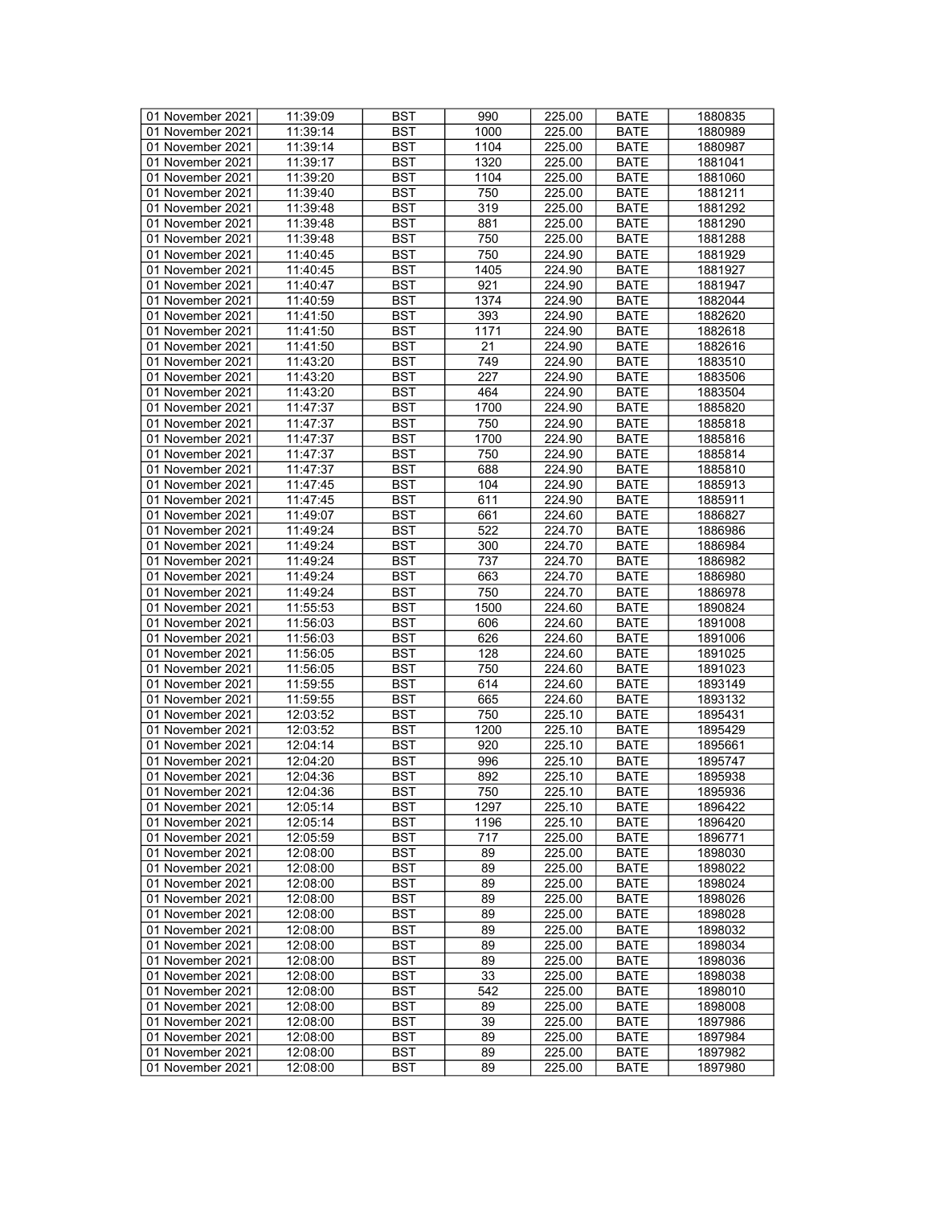| 01 November 2021 | 11:39:09 | BST | 990 | 225.00 | BATE | 1880835 |
|---|---|---|---|---|---|---|
| 01 November 2021 | 11:39:14 | BST | 1000 | 225.00 | BATE | 1880989 |
| 01 November 2021 | 11:39:14 | BST | 1104 | 225.00 | BATE | 1880987 |
| 01 November 2021 | 11:39:17 | BST | 1320 | 225.00 | BATE | 1881041 |
| 01 November 2021 | 11:39:20 | BST | 1104 | 225.00 | BATE | 1881060 |
| 01 November 2021 | 11:39:40 | BST | 750 | 225.00 | BATE | 1881211 |
| 01 November 2021 | 11:39:48 | BST | 319 | 225.00 | BATE | 1881292 |
| 01 November 2021 | 11:39:48 | BST | 881 | 225.00 | BATE | 1881290 |
| 01 November 2021 | 11:39:48 | BST | 750 | 225.00 | BATE | 1881288 |
| 01 November 2021 | 11:40:45 | BST | 750 | 224.90 | BATE | 1881929 |
| 01 November 2021 | 11:40:45 | BST | 1405 | 224.90 | BATE | 1881927 |
| 01 November 2021 | 11:40:47 | BST | 921 | 224.90 | BATE | 1881947 |
| 01 November 2021 | 11:40:59 | BST | 1374 | 224.90 | BATE | 1882044 |
| 01 November 2021 | 11:41:50 | BST | 393 | 224.90 | BATE | 1882620 |
| 01 November 2021 | 11:41:50 | BST | 1171 | 224.90 | BATE | 1882618 |
| 01 November 2021 | 11:41:50 | BST | 21 | 224.90 | BATE | 1882616 |
| 01 November 2021 | 11:43:20 | BST | 749 | 224.90 | BATE | 1883510 |
| 01 November 2021 | 11:43:20 | BST | 227 | 224.90 | BATE | 1883506 |
| 01 November 2021 | 11:43:20 | BST | 464 | 224.90 | BATE | 1883504 |
| 01 November 2021 | 11:47:37 | BST | 1700 | 224.90 | BATE | 1885820 |
| 01 November 2021 | 11:47:37 | BST | 750 | 224.90 | BATE | 1885818 |
| 01 November 2021 | 11:47:37 | BST | 1700 | 224.90 | BATE | 1885816 |
| 01 November 2021 | 11:47:37 | BST | 750 | 224.90 | BATE | 1885814 |
| 01 November 2021 | 11:47:37 | BST | 688 | 224.90 | BATE | 1885810 |
| 01 November 2021 | 11:47:45 | BST | 104 | 224.90 | BATE | 1885913 |
| 01 November 2021 | 11:47:45 | BST | 611 | 224.90 | BATE | 1885911 |
| 01 November 2021 | 11:49:07 | BST | 661 | 224.60 | BATE | 1886827 |
| 01 November 2021 | 11:49:24 | BST | 522 | 224.70 | BATE | 1886986 |
| 01 November 2021 | 11:49:24 | BST | 300 | 224.70 | BATE | 1886984 |
| 01 November 2021 | 11:49:24 | BST | 737 | 224.70 | BATE | 1886982 |
| 01 November 2021 | 11:49:24 | BST | 663 | 224.70 | BATE | 1886980 |
| 01 November 2021 | 11:49:24 | BST | 750 | 224.70 | BATE | 1886978 |
| 01 November 2021 | 11:55:53 | BST | 1500 | 224.60 | BATE | 1890824 |
| 01 November 2021 | 11:56:03 | BST | 606 | 224.60 | BATE | 1891008 |
| 01 November 2021 | 11:56:03 | BST | 626 | 224.60 | BATE | 1891006 |
| 01 November 2021 | 11:56:05 | BST | 128 | 224.60 | BATE | 1891025 |
| 01 November 2021 | 11:56:05 | BST | 750 | 224.60 | BATE | 1891023 |
| 01 November 2021 | 11:59:55 | BST | 614 | 224.60 | BATE | 1893149 |
| 01 November 2021 | 11:59:55 | BST | 665 | 224.60 | BATE | 1893132 |
| 01 November 2021 | 12:03:52 | BST | 750 | 225.10 | BATE | 1895431 |
| 01 November 2021 | 12:03:52 | BST | 1200 | 225.10 | BATE | 1895429 |
| 01 November 2021 | 12:04:14 | BST | 920 | 225.10 | BATE | 1895661 |
| 01 November 2021 | 12:04:20 | BST | 996 | 225.10 | BATE | 1895747 |
| 01 November 2021 | 12:04:36 | BST | 892 | 225.10 | BATE | 1895938 |
| 01 November 2021 | 12:04:36 | BST | 750 | 225.10 | BATE | 1895936 |
| 01 November 2021 | 12:05:14 | BST | 1297 | 225.10 | BATE | 1896422 |
| 01 November 2021 | 12:05:14 | BST | 1196 | 225.10 | BATE | 1896420 |
| 01 November 2021 | 12:05:59 | BST | 717 | 225.00 | BATE | 1896771 |
| 01 November 2021 | 12:08:00 | BST | 89 | 225.00 | BATE | 1898030 |
| 01 November 2021 | 12:08:00 | BST | 89 | 225.00 | BATE | 1898022 |
| 01 November 2021 | 12:08:00 | BST | 89 | 225.00 | BATE | 1898024 |
| 01 November 2021 | 12:08:00 | BST | 89 | 225.00 | BATE | 1898026 |
| 01 November 2021 | 12:08:00 | BST | 89 | 225.00 | BATE | 1898028 |
| 01 November 2021 | 12:08:00 | BST | 89 | 225.00 | BATE | 1898032 |
| 01 November 2021 | 12:08:00 | BST | 89 | 225.00 | BATE | 1898034 |
| 01 November 2021 | 12:08:00 | BST | 89 | 225.00 | BATE | 1898036 |
| 01 November 2021 | 12:08:00 | BST | 33 | 225.00 | BATE | 1898038 |
| 01 November 2021 | 12:08:00 | BST | 542 | 225.00 | BATE | 1898010 |
| 01 November 2021 | 12:08:00 | BST | 89 | 225.00 | BATE | 1898008 |
| 01 November 2021 | 12:08:00 | BST | 39 | 225.00 | BATE | 1897986 |
| 01 November 2021 | 12:08:00 | BST | 89 | 225.00 | BATE | 1897984 |
| 01 November 2021 | 12:08:00 | BST | 89 | 225.00 | BATE | 1897982 |
| 01 November 2021 | 12:08:00 | BST | 89 | 225.00 | BATE | 1897980 |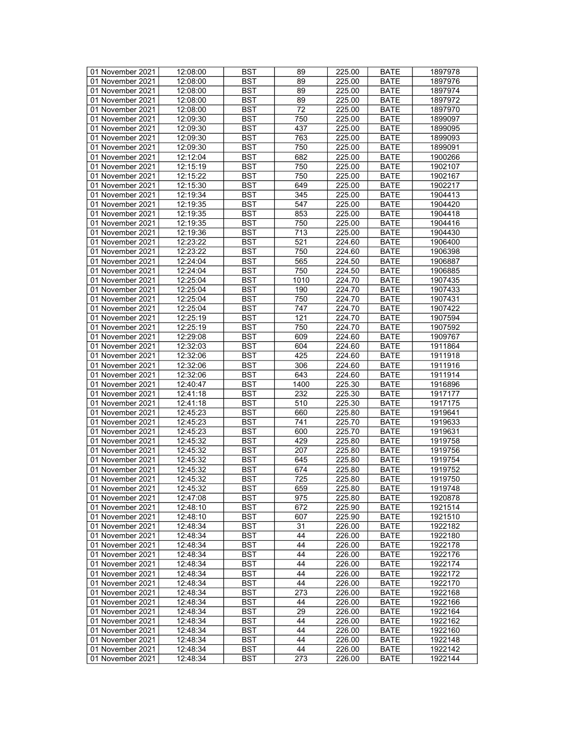| 01 November 2021 | 12:08:00 | BST | 89 | 225.00 | BATE | 1897978 |
|---|---|---|---|---|---|---|
| 01 November 2021 | 12:08:00 | BST | 89 | 225.00 | BATE | 1897976 |
| 01 November 2021 | 12:08:00 | BST | 89 | 225.00 | BATE | 1897974 |
| 01 November 2021 | 12:08:00 | BST | 89 | 225.00 | BATE | 1897972 |
| 01 November 2021 | 12:08:00 | BST | 72 | 225.00 | BATE | 1897970 |
| 01 November 2021 | 12:09:30 | BST | 750 | 225.00 | BATE | 1899097 |
| 01 November 2021 | 12:09:30 | BST | 437 | 225.00 | BATE | 1899095 |
| 01 November 2021 | 12:09:30 | BST | 763 | 225.00 | BATE | 1899093 |
| 01 November 2021 | 12:09:30 | BST | 750 | 225.00 | BATE | 1899091 |
| 01 November 2021 | 12:12:04 | BST | 682 | 225.00 | BATE | 1900266 |
| 01 November 2021 | 12:15:19 | BST | 750 | 225.00 | BATE | 1902107 |
| 01 November 2021 | 12:15:22 | BST | 750 | 225.00 | BATE | 1902167 |
| 01 November 2021 | 12:15:30 | BST | 649 | 225.00 | BATE | 1902217 |
| 01 November 2021 | 12:19:34 | BST | 345 | 225.00 | BATE | 1904413 |
| 01 November 2021 | 12:19:35 | BST | 547 | 225.00 | BATE | 1904420 |
| 01 November 2021 | 12:19:35 | BST | 853 | 225.00 | BATE | 1904418 |
| 01 November 2021 | 12:19:35 | BST | 750 | 225.00 | BATE | 1904416 |
| 01 November 2021 | 12:19:36 | BST | 713 | 225.00 | BATE | 1904430 |
| 01 November 2021 | 12:23:22 | BST | 521 | 224.60 | BATE | 1906400 |
| 01 November 2021 | 12:23:22 | BST | 750 | 224.60 | BATE | 1906398 |
| 01 November 2021 | 12:24:04 | BST | 565 | 224.50 | BATE | 1906887 |
| 01 November 2021 | 12:24:04 | BST | 750 | 224.50 | BATE | 1906885 |
| 01 November 2021 | 12:25:04 | BST | 1010 | 224.70 | BATE | 1907435 |
| 01 November 2021 | 12:25:04 | BST | 190 | 224.70 | BATE | 1907433 |
| 01 November 2021 | 12:25:04 | BST | 750 | 224.70 | BATE | 1907431 |
| 01 November 2021 | 12:25:04 | BST | 747 | 224.70 | BATE | 1907422 |
| 01 November 2021 | 12:25:19 | BST | 121 | 224.70 | BATE | 1907594 |
| 01 November 2021 | 12:25:19 | BST | 750 | 224.70 | BATE | 1907592 |
| 01 November 2021 | 12:29:08 | BST | 609 | 224.60 | BATE | 1909767 |
| 01 November 2021 | 12:32:03 | BST | 604 | 224.60 | BATE | 1911864 |
| 01 November 2021 | 12:32:06 | BST | 425 | 224.60 | BATE | 1911918 |
| 01 November 2021 | 12:32:06 | BST | 306 | 224.60 | BATE | 1911916 |
| 01 November 2021 | 12:32:06 | BST | 643 | 224.60 | BATE | 1911914 |
| 01 November 2021 | 12:40:47 | BST | 1400 | 225.30 | BATE | 1916896 |
| 01 November 2021 | 12:41:18 | BST | 232 | 225.30 | BATE | 1917177 |
| 01 November 2021 | 12:41:18 | BST | 510 | 225.30 | BATE | 1917175 |
| 01 November 2021 | 12:45:23 | BST | 660 | 225.80 | BATE | 1919641 |
| 01 November 2021 | 12:45:23 | BST | 741 | 225.70 | BATE | 1919633 |
| 01 November 2021 | 12:45:23 | BST | 600 | 225.70 | BATE | 1919631 |
| 01 November 2021 | 12:45:32 | BST | 429 | 225.80 | BATE | 1919758 |
| 01 November 2021 | 12:45:32 | BST | 207 | 225.80 | BATE | 1919756 |
| 01 November 2021 | 12:45:32 | BST | 645 | 225.80 | BATE | 1919754 |
| 01 November 2021 | 12:45:32 | BST | 674 | 225.80 | BATE | 1919752 |
| 01 November 2021 | 12:45:32 | BST | 725 | 225.80 | BATE | 1919750 |
| 01 November 2021 | 12:45:32 | BST | 659 | 225.80 | BATE | 1919748 |
| 01 November 2021 | 12:47:08 | BST | 975 | 225.80 | BATE | 1920878 |
| 01 November 2021 | 12:48:10 | BST | 672 | 225.90 | BATE | 1921514 |
| 01 November 2021 | 12:48:10 | BST | 607 | 225.90 | BATE | 1921510 |
| 01 November 2021 | 12:48:34 | BST | 31 | 226.00 | BATE | 1922182 |
| 01 November 2021 | 12:48:34 | BST | 44 | 226.00 | BATE | 1922180 |
| 01 November 2021 | 12:48:34 | BST | 44 | 226.00 | BATE | 1922178 |
| 01 November 2021 | 12:48:34 | BST | 44 | 226.00 | BATE | 1922176 |
| 01 November 2021 | 12:48:34 | BST | 44 | 226.00 | BATE | 1922174 |
| 01 November 2021 | 12:48:34 | BST | 44 | 226.00 | BATE | 1922172 |
| 01 November 2021 | 12:48:34 | BST | 44 | 226.00 | BATE | 1922170 |
| 01 November 2021 | 12:48:34 | BST | 273 | 226.00 | BATE | 1922168 |
| 01 November 2021 | 12:48:34 | BST | 44 | 226.00 | BATE | 1922166 |
| 01 November 2021 | 12:48:34 | BST | 29 | 226.00 | BATE | 1922164 |
| 01 November 2021 | 12:48:34 | BST | 44 | 226.00 | BATE | 1922162 |
| 01 November 2021 | 12:48:34 | BST | 44 | 226.00 | BATE | 1922160 |
| 01 November 2021 | 12:48:34 | BST | 44 | 226.00 | BATE | 1922148 |
| 01 November 2021 | 12:48:34 | BST | 44 | 226.00 | BATE | 1922142 |
| 01 November 2021 | 12:48:34 | BST | 273 | 226.00 | BATE | 1922144 |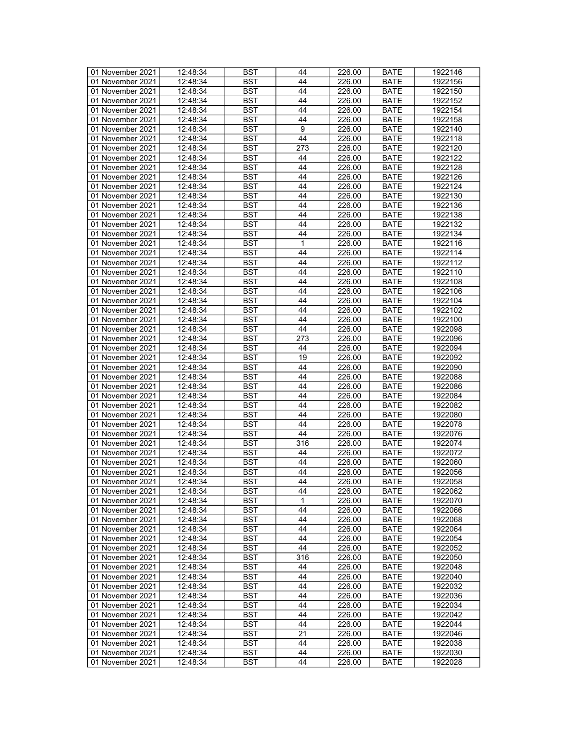| 01 November 2021 | 12:48:34 | BST | 44 | 226.00 | BATE | 1922146 |
|---|---|---|---|---|---|---|
| 01 November 2021 | 12:48:34 | BST | 44 | 226.00 | BATE | 1922156 |
| 01 November 2021 | 12:48:34 | BST | 44 | 226.00 | BATE | 1922150 |
| 01 November 2021 | 12:48:34 | BST | 44 | 226.00 | BATE | 1922152 |
| 01 November 2021 | 12:48:34 | BST | 44 | 226.00 | BATE | 1922154 |
| 01 November 2021 | 12:48:34 | BST | 44 | 226.00 | BATE | 1922158 |
| 01 November 2021 | 12:48:34 | BST | 9 | 226.00 | BATE | 1922140 |
| 01 November 2021 | 12:48:34 | BST | 44 | 226.00 | BATE | 1922118 |
| 01 November 2021 | 12:48:34 | BST | 273 | 226.00 | BATE | 1922120 |
| 01 November 2021 | 12:48:34 | BST | 44 | 226.00 | BATE | 1922122 |
| 01 November 2021 | 12:48:34 | BST | 44 | 226.00 | BATE | 1922128 |
| 01 November 2021 | 12:48:34 | BST | 44 | 226.00 | BATE | 1922126 |
| 01 November 2021 | 12:48:34 | BST | 44 | 226.00 | BATE | 1922124 |
| 01 November 2021 | 12:48:34 | BST | 44 | 226.00 | BATE | 1922130 |
| 01 November 2021 | 12:48:34 | BST | 44 | 226.00 | BATE | 1922136 |
| 01 November 2021 | 12:48:34 | BST | 44 | 226.00 | BATE | 1922138 |
| 01 November 2021 | 12:48:34 | BST | 44 | 226.00 | BATE | 1922132 |
| 01 November 2021 | 12:48:34 | BST | 44 | 226.00 | BATE | 1922134 |
| 01 November 2021 | 12:48:34 | BST | 1 | 226.00 | BATE | 1922116 |
| 01 November 2021 | 12:48:34 | BST | 44 | 226.00 | BATE | 1922114 |
| 01 November 2021 | 12:48:34 | BST | 44 | 226.00 | BATE | 1922112 |
| 01 November 2021 | 12:48:34 | BST | 44 | 226.00 | BATE | 1922110 |
| 01 November 2021 | 12:48:34 | BST | 44 | 226.00 | BATE | 1922108 |
| 01 November 2021 | 12:48:34 | BST | 44 | 226.00 | BATE | 1922106 |
| 01 November 2021 | 12:48:34 | BST | 44 | 226.00 | BATE | 1922104 |
| 01 November 2021 | 12:48:34 | BST | 44 | 226.00 | BATE | 1922102 |
| 01 November 2021 | 12:48:34 | BST | 44 | 226.00 | BATE | 1922100 |
| 01 November 2021 | 12:48:34 | BST | 44 | 226.00 | BATE | 1922098 |
| 01 November 2021 | 12:48:34 | BST | 273 | 226.00 | BATE | 1922096 |
| 01 November 2021 | 12:48:34 | BST | 44 | 226.00 | BATE | 1922094 |
| 01 November 2021 | 12:48:34 | BST | 19 | 226.00 | BATE | 1922092 |
| 01 November 2021 | 12:48:34 | BST | 44 | 226.00 | BATE | 1922090 |
| 01 November 2021 | 12:48:34 | BST | 44 | 226.00 | BATE | 1922088 |
| 01 November 2021 | 12:48:34 | BST | 44 | 226.00 | BATE | 1922086 |
| 01 November 2021 | 12:48:34 | BST | 44 | 226.00 | BATE | 1922084 |
| 01 November 2021 | 12:48:34 | BST | 44 | 226.00 | BATE | 1922082 |
| 01 November 2021 | 12:48:34 | BST | 44 | 226.00 | BATE | 1922080 |
| 01 November 2021 | 12:48:34 | BST | 44 | 226.00 | BATE | 1922078 |
| 01 November 2021 | 12:48:34 | BST | 44 | 226.00 | BATE | 1922076 |
| 01 November 2021 | 12:48:34 | BST | 316 | 226.00 | BATE | 1922074 |
| 01 November 2021 | 12:48:34 | BST | 44 | 226.00 | BATE | 1922072 |
| 01 November 2021 | 12:48:34 | BST | 44 | 226.00 | BATE | 1922060 |
| 01 November 2021 | 12:48:34 | BST | 44 | 226.00 | BATE | 1922056 |
| 01 November 2021 | 12:48:34 | BST | 44 | 226.00 | BATE | 1922058 |
| 01 November 2021 | 12:48:34 | BST | 44 | 226.00 | BATE | 1922062 |
| 01 November 2021 | 12:48:34 | BST | 1 | 226.00 | BATE | 1922070 |
| 01 November 2021 | 12:48:34 | BST | 44 | 226.00 | BATE | 1922066 |
| 01 November 2021 | 12:48:34 | BST | 44 | 226.00 | BATE | 1922068 |
| 01 November 2021 | 12:48:34 | BST | 44 | 226.00 | BATE | 1922064 |
| 01 November 2021 | 12:48:34 | BST | 44 | 226.00 | BATE | 1922054 |
| 01 November 2021 | 12:48:34 | BST | 44 | 226.00 | BATE | 1922052 |
| 01 November 2021 | 12:48:34 | BST | 316 | 226.00 | BATE | 1922050 |
| 01 November 2021 | 12:48:34 | BST | 44 | 226.00 | BATE | 1922048 |
| 01 November 2021 | 12:48:34 | BST | 44 | 226.00 | BATE | 1922040 |
| 01 November 2021 | 12:48:34 | BST | 44 | 226.00 | BATE | 1922032 |
| 01 November 2021 | 12:48:34 | BST | 44 | 226.00 | BATE | 1922036 |
| 01 November 2021 | 12:48:34 | BST | 44 | 226.00 | BATE | 1922034 |
| 01 November 2021 | 12:48:34 | BST | 44 | 226.00 | BATE | 1922042 |
| 01 November 2021 | 12:48:34 | BST | 44 | 226.00 | BATE | 1922044 |
| 01 November 2021 | 12:48:34 | BST | 21 | 226.00 | BATE | 1922046 |
| 01 November 2021 | 12:48:34 | BST | 44 | 226.00 | BATE | 1922038 |
| 01 November 2021 | 12:48:34 | BST | 44 | 226.00 | BATE | 1922030 |
| 01 November 2021 | 12:48:34 | BST | 44 | 226.00 | BATE | 1922028 |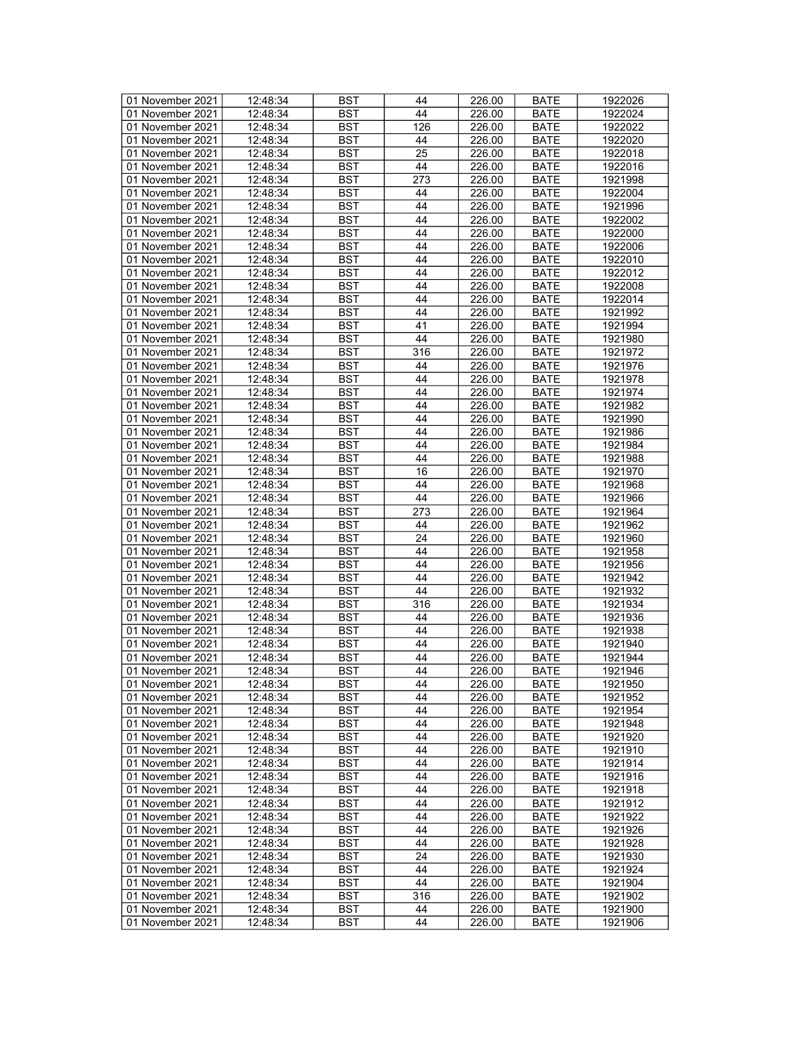| 01 November 2021 | 12:48:34 | BST | 44 | 226.00 | BATE | 1922026 |
|---|---|---|---|---|---|---|
| 01 November 2021 | 12:48:34 | BST | 44 | 226.00 | BATE | 1922024 |
| 01 November 2021 | 12:48:34 | BST | 126 | 226.00 | BATE | 1922022 |
| 01 November 2021 | 12:48:34 | BST | 44 | 226.00 | BATE | 1922020 |
| 01 November 2021 | 12:48:34 | BST | 25 | 226.00 | BATE | 1922018 |
| 01 November 2021 | 12:48:34 | BST | 44 | 226.00 | BATE | 1922016 |
| 01 November 2021 | 12:48:34 | BST | 273 | 226.00 | BATE | 1921998 |
| 01 November 2021 | 12:48:34 | BST | 44 | 226.00 | BATE | 1922004 |
| 01 November 2021 | 12:48:34 | BST | 44 | 226.00 | BATE | 1921996 |
| 01 November 2021 | 12:48:34 | BST | 44 | 226.00 | BATE | 1922002 |
| 01 November 2021 | 12:48:34 | BST | 44 | 226.00 | BATE | 1922000 |
| 01 November 2021 | 12:48:34 | BST | 44 | 226.00 | BATE | 1922006 |
| 01 November 2021 | 12:48:34 | BST | 44 | 226.00 | BATE | 1922010 |
| 01 November 2021 | 12:48:34 | BST | 44 | 226.00 | BATE | 1922012 |
| 01 November 2021 | 12:48:34 | BST | 44 | 226.00 | BATE | 1922008 |
| 01 November 2021 | 12:48:34 | BST | 44 | 226.00 | BATE | 1922014 |
| 01 November 2021 | 12:48:34 | BST | 44 | 226.00 | BATE | 1921992 |
| 01 November 2021 | 12:48:34 | BST | 41 | 226.00 | BATE | 1921994 |
| 01 November 2021 | 12:48:34 | BST | 44 | 226.00 | BATE | 1921980 |
| 01 November 2021 | 12:48:34 | BST | 316 | 226.00 | BATE | 1921972 |
| 01 November 2021 | 12:48:34 | BST | 44 | 226.00 | BATE | 1921976 |
| 01 November 2021 | 12:48:34 | BST | 44 | 226.00 | BATE | 1921978 |
| 01 November 2021 | 12:48:34 | BST | 44 | 226.00 | BATE | 1921974 |
| 01 November 2021 | 12:48:34 | BST | 44 | 226.00 | BATE | 1921982 |
| 01 November 2021 | 12:48:34 | BST | 44 | 226.00 | BATE | 1921990 |
| 01 November 2021 | 12:48:34 | BST | 44 | 226.00 | BATE | 1921986 |
| 01 November 2021 | 12:48:34 | BST | 44 | 226.00 | BATE | 1921984 |
| 01 November 2021 | 12:48:34 | BST | 44 | 226.00 | BATE | 1921988 |
| 01 November 2021 | 12:48:34 | BST | 16 | 226.00 | BATE | 1921970 |
| 01 November 2021 | 12:48:34 | BST | 44 | 226.00 | BATE | 1921968 |
| 01 November 2021 | 12:48:34 | BST | 44 | 226.00 | BATE | 1921966 |
| 01 November 2021 | 12:48:34 | BST | 273 | 226.00 | BATE | 1921964 |
| 01 November 2021 | 12:48:34 | BST | 44 | 226.00 | BATE | 1921962 |
| 01 November 2021 | 12:48:34 | BST | 24 | 226.00 | BATE | 1921960 |
| 01 November 2021 | 12:48:34 | BST | 44 | 226.00 | BATE | 1921958 |
| 01 November 2021 | 12:48:34 | BST | 44 | 226.00 | BATE | 1921956 |
| 01 November 2021 | 12:48:34 | BST | 44 | 226.00 | BATE | 1921942 |
| 01 November 2021 | 12:48:34 | BST | 44 | 226.00 | BATE | 1921932 |
| 01 November 2021 | 12:48:34 | BST | 316 | 226.00 | BATE | 1921934 |
| 01 November 2021 | 12:48:34 | BST | 44 | 226.00 | BATE | 1921936 |
| 01 November 2021 | 12:48:34 | BST | 44 | 226.00 | BATE | 1921938 |
| 01 November 2021 | 12:48:34 | BST | 44 | 226.00 | BATE | 1921940 |
| 01 November 2021 | 12:48:34 | BST | 44 | 226.00 | BATE | 1921944 |
| 01 November 2021 | 12:48:34 | BST | 44 | 226.00 | BATE | 1921946 |
| 01 November 2021 | 12:48:34 | BST | 44 | 226.00 | BATE | 1921950 |
| 01 November 2021 | 12:48:34 | BST | 44 | 226.00 | BATE | 1921952 |
| 01 November 2021 | 12:48:34 | BST | 44 | 226.00 | BATE | 1921954 |
| 01 November 2021 | 12:48:34 | BST | 44 | 226.00 | BATE | 1921948 |
| 01 November 2021 | 12:48:34 | BST | 44 | 226.00 | BATE | 1921920 |
| 01 November 2021 | 12:48:34 | BST | 44 | 226.00 | BATE | 1921910 |
| 01 November 2021 | 12:48:34 | BST | 44 | 226.00 | BATE | 1921914 |
| 01 November 2021 | 12:48:34 | BST | 44 | 226.00 | BATE | 1921916 |
| 01 November 2021 | 12:48:34 | BST | 44 | 226.00 | BATE | 1921918 |
| 01 November 2021 | 12:48:34 | BST | 44 | 226.00 | BATE | 1921912 |
| 01 November 2021 | 12:48:34 | BST | 44 | 226.00 | BATE | 1921922 |
| 01 November 2021 | 12:48:34 | BST | 44 | 226.00 | BATE | 1921926 |
| 01 November 2021 | 12:48:34 | BST | 44 | 226.00 | BATE | 1921928 |
| 01 November 2021 | 12:48:34 | BST | 24 | 226.00 | BATE | 1921930 |
| 01 November 2021 | 12:48:34 | BST | 44 | 226.00 | BATE | 1921924 |
| 01 November 2021 | 12:48:34 | BST | 44 | 226.00 | BATE | 1921904 |
| 01 November 2021 | 12:48:34 | BST | 316 | 226.00 | BATE | 1921902 |
| 01 November 2021 | 12:48:34 | BST | 44 | 226.00 | BATE | 1921900 |
| 01 November 2021 | 12:48:34 | BST | 44 | 226.00 | BATE | 1921906 |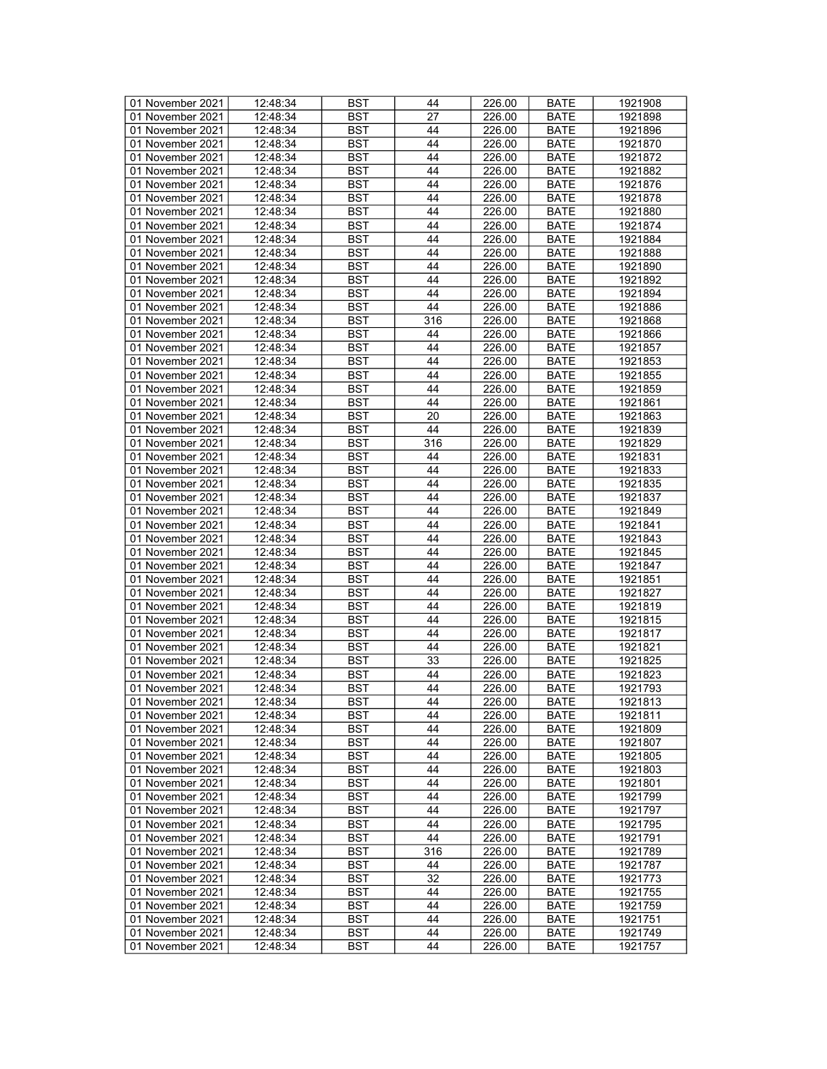| 01 November 2021 | 12:48:34 | BST | 44 | 226.00 | BATE | 1921908 |
|---|---|---|---|---|---|---|
| 01 November 2021 | 12:48:34 | BST | 27 | 226.00 | BATE | 1921898 |
| 01 November 2021 | 12:48:34 | BST | 44 | 226.00 | BATE | 1921896 |
| 01 November 2021 | 12:48:34 | BST | 44 | 226.00 | BATE | 1921870 |
| 01 November 2021 | 12:48:34 | BST | 44 | 226.00 | BATE | 1921872 |
| 01 November 2021 | 12:48:34 | BST | 44 | 226.00 | BATE | 1921882 |
| 01 November 2021 | 12:48:34 | BST | 44 | 226.00 | BATE | 1921876 |
| 01 November 2021 | 12:48:34 | BST | 44 | 226.00 | BATE | 1921878 |
| 01 November 2021 | 12:48:34 | BST | 44 | 226.00 | BATE | 1921880 |
| 01 November 2021 | 12:48:34 | BST | 44 | 226.00 | BATE | 1921874 |
| 01 November 2021 | 12:48:34 | BST | 44 | 226.00 | BATE | 1921884 |
| 01 November 2021 | 12:48:34 | BST | 44 | 226.00 | BATE | 1921888 |
| 01 November 2021 | 12:48:34 | BST | 44 | 226.00 | BATE | 1921890 |
| 01 November 2021 | 12:48:34 | BST | 44 | 226.00 | BATE | 1921892 |
| 01 November 2021 | 12:48:34 | BST | 44 | 226.00 | BATE | 1921894 |
| 01 November 2021 | 12:48:34 | BST | 44 | 226.00 | BATE | 1921886 |
| 01 November 2021 | 12:48:34 | BST | 316 | 226.00 | BATE | 1921868 |
| 01 November 2021 | 12:48:34 | BST | 44 | 226.00 | BATE | 1921866 |
| 01 November 2021 | 12:48:34 | BST | 44 | 226.00 | BATE | 1921857 |
| 01 November 2021 | 12:48:34 | BST | 44 | 226.00 | BATE | 1921853 |
| 01 November 2021 | 12:48:34 | BST | 44 | 226.00 | BATE | 1921855 |
| 01 November 2021 | 12:48:34 | BST | 44 | 226.00 | BATE | 1921859 |
| 01 November 2021 | 12:48:34 | BST | 44 | 226.00 | BATE | 1921861 |
| 01 November 2021 | 12:48:34 | BST | 20 | 226.00 | BATE | 1921863 |
| 01 November 2021 | 12:48:34 | BST | 44 | 226.00 | BATE | 1921839 |
| 01 November 2021 | 12:48:34 | BST | 316 | 226.00 | BATE | 1921829 |
| 01 November 2021 | 12:48:34 | BST | 44 | 226.00 | BATE | 1921831 |
| 01 November 2021 | 12:48:34 | BST | 44 | 226.00 | BATE | 1921833 |
| 01 November 2021 | 12:48:34 | BST | 44 | 226.00 | BATE | 1921835 |
| 01 November 2021 | 12:48:34 | BST | 44 | 226.00 | BATE | 1921837 |
| 01 November 2021 | 12:48:34 | BST | 44 | 226.00 | BATE | 1921849 |
| 01 November 2021 | 12:48:34 | BST | 44 | 226.00 | BATE | 1921841 |
| 01 November 2021 | 12:48:34 | BST | 44 | 226.00 | BATE | 1921843 |
| 01 November 2021 | 12:48:34 | BST | 44 | 226.00 | BATE | 1921845 |
| 01 November 2021 | 12:48:34 | BST | 44 | 226.00 | BATE | 1921847 |
| 01 November 2021 | 12:48:34 | BST | 44 | 226.00 | BATE | 1921851 |
| 01 November 2021 | 12:48:34 | BST | 44 | 226.00 | BATE | 1921827 |
| 01 November 2021 | 12:48:34 | BST | 44 | 226.00 | BATE | 1921819 |
| 01 November 2021 | 12:48:34 | BST | 44 | 226.00 | BATE | 1921815 |
| 01 November 2021 | 12:48:34 | BST | 44 | 226.00 | BATE | 1921817 |
| 01 November 2021 | 12:48:34 | BST | 44 | 226.00 | BATE | 1921821 |
| 01 November 2021 | 12:48:34 | BST | 33 | 226.00 | BATE | 1921825 |
| 01 November 2021 | 12:48:34 | BST | 44 | 226.00 | BATE | 1921823 |
| 01 November 2021 | 12:48:34 | BST | 44 | 226.00 | BATE | 1921793 |
| 01 November 2021 | 12:48:34 | BST | 44 | 226.00 | BATE | 1921813 |
| 01 November 2021 | 12:48:34 | BST | 44 | 226.00 | BATE | 1921811 |
| 01 November 2021 | 12:48:34 | BST | 44 | 226.00 | BATE | 1921809 |
| 01 November 2021 | 12:48:34 | BST | 44 | 226.00 | BATE | 1921807 |
| 01 November 2021 | 12:48:34 | BST | 44 | 226.00 | BATE | 1921805 |
| 01 November 2021 | 12:48:34 | BST | 44 | 226.00 | BATE | 1921803 |
| 01 November 2021 | 12:48:34 | BST | 44 | 226.00 | BATE | 1921801 |
| 01 November 2021 | 12:48:34 | BST | 44 | 226.00 | BATE | 1921799 |
| 01 November 2021 | 12:48:34 | BST | 44 | 226.00 | BATE | 1921797 |
| 01 November 2021 | 12:48:34 | BST | 44 | 226.00 | BATE | 1921795 |
| 01 November 2021 | 12:48:34 | BST | 44 | 226.00 | BATE | 1921791 |
| 01 November 2021 | 12:48:34 | BST | 316 | 226.00 | BATE | 1921789 |
| 01 November 2021 | 12:48:34 | BST | 44 | 226.00 | BATE | 1921787 |
| 01 November 2021 | 12:48:34 | BST | 32 | 226.00 | BATE | 1921773 |
| 01 November 2021 | 12:48:34 | BST | 44 | 226.00 | BATE | 1921755 |
| 01 November 2021 | 12:48:34 | BST | 44 | 226.00 | BATE | 1921759 |
| 01 November 2021 | 12:48:34 | BST | 44 | 226.00 | BATE | 1921751 |
| 01 November 2021 | 12:48:34 | BST | 44 | 226.00 | BATE | 1921749 |
| 01 November 2021 | 12:48:34 | BST | 44 | 226.00 | BATE | 1921757 |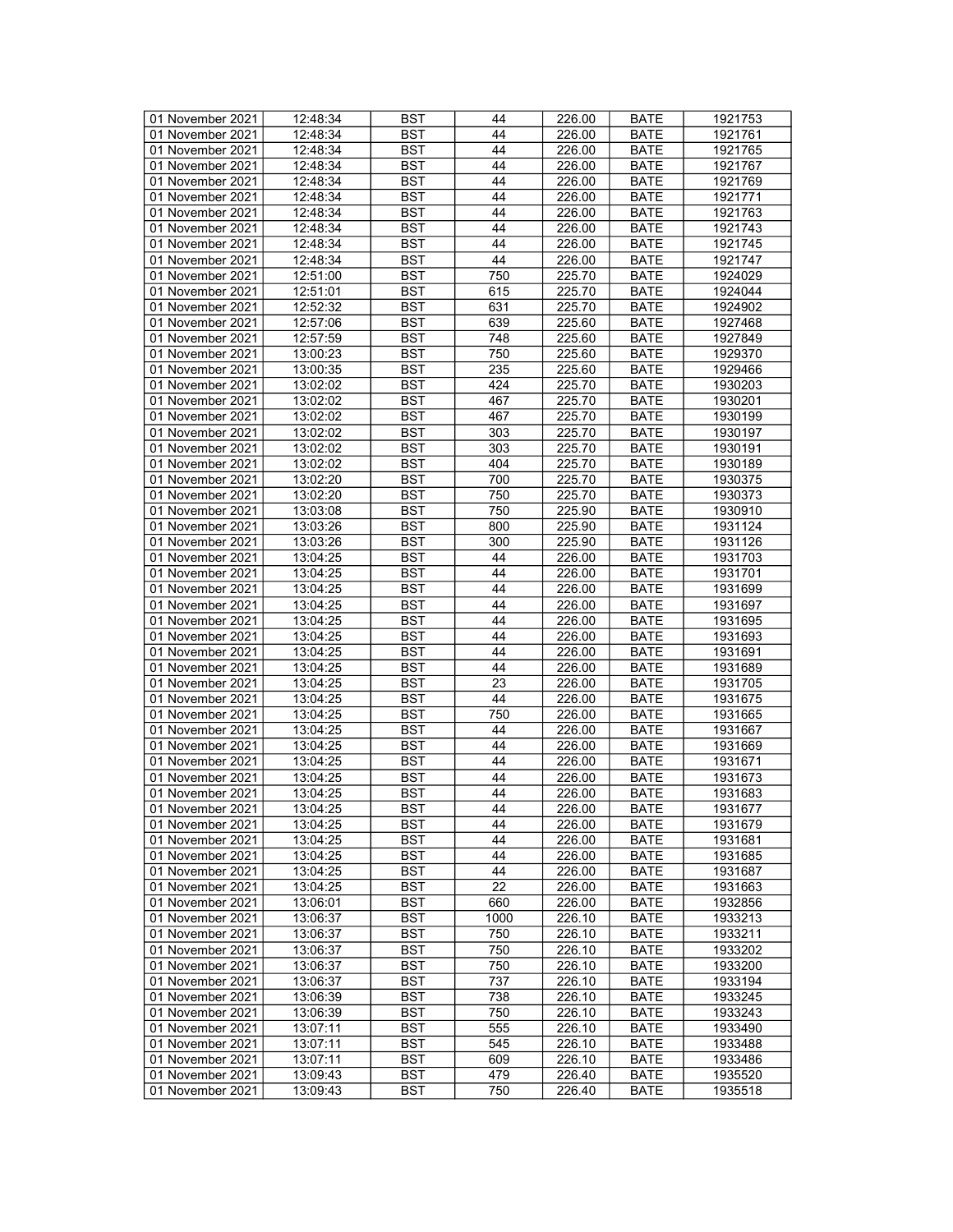| 01 November 2021 | 12:48:34 | BST | 44 | 226.00 | BATE | 1921753 |
|---|---|---|---|---|---|---|
| 01 November 2021 | 12:48:34 | BST | 44 | 226.00 | BATE | 1921761 |
| 01 November 2021 | 12:48:34 | BST | 44 | 226.00 | BATE | 1921765 |
| 01 November 2021 | 12:48:34 | BST | 44 | 226.00 | BATE | 1921767 |
| 01 November 2021 | 12:48:34 | BST | 44 | 226.00 | BATE | 1921769 |
| 01 November 2021 | 12:48:34 | BST | 44 | 226.00 | BATE | 1921771 |
| 01 November 2021 | 12:48:34 | BST | 44 | 226.00 | BATE | 1921763 |
| 01 November 2021 | 12:48:34 | BST | 44 | 226.00 | BATE | 1921743 |
| 01 November 2021 | 12:48:34 | BST | 44 | 226.00 | BATE | 1921745 |
| 01 November 2021 | 12:48:34 | BST | 44 | 226.00 | BATE | 1921747 |
| 01 November 2021 | 12:51:00 | BST | 750 | 225.70 | BATE | 1924029 |
| 01 November 2021 | 12:51:01 | BST | 615 | 225.70 | BATE | 1924044 |
| 01 November 2021 | 12:52:32 | BST | 631 | 225.70 | BATE | 1924902 |
| 01 November 2021 | 12:57:06 | BST | 639 | 225.60 | BATE | 1927468 |
| 01 November 2021 | 12:57:59 | BST | 748 | 225.60 | BATE | 1927849 |
| 01 November 2021 | 13:00:23 | BST | 750 | 225.60 | BATE | 1929370 |
| 01 November 2021 | 13:00:35 | BST | 235 | 225.60 | BATE | 1929466 |
| 01 November 2021 | 13:02:02 | BST | 424 | 225.70 | BATE | 1930203 |
| 01 November 2021 | 13:02:02 | BST | 467 | 225.70 | BATE | 1930201 |
| 01 November 2021 | 13:02:02 | BST | 467 | 225.70 | BATE | 1930199 |
| 01 November 2021 | 13:02:02 | BST | 303 | 225.70 | BATE | 1930197 |
| 01 November 2021 | 13:02:02 | BST | 303 | 225.70 | BATE | 1930191 |
| 01 November 2021 | 13:02:02 | BST | 404 | 225.70 | BATE | 1930189 |
| 01 November 2021 | 13:02:20 | BST | 700 | 225.70 | BATE | 1930375 |
| 01 November 2021 | 13:02:20 | BST | 750 | 225.70 | BATE | 1930373 |
| 01 November 2021 | 13:03:08 | BST | 750 | 225.90 | BATE | 1930910 |
| 01 November 2021 | 13:03:26 | BST | 800 | 225.90 | BATE | 1931124 |
| 01 November 2021 | 13:03:26 | BST | 300 | 225.90 | BATE | 1931126 |
| 01 November 2021 | 13:04:25 | BST | 44 | 226.00 | BATE | 1931703 |
| 01 November 2021 | 13:04:25 | BST | 44 | 226.00 | BATE | 1931701 |
| 01 November 2021 | 13:04:25 | BST | 44 | 226.00 | BATE | 1931699 |
| 01 November 2021 | 13:04:25 | BST | 44 | 226.00 | BATE | 1931697 |
| 01 November 2021 | 13:04:25 | BST | 44 | 226.00 | BATE | 1931695 |
| 01 November 2021 | 13:04:25 | BST | 44 | 226.00 | BATE | 1931693 |
| 01 November 2021 | 13:04:25 | BST | 44 | 226.00 | BATE | 1931691 |
| 01 November 2021 | 13:04:25 | BST | 44 | 226.00 | BATE | 1931689 |
| 01 November 2021 | 13:04:25 | BST | 23 | 226.00 | BATE | 1931705 |
| 01 November 2021 | 13:04:25 | BST | 44 | 226.00 | BATE | 1931675 |
| 01 November 2021 | 13:04:25 | BST | 750 | 226.00 | BATE | 1931665 |
| 01 November 2021 | 13:04:25 | BST | 44 | 226.00 | BATE | 1931667 |
| 01 November 2021 | 13:04:25 | BST | 44 | 226.00 | BATE | 1931669 |
| 01 November 2021 | 13:04:25 | BST | 44 | 226.00 | BATE | 1931671 |
| 01 November 2021 | 13:04:25 | BST | 44 | 226.00 | BATE | 1931673 |
| 01 November 2021 | 13:04:25 | BST | 44 | 226.00 | BATE | 1931683 |
| 01 November 2021 | 13:04:25 | BST | 44 | 226.00 | BATE | 1931677 |
| 01 November 2021 | 13:04:25 | BST | 44 | 226.00 | BATE | 1931679 |
| 01 November 2021 | 13:04:25 | BST | 44 | 226.00 | BATE | 1931681 |
| 01 November 2021 | 13:04:25 | BST | 44 | 226.00 | BATE | 1931685 |
| 01 November 2021 | 13:04:25 | BST | 44 | 226.00 | BATE | 1931687 |
| 01 November 2021 | 13:04:25 | BST | 22 | 226.00 | BATE | 1931663 |
| 01 November 2021 | 13:06:01 | BST | 660 | 226.00 | BATE | 1932856 |
| 01 November 2021 | 13:06:37 | BST | 1000 | 226.10 | BATE | 1933213 |
| 01 November 2021 | 13:06:37 | BST | 750 | 226.10 | BATE | 1933211 |
| 01 November 2021 | 13:06:37 | BST | 750 | 226.10 | BATE | 1933202 |
| 01 November 2021 | 13:06:37 | BST | 750 | 226.10 | BATE | 1933200 |
| 01 November 2021 | 13:06:37 | BST | 737 | 226.10 | BATE | 1933194 |
| 01 November 2021 | 13:06:39 | BST | 738 | 226.10 | BATE | 1933245 |
| 01 November 2021 | 13:06:39 | BST | 750 | 226.10 | BATE | 1933243 |
| 01 November 2021 | 13:07:11 | BST | 555 | 226.10 | BATE | 1933490 |
| 01 November 2021 | 13:07:11 | BST | 545 | 226.10 | BATE | 1933488 |
| 01 November 2021 | 13:07:11 | BST | 609 | 226.10 | BATE | 1933486 |
| 01 November 2021 | 13:09:43 | BST | 479 | 226.40 | BATE | 1935520 |
| 01 November 2021 | 13:09:43 | BST | 750 | 226.40 | BATE | 1935518 |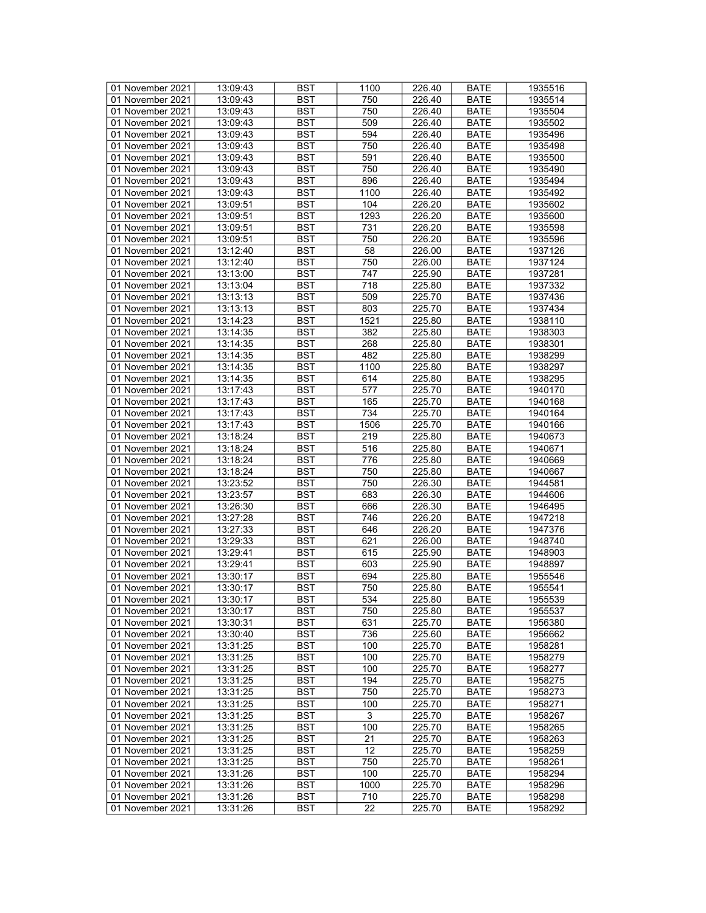| 01 November 2021 | 13:09:43 | BST | 1100 | 226.40 | BATE | 1935516 |
|---|---|---|---|---|---|---|
| 01 November 2021 | 13:09:43 | BST | 750 | 226.40 | BATE | 1935514 |
| 01 November 2021 | 13:09:43 | BST | 750 | 226.40 | BATE | 1935504 |
| 01 November 2021 | 13:09:43 | BST | 509 | 226.40 | BATE | 1935502 |
| 01 November 2021 | 13:09:43 | BST | 594 | 226.40 | BATE | 1935496 |
| 01 November 2021 | 13:09:43 | BST | 750 | 226.40 | BATE | 1935498 |
| 01 November 2021 | 13:09:43 | BST | 591 | 226.40 | BATE | 1935500 |
| 01 November 2021 | 13:09:43 | BST | 750 | 226.40 | BATE | 1935490 |
| 01 November 2021 | 13:09:43 | BST | 896 | 226.40 | BATE | 1935494 |
| 01 November 2021 | 13:09:43 | BST | 1100 | 226.40 | BATE | 1935492 |
| 01 November 2021 | 13:09:51 | BST | 104 | 226.20 | BATE | 1935602 |
| 01 November 2021 | 13:09:51 | BST | 1293 | 226.20 | BATE | 1935600 |
| 01 November 2021 | 13:09:51 | BST | 731 | 226.20 | BATE | 1935598 |
| 01 November 2021 | 13:09:51 | BST | 750 | 226.20 | BATE | 1935596 |
| 01 November 2021 | 13:12:40 | BST | 58 | 226.00 | BATE | 1937126 |
| 01 November 2021 | 13:12:40 | BST | 750 | 226.00 | BATE | 1937124 |
| 01 November 2021 | 13:13:00 | BST | 747 | 225.90 | BATE | 1937281 |
| 01 November 2021 | 13:13:04 | BST | 718 | 225.80 | BATE | 1937332 |
| 01 November 2021 | 13:13:13 | BST | 509 | 225.70 | BATE | 1937436 |
| 01 November 2021 | 13:13:13 | BST | 803 | 225.70 | BATE | 1937434 |
| 01 November 2021 | 13:14:23 | BST | 1521 | 225.80 | BATE | 1938110 |
| 01 November 2021 | 13:14:35 | BST | 382 | 225.80 | BATE | 1938303 |
| 01 November 2021 | 13:14:35 | BST | 268 | 225.80 | BATE | 1938301 |
| 01 November 2021 | 13:14:35 | BST | 482 | 225.80 | BATE | 1938299 |
| 01 November 2021 | 13:14:35 | BST | 1100 | 225.80 | BATE | 1938297 |
| 01 November 2021 | 13:14:35 | BST | 614 | 225.80 | BATE | 1938295 |
| 01 November 2021 | 13:17:43 | BST | 577 | 225.70 | BATE | 1940170 |
| 01 November 2021 | 13:17:43 | BST | 165 | 225.70 | BATE | 1940168 |
| 01 November 2021 | 13:17:43 | BST | 734 | 225.70 | BATE | 1940164 |
| 01 November 2021 | 13:17:43 | BST | 1506 | 225.70 | BATE | 1940166 |
| 01 November 2021 | 13:18:24 | BST | 219 | 225.80 | BATE | 1940673 |
| 01 November 2021 | 13:18:24 | BST | 516 | 225.80 | BATE | 1940671 |
| 01 November 2021 | 13:18:24 | BST | 776 | 225.80 | BATE | 1940669 |
| 01 November 2021 | 13:18:24 | BST | 750 | 225.80 | BATE | 1940667 |
| 01 November 2021 | 13:23:52 | BST | 750 | 226.30 | BATE | 1944581 |
| 01 November 2021 | 13:23:57 | BST | 683 | 226.30 | BATE | 1944606 |
| 01 November 2021 | 13:26:30 | BST | 666 | 226.30 | BATE | 1946495 |
| 01 November 2021 | 13:27:28 | BST | 746 | 226.20 | BATE | 1947218 |
| 01 November 2021 | 13:27:33 | BST | 646 | 226.20 | BATE | 1947376 |
| 01 November 2021 | 13:29:33 | BST | 621 | 226.00 | BATE | 1948740 |
| 01 November 2021 | 13:29:41 | BST | 615 | 225.90 | BATE | 1948903 |
| 01 November 2021 | 13:29:41 | BST | 603 | 225.90 | BATE | 1948897 |
| 01 November 2021 | 13:30:17 | BST | 694 | 225.80 | BATE | 1955546 |
| 01 November 2021 | 13:30:17 | BST | 750 | 225.80 | BATE | 1955541 |
| 01 November 2021 | 13:30:17 | BST | 534 | 225.80 | BATE | 1955539 |
| 01 November 2021 | 13:30:17 | BST | 750 | 225.80 | BATE | 1955537 |
| 01 November 2021 | 13:30:31 | BST | 631 | 225.70 | BATE | 1956380 |
| 01 November 2021 | 13:30:40 | BST | 736 | 225.60 | BATE | 1956662 |
| 01 November 2021 | 13:31:25 | BST | 100 | 225.70 | BATE | 1958281 |
| 01 November 2021 | 13:31:25 | BST | 100 | 225.70 | BATE | 1958279 |
| 01 November 2021 | 13:31:25 | BST | 100 | 225.70 | BATE | 1958277 |
| 01 November 2021 | 13:31:25 | BST | 194 | 225.70 | BATE | 1958275 |
| 01 November 2021 | 13:31:25 | BST | 750 | 225.70 | BATE | 1958273 |
| 01 November 2021 | 13:31:25 | BST | 100 | 225.70 | BATE | 1958271 |
| 01 November 2021 | 13:31:25 | BST | 3 | 225.70 | BATE | 1958267 |
| 01 November 2021 | 13:31:25 | BST | 100 | 225.70 | BATE | 1958265 |
| 01 November 2021 | 13:31:25 | BST | 21 | 225.70 | BATE | 1958263 |
| 01 November 2021 | 13:31:25 | BST | 12 | 225.70 | BATE | 1958259 |
| 01 November 2021 | 13:31:25 | BST | 750 | 225.70 | BATE | 1958261 |
| 01 November 2021 | 13:31:26 | BST | 100 | 225.70 | BATE | 1958294 |
| 01 November 2021 | 13:31:26 | BST | 1000 | 225.70 | BATE | 1958296 |
| 01 November 2021 | 13:31:26 | BST | 710 | 225.70 | BATE | 1958298 |
| 01 November 2021 | 13:31:26 | BST | 22 | 225.70 | BATE | 1958292 |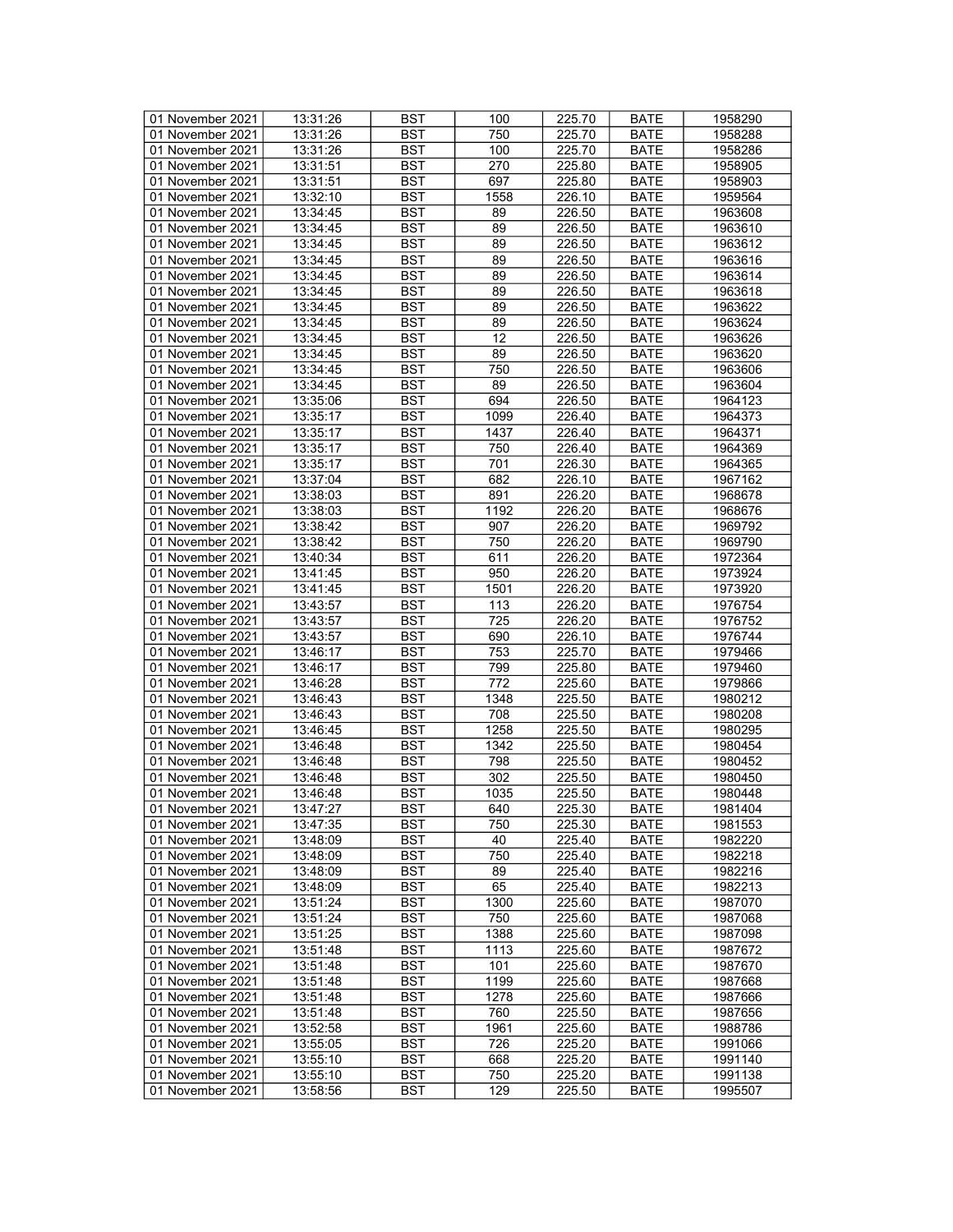| 01 November 2021 | 13:31:26 | BST | 100 | 225.70 | BATE | 1958290 |
|---|---|---|---|---|---|---|
| 01 November 2021 | 13:31:26 | BST | 750 | 225.70 | BATE | 1958288 |
| 01 November 2021 | 13:31:26 | BST | 100 | 225.70 | BATE | 1958286 |
| 01 November 2021 | 13:31:51 | BST | 270 | 225.80 | BATE | 1958905 |
| 01 November 2021 | 13:31:51 | BST | 697 | 225.80 | BATE | 1958903 |
| 01 November 2021 | 13:32:10 | BST | 1558 | 226.10 | BATE | 1959564 |
| 01 November 2021 | 13:34:45 | BST | 89 | 226.50 | BATE | 1963608 |
| 01 November 2021 | 13:34:45 | BST | 89 | 226.50 | BATE | 1963610 |
| 01 November 2021 | 13:34:45 | BST | 89 | 226.50 | BATE | 1963612 |
| 01 November 2021 | 13:34:45 | BST | 89 | 226.50 | BATE | 1963616 |
| 01 November 2021 | 13:34:45 | BST | 89 | 226.50 | BATE | 1963614 |
| 01 November 2021 | 13:34:45 | BST | 89 | 226.50 | BATE | 1963618 |
| 01 November 2021 | 13:34:45 | BST | 89 | 226.50 | BATE | 1963622 |
| 01 November 2021 | 13:34:45 | BST | 89 | 226.50 | BATE | 1963624 |
| 01 November 2021 | 13:34:45 | BST | 12 | 226.50 | BATE | 1963626 |
| 01 November 2021 | 13:34:45 | BST | 89 | 226.50 | BATE | 1963620 |
| 01 November 2021 | 13:34:45 | BST | 750 | 226.50 | BATE | 1963606 |
| 01 November 2021 | 13:34:45 | BST | 89 | 226.50 | BATE | 1963604 |
| 01 November 2021 | 13:35:06 | BST | 694 | 226.50 | BATE | 1964123 |
| 01 November 2021 | 13:35:17 | BST | 1099 | 226.40 | BATE | 1964373 |
| 01 November 2021 | 13:35:17 | BST | 1437 | 226.40 | BATE | 1964371 |
| 01 November 2021 | 13:35:17 | BST | 750 | 226.40 | BATE | 1964369 |
| 01 November 2021 | 13:35:17 | BST | 701 | 226.30 | BATE | 1964365 |
| 01 November 2021 | 13:37:04 | BST | 682 | 226.10 | BATE | 1967162 |
| 01 November 2021 | 13:38:03 | BST | 891 | 226.20 | BATE | 1968678 |
| 01 November 2021 | 13:38:03 | BST | 1192 | 226.20 | BATE | 1968676 |
| 01 November 2021 | 13:38:42 | BST | 907 | 226.20 | BATE | 1969792 |
| 01 November 2021 | 13:38:42 | BST | 750 | 226.20 | BATE | 1969790 |
| 01 November 2021 | 13:40:34 | BST | 611 | 226.20 | BATE | 1972364 |
| 01 November 2021 | 13:41:45 | BST | 950 | 226.20 | BATE | 1973924 |
| 01 November 2021 | 13:41:45 | BST | 1501 | 226.20 | BATE | 1973920 |
| 01 November 2021 | 13:43:57 | BST | 113 | 226.20 | BATE | 1976754 |
| 01 November 2021 | 13:43:57 | BST | 725 | 226.20 | BATE | 1976752 |
| 01 November 2021 | 13:43:57 | BST | 690 | 226.10 | BATE | 1976744 |
| 01 November 2021 | 13:46:17 | BST | 753 | 225.70 | BATE | 1979466 |
| 01 November 2021 | 13:46:17 | BST | 799 | 225.80 | BATE | 1979460 |
| 01 November 2021 | 13:46:28 | BST | 772 | 225.60 | BATE | 1979866 |
| 01 November 2021 | 13:46:43 | BST | 1348 | 225.50 | BATE | 1980212 |
| 01 November 2021 | 13:46:43 | BST | 708 | 225.50 | BATE | 1980208 |
| 01 November 2021 | 13:46:45 | BST | 1258 | 225.50 | BATE | 1980295 |
| 01 November 2021 | 13:46:48 | BST | 1342 | 225.50 | BATE | 1980454 |
| 01 November 2021 | 13:46:48 | BST | 798 | 225.50 | BATE | 1980452 |
| 01 November 2021 | 13:46:48 | BST | 302 | 225.50 | BATE | 1980450 |
| 01 November 2021 | 13:46:48 | BST | 1035 | 225.50 | BATE | 1980448 |
| 01 November 2021 | 13:47:27 | BST | 640 | 225.30 | BATE | 1981404 |
| 01 November 2021 | 13:47:35 | BST | 750 | 225.30 | BATE | 1981553 |
| 01 November 2021 | 13:48:09 | BST | 40 | 225.40 | BATE | 1982220 |
| 01 November 2021 | 13:48:09 | BST | 750 | 225.40 | BATE | 1982218 |
| 01 November 2021 | 13:48:09 | BST | 89 | 225.40 | BATE | 1982216 |
| 01 November 2021 | 13:48:09 | BST | 65 | 225.40 | BATE | 1982213 |
| 01 November 2021 | 13:51:24 | BST | 1300 | 225.60 | BATE | 1987070 |
| 01 November 2021 | 13:51:24 | BST | 750 | 225.60 | BATE | 1987068 |
| 01 November 2021 | 13:51:25 | BST | 1388 | 225.60 | BATE | 1987098 |
| 01 November 2021 | 13:51:48 | BST | 1113 | 225.60 | BATE | 1987672 |
| 01 November 2021 | 13:51:48 | BST | 101 | 225.60 | BATE | 1987670 |
| 01 November 2021 | 13:51:48 | BST | 1199 | 225.60 | BATE | 1987668 |
| 01 November 2021 | 13:51:48 | BST | 1278 | 225.60 | BATE | 1987666 |
| 01 November 2021 | 13:51:48 | BST | 760 | 225.50 | BATE | 1987656 |
| 01 November 2021 | 13:52:58 | BST | 1961 | 225.60 | BATE | 1988786 |
| 01 November 2021 | 13:55:05 | BST | 726 | 225.20 | BATE | 1991066 |
| 01 November 2021 | 13:55:10 | BST | 668 | 225.20 | BATE | 1991140 |
| 01 November 2021 | 13:55:10 | BST | 750 | 225.20 | BATE | 1991138 |
| 01 November 2021 | 13:58:56 | BST | 129 | 225.50 | BATE | 1995507 |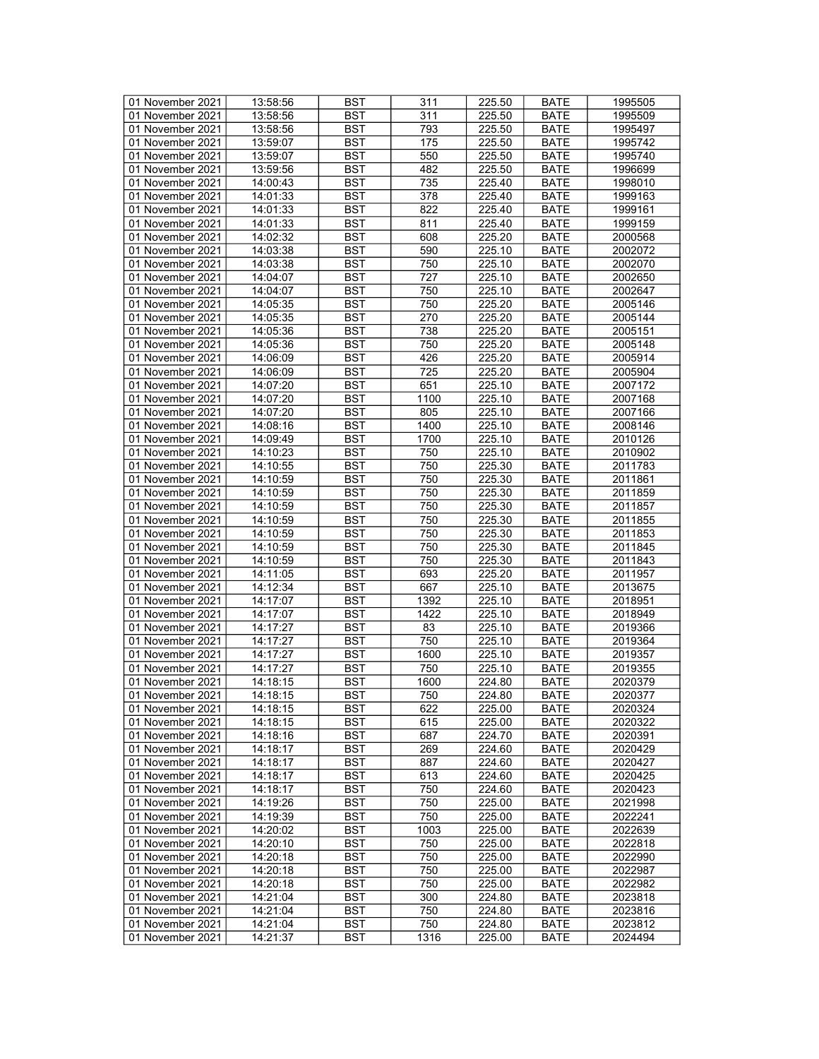| 01 November 2021 | 13:58:56 | BST | 311 | 225.50 | BATE | 1995505 |
|---|---|---|---|---|---|---|
| 01 November 2021 | 13:58:56 | BST | 311 | 225.50 | BATE | 1995509 |
| 01 November 2021 | 13:58:56 | BST | 793 | 225.50 | BATE | 1995497 |
| 01 November 2021 | 13:59:07 | BST | 175 | 225.50 | BATE | 1995742 |
| 01 November 2021 | 13:59:07 | BST | 550 | 225.50 | BATE | 1995740 |
| 01 November 2021 | 13:59:56 | BST | 482 | 225.50 | BATE | 1996699 |
| 01 November 2021 | 14:00:43 | BST | 735 | 225.40 | BATE | 1998010 |
| 01 November 2021 | 14:01:33 | BST | 378 | 225.40 | BATE | 1999163 |
| 01 November 2021 | 14:01:33 | BST | 822 | 225.40 | BATE | 1999161 |
| 01 November 2021 | 14:01:33 | BST | 811 | 225.40 | BATE | 1999159 |
| 01 November 2021 | 14:02:32 | BST | 608 | 225.20 | BATE | 2000568 |
| 01 November 2021 | 14:03:38 | BST | 590 | 225.10 | BATE | 2002072 |
| 01 November 2021 | 14:03:38 | BST | 750 | 225.10 | BATE | 2002070 |
| 01 November 2021 | 14:04:07 | BST | 727 | 225.10 | BATE | 2002650 |
| 01 November 2021 | 14:04:07 | BST | 750 | 225.10 | BATE | 2002647 |
| 01 November 2021 | 14:05:35 | BST | 750 | 225.20 | BATE | 2005146 |
| 01 November 2021 | 14:05:35 | BST | 270 | 225.20 | BATE | 2005144 |
| 01 November 2021 | 14:05:36 | BST | 738 | 225.20 | BATE | 2005151 |
| 01 November 2021 | 14:05:36 | BST | 750 | 225.20 | BATE | 2005148 |
| 01 November 2021 | 14:06:09 | BST | 426 | 225.20 | BATE | 2005914 |
| 01 November 2021 | 14:06:09 | BST | 725 | 225.20 | BATE | 2005904 |
| 01 November 2021 | 14:07:20 | BST | 651 | 225.10 | BATE | 2007172 |
| 01 November 2021 | 14:07:20 | BST | 1100 | 225.10 | BATE | 2007168 |
| 01 November 2021 | 14:07:20 | BST | 805 | 225.10 | BATE | 2007166 |
| 01 November 2021 | 14:08:16 | BST | 1400 | 225.10 | BATE | 2008146 |
| 01 November 2021 | 14:09:49 | BST | 1700 | 225.10 | BATE | 2010126 |
| 01 November 2021 | 14:10:23 | BST | 750 | 225.10 | BATE | 2010902 |
| 01 November 2021 | 14:10:55 | BST | 750 | 225.30 | BATE | 2011783 |
| 01 November 2021 | 14:10:59 | BST | 750 | 225.30 | BATE | 2011861 |
| 01 November 2021 | 14:10:59 | BST | 750 | 225.30 | BATE | 2011859 |
| 01 November 2021 | 14:10:59 | BST | 750 | 225.30 | BATE | 2011857 |
| 01 November 2021 | 14:10:59 | BST | 750 | 225.30 | BATE | 2011855 |
| 01 November 2021 | 14:10:59 | BST | 750 | 225.30 | BATE | 2011853 |
| 01 November 2021 | 14:10:59 | BST | 750 | 225.30 | BATE | 2011845 |
| 01 November 2021 | 14:10:59 | BST | 750 | 225.30 | BATE | 2011843 |
| 01 November 2021 | 14:11:05 | BST | 693 | 225.20 | BATE | 2011957 |
| 01 November 2021 | 14:12:34 | BST | 667 | 225.10 | BATE | 2013675 |
| 01 November 2021 | 14:17:07 | BST | 1392 | 225.10 | BATE | 2018951 |
| 01 November 2021 | 14:17:07 | BST | 1422 | 225.10 | BATE | 2018949 |
| 01 November 2021 | 14:17:27 | BST | 83 | 225.10 | BATE | 2019366 |
| 01 November 2021 | 14:17:27 | BST | 750 | 225.10 | BATE | 2019364 |
| 01 November 2021 | 14:17:27 | BST | 1600 | 225.10 | BATE | 2019357 |
| 01 November 2021 | 14:17:27 | BST | 750 | 225.10 | BATE | 2019355 |
| 01 November 2021 | 14:18:15 | BST | 1600 | 224.80 | BATE | 2020379 |
| 01 November 2021 | 14:18:15 | BST | 750 | 224.80 | BATE | 2020377 |
| 01 November 2021 | 14:18:15 | BST | 622 | 225.00 | BATE | 2020324 |
| 01 November 2021 | 14:18:15 | BST | 615 | 225.00 | BATE | 2020322 |
| 01 November 2021 | 14:18:16 | BST | 687 | 224.70 | BATE | 2020391 |
| 01 November 2021 | 14:18:17 | BST | 269 | 224.60 | BATE | 2020429 |
| 01 November 2021 | 14:18:17 | BST | 887 | 224.60 | BATE | 2020427 |
| 01 November 2021 | 14:18:17 | BST | 613 | 224.60 | BATE | 2020425 |
| 01 November 2021 | 14:18:17 | BST | 750 | 224.60 | BATE | 2020423 |
| 01 November 2021 | 14:19:26 | BST | 750 | 225.00 | BATE | 2021998 |
| 01 November 2021 | 14:19:39 | BST | 750 | 225.00 | BATE | 2022241 |
| 01 November 2021 | 14:20:02 | BST | 1003 | 225.00 | BATE | 2022639 |
| 01 November 2021 | 14:20:10 | BST | 750 | 225.00 | BATE | 2022818 |
| 01 November 2021 | 14:20:18 | BST | 750 | 225.00 | BATE | 2022990 |
| 01 November 2021 | 14:20:18 | BST | 750 | 225.00 | BATE | 2022987 |
| 01 November 2021 | 14:20:18 | BST | 750 | 225.00 | BATE | 2022982 |
| 01 November 2021 | 14:21:04 | BST | 300 | 224.80 | BATE | 2023818 |
| 01 November 2021 | 14:21:04 | BST | 750 | 224.80 | BATE | 2023816 |
| 01 November 2021 | 14:21:04 | BST | 750 | 224.80 | BATE | 2023812 |
| 01 November 2021 | 14:21:37 | BST | 1316 | 225.00 | BATE | 2024494 |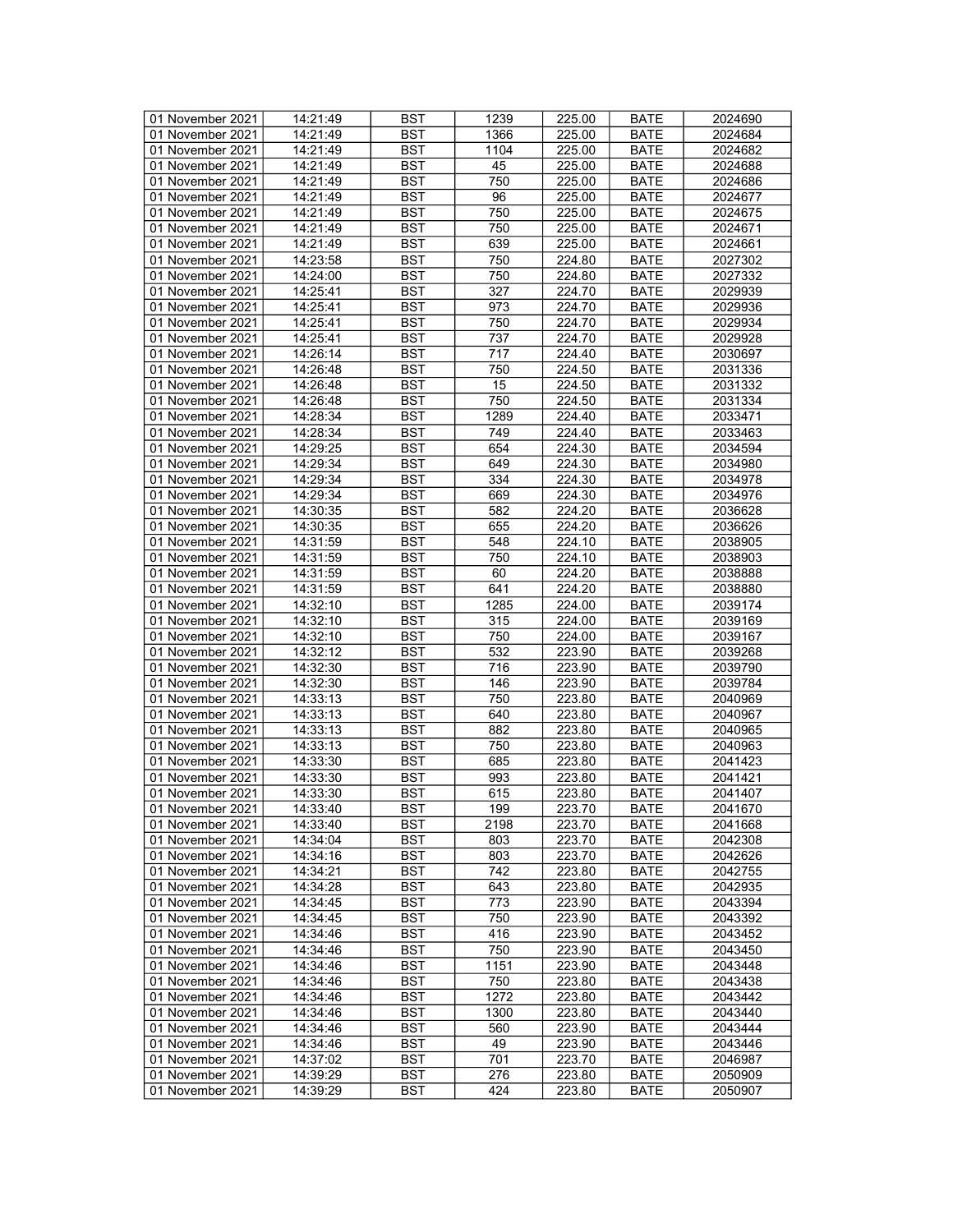| 01 November 2021 | 14:21:49 | BST | 1239 | 225.00 | BATE | 2024690 |
|---|---|---|---|---|---|---|
| 01 November 2021 | 14:21:49 | BST | 1366 | 225.00 | BATE | 2024684 |
| 01 November 2021 | 14:21:49 | BST | 1104 | 225.00 | BATE | 2024682 |
| 01 November 2021 | 14:21:49 | BST | 45 | 225.00 | BATE | 2024688 |
| 01 November 2021 | 14:21:49 | BST | 750 | 225.00 | BATE | 2024686 |
| 01 November 2021 | 14:21:49 | BST | 96 | 225.00 | BATE | 2024677 |
| 01 November 2021 | 14:21:49 | BST | 750 | 225.00 | BATE | 2024675 |
| 01 November 2021 | 14:21:49 | BST | 750 | 225.00 | BATE | 2024671 |
| 01 November 2021 | 14:21:49 | BST | 639 | 225.00 | BATE | 2024661 |
| 01 November 2021 | 14:23:58 | BST | 750 | 224.80 | BATE | 2027302 |
| 01 November 2021 | 14:24:00 | BST | 750 | 224.80 | BATE | 2027332 |
| 01 November 2021 | 14:25:41 | BST | 327 | 224.70 | BATE | 2029939 |
| 01 November 2021 | 14:25:41 | BST | 973 | 224.70 | BATE | 2029936 |
| 01 November 2021 | 14:25:41 | BST | 750 | 224.70 | BATE | 2029934 |
| 01 November 2021 | 14:25:41 | BST | 737 | 224.70 | BATE | 2029928 |
| 01 November 2021 | 14:26:14 | BST | 717 | 224.40 | BATE | 2030697 |
| 01 November 2021 | 14:26:48 | BST | 750 | 224.50 | BATE | 2031336 |
| 01 November 2021 | 14:26:48 | BST | 15 | 224.50 | BATE | 2031332 |
| 01 November 2021 | 14:26:48 | BST | 750 | 224.50 | BATE | 2031334 |
| 01 November 2021 | 14:28:34 | BST | 1289 | 224.40 | BATE | 2033471 |
| 01 November 2021 | 14:28:34 | BST | 749 | 224.40 | BATE | 2033463 |
| 01 November 2021 | 14:29:25 | BST | 654 | 224.30 | BATE | 2034594 |
| 01 November 2021 | 14:29:34 | BST | 649 | 224.30 | BATE | 2034980 |
| 01 November 2021 | 14:29:34 | BST | 334 | 224.30 | BATE | 2034978 |
| 01 November 2021 | 14:29:34 | BST | 669 | 224.30 | BATE | 2034976 |
| 01 November 2021 | 14:30:35 | BST | 582 | 224.20 | BATE | 2036628 |
| 01 November 2021 | 14:30:35 | BST | 655 | 224.20 | BATE | 2036626 |
| 01 November 2021 | 14:31:59 | BST | 548 | 224.10 | BATE | 2038905 |
| 01 November 2021 | 14:31:59 | BST | 750 | 224.10 | BATE | 2038903 |
| 01 November 2021 | 14:31:59 | BST | 60 | 224.20 | BATE | 2038888 |
| 01 November 2021 | 14:31:59 | BST | 641 | 224.20 | BATE | 2038880 |
| 01 November 2021 | 14:32:10 | BST | 1285 | 224.00 | BATE | 2039174 |
| 01 November 2021 | 14:32:10 | BST | 315 | 224.00 | BATE | 2039169 |
| 01 November 2021 | 14:32:10 | BST | 750 | 224.00 | BATE | 2039167 |
| 01 November 2021 | 14:32:12 | BST | 532 | 223.90 | BATE | 2039268 |
| 01 November 2021 | 14:32:30 | BST | 716 | 223.90 | BATE | 2039790 |
| 01 November 2021 | 14:32:30 | BST | 146 | 223.90 | BATE | 2039784 |
| 01 November 2021 | 14:33:13 | BST | 750 | 223.80 | BATE | 2040969 |
| 01 November 2021 | 14:33:13 | BST | 640 | 223.80 | BATE | 2040967 |
| 01 November 2021 | 14:33:13 | BST | 882 | 223.80 | BATE | 2040965 |
| 01 November 2021 | 14:33:13 | BST | 750 | 223.80 | BATE | 2040963 |
| 01 November 2021 | 14:33:30 | BST | 685 | 223.80 | BATE | 2041423 |
| 01 November 2021 | 14:33:30 | BST | 993 | 223.80 | BATE | 2041421 |
| 01 November 2021 | 14:33:30 | BST | 615 | 223.80 | BATE | 2041407 |
| 01 November 2021 | 14:33:40 | BST | 199 | 223.70 | BATE | 2041670 |
| 01 November 2021 | 14:33:40 | BST | 2198 | 223.70 | BATE | 2041668 |
| 01 November 2021 | 14:34:04 | BST | 803 | 223.70 | BATE | 2042308 |
| 01 November 2021 | 14:34:16 | BST | 803 | 223.70 | BATE | 2042626 |
| 01 November 2021 | 14:34:21 | BST | 742 | 223.80 | BATE | 2042755 |
| 01 November 2021 | 14:34:28 | BST | 643 | 223.80 | BATE | 2042935 |
| 01 November 2021 | 14:34:45 | BST | 773 | 223.90 | BATE | 2043394 |
| 01 November 2021 | 14:34:45 | BST | 750 | 223.90 | BATE | 2043392 |
| 01 November 2021 | 14:34:46 | BST | 416 | 223.90 | BATE | 2043452 |
| 01 November 2021 | 14:34:46 | BST | 750 | 223.90 | BATE | 2043450 |
| 01 November 2021 | 14:34:46 | BST | 1151 | 223.90 | BATE | 2043448 |
| 01 November 2021 | 14:34:46 | BST | 750 | 223.80 | BATE | 2043438 |
| 01 November 2021 | 14:34:46 | BST | 1272 | 223.80 | BATE | 2043442 |
| 01 November 2021 | 14:34:46 | BST | 1300 | 223.80 | BATE | 2043440 |
| 01 November 2021 | 14:34:46 | BST | 560 | 223.90 | BATE | 2043444 |
| 01 November 2021 | 14:34:46 | BST | 49 | 223.90 | BATE | 2043446 |
| 01 November 2021 | 14:37:02 | BST | 701 | 223.70 | BATE | 2046987 |
| 01 November 2021 | 14:39:29 | BST | 276 | 223.80 | BATE | 2050909 |
| 01 November 2021 | 14:39:29 | BST | 424 | 223.80 | BATE | 2050907 |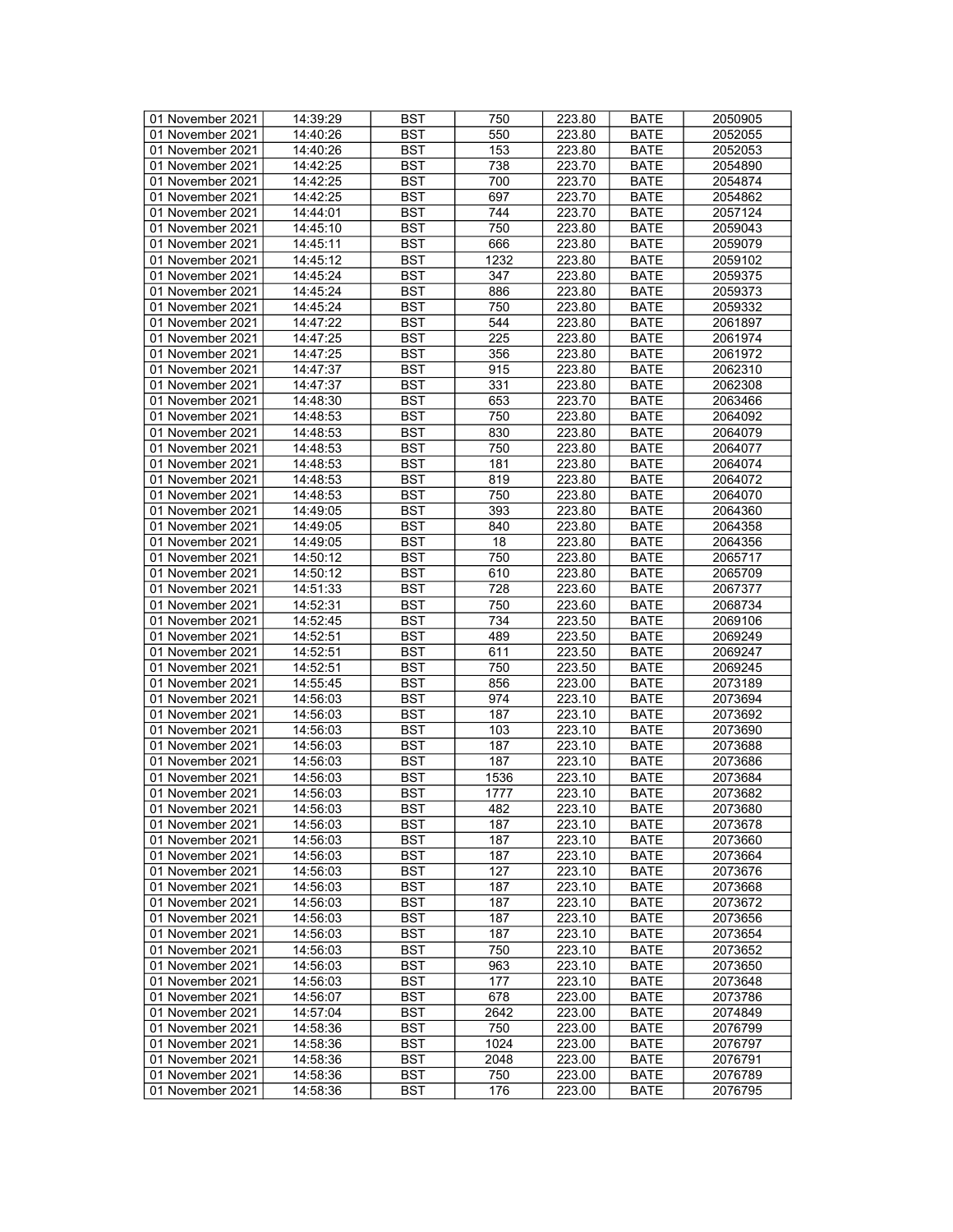| 01 November 2021 | 14:39:29 | BST | 750 | 223.80 | BATE | 2050905 |
|---|---|---|---|---|---|---|
| 01 November 2021 | 14:40:26 | BST | 550 | 223.80 | BATE | 2052055 |
| 01 November 2021 | 14:40:26 | BST | 153 | 223.80 | BATE | 2052053 |
| 01 November 2021 | 14:42:25 | BST | 738 | 223.70 | BATE | 2054890 |
| 01 November 2021 | 14:42:25 | BST | 700 | 223.70 | BATE | 2054874 |
| 01 November 2021 | 14:42:25 | BST | 697 | 223.70 | BATE | 2054862 |
| 01 November 2021 | 14:44:01 | BST | 744 | 223.70 | BATE | 2057124 |
| 01 November 2021 | 14:45:10 | BST | 750 | 223.80 | BATE | 2059043 |
| 01 November 2021 | 14:45:11 | BST | 666 | 223.80 | BATE | 2059079 |
| 01 November 2021 | 14:45:12 | BST | 1232 | 223.80 | BATE | 2059102 |
| 01 November 2021 | 14:45:24 | BST | 347 | 223.80 | BATE | 2059375 |
| 01 November 2021 | 14:45:24 | BST | 886 | 223.80 | BATE | 2059373 |
| 01 November 2021 | 14:45:24 | BST | 750 | 223.80 | BATE | 2059332 |
| 01 November 2021 | 14:47:22 | BST | 544 | 223.80 | BATE | 2061897 |
| 01 November 2021 | 14:47:25 | BST | 225 | 223.80 | BATE | 2061974 |
| 01 November 2021 | 14:47:25 | BST | 356 | 223.80 | BATE | 2061972 |
| 01 November 2021 | 14:47:37 | BST | 915 | 223.80 | BATE | 2062310 |
| 01 November 2021 | 14:47:37 | BST | 331 | 223.80 | BATE | 2062308 |
| 01 November 2021 | 14:48:30 | BST | 653 | 223.70 | BATE | 2063466 |
| 01 November 2021 | 14:48:53 | BST | 750 | 223.80 | BATE | 2064092 |
| 01 November 2021 | 14:48:53 | BST | 830 | 223.80 | BATE | 2064079 |
| 01 November 2021 | 14:48:53 | BST | 750 | 223.80 | BATE | 2064077 |
| 01 November 2021 | 14:48:53 | BST | 181 | 223.80 | BATE | 2064074 |
| 01 November 2021 | 14:48:53 | BST | 819 | 223.80 | BATE | 2064072 |
| 01 November 2021 | 14:48:53 | BST | 750 | 223.80 | BATE | 2064070 |
| 01 November 2021 | 14:49:05 | BST | 393 | 223.80 | BATE | 2064360 |
| 01 November 2021 | 14:49:05 | BST | 840 | 223.80 | BATE | 2064358 |
| 01 November 2021 | 14:49:05 | BST | 18 | 223.80 | BATE | 2064356 |
| 01 November 2021 | 14:50:12 | BST | 750 | 223.80 | BATE | 2065717 |
| 01 November 2021 | 14:50:12 | BST | 610 | 223.80 | BATE | 2065709 |
| 01 November 2021 | 14:51:33 | BST | 728 | 223.60 | BATE | 2067377 |
| 01 November 2021 | 14:52:31 | BST | 750 | 223.60 | BATE | 2068734 |
| 01 November 2021 | 14:52:45 | BST | 734 | 223.50 | BATE | 2069106 |
| 01 November 2021 | 14:52:51 | BST | 489 | 223.50 | BATE | 2069249 |
| 01 November 2021 | 14:52:51 | BST | 611 | 223.50 | BATE | 2069247 |
| 01 November 2021 | 14:52:51 | BST | 750 | 223.50 | BATE | 2069245 |
| 01 November 2021 | 14:55:45 | BST | 856 | 223.00 | BATE | 2073189 |
| 01 November 2021 | 14:56:03 | BST | 974 | 223.10 | BATE | 2073694 |
| 01 November 2021 | 14:56:03 | BST | 187 | 223.10 | BATE | 2073692 |
| 01 November 2021 | 14:56:03 | BST | 103 | 223.10 | BATE | 2073690 |
| 01 November 2021 | 14:56:03 | BST | 187 | 223.10 | BATE | 2073688 |
| 01 November 2021 | 14:56:03 | BST | 187 | 223.10 | BATE | 2073686 |
| 01 November 2021 | 14:56:03 | BST | 1536 | 223.10 | BATE | 2073684 |
| 01 November 2021 | 14:56:03 | BST | 1777 | 223.10 | BATE | 2073682 |
| 01 November 2021 | 14:56:03 | BST | 482 | 223.10 | BATE | 2073680 |
| 01 November 2021 | 14:56:03 | BST | 187 | 223.10 | BATE | 2073678 |
| 01 November 2021 | 14:56:03 | BST | 187 | 223.10 | BATE | 2073660 |
| 01 November 2021 | 14:56:03 | BST | 187 | 223.10 | BATE | 2073664 |
| 01 November 2021 | 14:56:03 | BST | 127 | 223.10 | BATE | 2073676 |
| 01 November 2021 | 14:56:03 | BST | 187 | 223.10 | BATE | 2073668 |
| 01 November 2021 | 14:56:03 | BST | 187 | 223.10 | BATE | 2073672 |
| 01 November 2021 | 14:56:03 | BST | 187 | 223.10 | BATE | 2073656 |
| 01 November 2021 | 14:56:03 | BST | 187 | 223.10 | BATE | 2073654 |
| 01 November 2021 | 14:56:03 | BST | 750 | 223.10 | BATE | 2073652 |
| 01 November 2021 | 14:56:03 | BST | 963 | 223.10 | BATE | 2073650 |
| 01 November 2021 | 14:56:03 | BST | 177 | 223.10 | BATE | 2073648 |
| 01 November 2021 | 14:56:07 | BST | 678 | 223.00 | BATE | 2073786 |
| 01 November 2021 | 14:57:04 | BST | 2642 | 223.00 | BATE | 2074849 |
| 01 November 2021 | 14:58:36 | BST | 750 | 223.00 | BATE | 2076799 |
| 01 November 2021 | 14:58:36 | BST | 1024 | 223.00 | BATE | 2076797 |
| 01 November 2021 | 14:58:36 | BST | 2048 | 223.00 | BATE | 2076791 |
| 01 November 2021 | 14:58:36 | BST | 750 | 223.00 | BATE | 2076789 |
| 01 November 2021 | 14:58:36 | BST | 176 | 223.00 | BATE | 2076795 |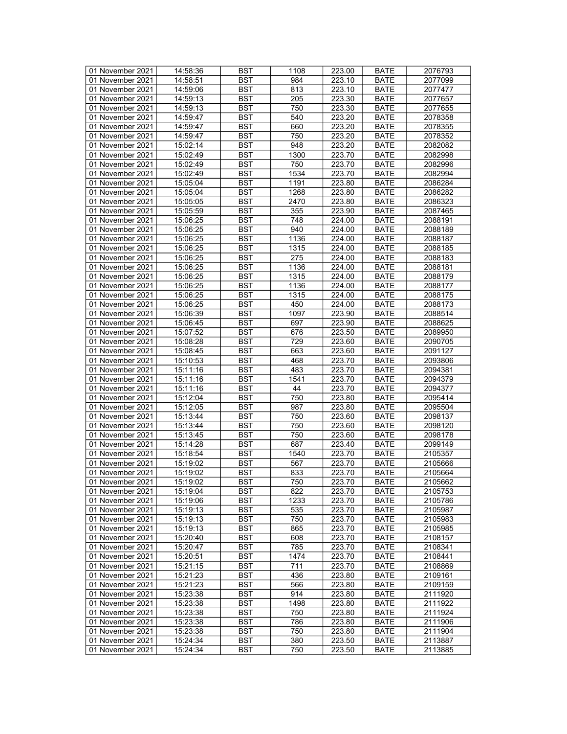| 01 November 2021 | 14:58:36 | BST | 1108 | 223.00 | BATE | 2076793 |
|---|---|---|---|---|---|---|
| 01 November 2021 | 14:58:51 | BST | 984 | 223.10 | BATE | 2077099 |
| 01 November 2021 | 14:59:06 | BST | 813 | 223.10 | BATE | 2077477 |
| 01 November 2021 | 14:59:13 | BST | 205 | 223.30 | BATE | 2077657 |
| 01 November 2021 | 14:59:13 | BST | 750 | 223.30 | BATE | 2077655 |
| 01 November 2021 | 14:59:47 | BST | 540 | 223.20 | BATE | 2078358 |
| 01 November 2021 | 14:59:47 | BST | 660 | 223.20 | BATE | 2078355 |
| 01 November 2021 | 14:59:47 | BST | 750 | 223.20 | BATE | 2078352 |
| 01 November 2021 | 15:02:14 | BST | 948 | 223.20 | BATE | 2082082 |
| 01 November 2021 | 15:02:49 | BST | 1300 | 223.70 | BATE | 2082998 |
| 01 November 2021 | 15:02:49 | BST | 750 | 223.70 | BATE | 2082996 |
| 01 November 2021 | 15:02:49 | BST | 1534 | 223.70 | BATE | 2082994 |
| 01 November 2021 | 15:05:04 | BST | 1191 | 223.80 | BATE | 2086284 |
| 01 November 2021 | 15:05:04 | BST | 1268 | 223.80 | BATE | 2086282 |
| 01 November 2021 | 15:05:05 | BST | 2470 | 223.80 | BATE | 2086323 |
| 01 November 2021 | 15:05:59 | BST | 355 | 223.90 | BATE | 2087465 |
| 01 November 2021 | 15:06:25 | BST | 748 | 224.00 | BATE | 2088191 |
| 01 November 2021 | 15:06:25 | BST | 940 | 224.00 | BATE | 2088189 |
| 01 November 2021 | 15:06:25 | BST | 1136 | 224.00 | BATE | 2088187 |
| 01 November 2021 | 15:06:25 | BST | 1315 | 224.00 | BATE | 2088185 |
| 01 November 2021 | 15:06:25 | BST | 275 | 224.00 | BATE | 2088183 |
| 01 November 2021 | 15:06:25 | BST | 1136 | 224.00 | BATE | 2088181 |
| 01 November 2021 | 15:06:25 | BST | 1315 | 224.00 | BATE | 2088179 |
| 01 November 2021 | 15:06:25 | BST | 1136 | 224.00 | BATE | 2088177 |
| 01 November 2021 | 15:06:25 | BST | 1315 | 224.00 | BATE | 2088175 |
| 01 November 2021 | 15:06:25 | BST | 450 | 224.00 | BATE | 2088173 |
| 01 November 2021 | 15:06:39 | BST | 1097 | 223.90 | BATE | 2088514 |
| 01 November 2021 | 15:06:45 | BST | 697 | 223.90 | BATE | 2088625 |
| 01 November 2021 | 15:07:52 | BST | 676 | 223.50 | BATE | 2089950 |
| 01 November 2021 | 15:08:28 | BST | 729 | 223.60 | BATE | 2090705 |
| 01 November 2021 | 15:08:45 | BST | 663 | 223.60 | BATE | 2091127 |
| 01 November 2021 | 15:10:53 | BST | 468 | 223.70 | BATE | 2093806 |
| 01 November 2021 | 15:11:16 | BST | 483 | 223.70 | BATE | 2094381 |
| 01 November 2021 | 15:11:16 | BST | 1541 | 223.70 | BATE | 2094379 |
| 01 November 2021 | 15:11:16 | BST | 44 | 223.70 | BATE | 2094377 |
| 01 November 2021 | 15:12:04 | BST | 750 | 223.80 | BATE | 2095414 |
| 01 November 2021 | 15:12:05 | BST | 987 | 223.80 | BATE | 2095504 |
| 01 November 2021 | 15:13:44 | BST | 750 | 223.60 | BATE | 2098137 |
| 01 November 2021 | 15:13:44 | BST | 750 | 223.60 | BATE | 2098120 |
| 01 November 2021 | 15:13:45 | BST | 750 | 223.60 | BATE | 2098178 |
| 01 November 2021 | 15:14:28 | BST | 687 | 223.40 | BATE | 2099149 |
| 01 November 2021 | 15:18:54 | BST | 1540 | 223.70 | BATE | 2105357 |
| 01 November 2021 | 15:19:02 | BST | 567 | 223.70 | BATE | 2105666 |
| 01 November 2021 | 15:19:02 | BST | 833 | 223.70 | BATE | 2105664 |
| 01 November 2021 | 15:19:02 | BST | 750 | 223.70 | BATE | 2105662 |
| 01 November 2021 | 15:19:04 | BST | 822 | 223.70 | BATE | 2105753 |
| 01 November 2021 | 15:19:06 | BST | 1233 | 223.70 | BATE | 2105786 |
| 01 November 2021 | 15:19:13 | BST | 535 | 223.70 | BATE | 2105987 |
| 01 November 2021 | 15:19:13 | BST | 750 | 223.70 | BATE | 2105983 |
| 01 November 2021 | 15:19:13 | BST | 865 | 223.70 | BATE | 2105985 |
| 01 November 2021 | 15:20:40 | BST | 608 | 223.70 | BATE | 2108157 |
| 01 November 2021 | 15:20:47 | BST | 785 | 223.70 | BATE | 2108341 |
| 01 November 2021 | 15:20:51 | BST | 1474 | 223.70 | BATE | 2108441 |
| 01 November 2021 | 15:21:15 | BST | 711 | 223.70 | BATE | 2108869 |
| 01 November 2021 | 15:21:23 | BST | 436 | 223.80 | BATE | 2109161 |
| 01 November 2021 | 15:21:23 | BST | 566 | 223.80 | BATE | 2109159 |
| 01 November 2021 | 15:23:38 | BST | 914 | 223.80 | BATE | 2111920 |
| 01 November 2021 | 15:23:38 | BST | 1498 | 223.80 | BATE | 2111922 |
| 01 November 2021 | 15:23:38 | BST | 750 | 223.80 | BATE | 2111924 |
| 01 November 2021 | 15:23:38 | BST | 786 | 223.80 | BATE | 2111906 |
| 01 November 2021 | 15:23:38 | BST | 750 | 223.80 | BATE | 2111904 |
| 01 November 2021 | 15:24:34 | BST | 380 | 223.50 | BATE | 2113887 |
| 01 November 2021 | 15:24:34 | BST | 750 | 223.50 | BATE | 2113885 |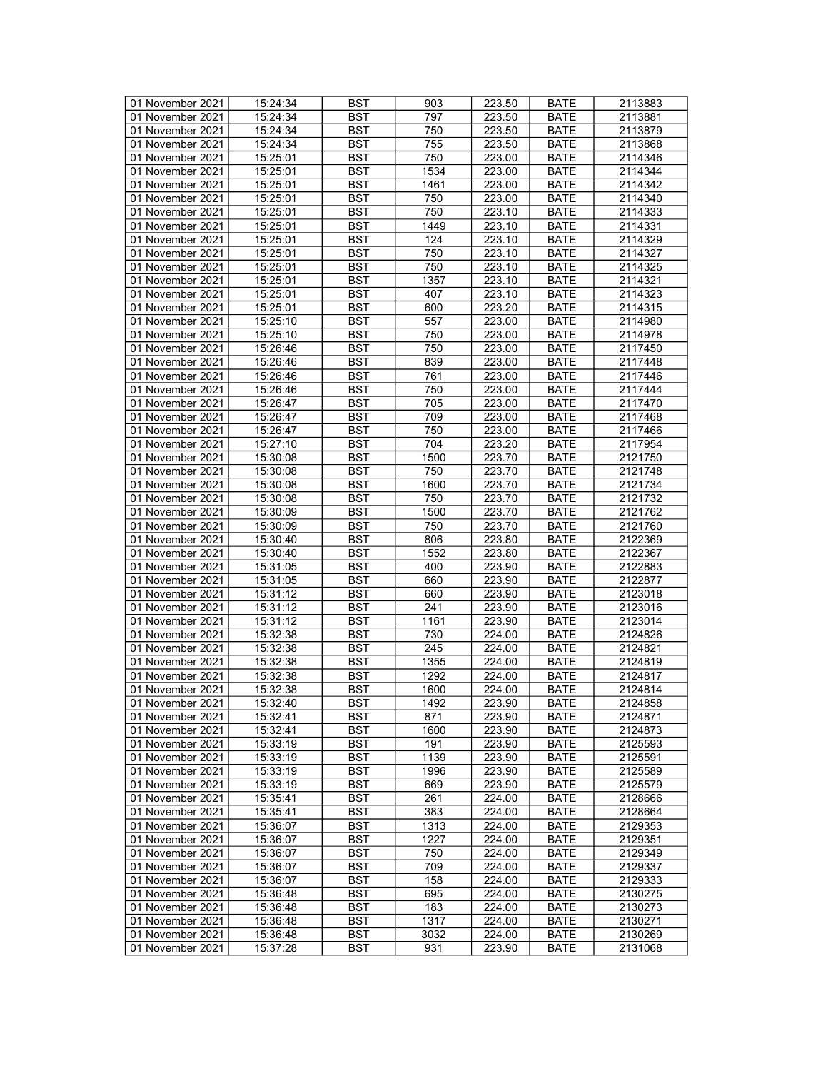| 01 November 2021 | 15:24:34 | BST | 903 | 223.50 | BATE | 2113883 |
|---|---|---|---|---|---|---|
| 01 November 2021 | 15:24:34 | BST | 797 | 223.50 | BATE | 2113881 |
| 01 November 2021 | 15:24:34 | BST | 750 | 223.50 | BATE | 2113879 |
| 01 November 2021 | 15:24:34 | BST | 755 | 223.50 | BATE | 2113868 |
| 01 November 2021 | 15:25:01 | BST | 750 | 223.00 | BATE | 2114346 |
| 01 November 2021 | 15:25:01 | BST | 1534 | 223.00 | BATE | 2114344 |
| 01 November 2021 | 15:25:01 | BST | 1461 | 223.00 | BATE | 2114342 |
| 01 November 2021 | 15:25:01 | BST | 750 | 223.00 | BATE | 2114340 |
| 01 November 2021 | 15:25:01 | BST | 750 | 223.10 | BATE | 2114333 |
| 01 November 2021 | 15:25:01 | BST | 1449 | 223.10 | BATE | 2114331 |
| 01 November 2021 | 15:25:01 | BST | 124 | 223.10 | BATE | 2114329 |
| 01 November 2021 | 15:25:01 | BST | 750 | 223.10 | BATE | 2114327 |
| 01 November 2021 | 15:25:01 | BST | 750 | 223.10 | BATE | 2114325 |
| 01 November 2021 | 15:25:01 | BST | 1357 | 223.10 | BATE | 2114321 |
| 01 November 2021 | 15:25:01 | BST | 407 | 223.10 | BATE | 2114323 |
| 01 November 2021 | 15:25:01 | BST | 600 | 223.20 | BATE | 2114315 |
| 01 November 2021 | 15:25:10 | BST | 557 | 223.00 | BATE | 2114980 |
| 01 November 2021 | 15:25:10 | BST | 750 | 223.00 | BATE | 2114978 |
| 01 November 2021 | 15:26:46 | BST | 750 | 223.00 | BATE | 2117450 |
| 01 November 2021 | 15:26:46 | BST | 839 | 223.00 | BATE | 2117448 |
| 01 November 2021 | 15:26:46 | BST | 761 | 223.00 | BATE | 2117446 |
| 01 November 2021 | 15:26:46 | BST | 750 | 223.00 | BATE | 2117444 |
| 01 November 2021 | 15:26:47 | BST | 705 | 223.00 | BATE | 2117470 |
| 01 November 2021 | 15:26:47 | BST | 709 | 223.00 | BATE | 2117468 |
| 01 November 2021 | 15:26:47 | BST | 750 | 223.00 | BATE | 2117466 |
| 01 November 2021 | 15:27:10 | BST | 704 | 223.20 | BATE | 2117954 |
| 01 November 2021 | 15:30:08 | BST | 1500 | 223.70 | BATE | 2121750 |
| 01 November 2021 | 15:30:08 | BST | 750 | 223.70 | BATE | 2121748 |
| 01 November 2021 | 15:30:08 | BST | 1600 | 223.70 | BATE | 2121734 |
| 01 November 2021 | 15:30:08 | BST | 750 | 223.70 | BATE | 2121732 |
| 01 November 2021 | 15:30:09 | BST | 1500 | 223.70 | BATE | 2121762 |
| 01 November 2021 | 15:30:09 | BST | 750 | 223.70 | BATE | 2121760 |
| 01 November 2021 | 15:30:40 | BST | 806 | 223.80 | BATE | 2122369 |
| 01 November 2021 | 15:30:40 | BST | 1552 | 223.80 | BATE | 2122367 |
| 01 November 2021 | 15:31:05 | BST | 400 | 223.90 | BATE | 2122883 |
| 01 November 2021 | 15:31:05 | BST | 660 | 223.90 | BATE | 2122877 |
| 01 November 2021 | 15:31:12 | BST | 660 | 223.90 | BATE | 2123018 |
| 01 November 2021 | 15:31:12 | BST | 241 | 223.90 | BATE | 2123016 |
| 01 November 2021 | 15:31:12 | BST | 1161 | 223.90 | BATE | 2123014 |
| 01 November 2021 | 15:32:38 | BST | 730 | 224.00 | BATE | 2124826 |
| 01 November 2021 | 15:32:38 | BST | 245 | 224.00 | BATE | 2124821 |
| 01 November 2021 | 15:32:38 | BST | 1355 | 224.00 | BATE | 2124819 |
| 01 November 2021 | 15:32:38 | BST | 1292 | 224.00 | BATE | 2124817 |
| 01 November 2021 | 15:32:38 | BST | 1600 | 224.00 | BATE | 2124814 |
| 01 November 2021 | 15:32:40 | BST | 1492 | 223.90 | BATE | 2124858 |
| 01 November 2021 | 15:32:41 | BST | 871 | 223.90 | BATE | 2124871 |
| 01 November 2021 | 15:32:41 | BST | 1600 | 223.90 | BATE | 2124873 |
| 01 November 2021 | 15:33:19 | BST | 191 | 223.90 | BATE | 2125593 |
| 01 November 2021 | 15:33:19 | BST | 1139 | 223.90 | BATE | 2125591 |
| 01 November 2021 | 15:33:19 | BST | 1996 | 223.90 | BATE | 2125589 |
| 01 November 2021 | 15:33:19 | BST | 669 | 223.90 | BATE | 2125579 |
| 01 November 2021 | 15:35:41 | BST | 261 | 224.00 | BATE | 2128666 |
| 01 November 2021 | 15:35:41 | BST | 383 | 224.00 | BATE | 2128664 |
| 01 November 2021 | 15:36:07 | BST | 1313 | 224.00 | BATE | 2129353 |
| 01 November 2021 | 15:36:07 | BST | 1227 | 224.00 | BATE | 2129351 |
| 01 November 2021 | 15:36:07 | BST | 750 | 224.00 | BATE | 2129349 |
| 01 November 2021 | 15:36:07 | BST | 709 | 224.00 | BATE | 2129337 |
| 01 November 2021 | 15:36:07 | BST | 158 | 224.00 | BATE | 2129333 |
| 01 November 2021 | 15:36:48 | BST | 695 | 224.00 | BATE | 2130275 |
| 01 November 2021 | 15:36:48 | BST | 183 | 224.00 | BATE | 2130273 |
| 01 November 2021 | 15:36:48 | BST | 1317 | 224.00 | BATE | 2130271 |
| 01 November 2021 | 15:36:48 | BST | 3032 | 224.00 | BATE | 2130269 |
| 01 November 2021 | 15:37:28 | BST | 931 | 223.90 | BATE | 2131068 |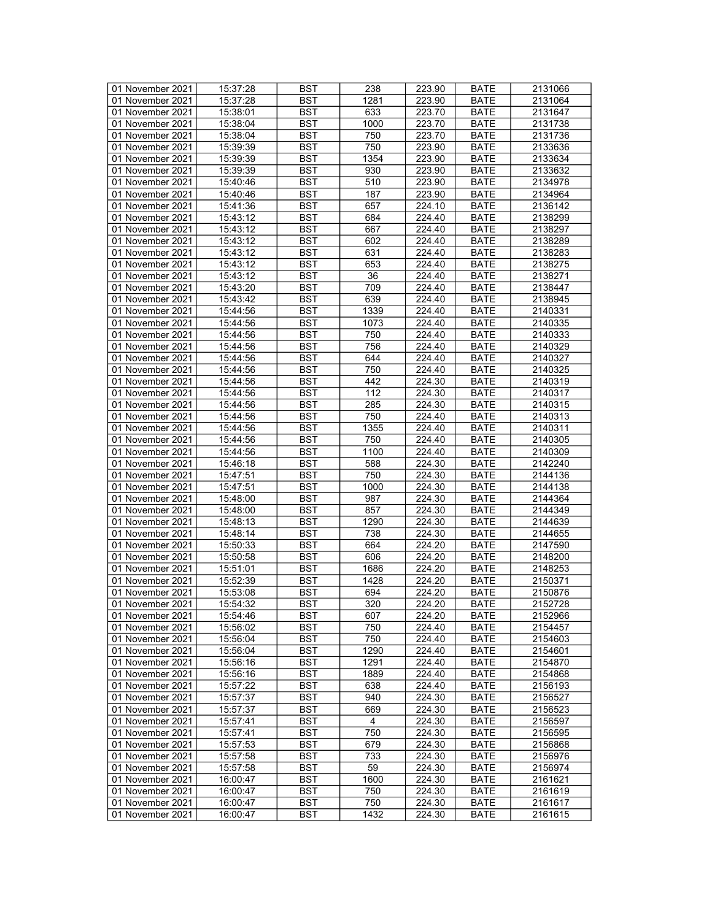| 01 November 2021 | 15:37:28 | BST | 238 | 223.90 | BATE | 2131066 |
|---|---|---|---|---|---|---|
| 01 November 2021 | 15:37:28 | BST | 1281 | 223.90 | BATE | 2131064 |
| 01 November 2021 | 15:38:01 | BST | 633 | 223.70 | BATE | 2131647 |
| 01 November 2021 | 15:38:04 | BST | 1000 | 223.70 | BATE | 2131738 |
| 01 November 2021 | 15:38:04 | BST | 750 | 223.70 | BATE | 2131736 |
| 01 November 2021 | 15:39:39 | BST | 750 | 223.90 | BATE | 2133636 |
| 01 November 2021 | 15:39:39 | BST | 1354 | 223.90 | BATE | 2133634 |
| 01 November 2021 | 15:39:39 | BST | 930 | 223.90 | BATE | 2133632 |
| 01 November 2021 | 15:40:46 | BST | 510 | 223.90 | BATE | 2134978 |
| 01 November 2021 | 15:40:46 | BST | 187 | 223.90 | BATE | 2134964 |
| 01 November 2021 | 15:41:36 | BST | 657 | 224.10 | BATE | 2136142 |
| 01 November 2021 | 15:43:12 | BST | 684 | 224.40 | BATE | 2138299 |
| 01 November 2021 | 15:43:12 | BST | 667 | 224.40 | BATE | 2138297 |
| 01 November 2021 | 15:43:12 | BST | 602 | 224.40 | BATE | 2138289 |
| 01 November 2021 | 15:43:12 | BST | 631 | 224.40 | BATE | 2138283 |
| 01 November 2021 | 15:43:12 | BST | 653 | 224.40 | BATE | 2138275 |
| 01 November 2021 | 15:43:12 | BST | 36 | 224.40 | BATE | 2138271 |
| 01 November 2021 | 15:43:20 | BST | 709 | 224.40 | BATE | 2138447 |
| 01 November 2021 | 15:43:42 | BST | 639 | 224.40 | BATE | 2138945 |
| 01 November 2021 | 15:44:56 | BST | 1339 | 224.40 | BATE | 2140331 |
| 01 November 2021 | 15:44:56 | BST | 1073 | 224.40 | BATE | 2140335 |
| 01 November 2021 | 15:44:56 | BST | 750 | 224.40 | BATE | 2140333 |
| 01 November 2021 | 15:44:56 | BST | 756 | 224.40 | BATE | 2140329 |
| 01 November 2021 | 15:44:56 | BST | 644 | 224.40 | BATE | 2140327 |
| 01 November 2021 | 15:44:56 | BST | 750 | 224.40 | BATE | 2140325 |
| 01 November 2021 | 15:44:56 | BST | 442 | 224.30 | BATE | 2140319 |
| 01 November 2021 | 15:44:56 | BST | 112 | 224.30 | BATE | 2140317 |
| 01 November 2021 | 15:44:56 | BST | 285 | 224.30 | BATE | 2140315 |
| 01 November 2021 | 15:44:56 | BST | 750 | 224.40 | BATE | 2140313 |
| 01 November 2021 | 15:44:56 | BST | 1355 | 224.40 | BATE | 2140311 |
| 01 November 2021 | 15:44:56 | BST | 750 | 224.40 | BATE | 2140305 |
| 01 November 2021 | 15:44:56 | BST | 1100 | 224.40 | BATE | 2140309 |
| 01 November 2021 | 15:46:18 | BST | 588 | 224.30 | BATE | 2142240 |
| 01 November 2021 | 15:47:51 | BST | 750 | 224.30 | BATE | 2144136 |
| 01 November 2021 | 15:47:51 | BST | 1000 | 224.30 | BATE | 2144138 |
| 01 November 2021 | 15:48:00 | BST | 987 | 224.30 | BATE | 2144364 |
| 01 November 2021 | 15:48:00 | BST | 857 | 224.30 | BATE | 2144349 |
| 01 November 2021 | 15:48:13 | BST | 1290 | 224.30 | BATE | 2144639 |
| 01 November 2021 | 15:48:14 | BST | 738 | 224.30 | BATE | 2144655 |
| 01 November 2021 | 15:50:33 | BST | 664 | 224.20 | BATE | 2147590 |
| 01 November 2021 | 15:50:58 | BST | 606 | 224.20 | BATE | 2148200 |
| 01 November 2021 | 15:51:01 | BST | 1686 | 224.20 | BATE | 2148253 |
| 01 November 2021 | 15:52:39 | BST | 1428 | 224.20 | BATE | 2150371 |
| 01 November 2021 | 15:53:08 | BST | 694 | 224.20 | BATE | 2150876 |
| 01 November 2021 | 15:54:32 | BST | 320 | 224.20 | BATE | 2152728 |
| 01 November 2021 | 15:54:46 | BST | 607 | 224.20 | BATE | 2152966 |
| 01 November 2021 | 15:56:02 | BST | 750 | 224.40 | BATE | 2154457 |
| 01 November 2021 | 15:56:04 | BST | 750 | 224.40 | BATE | 2154603 |
| 01 November 2021 | 15:56:04 | BST | 1290 | 224.40 | BATE | 2154601 |
| 01 November 2021 | 15:56:16 | BST | 1291 | 224.40 | BATE | 2154870 |
| 01 November 2021 | 15:56:16 | BST | 1889 | 224.40 | BATE | 2154868 |
| 01 November 2021 | 15:57:22 | BST | 638 | 224.40 | BATE | 2156193 |
| 01 November 2021 | 15:57:37 | BST | 940 | 224.30 | BATE | 2156527 |
| 01 November 2021 | 15:57:37 | BST | 669 | 224.30 | BATE | 2156523 |
| 01 November 2021 | 15:57:41 | BST | 4 | 224.30 | BATE | 2156597 |
| 01 November 2021 | 15:57:41 | BST | 750 | 224.30 | BATE | 2156595 |
| 01 November 2021 | 15:57:53 | BST | 679 | 224.30 | BATE | 2156868 |
| 01 November 2021 | 15:57:58 | BST | 733 | 224.30 | BATE | 2156976 |
| 01 November 2021 | 15:57:58 | BST | 59 | 224.30 | BATE | 2156974 |
| 01 November 2021 | 16:00:47 | BST | 1600 | 224.30 | BATE | 2161621 |
| 01 November 2021 | 16:00:47 | BST | 750 | 224.30 | BATE | 2161619 |
| 01 November 2021 | 16:00:47 | BST | 750 | 224.30 | BATE | 2161617 |
| 01 November 2021 | 16:00:47 | BST | 1432 | 224.30 | BATE | 2161615 |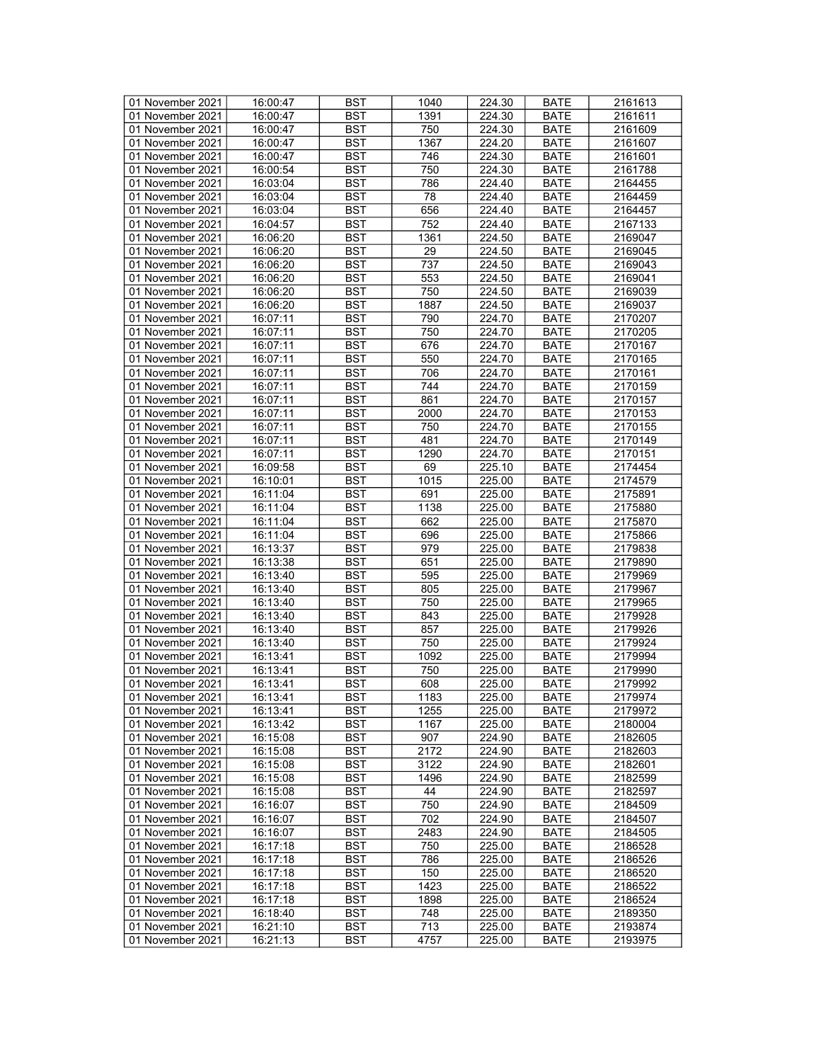| 01 November 2021 | 16:00:47 | BST | 1040 | 224.30 | BATE | 2161613 |
|---|---|---|---|---|---|---|
| 01 November 2021 | 16:00:47 | BST | 1391 | 224.30 | BATE | 2161611 |
| 01 November 2021 | 16:00:47 | BST | 750 | 224.30 | BATE | 2161609 |
| 01 November 2021 | 16:00:47 | BST | 1367 | 224.20 | BATE | 2161607 |
| 01 November 2021 | 16:00:47 | BST | 746 | 224.30 | BATE | 2161601 |
| 01 November 2021 | 16:00:54 | BST | 750 | 224.30 | BATE | 2161788 |
| 01 November 2021 | 16:03:04 | BST | 786 | 224.40 | BATE | 2164455 |
| 01 November 2021 | 16:03:04 | BST | 78 | 224.40 | BATE | 2164459 |
| 01 November 2021 | 16:03:04 | BST | 656 | 224.40 | BATE | 2164457 |
| 01 November 2021 | 16:04:57 | BST | 752 | 224.40 | BATE | 2167133 |
| 01 November 2021 | 16:06:20 | BST | 1361 | 224.50 | BATE | 2169047 |
| 01 November 2021 | 16:06:20 | BST | 29 | 224.50 | BATE | 2169045 |
| 01 November 2021 | 16:06:20 | BST | 737 | 224.50 | BATE | 2169043 |
| 01 November 2021 | 16:06:20 | BST | 553 | 224.50 | BATE | 2169041 |
| 01 November 2021 | 16:06:20 | BST | 750 | 224.50 | BATE | 2169039 |
| 01 November 2021 | 16:06:20 | BST | 1887 | 224.50 | BATE | 2169037 |
| 01 November 2021 | 16:07:11 | BST | 790 | 224.70 | BATE | 2170207 |
| 01 November 2021 | 16:07:11 | BST | 750 | 224.70 | BATE | 2170205 |
| 01 November 2021 | 16:07:11 | BST | 676 | 224.70 | BATE | 2170167 |
| 01 November 2021 | 16:07:11 | BST | 550 | 224.70 | BATE | 2170165 |
| 01 November 2021 | 16:07:11 | BST | 706 | 224.70 | BATE | 2170161 |
| 01 November 2021 | 16:07:11 | BST | 744 | 224.70 | BATE | 2170159 |
| 01 November 2021 | 16:07:11 | BST | 861 | 224.70 | BATE | 2170157 |
| 01 November 2021 | 16:07:11 | BST | 2000 | 224.70 | BATE | 2170153 |
| 01 November 2021 | 16:07:11 | BST | 750 | 224.70 | BATE | 2170155 |
| 01 November 2021 | 16:07:11 | BST | 481 | 224.70 | BATE | 2170149 |
| 01 November 2021 | 16:07:11 | BST | 1290 | 224.70 | BATE | 2170151 |
| 01 November 2021 | 16:09:58 | BST | 69 | 225.10 | BATE | 2174454 |
| 01 November 2021 | 16:10:01 | BST | 1015 | 225.00 | BATE | 2174579 |
| 01 November 2021 | 16:11:04 | BST | 691 | 225.00 | BATE | 2175891 |
| 01 November 2021 | 16:11:04 | BST | 1138 | 225.00 | BATE | 2175880 |
| 01 November 2021 | 16:11:04 | BST | 662 | 225.00 | BATE | 2175870 |
| 01 November 2021 | 16:11:04 | BST | 696 | 225.00 | BATE | 2175866 |
| 01 November 2021 | 16:13:37 | BST | 979 | 225.00 | BATE | 2179838 |
| 01 November 2021 | 16:13:38 | BST | 651 | 225.00 | BATE | 2179890 |
| 01 November 2021 | 16:13:40 | BST | 595 | 225.00 | BATE | 2179969 |
| 01 November 2021 | 16:13:40 | BST | 805 | 225.00 | BATE | 2179967 |
| 01 November 2021 | 16:13:40 | BST | 750 | 225.00 | BATE | 2179965 |
| 01 November 2021 | 16:13:40 | BST | 843 | 225.00 | BATE | 2179928 |
| 01 November 2021 | 16:13:40 | BST | 857 | 225.00 | BATE | 2179926 |
| 01 November 2021 | 16:13:40 | BST | 750 | 225.00 | BATE | 2179924 |
| 01 November 2021 | 16:13:41 | BST | 1092 | 225.00 | BATE | 2179994 |
| 01 November 2021 | 16:13:41 | BST | 750 | 225.00 | BATE | 2179990 |
| 01 November 2021 | 16:13:41 | BST | 608 | 225.00 | BATE | 2179992 |
| 01 November 2021 | 16:13:41 | BST | 1183 | 225.00 | BATE | 2179974 |
| 01 November 2021 | 16:13:41 | BST | 1255 | 225.00 | BATE | 2179972 |
| 01 November 2021 | 16:13:42 | BST | 1167 | 225.00 | BATE | 2180004 |
| 01 November 2021 | 16:15:08 | BST | 907 | 224.90 | BATE | 2182605 |
| 01 November 2021 | 16:15:08 | BST | 2172 | 224.90 | BATE | 2182603 |
| 01 November 2021 | 16:15:08 | BST | 3122 | 224.90 | BATE | 2182601 |
| 01 November 2021 | 16:15:08 | BST | 1496 | 224.90 | BATE | 2182599 |
| 01 November 2021 | 16:15:08 | BST | 44 | 224.90 | BATE | 2182597 |
| 01 November 2021 | 16:16:07 | BST | 750 | 224.90 | BATE | 2184509 |
| 01 November 2021 | 16:16:07 | BST | 702 | 224.90 | BATE | 2184507 |
| 01 November 2021 | 16:16:07 | BST | 2483 | 224.90 | BATE | 2184505 |
| 01 November 2021 | 16:17:18 | BST | 750 | 225.00 | BATE | 2186528 |
| 01 November 2021 | 16:17:18 | BST | 786 | 225.00 | BATE | 2186526 |
| 01 November 2021 | 16:17:18 | BST | 150 | 225.00 | BATE | 2186520 |
| 01 November 2021 | 16:17:18 | BST | 1423 | 225.00 | BATE | 2186522 |
| 01 November 2021 | 16:17:18 | BST | 1898 | 225.00 | BATE | 2186524 |
| 01 November 2021 | 16:18:40 | BST | 748 | 225.00 | BATE | 2189350 |
| 01 November 2021 | 16:21:10 | BST | 713 | 225.00 | BATE | 2193874 |
| 01 November 2021 | 16:21:13 | BST | 4757 | 225.00 | BATE | 2193975 |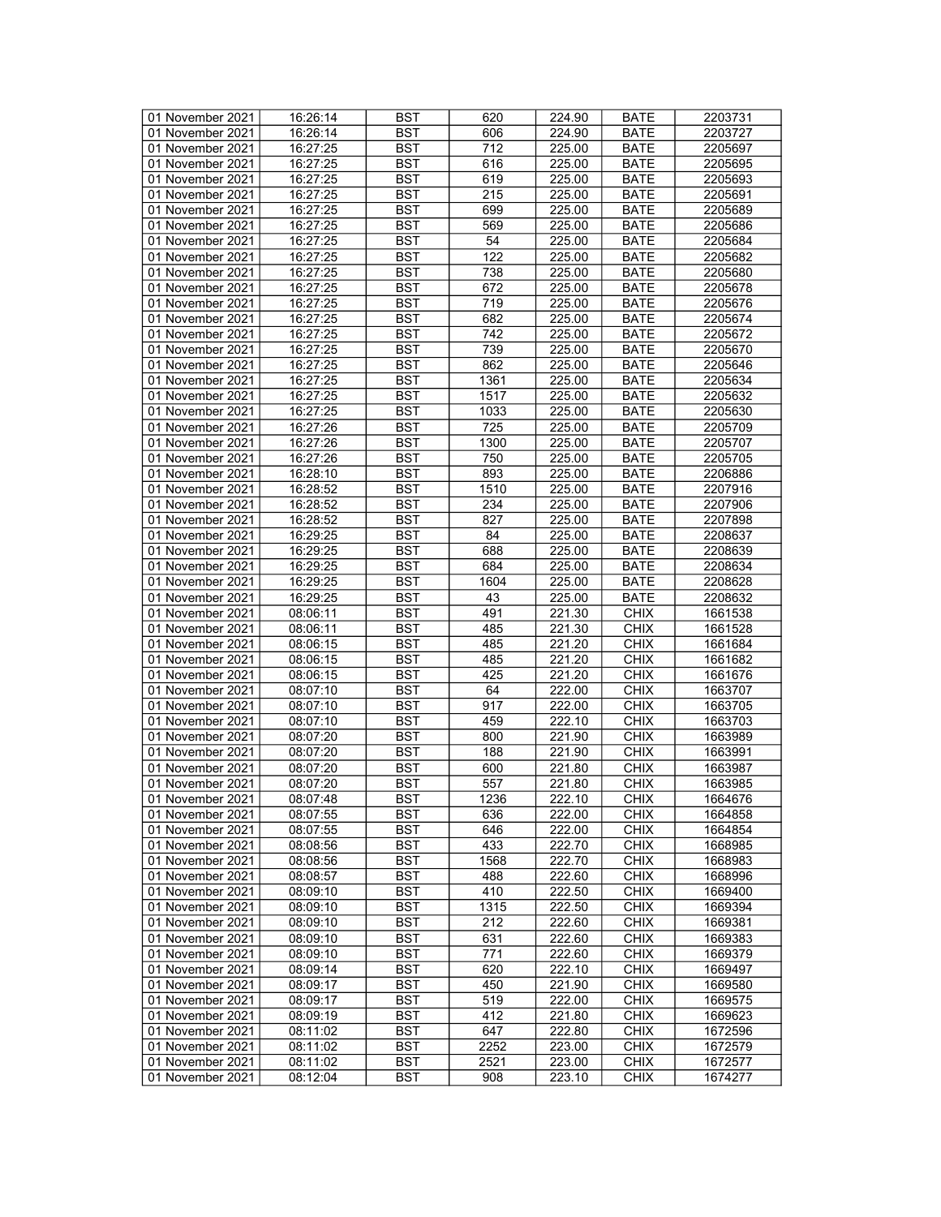| 01 November 2021 | 16:26:14 | BST | 620 | 224.90 | BATE | 2203731 |
|---|---|---|---|---|---|---|
| 01 November 2021 | 16:26:14 | BST | 606 | 224.90 | BATE | 2203727 |
| 01 November 2021 | 16:27:25 | BST | 712 | 225.00 | BATE | 2205697 |
| 01 November 2021 | 16:27:25 | BST | 616 | 225.00 | BATE | 2205695 |
| 01 November 2021 | 16:27:25 | BST | 619 | 225.00 | BATE | 2205693 |
| 01 November 2021 | 16:27:25 | BST | 215 | 225.00 | BATE | 2205691 |
| 01 November 2021 | 16:27:25 | BST | 699 | 225.00 | BATE | 2205689 |
| 01 November 2021 | 16:27:25 | BST | 569 | 225.00 | BATE | 2205686 |
| 01 November 2021 | 16:27:25 | BST | 54 | 225.00 | BATE | 2205684 |
| 01 November 2021 | 16:27:25 | BST | 122 | 225.00 | BATE | 2205682 |
| 01 November 2021 | 16:27:25 | BST | 738 | 225.00 | BATE | 2205680 |
| 01 November 2021 | 16:27:25 | BST | 672 | 225.00 | BATE | 2205678 |
| 01 November 2021 | 16:27:25 | BST | 719 | 225.00 | BATE | 2205676 |
| 01 November 2021 | 16:27:25 | BST | 682 | 225.00 | BATE | 2205674 |
| 01 November 2021 | 16:27:25 | BST | 742 | 225.00 | BATE | 2205672 |
| 01 November 2021 | 16:27:25 | BST | 739 | 225.00 | BATE | 2205670 |
| 01 November 2021 | 16:27:25 | BST | 862 | 225.00 | BATE | 2205646 |
| 01 November 2021 | 16:27:25 | BST | 1361 | 225.00 | BATE | 2205634 |
| 01 November 2021 | 16:27:25 | BST | 1517 | 225.00 | BATE | 2205632 |
| 01 November 2021 | 16:27:25 | BST | 1033 | 225.00 | BATE | 2205630 |
| 01 November 2021 | 16:27:26 | BST | 725 | 225.00 | BATE | 2205709 |
| 01 November 2021 | 16:27:26 | BST | 1300 | 225.00 | BATE | 2205707 |
| 01 November 2021 | 16:27:26 | BST | 750 | 225.00 | BATE | 2205705 |
| 01 November 2021 | 16:28:10 | BST | 893 | 225.00 | BATE | 2206886 |
| 01 November 2021 | 16:28:52 | BST | 1510 | 225.00 | BATE | 2207916 |
| 01 November 2021 | 16:28:52 | BST | 234 | 225.00 | BATE | 2207906 |
| 01 November 2021 | 16:28:52 | BST | 827 | 225.00 | BATE | 2207898 |
| 01 November 2021 | 16:29:25 | BST | 84 | 225.00 | BATE | 2208637 |
| 01 November 2021 | 16:29:25 | BST | 688 | 225.00 | BATE | 2208639 |
| 01 November 2021 | 16:29:25 | BST | 684 | 225.00 | BATE | 2208634 |
| 01 November 2021 | 16:29:25 | BST | 1604 | 225.00 | BATE | 2208628 |
| 01 November 2021 | 16:29:25 | BST | 43 | 225.00 | BATE | 2208632 |
| 01 November 2021 | 08:06:11 | BST | 491 | 221.30 | CHIX | 1661538 |
| 01 November 2021 | 08:06:11 | BST | 485 | 221.30 | CHIX | 1661528 |
| 01 November 2021 | 08:06:15 | BST | 485 | 221.20 | CHIX | 1661684 |
| 01 November 2021 | 08:06:15 | BST | 485 | 221.20 | CHIX | 1661682 |
| 01 November 2021 | 08:06:15 | BST | 425 | 221.20 | CHIX | 1661676 |
| 01 November 2021 | 08:07:10 | BST | 64 | 222.00 | CHIX | 1663707 |
| 01 November 2021 | 08:07:10 | BST | 917 | 222.00 | CHIX | 1663705 |
| 01 November 2021 | 08:07:10 | BST | 459 | 222.10 | CHIX | 1663703 |
| 01 November 2021 | 08:07:20 | BST | 800 | 221.90 | CHIX | 1663989 |
| 01 November 2021 | 08:07:20 | BST | 188 | 221.90 | CHIX | 1663991 |
| 01 November 2021 | 08:07:20 | BST | 600 | 221.80 | CHIX | 1663987 |
| 01 November 2021 | 08:07:20 | BST | 557 | 221.80 | CHIX | 1663985 |
| 01 November 2021 | 08:07:48 | BST | 1236 | 222.10 | CHIX | 1664676 |
| 01 November 2021 | 08:07:55 | BST | 636 | 222.00 | CHIX | 1664858 |
| 01 November 2021 | 08:07:55 | BST | 646 | 222.00 | CHIX | 1664854 |
| 01 November 2021 | 08:08:56 | BST | 433 | 222.70 | CHIX | 1668985 |
| 01 November 2021 | 08:08:56 | BST | 1568 | 222.70 | CHIX | 1668983 |
| 01 November 2021 | 08:08:57 | BST | 488 | 222.60 | CHIX | 1668996 |
| 01 November 2021 | 08:09:10 | BST | 410 | 222.50 | CHIX | 1669400 |
| 01 November 2021 | 08:09:10 | BST | 1315 | 222.50 | CHIX | 1669394 |
| 01 November 2021 | 08:09:10 | BST | 212 | 222.60 | CHIX | 1669381 |
| 01 November 2021 | 08:09:10 | BST | 631 | 222.60 | CHIX | 1669383 |
| 01 November 2021 | 08:09:10 | BST | 771 | 222.60 | CHIX | 1669379 |
| 01 November 2021 | 08:09:14 | BST | 620 | 222.10 | CHIX | 1669497 |
| 01 November 2021 | 08:09:17 | BST | 450 | 221.90 | CHIX | 1669580 |
| 01 November 2021 | 08:09:17 | BST | 519 | 222.00 | CHIX | 1669575 |
| 01 November 2021 | 08:09:19 | BST | 412 | 221.80 | CHIX | 1669623 |
| 01 November 2021 | 08:11:02 | BST | 647 | 222.80 | CHIX | 1672596 |
| 01 November 2021 | 08:11:02 | BST | 2252 | 223.00 | CHIX | 1672579 |
| 01 November 2021 | 08:11:02 | BST | 2521 | 223.00 | CHIX | 1672577 |
| 01 November 2021 | 08:12:04 | BST | 908 | 223.10 | CHIX | 1674277 |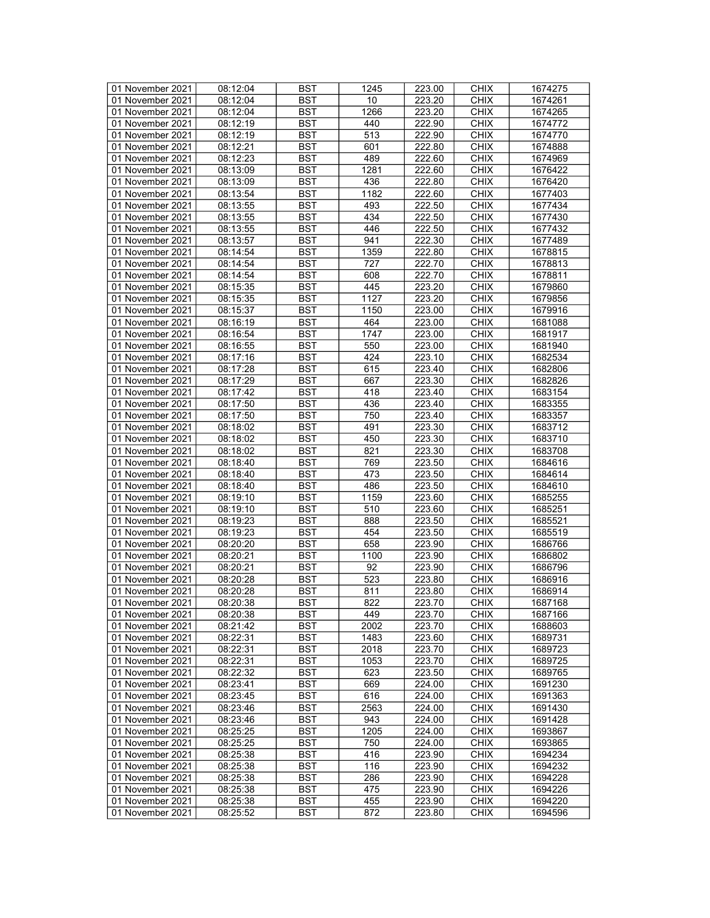| 01 November 2021 | 08:12:04 | BST | 1245 | 223.00 | CHIX | 1674275 |
|---|---|---|---|---|---|---|
| 01 November 2021 | 08:12:04 | BST | 10 | 223.20 | CHIX | 1674261 |
| 01 November 2021 | 08:12:04 | BST | 1266 | 223.20 | CHIX | 1674265 |
| 01 November 2021 | 08:12:19 | BST | 440 | 222.90 | CHIX | 1674772 |
| 01 November 2021 | 08:12:19 | BST | 513 | 222.90 | CHIX | 1674770 |
| 01 November 2021 | 08:12:21 | BST | 601 | 222.80 | CHIX | 1674888 |
| 01 November 2021 | 08:12:23 | BST | 489 | 222.60 | CHIX | 1674969 |
| 01 November 2021 | 08:13:09 | BST | 1281 | 222.60 | CHIX | 1676422 |
| 01 November 2021 | 08:13:09 | BST | 436 | 222.80 | CHIX | 1676420 |
| 01 November 2021 | 08:13:54 | BST | 1182 | 222.60 | CHIX | 1677403 |
| 01 November 2021 | 08:13:55 | BST | 493 | 222.50 | CHIX | 1677434 |
| 01 November 2021 | 08:13:55 | BST | 434 | 222.50 | CHIX | 1677430 |
| 01 November 2021 | 08:13:55 | BST | 446 | 222.50 | CHIX | 1677432 |
| 01 November 2021 | 08:13:57 | BST | 941 | 222.30 | CHIX | 1677489 |
| 01 November 2021 | 08:14:54 | BST | 1359 | 222.80 | CHIX | 1678815 |
| 01 November 2021 | 08:14:54 | BST | 727 | 222.70 | CHIX | 1678813 |
| 01 November 2021 | 08:14:54 | BST | 608 | 222.70 | CHIX | 1678811 |
| 01 November 2021 | 08:15:35 | BST | 445 | 223.20 | CHIX | 1679860 |
| 01 November 2021 | 08:15:35 | BST | 1127 | 223.20 | CHIX | 1679856 |
| 01 November 2021 | 08:15:37 | BST | 1150 | 223.00 | CHIX | 1679916 |
| 01 November 2021 | 08:16:19 | BST | 464 | 223.00 | CHIX | 1681088 |
| 01 November 2021 | 08:16:54 | BST | 1747 | 223.00 | CHIX | 1681917 |
| 01 November 2021 | 08:16:55 | BST | 550 | 223.00 | CHIX | 1681940 |
| 01 November 2021 | 08:17:16 | BST | 424 | 223.10 | CHIX | 1682534 |
| 01 November 2021 | 08:17:28 | BST | 615 | 223.40 | CHIX | 1682806 |
| 01 November 2021 | 08:17:29 | BST | 667 | 223.30 | CHIX | 1682826 |
| 01 November 2021 | 08:17:42 | BST | 418 | 223.40 | CHIX | 1683154 |
| 01 November 2021 | 08:17:50 | BST | 436 | 223.40 | CHIX | 1683355 |
| 01 November 2021 | 08:17:50 | BST | 750 | 223.40 | CHIX | 1683357 |
| 01 November 2021 | 08:18:02 | BST | 491 | 223.30 | CHIX | 1683712 |
| 01 November 2021 | 08:18:02 | BST | 450 | 223.30 | CHIX | 1683710 |
| 01 November 2021 | 08:18:02 | BST | 821 | 223.30 | CHIX | 1683708 |
| 01 November 2021 | 08:18:40 | BST | 769 | 223.50 | CHIX | 1684616 |
| 01 November 2021 | 08:18:40 | BST | 473 | 223.50 | CHIX | 1684614 |
| 01 November 2021 | 08:18:40 | BST | 486 | 223.50 | CHIX | 1684610 |
| 01 November 2021 | 08:19:10 | BST | 1159 | 223.60 | CHIX | 1685255 |
| 01 November 2021 | 08:19:10 | BST | 510 | 223.60 | CHIX | 1685251 |
| 01 November 2021 | 08:19:23 | BST | 888 | 223.50 | CHIX | 1685521 |
| 01 November 2021 | 08:19:23 | BST | 454 | 223.50 | CHIX | 1685519 |
| 01 November 2021 | 08:20:20 | BST | 658 | 223.90 | CHIX | 1686766 |
| 01 November 2021 | 08:20:21 | BST | 1100 | 223.90 | CHIX | 1686802 |
| 01 November 2021 | 08:20:21 | BST | 92 | 223.90 | CHIX | 1686796 |
| 01 November 2021 | 08:20:28 | BST | 523 | 223.80 | CHIX | 1686916 |
| 01 November 2021 | 08:20:28 | BST | 811 | 223.80 | CHIX | 1686914 |
| 01 November 2021 | 08:20:38 | BST | 822 | 223.70 | CHIX | 1687168 |
| 01 November 2021 | 08:20:38 | BST | 449 | 223.70 | CHIX | 1687166 |
| 01 November 2021 | 08:21:42 | BST | 2002 | 223.70 | CHIX | 1688603 |
| 01 November 2021 | 08:22:31 | BST | 1483 | 223.60 | CHIX | 1689731 |
| 01 November 2021 | 08:22:31 | BST | 2018 | 223.70 | CHIX | 1689723 |
| 01 November 2021 | 08:22:31 | BST | 1053 | 223.70 | CHIX | 1689725 |
| 01 November 2021 | 08:22:32 | BST | 623 | 223.50 | CHIX | 1689765 |
| 01 November 2021 | 08:23:41 | BST | 669 | 224.00 | CHIX | 1691230 |
| 01 November 2021 | 08:23:45 | BST | 616 | 224.00 | CHIX | 1691363 |
| 01 November 2021 | 08:23:46 | BST | 2563 | 224.00 | CHIX | 1691430 |
| 01 November 2021 | 08:23:46 | BST | 943 | 224.00 | CHIX | 1691428 |
| 01 November 2021 | 08:25:25 | BST | 1205 | 224.00 | CHIX | 1693867 |
| 01 November 2021 | 08:25:25 | BST | 750 | 224.00 | CHIX | 1693865 |
| 01 November 2021 | 08:25:38 | BST | 416 | 223.90 | CHIX | 1694234 |
| 01 November 2021 | 08:25:38 | BST | 116 | 223.90 | CHIX | 1694232 |
| 01 November 2021 | 08:25:38 | BST | 286 | 223.90 | CHIX | 1694228 |
| 01 November 2021 | 08:25:38 | BST | 475 | 223.90 | CHIX | 1694226 |
| 01 November 2021 | 08:25:38 | BST | 455 | 223.90 | CHIX | 1694220 |
| 01 November 2021 | 08:25:52 | BST | 872 | 223.80 | CHIX | 1694596 |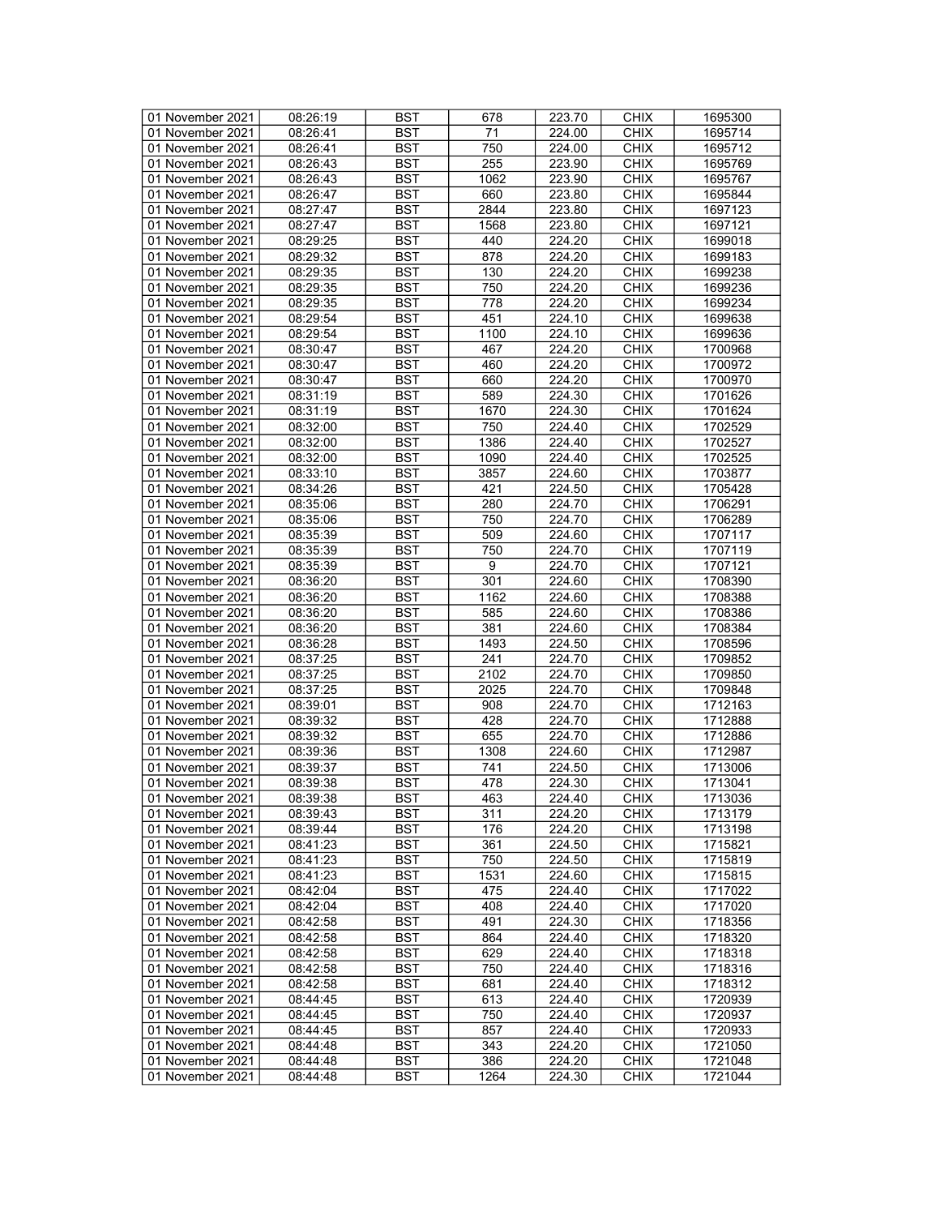| 01 November 2021 | 08:26:19 | BST | 678 | 223.70 | CHIX | 1695300 |
|---|---|---|---|---|---|---|
| 01 November 2021 | 08:26:41 | BST | 71 | 224.00 | CHIX | 1695714 |
| 01 November 2021 | 08:26:41 | BST | 750 | 224.00 | CHIX | 1695712 |
| 01 November 2021 | 08:26:43 | BST | 255 | 223.90 | CHIX | 1695769 |
| 01 November 2021 | 08:26:43 | BST | 1062 | 223.90 | CHIX | 1695767 |
| 01 November 2021 | 08:26:47 | BST | 660 | 223.80 | CHIX | 1695844 |
| 01 November 2021 | 08:27:47 | BST | 2844 | 223.80 | CHIX | 1697123 |
| 01 November 2021 | 08:27:47 | BST | 1568 | 223.80 | CHIX | 1697121 |
| 01 November 2021 | 08:29:25 | BST | 440 | 224.20 | CHIX | 1699018 |
| 01 November 2021 | 08:29:32 | BST | 878 | 224.20 | CHIX | 1699183 |
| 01 November 2021 | 08:29:35 | BST | 130 | 224.20 | CHIX | 1699238 |
| 01 November 2021 | 08:29:35 | BST | 750 | 224.20 | CHIX | 1699236 |
| 01 November 2021 | 08:29:35 | BST | 778 | 224.20 | CHIX | 1699234 |
| 01 November 2021 | 08:29:54 | BST | 451 | 224.10 | CHIX | 1699638 |
| 01 November 2021 | 08:29:54 | BST | 1100 | 224.10 | CHIX | 1699636 |
| 01 November 2021 | 08:30:47 | BST | 467 | 224.20 | CHIX | 1700968 |
| 01 November 2021 | 08:30:47 | BST | 460 | 224.20 | CHIX | 1700972 |
| 01 November 2021 | 08:30:47 | BST | 660 | 224.20 | CHIX | 1700970 |
| 01 November 2021 | 08:31:19 | BST | 589 | 224.30 | CHIX | 1701626 |
| 01 November 2021 | 08:31:19 | BST | 1670 | 224.30 | CHIX | 1701624 |
| 01 November 2021 | 08:32:00 | BST | 750 | 224.40 | CHIX | 1702529 |
| 01 November 2021 | 08:32:00 | BST | 1386 | 224.40 | CHIX | 1702527 |
| 01 November 2021 | 08:32:00 | BST | 1090 | 224.40 | CHIX | 1702525 |
| 01 November 2021 | 08:33:10 | BST | 3857 | 224.60 | CHIX | 1703877 |
| 01 November 2021 | 08:34:26 | BST | 421 | 224.50 | CHIX | 1705428 |
| 01 November 2021 | 08:35:06 | BST | 280 | 224.70 | CHIX | 1706291 |
| 01 November 2021 | 08:35:06 | BST | 750 | 224.70 | CHIX | 1706289 |
| 01 November 2021 | 08:35:39 | BST | 509 | 224.60 | CHIX | 1707117 |
| 01 November 2021 | 08:35:39 | BST | 750 | 224.70 | CHIX | 1707119 |
| 01 November 2021 | 08:35:39 | BST | 9 | 224.70 | CHIX | 1707121 |
| 01 November 2021 | 08:36:20 | BST | 301 | 224.60 | CHIX | 1708390 |
| 01 November 2021 | 08:36:20 | BST | 1162 | 224.60 | CHIX | 1708388 |
| 01 November 2021 | 08:36:20 | BST | 585 | 224.60 | CHIX | 1708386 |
| 01 November 2021 | 08:36:20 | BST | 381 | 224.60 | CHIX | 1708384 |
| 01 November 2021 | 08:36:28 | BST | 1493 | 224.50 | CHIX | 1708596 |
| 01 November 2021 | 08:37:25 | BST | 241 | 224.70 | CHIX | 1709852 |
| 01 November 2021 | 08:37:25 | BST | 2102 | 224.70 | CHIX | 1709850 |
| 01 November 2021 | 08:37:25 | BST | 2025 | 224.70 | CHIX | 1709848 |
| 01 November 2021 | 08:39:01 | BST | 908 | 224.70 | CHIX | 1712163 |
| 01 November 2021 | 08:39:32 | BST | 428 | 224.70 | CHIX | 1712888 |
| 01 November 2021 | 08:39:32 | BST | 655 | 224.70 | CHIX | 1712886 |
| 01 November 2021 | 08:39:36 | BST | 1308 | 224.60 | CHIX | 1712987 |
| 01 November 2021 | 08:39:37 | BST | 741 | 224.50 | CHIX | 1713006 |
| 01 November 2021 | 08:39:38 | BST | 478 | 224.30 | CHIX | 1713041 |
| 01 November 2021 | 08:39:38 | BST | 463 | 224.40 | CHIX | 1713036 |
| 01 November 2021 | 08:39:43 | BST | 311 | 224.20 | CHIX | 1713179 |
| 01 November 2021 | 08:39:44 | BST | 176 | 224.20 | CHIX | 1713198 |
| 01 November 2021 | 08:41:23 | BST | 361 | 224.50 | CHIX | 1715821 |
| 01 November 2021 | 08:41:23 | BST | 750 | 224.50 | CHIX | 1715819 |
| 01 November 2021 | 08:41:23 | BST | 1531 | 224.60 | CHIX | 1715815 |
| 01 November 2021 | 08:42:04 | BST | 475 | 224.40 | CHIX | 1717022 |
| 01 November 2021 | 08:42:04 | BST | 408 | 224.40 | CHIX | 1717020 |
| 01 November 2021 | 08:42:58 | BST | 491 | 224.30 | CHIX | 1718356 |
| 01 November 2021 | 08:42:58 | BST | 864 | 224.40 | CHIX | 1718320 |
| 01 November 2021 | 08:42:58 | BST | 629 | 224.40 | CHIX | 1718318 |
| 01 November 2021 | 08:42:58 | BST | 750 | 224.40 | CHIX | 1718316 |
| 01 November 2021 | 08:42:58 | BST | 681 | 224.40 | CHIX | 1718312 |
| 01 November 2021 | 08:44:45 | BST | 613 | 224.40 | CHIX | 1720939 |
| 01 November 2021 | 08:44:45 | BST | 750 | 224.40 | CHIX | 1720937 |
| 01 November 2021 | 08:44:45 | BST | 857 | 224.40 | CHIX | 1720933 |
| 01 November 2021 | 08:44:48 | BST | 343 | 224.20 | CHIX | 1721050 |
| 01 November 2021 | 08:44:48 | BST | 386 | 224.20 | CHIX | 1721048 |
| 01 November 2021 | 08:44:48 | BST | 1264 | 224.30 | CHIX | 1721044 |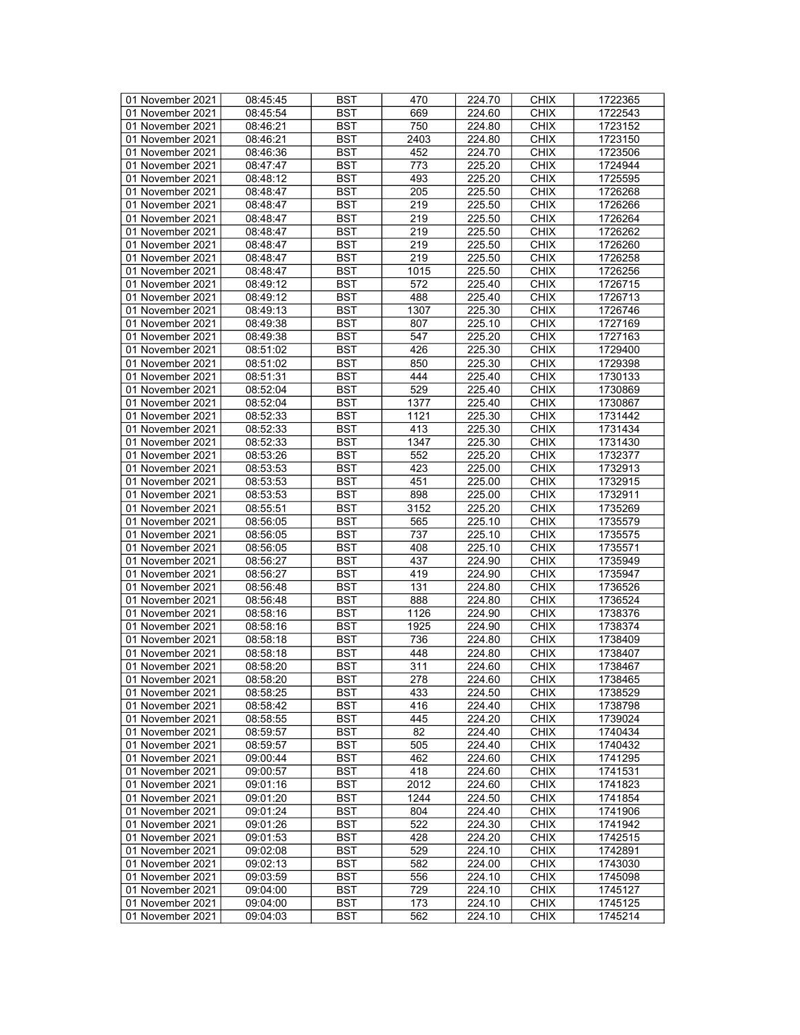| 01 November 2021 | 08:45:45 | BST | 470 | 224.70 | CHIX | 1722365 |
|---|---|---|---|---|---|---|
| 01 November 2021 | 08:45:54 | BST | 669 | 224.60 | CHIX | 1722543 |
| 01 November 2021 | 08:46:21 | BST | 750 | 224.80 | CHIX | 1723152 |
| 01 November 2021 | 08:46:21 | BST | 2403 | 224.80 | CHIX | 1723150 |
| 01 November 2021 | 08:46:36 | BST | 452 | 224.70 | CHIX | 1723506 |
| 01 November 2021 | 08:47:47 | BST | 773 | 225.20 | CHIX | 1724944 |
| 01 November 2021 | 08:48:12 | BST | 493 | 225.20 | CHIX | 1725595 |
| 01 November 2021 | 08:48:47 | BST | 205 | 225.50 | CHIX | 1726268 |
| 01 November 2021 | 08:48:47 | BST | 219 | 225.50 | CHIX | 1726266 |
| 01 November 2021 | 08:48:47 | BST | 219 | 225.50 | CHIX | 1726264 |
| 01 November 2021 | 08:48:47 | BST | 219 | 225.50 | CHIX | 1726262 |
| 01 November 2021 | 08:48:47 | BST | 219 | 225.50 | CHIX | 1726260 |
| 01 November 2021 | 08:48:47 | BST | 219 | 225.50 | CHIX | 1726258 |
| 01 November 2021 | 08:48:47 | BST | 1015 | 225.50 | CHIX | 1726256 |
| 01 November 2021 | 08:49:12 | BST | 572 | 225.40 | CHIX | 1726715 |
| 01 November 2021 | 08:49:12 | BST | 488 | 225.40 | CHIX | 1726713 |
| 01 November 2021 | 08:49:13 | BST | 1307 | 225.30 | CHIX | 1726746 |
| 01 November 2021 | 08:49:38 | BST | 807 | 225.10 | CHIX | 1727169 |
| 01 November 2021 | 08:49:38 | BST | 547 | 225.20 | CHIX | 1727163 |
| 01 November 2021 | 08:51:02 | BST | 426 | 225.30 | CHIX | 1729400 |
| 01 November 2021 | 08:51:02 | BST | 850 | 225.30 | CHIX | 1729398 |
| 01 November 2021 | 08:51:31 | BST | 444 | 225.40 | CHIX | 1730133 |
| 01 November 2021 | 08:52:04 | BST | 529 | 225.40 | CHIX | 1730869 |
| 01 November 2021 | 08:52:04 | BST | 1377 | 225.40 | CHIX | 1730867 |
| 01 November 2021 | 08:52:33 | BST | 1121 | 225.30 | CHIX | 1731442 |
| 01 November 2021 | 08:52:33 | BST | 413 | 225.30 | CHIX | 1731434 |
| 01 November 2021 | 08:52:33 | BST | 1347 | 225.30 | CHIX | 1731430 |
| 01 November 2021 | 08:53:26 | BST | 552 | 225.20 | CHIX | 1732377 |
| 01 November 2021 | 08:53:53 | BST | 423 | 225.00 | CHIX | 1732913 |
| 01 November 2021 | 08:53:53 | BST | 451 | 225.00 | CHIX | 1732915 |
| 01 November 2021 | 08:53:53 | BST | 898 | 225.00 | CHIX | 1732911 |
| 01 November 2021 | 08:55:51 | BST | 3152 | 225.20 | CHIX | 1735269 |
| 01 November 2021 | 08:56:05 | BST | 565 | 225.10 | CHIX | 1735579 |
| 01 November 2021 | 08:56:05 | BST | 737 | 225.10 | CHIX | 1735575 |
| 01 November 2021 | 08:56:05 | BST | 408 | 225.10 | CHIX | 1735571 |
| 01 November 2021 | 08:56:27 | BST | 437 | 224.90 | CHIX | 1735949 |
| 01 November 2021 | 08:56:27 | BST | 419 | 224.90 | CHIX | 1735947 |
| 01 November 2021 | 08:56:48 | BST | 131 | 224.80 | CHIX | 1736526 |
| 01 November 2021 | 08:56:48 | BST | 888 | 224.80 | CHIX | 1736524 |
| 01 November 2021 | 08:58:16 | BST | 1126 | 224.90 | CHIX | 1738376 |
| 01 November 2021 | 08:58:16 | BST | 1925 | 224.90 | CHIX | 1738374 |
| 01 November 2021 | 08:58:18 | BST | 736 | 224.80 | CHIX | 1738409 |
| 01 November 2021 | 08:58:18 | BST | 448 | 224.80 | CHIX | 1738407 |
| 01 November 2021 | 08:58:20 | BST | 311 | 224.60 | CHIX | 1738467 |
| 01 November 2021 | 08:58:20 | BST | 278 | 224.60 | CHIX | 1738465 |
| 01 November 2021 | 08:58:25 | BST | 433 | 224.50 | CHIX | 1738529 |
| 01 November 2021 | 08:58:42 | BST | 416 | 224.40 | CHIX | 1738798 |
| 01 November 2021 | 08:58:55 | BST | 445 | 224.20 | CHIX | 1739024 |
| 01 November 2021 | 08:59:57 | BST | 82 | 224.40 | CHIX | 1740434 |
| 01 November 2021 | 08:59:57 | BST | 505 | 224.40 | CHIX | 1740432 |
| 01 November 2021 | 09:00:44 | BST | 462 | 224.60 | CHIX | 1741295 |
| 01 November 2021 | 09:00:57 | BST | 418 | 224.60 | CHIX | 1741531 |
| 01 November 2021 | 09:01:16 | BST | 2012 | 224.60 | CHIX | 1741823 |
| 01 November 2021 | 09:01:20 | BST | 1244 | 224.50 | CHIX | 1741854 |
| 01 November 2021 | 09:01:24 | BST | 804 | 224.40 | CHIX | 1741906 |
| 01 November 2021 | 09:01:26 | BST | 522 | 224.30 | CHIX | 1741942 |
| 01 November 2021 | 09:01:53 | BST | 428 | 224.20 | CHIX | 1742515 |
| 01 November 2021 | 09:02:08 | BST | 529 | 224.10 | CHIX | 1742891 |
| 01 November 2021 | 09:02:13 | BST | 582 | 224.00 | CHIX | 1743030 |
| 01 November 2021 | 09:03:59 | BST | 556 | 224.10 | CHIX | 1745098 |
| 01 November 2021 | 09:04:00 | BST | 729 | 224.10 | CHIX | 1745127 |
| 01 November 2021 | 09:04:00 | BST | 173 | 224.10 | CHIX | 1745125 |
| 01 November 2021 | 09:04:03 | BST | 562 | 224.10 | CHIX | 1745214 |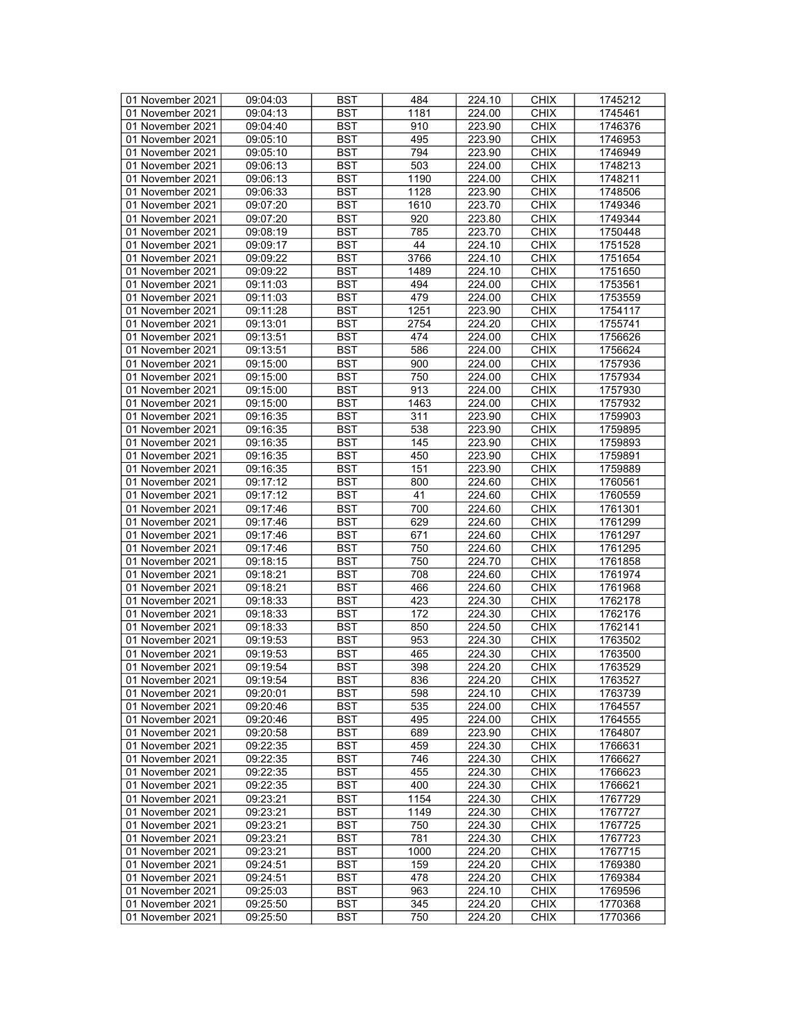| 01 November 2021 | 09:04:03 | BST | 484 | 224.10 | CHIX | 1745212 |
|---|---|---|---|---|---|---|
| 01 November 2021 | 09:04:13 | BST | 1181 | 224.00 | CHIX | 1745461 |
| 01 November 2021 | 09:04:40 | BST | 910 | 223.90 | CHIX | 1746376 |
| 01 November 2021 | 09:05:10 | BST | 495 | 223.90 | CHIX | 1746953 |
| 01 November 2021 | 09:05:10 | BST | 794 | 223.90 | CHIX | 1746949 |
| 01 November 2021 | 09:06:13 | BST | 503 | 224.00 | CHIX | 1748213 |
| 01 November 2021 | 09:06:13 | BST | 1190 | 224.00 | CHIX | 1748211 |
| 01 November 2021 | 09:06:33 | BST | 1128 | 223.90 | CHIX | 1748506 |
| 01 November 2021 | 09:07:20 | BST | 1610 | 223.70 | CHIX | 1749346 |
| 01 November 2021 | 09:07:20 | BST | 920 | 223.80 | CHIX | 1749344 |
| 01 November 2021 | 09:08:19 | BST | 785 | 223.70 | CHIX | 1750448 |
| 01 November 2021 | 09:09:17 | BST | 44 | 224.10 | CHIX | 1751528 |
| 01 November 2021 | 09:09:22 | BST | 3766 | 224.10 | CHIX | 1751654 |
| 01 November 2021 | 09:09:22 | BST | 1489 | 224.10 | CHIX | 1751650 |
| 01 November 2021 | 09:11:03 | BST | 494 | 224.00 | CHIX | 1753561 |
| 01 November 2021 | 09:11:03 | BST | 479 | 224.00 | CHIX | 1753559 |
| 01 November 2021 | 09:11:28 | BST | 1251 | 223.90 | CHIX | 1754117 |
| 01 November 2021 | 09:13:01 | BST | 2754 | 224.20 | CHIX | 1755741 |
| 01 November 2021 | 09:13:51 | BST | 474 | 224.00 | CHIX | 1756626 |
| 01 November 2021 | 09:13:51 | BST | 586 | 224.00 | CHIX | 1756624 |
| 01 November 2021 | 09:15:00 | BST | 900 | 224.00 | CHIX | 1757936 |
| 01 November 2021 | 09:15:00 | BST | 750 | 224.00 | CHIX | 1757934 |
| 01 November 2021 | 09:15:00 | BST | 913 | 224.00 | CHIX | 1757930 |
| 01 November 2021 | 09:15:00 | BST | 1463 | 224.00 | CHIX | 1757932 |
| 01 November 2021 | 09:16:35 | BST | 311 | 223.90 | CHIX | 1759903 |
| 01 November 2021 | 09:16:35 | BST | 538 | 223.90 | CHIX | 1759895 |
| 01 November 2021 | 09:16:35 | BST | 145 | 223.90 | CHIX | 1759893 |
| 01 November 2021 | 09:16:35 | BST | 450 | 223.90 | CHIX | 1759891 |
| 01 November 2021 | 09:16:35 | BST | 151 | 223.90 | CHIX | 1759889 |
| 01 November 2021 | 09:17:12 | BST | 800 | 224.60 | CHIX | 1760561 |
| 01 November 2021 | 09:17:12 | BST | 41 | 224.60 | CHIX | 1760559 |
| 01 November 2021 | 09:17:46 | BST | 700 | 224.60 | CHIX | 1761301 |
| 01 November 2021 | 09:17:46 | BST | 629 | 224.60 | CHIX | 1761299 |
| 01 November 2021 | 09:17:46 | BST | 671 | 224.60 | CHIX | 1761297 |
| 01 November 2021 | 09:17:46 | BST | 750 | 224.60 | CHIX | 1761295 |
| 01 November 2021 | 09:18:15 | BST | 750 | 224.70 | CHIX | 1761858 |
| 01 November 2021 | 09:18:21 | BST | 708 | 224.60 | CHIX | 1761974 |
| 01 November 2021 | 09:18:21 | BST | 466 | 224.60 | CHIX | 1761968 |
| 01 November 2021 | 09:18:33 | BST | 423 | 224.30 | CHIX | 1762178 |
| 01 November 2021 | 09:18:33 | BST | 172 | 224.30 | CHIX | 1762176 |
| 01 November 2021 | 09:18:33 | BST | 850 | 224.50 | CHIX | 1762141 |
| 01 November 2021 | 09:19:53 | BST | 953 | 224.30 | CHIX | 1763502 |
| 01 November 2021 | 09:19:53 | BST | 465 | 224.30 | CHIX | 1763500 |
| 01 November 2021 | 09:19:54 | BST | 398 | 224.20 | CHIX | 1763529 |
| 01 November 2021 | 09:19:54 | BST | 836 | 224.20 | CHIX | 1763527 |
| 01 November 2021 | 09:20:01 | BST | 598 | 224.10 | CHIX | 1763739 |
| 01 November 2021 | 09:20:46 | BST | 535 | 224.00 | CHIX | 1764557 |
| 01 November 2021 | 09:20:46 | BST | 495 | 224.00 | CHIX | 1764555 |
| 01 November 2021 | 09:20:58 | BST | 689 | 223.90 | CHIX | 1764807 |
| 01 November 2021 | 09:22:35 | BST | 459 | 224.30 | CHIX | 1766631 |
| 01 November 2021 | 09:22:35 | BST | 746 | 224.30 | CHIX | 1766627 |
| 01 November 2021 | 09:22:35 | BST | 455 | 224.30 | CHIX | 1766623 |
| 01 November 2021 | 09:22:35 | BST | 400 | 224.30 | CHIX | 1766621 |
| 01 November 2021 | 09:23:21 | BST | 1154 | 224.30 | CHIX | 1767729 |
| 01 November 2021 | 09:23:21 | BST | 1149 | 224.30 | CHIX | 1767727 |
| 01 November 2021 | 09:23:21 | BST | 750 | 224.30 | CHIX | 1767725 |
| 01 November 2021 | 09:23:21 | BST | 781 | 224.30 | CHIX | 1767723 |
| 01 November 2021 | 09:23:21 | BST | 1000 | 224.20 | CHIX | 1767715 |
| 01 November 2021 | 09:24:51 | BST | 159 | 224.20 | CHIX | 1769380 |
| 01 November 2021 | 09:24:51 | BST | 478 | 224.20 | CHIX | 1769384 |
| 01 November 2021 | 09:25:03 | BST | 963 | 224.10 | CHIX | 1769596 |
| 01 November 2021 | 09:25:50 | BST | 345 | 224.20 | CHIX | 1770368 |
| 01 November 2021 | 09:25:50 | BST | 750 | 224.20 | CHIX | 1770366 |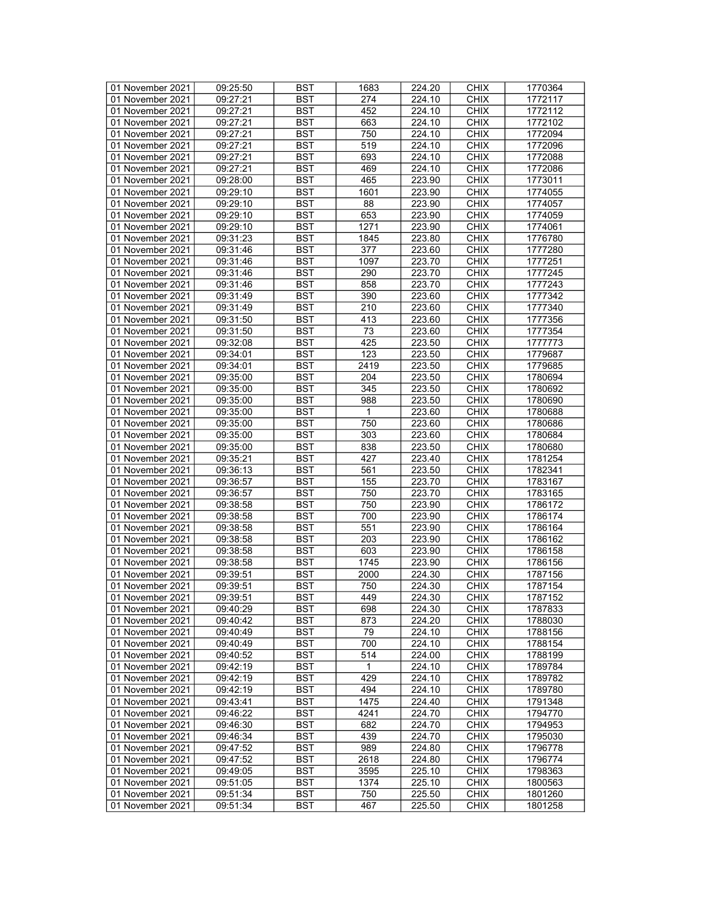| 01 November 2021 | 09:25:50 | BST | 1683 | 224.20 | CHIX | 1770364 |
|---|---|---|---|---|---|---|
| 01 November 2021 | 09:27:21 | BST | 274 | 224.10 | CHIX | 1772117 |
| 01 November 2021 | 09:27:21 | BST | 452 | 224.10 | CHIX | 1772112 |
| 01 November 2021 | 09:27:21 | BST | 663 | 224.10 | CHIX | 1772102 |
| 01 November 2021 | 09:27:21 | BST | 750 | 224.10 | CHIX | 1772094 |
| 01 November 2021 | 09:27:21 | BST | 519 | 224.10 | CHIX | 1772096 |
| 01 November 2021 | 09:27:21 | BST | 693 | 224.10 | CHIX | 1772088 |
| 01 November 2021 | 09:27:21 | BST | 469 | 224.10 | CHIX | 1772086 |
| 01 November 2021 | 09:28:00 | BST | 465 | 223.90 | CHIX | 1773011 |
| 01 November 2021 | 09:29:10 | BST | 1601 | 223.90 | CHIX | 1774055 |
| 01 November 2021 | 09:29:10 | BST | 88 | 223.90 | CHIX | 1774057 |
| 01 November 2021 | 09:29:10 | BST | 653 | 223.90 | CHIX | 1774059 |
| 01 November 2021 | 09:29:10 | BST | 1271 | 223.90 | CHIX | 1774061 |
| 01 November 2021 | 09:31:23 | BST | 1845 | 223.80 | CHIX | 1776780 |
| 01 November 2021 | 09:31:46 | BST | 377 | 223.60 | CHIX | 1777280 |
| 01 November 2021 | 09:31:46 | BST | 1097 | 223.70 | CHIX | 1777251 |
| 01 November 2021 | 09:31:46 | BST | 290 | 223.70 | CHIX | 1777245 |
| 01 November 2021 | 09:31:46 | BST | 858 | 223.70 | CHIX | 1777243 |
| 01 November 2021 | 09:31:49 | BST | 390 | 223.60 | CHIX | 1777342 |
| 01 November 2021 | 09:31:49 | BST | 210 | 223.60 | CHIX | 1777340 |
| 01 November 2021 | 09:31:50 | BST | 413 | 223.60 | CHIX | 1777356 |
| 01 November 2021 | 09:31:50 | BST | 73 | 223.60 | CHIX | 1777354 |
| 01 November 2021 | 09:32:08 | BST | 425 | 223.50 | CHIX | 1777773 |
| 01 November 2021 | 09:34:01 | BST | 123 | 223.50 | CHIX | 1779687 |
| 01 November 2021 | 09:34:01 | BST | 2419 | 223.50 | CHIX | 1779685 |
| 01 November 2021 | 09:35:00 | BST | 204 | 223.50 | CHIX | 1780694 |
| 01 November 2021 | 09:35:00 | BST | 345 | 223.50 | CHIX | 1780692 |
| 01 November 2021 | 09:35:00 | BST | 988 | 223.50 | CHIX | 1780690 |
| 01 November 2021 | 09:35:00 | BST | 1 | 223.60 | CHIX | 1780688 |
| 01 November 2021 | 09:35:00 | BST | 750 | 223.60 | CHIX | 1780686 |
| 01 November 2021 | 09:35:00 | BST | 303 | 223.60 | CHIX | 1780684 |
| 01 November 2021 | 09:35:00 | BST | 838 | 223.50 | CHIX | 1780680 |
| 01 November 2021 | 09:35:21 | BST | 427 | 223.40 | CHIX | 1781254 |
| 01 November 2021 | 09:36:13 | BST | 561 | 223.50 | CHIX | 1782341 |
| 01 November 2021 | 09:36:57 | BST | 155 | 223.70 | CHIX | 1783167 |
| 01 November 2021 | 09:36:57 | BST | 750 | 223.70 | CHIX | 1783165 |
| 01 November 2021 | 09:38:58 | BST | 750 | 223.90 | CHIX | 1786172 |
| 01 November 2021 | 09:38:58 | BST | 700 | 223.90 | CHIX | 1786174 |
| 01 November 2021 | 09:38:58 | BST | 551 | 223.90 | CHIX | 1786164 |
| 01 November 2021 | 09:38:58 | BST | 203 | 223.90 | CHIX | 1786162 |
| 01 November 2021 | 09:38:58 | BST | 603 | 223.90 | CHIX | 1786158 |
| 01 November 2021 | 09:38:58 | BST | 1745 | 223.90 | CHIX | 1786156 |
| 01 November 2021 | 09:39:51 | BST | 2000 | 224.30 | CHIX | 1787156 |
| 01 November 2021 | 09:39:51 | BST | 750 | 224.30 | CHIX | 1787154 |
| 01 November 2021 | 09:39:51 | BST | 449 | 224.30 | CHIX | 1787152 |
| 01 November 2021 | 09:40:29 | BST | 698 | 224.30 | CHIX | 1787833 |
| 01 November 2021 | 09:40:42 | BST | 873 | 224.20 | CHIX | 1788030 |
| 01 November 2021 | 09:40:49 | BST | 79 | 224.10 | CHIX | 1788156 |
| 01 November 2021 | 09:40:49 | BST | 700 | 224.10 | CHIX | 1788154 |
| 01 November 2021 | 09:40:52 | BST | 514 | 224.00 | CHIX | 1788199 |
| 01 November 2021 | 09:42:19 | BST | 1 | 224.10 | CHIX | 1789784 |
| 01 November 2021 | 09:42:19 | BST | 429 | 224.10 | CHIX | 1789782 |
| 01 November 2021 | 09:42:19 | BST | 494 | 224.10 | CHIX | 1789780 |
| 01 November 2021 | 09:43:41 | BST | 1475 | 224.40 | CHIX | 1791348 |
| 01 November 2021 | 09:46:22 | BST | 4241 | 224.70 | CHIX | 1794770 |
| 01 November 2021 | 09:46:30 | BST | 682 | 224.70 | CHIX | 1794953 |
| 01 November 2021 | 09:46:34 | BST | 439 | 224.70 | CHIX | 1795030 |
| 01 November 2021 | 09:47:52 | BST | 989 | 224.80 | CHIX | 1796778 |
| 01 November 2021 | 09:47:52 | BST | 2618 | 224.80 | CHIX | 1796774 |
| 01 November 2021 | 09:49:05 | BST | 3595 | 225.10 | CHIX | 1798363 |
| 01 November 2021 | 09:51:05 | BST | 1374 | 225.10 | CHIX | 1800563 |
| 01 November 2021 | 09:51:34 | BST | 750 | 225.50 | CHIX | 1801260 |
| 01 November 2021 | 09:51:34 | BST | 467 | 225.50 | CHIX | 1801258 |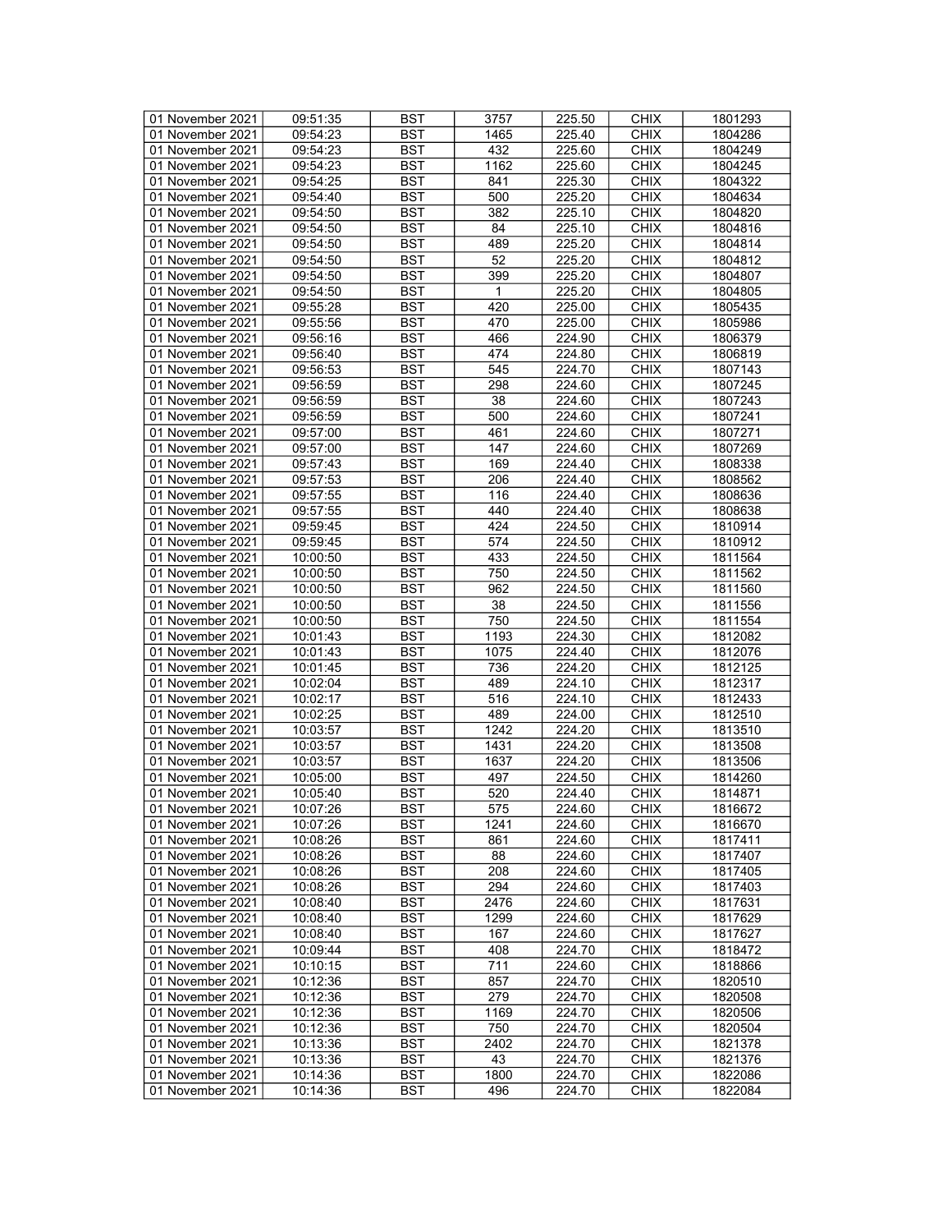| 01 November 2021 | 09:51:35 | BST | 3757 | 225.50 | CHIX | 1801293 |
|---|---|---|---|---|---|---|
| 01 November 2021 | 09:54:23 | BST | 1465 | 225.40 | CHIX | 1804286 |
| 01 November 2021 | 09:54:23 | BST | 432 | 225.60 | CHIX | 1804249 |
| 01 November 2021 | 09:54:23 | BST | 1162 | 225.60 | CHIX | 1804245 |
| 01 November 2021 | 09:54:25 | BST | 841 | 225.30 | CHIX | 1804322 |
| 01 November 2021 | 09:54:40 | BST | 500 | 225.20 | CHIX | 1804634 |
| 01 November 2021 | 09:54:50 | BST | 382 | 225.10 | CHIX | 1804820 |
| 01 November 2021 | 09:54:50 | BST | 84 | 225.10 | CHIX | 1804816 |
| 01 November 2021 | 09:54:50 | BST | 489 | 225.20 | CHIX | 1804814 |
| 01 November 2021 | 09:54:50 | BST | 52 | 225.20 | CHIX | 1804812 |
| 01 November 2021 | 09:54:50 | BST | 399 | 225.20 | CHIX | 1804807 |
| 01 November 2021 | 09:54:50 | BST | 1 | 225.20 | CHIX | 1804805 |
| 01 November 2021 | 09:55:28 | BST | 420 | 225.00 | CHIX | 1805435 |
| 01 November 2021 | 09:55:56 | BST | 470 | 225.00 | CHIX | 1805986 |
| 01 November 2021 | 09:56:16 | BST | 466 | 224.90 | CHIX | 1806379 |
| 01 November 2021 | 09:56:40 | BST | 474 | 224.80 | CHIX | 1806819 |
| 01 November 2021 | 09:56:53 | BST | 545 | 224.70 | CHIX | 1807143 |
| 01 November 2021 | 09:56:59 | BST | 298 | 224.60 | CHIX | 1807245 |
| 01 November 2021 | 09:56:59 | BST | 38 | 224.60 | CHIX | 1807243 |
| 01 November 2021 | 09:56:59 | BST | 500 | 224.60 | CHIX | 1807241 |
| 01 November 2021 | 09:57:00 | BST | 461 | 224.60 | CHIX | 1807271 |
| 01 November 2021 | 09:57:00 | BST | 147 | 224.60 | CHIX | 1807269 |
| 01 November 2021 | 09:57:43 | BST | 169 | 224.40 | CHIX | 1808338 |
| 01 November 2021 | 09:57:53 | BST | 206 | 224.40 | CHIX | 1808562 |
| 01 November 2021 | 09:57:55 | BST | 116 | 224.40 | CHIX | 1808636 |
| 01 November 2021 | 09:57:55 | BST | 440 | 224.40 | CHIX | 1808638 |
| 01 November 2021 | 09:59:45 | BST | 424 | 224.50 | CHIX | 1810914 |
| 01 November 2021 | 09:59:45 | BST | 574 | 224.50 | CHIX | 1810912 |
| 01 November 2021 | 10:00:50 | BST | 433 | 224.50 | CHIX | 1811564 |
| 01 November 2021 | 10:00:50 | BST | 750 | 224.50 | CHIX | 1811562 |
| 01 November 2021 | 10:00:50 | BST | 962 | 224.50 | CHIX | 1811560 |
| 01 November 2021 | 10:00:50 | BST | 38 | 224.50 | CHIX | 1811556 |
| 01 November 2021 | 10:00:50 | BST | 750 | 224.50 | CHIX | 1811554 |
| 01 November 2021 | 10:01:43 | BST | 1193 | 224.30 | CHIX | 1812082 |
| 01 November 2021 | 10:01:43 | BST | 1075 | 224.40 | CHIX | 1812076 |
| 01 November 2021 | 10:01:45 | BST | 736 | 224.20 | CHIX | 1812125 |
| 01 November 2021 | 10:02:04 | BST | 489 | 224.10 | CHIX | 1812317 |
| 01 November 2021 | 10:02:17 | BST | 516 | 224.10 | CHIX | 1812433 |
| 01 November 2021 | 10:02:25 | BST | 489 | 224.00 | CHIX | 1812510 |
| 01 November 2021 | 10:03:57 | BST | 1242 | 224.20 | CHIX | 1813510 |
| 01 November 2021 | 10:03:57 | BST | 1431 | 224.20 | CHIX | 1813508 |
| 01 November 2021 | 10:03:57 | BST | 1637 | 224.20 | CHIX | 1813506 |
| 01 November 2021 | 10:05:00 | BST | 497 | 224.50 | CHIX | 1814260 |
| 01 November 2021 | 10:05:40 | BST | 520 | 224.40 | CHIX | 1814871 |
| 01 November 2021 | 10:07:26 | BST | 575 | 224.60 | CHIX | 1816672 |
| 01 November 2021 | 10:07:26 | BST | 1241 | 224.60 | CHIX | 1816670 |
| 01 November 2021 | 10:08:26 | BST | 861 | 224.60 | CHIX | 1817411 |
| 01 November 2021 | 10:08:26 | BST | 88 | 224.60 | CHIX | 1817407 |
| 01 November 2021 | 10:08:26 | BST | 208 | 224.60 | CHIX | 1817405 |
| 01 November 2021 | 10:08:26 | BST | 294 | 224.60 | CHIX | 1817403 |
| 01 November 2021 | 10:08:40 | BST | 2476 | 224.60 | CHIX | 1817631 |
| 01 November 2021 | 10:08:40 | BST | 1299 | 224.60 | CHIX | 1817629 |
| 01 November 2021 | 10:08:40 | BST | 167 | 224.60 | CHIX | 1817627 |
| 01 November 2021 | 10:09:44 | BST | 408 | 224.70 | CHIX | 1818472 |
| 01 November 2021 | 10:10:15 | BST | 711 | 224.60 | CHIX | 1818866 |
| 01 November 2021 | 10:12:36 | BST | 857 | 224.70 | CHIX | 1820510 |
| 01 November 2021 | 10:12:36 | BST | 279 | 224.70 | CHIX | 1820508 |
| 01 November 2021 | 10:12:36 | BST | 1169 | 224.70 | CHIX | 1820506 |
| 01 November 2021 | 10:12:36 | BST | 750 | 224.70 | CHIX | 1820504 |
| 01 November 2021 | 10:13:36 | BST | 2402 | 224.70 | CHIX | 1821378 |
| 01 November 2021 | 10:13:36 | BST | 43 | 224.70 | CHIX | 1821376 |
| 01 November 2021 | 10:14:36 | BST | 1800 | 224.70 | CHIX | 1822086 |
| 01 November 2021 | 10:14:36 | BST | 496 | 224.70 | CHIX | 1822084 |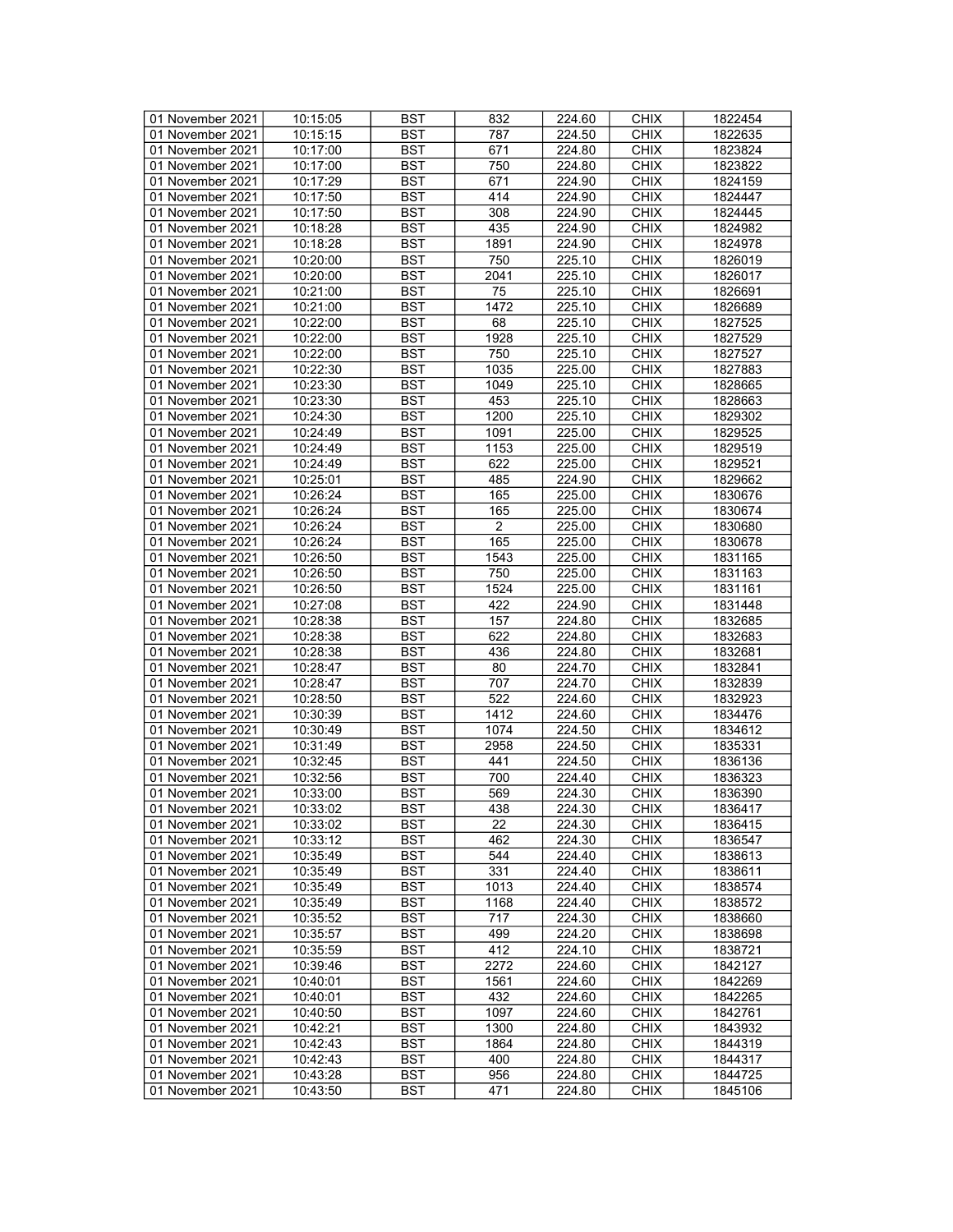| 01 November 2021 | 10:15:05 | BST | 832 | 224.60 | CHIX | 1822454 |
|---|---|---|---|---|---|---|
| 01 November 2021 | 10:15:15 | BST | 787 | 224.50 | CHIX | 1822635 |
| 01 November 2021 | 10:17:00 | BST | 671 | 224.80 | CHIX | 1823824 |
| 01 November 2021 | 10:17:00 | BST | 750 | 224.80 | CHIX | 1823822 |
| 01 November 2021 | 10:17:29 | BST | 671 | 224.90 | CHIX | 1824159 |
| 01 November 2021 | 10:17:50 | BST | 414 | 224.90 | CHIX | 1824447 |
| 01 November 2021 | 10:17:50 | BST | 308 | 224.90 | CHIX | 1824445 |
| 01 November 2021 | 10:18:28 | BST | 435 | 224.90 | CHIX | 1824982 |
| 01 November 2021 | 10:18:28 | BST | 1891 | 224.90 | CHIX | 1824978 |
| 01 November 2021 | 10:20:00 | BST | 750 | 225.10 | CHIX | 1826019 |
| 01 November 2021 | 10:20:00 | BST | 2041 | 225.10 | CHIX | 1826017 |
| 01 November 2021 | 10:21:00 | BST | 75 | 225.10 | CHIX | 1826691 |
| 01 November 2021 | 10:21:00 | BST | 1472 | 225.10 | CHIX | 1826689 |
| 01 November 2021 | 10:22:00 | BST | 68 | 225.10 | CHIX | 1827525 |
| 01 November 2021 | 10:22:00 | BST | 1928 | 225.10 | CHIX | 1827529 |
| 01 November 2021 | 10:22:00 | BST | 750 | 225.10 | CHIX | 1827527 |
| 01 November 2021 | 10:22:30 | BST | 1035 | 225.00 | CHIX | 1827883 |
| 01 November 2021 | 10:23:30 | BST | 1049 | 225.10 | CHIX | 1828665 |
| 01 November 2021 | 10:23:30 | BST | 453 | 225.10 | CHIX | 1828663 |
| 01 November 2021 | 10:24:30 | BST | 1200 | 225.10 | CHIX | 1829302 |
| 01 November 2021 | 10:24:49 | BST | 1091 | 225.00 | CHIX | 1829525 |
| 01 November 2021 | 10:24:49 | BST | 1153 | 225.00 | CHIX | 1829519 |
| 01 November 2021 | 10:24:49 | BST | 622 | 225.00 | CHIX | 1829521 |
| 01 November 2021 | 10:25:01 | BST | 485 | 224.90 | CHIX | 1829662 |
| 01 November 2021 | 10:26:24 | BST | 165 | 225.00 | CHIX | 1830676 |
| 01 November 2021 | 10:26:24 | BST | 165 | 225.00 | CHIX | 1830674 |
| 01 November 2021 | 10:26:24 | BST | 2 | 225.00 | CHIX | 1830680 |
| 01 November 2021 | 10:26:24 | BST | 165 | 225.00 | CHIX | 1830678 |
| 01 November 2021 | 10:26:50 | BST | 1543 | 225.00 | CHIX | 1831165 |
| 01 November 2021 | 10:26:50 | BST | 750 | 225.00 | CHIX | 1831163 |
| 01 November 2021 | 10:26:50 | BST | 1524 | 225.00 | CHIX | 1831161 |
| 01 November 2021 | 10:27:08 | BST | 422 | 224.90 | CHIX | 1831448 |
| 01 November 2021 | 10:28:38 | BST | 157 | 224.80 | CHIX | 1832685 |
| 01 November 2021 | 10:28:38 | BST | 622 | 224.80 | CHIX | 1832683 |
| 01 November 2021 | 10:28:38 | BST | 436 | 224.80 | CHIX | 1832681 |
| 01 November 2021 | 10:28:47 | BST | 80 | 224.70 | CHIX | 1832841 |
| 01 November 2021 | 10:28:47 | BST | 707 | 224.70 | CHIX | 1832839 |
| 01 November 2021 | 10:28:50 | BST | 522 | 224.60 | CHIX | 1832923 |
| 01 November 2021 | 10:30:39 | BST | 1412 | 224.60 | CHIX | 1834476 |
| 01 November 2021 | 10:30:49 | BST | 1074 | 224.50 | CHIX | 1834612 |
| 01 November 2021 | 10:31:49 | BST | 2958 | 224.50 | CHIX | 1835331 |
| 01 November 2021 | 10:32:45 | BST | 441 | 224.50 | CHIX | 1836136 |
| 01 November 2021 | 10:32:56 | BST | 700 | 224.40 | CHIX | 1836323 |
| 01 November 2021 | 10:33:00 | BST | 569 | 224.30 | CHIX | 1836390 |
| 01 November 2021 | 10:33:02 | BST | 438 | 224.30 | CHIX | 1836417 |
| 01 November 2021 | 10:33:02 | BST | 22 | 224.30 | CHIX | 1836415 |
| 01 November 2021 | 10:33:12 | BST | 462 | 224.30 | CHIX | 1836547 |
| 01 November 2021 | 10:35:49 | BST | 544 | 224.40 | CHIX | 1838613 |
| 01 November 2021 | 10:35:49 | BST | 331 | 224.40 | CHIX | 1838611 |
| 01 November 2021 | 10:35:49 | BST | 1013 | 224.40 | CHIX | 1838574 |
| 01 November 2021 | 10:35:49 | BST | 1168 | 224.40 | CHIX | 1838572 |
| 01 November 2021 | 10:35:52 | BST | 717 | 224.30 | CHIX | 1838660 |
| 01 November 2021 | 10:35:57 | BST | 499 | 224.20 | CHIX | 1838698 |
| 01 November 2021 | 10:35:59 | BST | 412 | 224.10 | CHIX | 1838721 |
| 01 November 2021 | 10:39:46 | BST | 2272 | 224.60 | CHIX | 1842127 |
| 01 November 2021 | 10:40:01 | BST | 1561 | 224.60 | CHIX | 1842269 |
| 01 November 2021 | 10:40:01 | BST | 432 | 224.60 | CHIX | 1842265 |
| 01 November 2021 | 10:40:50 | BST | 1097 | 224.60 | CHIX | 1842761 |
| 01 November 2021 | 10:42:21 | BST | 1300 | 224.80 | CHIX | 1843932 |
| 01 November 2021 | 10:42:43 | BST | 1864 | 224.80 | CHIX | 1844319 |
| 01 November 2021 | 10:42:43 | BST | 400 | 224.80 | CHIX | 1844317 |
| 01 November 2021 | 10:43:28 | BST | 956 | 224.80 | CHIX | 1844725 |
| 01 November 2021 | 10:43:50 | BST | 471 | 224.80 | CHIX | 1845106 |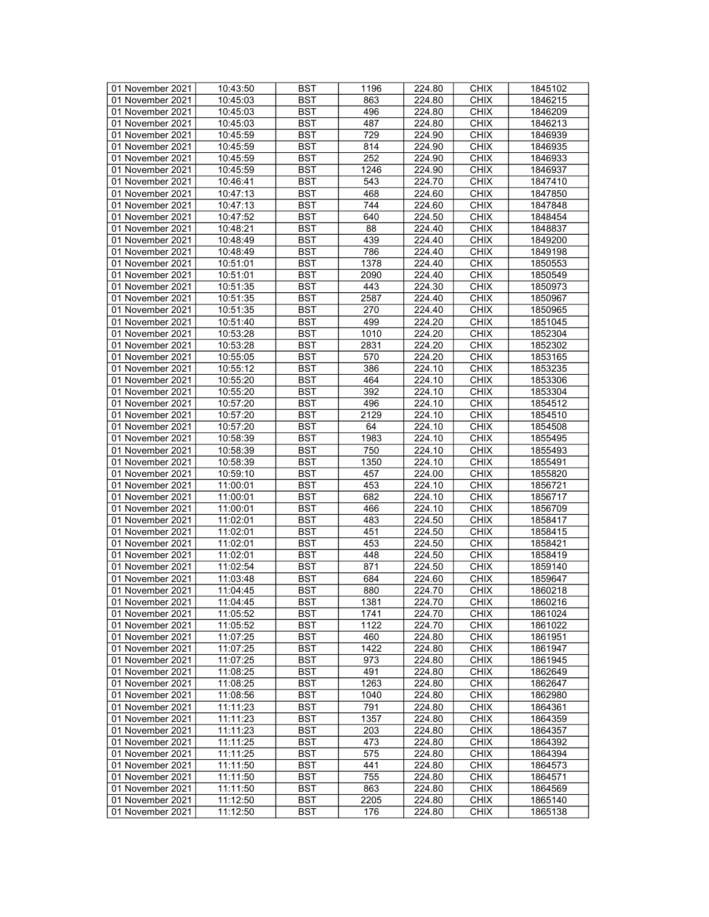| 01 November 2021 | 10:43:50 | BST | 1196 | 224.80 | CHIX | 1845102 |
|---|---|---|---|---|---|---|
| 01 November 2021 | 10:45:03 | BST | 863 | 224.80 | CHIX | 1846215 |
| 01 November 2021 | 10:45:03 | BST | 496 | 224.80 | CHIX | 1846209 |
| 01 November 2021 | 10:45:03 | BST | 487 | 224.80 | CHIX | 1846213 |
| 01 November 2021 | 10:45:59 | BST | 729 | 224.90 | CHIX | 1846939 |
| 01 November 2021 | 10:45:59 | BST | 814 | 224.90 | CHIX | 1846935 |
| 01 November 2021 | 10:45:59 | BST | 252 | 224.90 | CHIX | 1846933 |
| 01 November 2021 | 10:45:59 | BST | 1246 | 224.90 | CHIX | 1846937 |
| 01 November 2021 | 10:46:41 | BST | 543 | 224.70 | CHIX | 1847410 |
| 01 November 2021 | 10:47:13 | BST | 468 | 224.60 | CHIX | 1847850 |
| 01 November 2021 | 10:47:13 | BST | 744 | 224.60 | CHIX | 1847848 |
| 01 November 2021 | 10:47:52 | BST | 640 | 224.50 | CHIX | 1848454 |
| 01 November 2021 | 10:48:21 | BST | 88 | 224.40 | CHIX | 1848837 |
| 01 November 2021 | 10:48:49 | BST | 439 | 224.40 | CHIX | 1849200 |
| 01 November 2021 | 10:48:49 | BST | 786 | 224.40 | CHIX | 1849198 |
| 01 November 2021 | 10:51:01 | BST | 1378 | 224.40 | CHIX | 1850553 |
| 01 November 2021 | 10:51:01 | BST | 2090 | 224.40 | CHIX | 1850549 |
| 01 November 2021 | 10:51:35 | BST | 443 | 224.30 | CHIX | 1850973 |
| 01 November 2021 | 10:51:35 | BST | 2587 | 224.40 | CHIX | 1850967 |
| 01 November 2021 | 10:51:35 | BST | 270 | 224.40 | CHIX | 1850965 |
| 01 November 2021 | 10:51:40 | BST | 499 | 224.20 | CHIX | 1851045 |
| 01 November 2021 | 10:53:28 | BST | 1010 | 224.20 | CHIX | 1852304 |
| 01 November 2021 | 10:53:28 | BST | 2831 | 224.20 | CHIX | 1852302 |
| 01 November 2021 | 10:55:05 | BST | 570 | 224.20 | CHIX | 1853165 |
| 01 November 2021 | 10:55:12 | BST | 386 | 224.10 | CHIX | 1853235 |
| 01 November 2021 | 10:55:20 | BST | 464 | 224.10 | CHIX | 1853306 |
| 01 November 2021 | 10:55:20 | BST | 392 | 224.10 | CHIX | 1853304 |
| 01 November 2021 | 10:57:20 | BST | 496 | 224.10 | CHIX | 1854512 |
| 01 November 2021 | 10:57:20 | BST | 2129 | 224.10 | CHIX | 1854510 |
| 01 November 2021 | 10:57:20 | BST | 64 | 224.10 | CHIX | 1854508 |
| 01 November 2021 | 10:58:39 | BST | 1983 | 224.10 | CHIX | 1855495 |
| 01 November 2021 | 10:58:39 | BST | 750 | 224.10 | CHIX | 1855493 |
| 01 November 2021 | 10:58:39 | BST | 1350 | 224.10 | CHIX | 1855491 |
| 01 November 2021 | 10:59:10 | BST | 457 | 224.00 | CHIX | 1855820 |
| 01 November 2021 | 11:00:01 | BST | 453 | 224.10 | CHIX | 1856721 |
| 01 November 2021 | 11:00:01 | BST | 682 | 224.10 | CHIX | 1856717 |
| 01 November 2021 | 11:00:01 | BST | 466 | 224.10 | CHIX | 1856709 |
| 01 November 2021 | 11:02:01 | BST | 483 | 224.50 | CHIX | 1858417 |
| 01 November 2021 | 11:02:01 | BST | 451 | 224.50 | CHIX | 1858415 |
| 01 November 2021 | 11:02:01 | BST | 453 | 224.50 | CHIX | 1858421 |
| 01 November 2021 | 11:02:01 | BST | 448 | 224.50 | CHIX | 1858419 |
| 01 November 2021 | 11:02:54 | BST | 871 | 224.50 | CHIX | 1859140 |
| 01 November 2021 | 11:03:48 | BST | 684 | 224.60 | CHIX | 1859647 |
| 01 November 2021 | 11:04:45 | BST | 880 | 224.70 | CHIX | 1860218 |
| 01 November 2021 | 11:04:45 | BST | 1381 | 224.70 | CHIX | 1860216 |
| 01 November 2021 | 11:05:52 | BST | 1741 | 224.70 | CHIX | 1861024 |
| 01 November 2021 | 11:05:52 | BST | 1122 | 224.70 | CHIX | 1861022 |
| 01 November 2021 | 11:07:25 | BST | 460 | 224.80 | CHIX | 1861951 |
| 01 November 2021 | 11:07:25 | BST | 1422 | 224.80 | CHIX | 1861947 |
| 01 November 2021 | 11:07:25 | BST | 973 | 224.80 | CHIX | 1861945 |
| 01 November 2021 | 11:08:25 | BST | 491 | 224.80 | CHIX | 1862649 |
| 01 November 2021 | 11:08:25 | BST | 1263 | 224.80 | CHIX | 1862647 |
| 01 November 2021 | 11:08:56 | BST | 1040 | 224.80 | CHIX | 1862980 |
| 01 November 2021 | 11:11:23 | BST | 791 | 224.80 | CHIX | 1864361 |
| 01 November 2021 | 11:11:23 | BST | 1357 | 224.80 | CHIX | 1864359 |
| 01 November 2021 | 11:11:23 | BST | 203 | 224.80 | CHIX | 1864357 |
| 01 November 2021 | 11:11:25 | BST | 473 | 224.80 | CHIX | 1864392 |
| 01 November 2021 | 11:11:25 | BST | 575 | 224.80 | CHIX | 1864394 |
| 01 November 2021 | 11:11:50 | BST | 441 | 224.80 | CHIX | 1864573 |
| 01 November 2021 | 11:11:50 | BST | 755 | 224.80 | CHIX | 1864571 |
| 01 November 2021 | 11:11:50 | BST | 863 | 224.80 | CHIX | 1864569 |
| 01 November 2021 | 11:12:50 | BST | 2205 | 224.80 | CHIX | 1865140 |
| 01 November 2021 | 11:12:50 | BST | 176 | 224.80 | CHIX | 1865138 |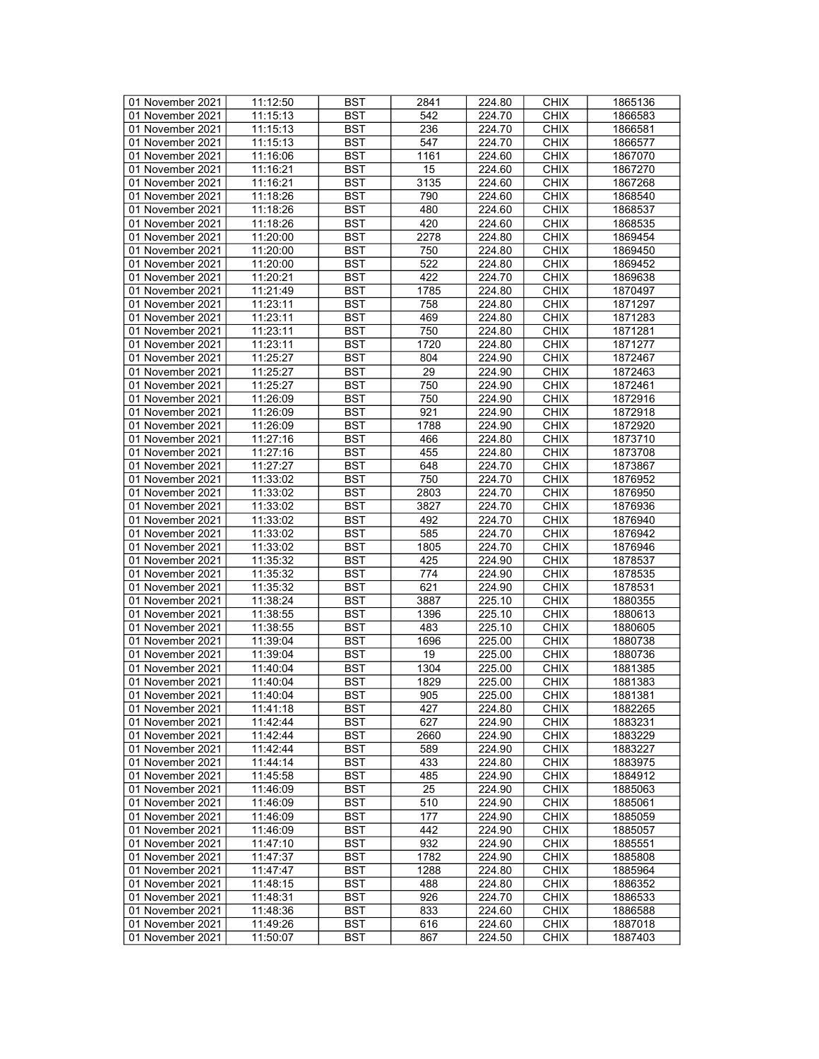| 01 November 2021 | 11:12:50 | BST | 2841 | 224.80 | CHIX | 1865136 |
|---|---|---|---|---|---|---|
| 01 November 2021 | 11:15:13 | BST | 542 | 224.70 | CHIX | 1866583 |
| 01 November 2021 | 11:15:13 | BST | 236 | 224.70 | CHIX | 1866581 |
| 01 November 2021 | 11:15:13 | BST | 547 | 224.70 | CHIX | 1866577 |
| 01 November 2021 | 11:16:06 | BST | 1161 | 224.60 | CHIX | 1867070 |
| 01 November 2021 | 11:16:21 | BST | 15 | 224.60 | CHIX | 1867270 |
| 01 November 2021 | 11:16:21 | BST | 3135 | 224.60 | CHIX | 1867268 |
| 01 November 2021 | 11:18:26 | BST | 790 | 224.60 | CHIX | 1868540 |
| 01 November 2021 | 11:18:26 | BST | 480 | 224.60 | CHIX | 1868537 |
| 01 November 2021 | 11:18:26 | BST | 420 | 224.60 | CHIX | 1868535 |
| 01 November 2021 | 11:20:00 | BST | 2278 | 224.80 | CHIX | 1869454 |
| 01 November 2021 | 11:20:00 | BST | 750 | 224.80 | CHIX | 1869450 |
| 01 November 2021 | 11:20:00 | BST | 522 | 224.80 | CHIX | 1869452 |
| 01 November 2021 | 11:20:21 | BST | 422 | 224.70 | CHIX | 1869638 |
| 01 November 2021 | 11:21:49 | BST | 1785 | 224.80 | CHIX | 1870497 |
| 01 November 2021 | 11:23:11 | BST | 758 | 224.80 | CHIX | 1871297 |
| 01 November 2021 | 11:23:11 | BST | 469 | 224.80 | CHIX | 1871283 |
| 01 November 2021 | 11:23:11 | BST | 750 | 224.80 | CHIX | 1871281 |
| 01 November 2021 | 11:23:11 | BST | 1720 | 224.80 | CHIX | 1871277 |
| 01 November 2021 | 11:25:27 | BST | 804 | 224.90 | CHIX | 1872467 |
| 01 November 2021 | 11:25:27 | BST | 29 | 224.90 | CHIX | 1872463 |
| 01 November 2021 | 11:25:27 | BST | 750 | 224.90 | CHIX | 1872461 |
| 01 November 2021 | 11:26:09 | BST | 750 | 224.90 | CHIX | 1872916 |
| 01 November 2021 | 11:26:09 | BST | 921 | 224.90 | CHIX | 1872918 |
| 01 November 2021 | 11:26:09 | BST | 1788 | 224.90 | CHIX | 1872920 |
| 01 November 2021 | 11:27:16 | BST | 466 | 224.80 | CHIX | 1873710 |
| 01 November 2021 | 11:27:16 | BST | 455 | 224.80 | CHIX | 1873708 |
| 01 November 2021 | 11:27:27 | BST | 648 | 224.70 | CHIX | 1873867 |
| 01 November 2021 | 11:33:02 | BST | 750 | 224.70 | CHIX | 1876952 |
| 01 November 2021 | 11:33:02 | BST | 2803 | 224.70 | CHIX | 1876950 |
| 01 November 2021 | 11:33:02 | BST | 3827 | 224.70 | CHIX | 1876936 |
| 01 November 2021 | 11:33:02 | BST | 492 | 224.70 | CHIX | 1876940 |
| 01 November 2021 | 11:33:02 | BST | 585 | 224.70 | CHIX | 1876942 |
| 01 November 2021 | 11:33:02 | BST | 1805 | 224.70 | CHIX | 1876946 |
| 01 November 2021 | 11:35:32 | BST | 425 | 224.90 | CHIX | 1878537 |
| 01 November 2021 | 11:35:32 | BST | 774 | 224.90 | CHIX | 1878535 |
| 01 November 2021 | 11:35:32 | BST | 621 | 224.90 | CHIX | 1878531 |
| 01 November 2021 | 11:38:24 | BST | 3887 | 225.10 | CHIX | 1880355 |
| 01 November 2021 | 11:38:55 | BST | 1396 | 225.10 | CHIX | 1880613 |
| 01 November 2021 | 11:38:55 | BST | 483 | 225.10 | CHIX | 1880605 |
| 01 November 2021 | 11:39:04 | BST | 1696 | 225.00 | CHIX | 1880738 |
| 01 November 2021 | 11:39:04 | BST | 19 | 225.00 | CHIX | 1880736 |
| 01 November 2021 | 11:40:04 | BST | 1304 | 225.00 | CHIX | 1881385 |
| 01 November 2021 | 11:40:04 | BST | 1829 | 225.00 | CHIX | 1881383 |
| 01 November 2021 | 11:40:04 | BST | 905 | 225.00 | CHIX | 1881381 |
| 01 November 2021 | 11:41:18 | BST | 427 | 224.80 | CHIX | 1882265 |
| 01 November 2021 | 11:42:44 | BST | 627 | 224.90 | CHIX | 1883231 |
| 01 November 2021 | 11:42:44 | BST | 2660 | 224.90 | CHIX | 1883229 |
| 01 November 2021 | 11:42:44 | BST | 589 | 224.90 | CHIX | 1883227 |
| 01 November 2021 | 11:44:14 | BST | 433 | 224.80 | CHIX | 1883975 |
| 01 November 2021 | 11:45:58 | BST | 485 | 224.90 | CHIX | 1884912 |
| 01 November 2021 | 11:46:09 | BST | 25 | 224.90 | CHIX | 1885063 |
| 01 November 2021 | 11:46:09 | BST | 510 | 224.90 | CHIX | 1885061 |
| 01 November 2021 | 11:46:09 | BST | 177 | 224.90 | CHIX | 1885059 |
| 01 November 2021 | 11:46:09 | BST | 442 | 224.90 | CHIX | 1885057 |
| 01 November 2021 | 11:47:10 | BST | 932 | 224.90 | CHIX | 1885551 |
| 01 November 2021 | 11:47:37 | BST | 1782 | 224.90 | CHIX | 1885808 |
| 01 November 2021 | 11:47:47 | BST | 1288 | 224.80 | CHIX | 1885964 |
| 01 November 2021 | 11:48:15 | BST | 488 | 224.80 | CHIX | 1886352 |
| 01 November 2021 | 11:48:31 | BST | 926 | 224.70 | CHIX | 1886533 |
| 01 November 2021 | 11:48:36 | BST | 833 | 224.60 | CHIX | 1886588 |
| 01 November 2021 | 11:49:26 | BST | 616 | 224.60 | CHIX | 1887018 |
| 01 November 2021 | 11:50:07 | BST | 867 | 224.50 | CHIX | 1887403 |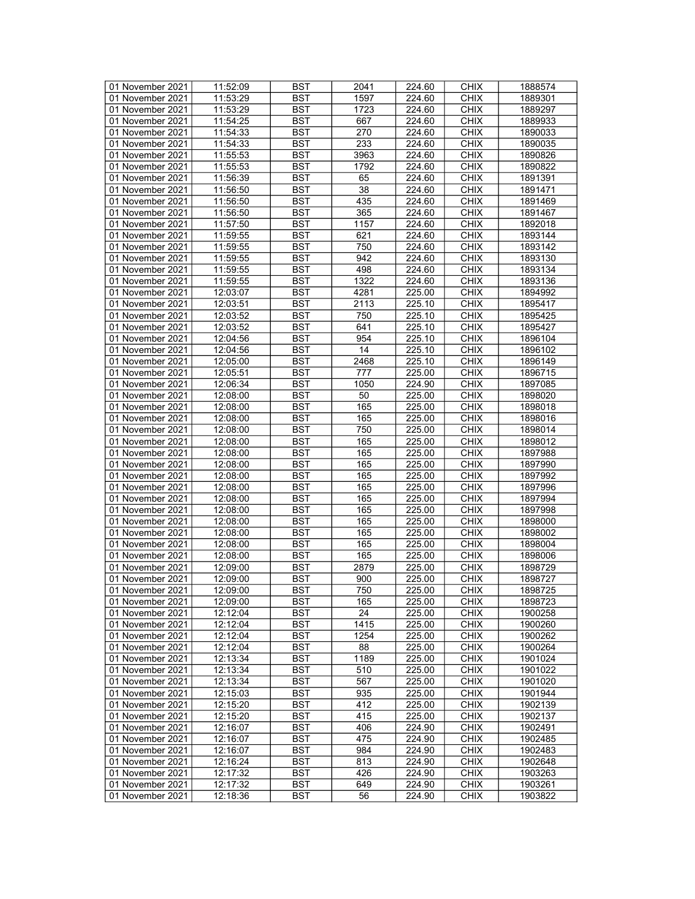| 01 November 2021 | 11:52:09 | BST | 2041 | 224.60 | CHIX | 1888574 |
|---|---|---|---|---|---|---|
| 01 November 2021 | 11:53:29 | BST | 1597 | 224.60 | CHIX | 1889301 |
| 01 November 2021 | 11:53:29 | BST | 1723 | 224.60 | CHIX | 1889297 |
| 01 November 2021 | 11:54:25 | BST | 667 | 224.60 | CHIX | 1889933 |
| 01 November 2021 | 11:54:33 | BST | 270 | 224.60 | CHIX | 1890033 |
| 01 November 2021 | 11:54:33 | BST | 233 | 224.60 | CHIX | 1890035 |
| 01 November 2021 | 11:55:53 | BST | 3963 | 224.60 | CHIX | 1890826 |
| 01 November 2021 | 11:55:53 | BST | 1792 | 224.60 | CHIX | 1890822 |
| 01 November 2021 | 11:56:39 | BST | 65 | 224.60 | CHIX | 1891391 |
| 01 November 2021 | 11:56:50 | BST | 38 | 224.60 | CHIX | 1891471 |
| 01 November 2021 | 11:56:50 | BST | 435 | 224.60 | CHIX | 1891469 |
| 01 November 2021 | 11:56:50 | BST | 365 | 224.60 | CHIX | 1891467 |
| 01 November 2021 | 11:57:50 | BST | 1157 | 224.60 | CHIX | 1892018 |
| 01 November 2021 | 11:59:55 | BST | 621 | 224.60 | CHIX | 1893144 |
| 01 November 2021 | 11:59:55 | BST | 750 | 224.60 | CHIX | 1893142 |
| 01 November 2021 | 11:59:55 | BST | 942 | 224.60 | CHIX | 1893130 |
| 01 November 2021 | 11:59:55 | BST | 498 | 224.60 | CHIX | 1893134 |
| 01 November 2021 | 11:59:55 | BST | 1322 | 224.60 | CHIX | 1893136 |
| 01 November 2021 | 12:03:07 | BST | 4281 | 225.00 | CHIX | 1894992 |
| 01 November 2021 | 12:03:51 | BST | 2113 | 225.10 | CHIX | 1895417 |
| 01 November 2021 | 12:03:52 | BST | 750 | 225.10 | CHIX | 1895425 |
| 01 November 2021 | 12:03:52 | BST | 641 | 225.10 | CHIX | 1895427 |
| 01 November 2021 | 12:04:56 | BST | 954 | 225.10 | CHIX | 1896104 |
| 01 November 2021 | 12:04:56 | BST | 14 | 225.10 | CHIX | 1896102 |
| 01 November 2021 | 12:05:00 | BST | 2468 | 225.10 | CHIX | 1896149 |
| 01 November 2021 | 12:05:51 | BST | 777 | 225.00 | CHIX | 1896715 |
| 01 November 2021 | 12:06:34 | BST | 1050 | 224.90 | CHIX | 1897085 |
| 01 November 2021 | 12:08:00 | BST | 50 | 225.00 | CHIX | 1898020 |
| 01 November 2021 | 12:08:00 | BST | 165 | 225.00 | CHIX | 1898018 |
| 01 November 2021 | 12:08:00 | BST | 165 | 225.00 | CHIX | 1898016 |
| 01 November 2021 | 12:08:00 | BST | 750 | 225.00 | CHIX | 1898014 |
| 01 November 2021 | 12:08:00 | BST | 165 | 225.00 | CHIX | 1898012 |
| 01 November 2021 | 12:08:00 | BST | 165 | 225.00 | CHIX | 1897988 |
| 01 November 2021 | 12:08:00 | BST | 165 | 225.00 | CHIX | 1897990 |
| 01 November 2021 | 12:08:00 | BST | 165 | 225.00 | CHIX | 1897992 |
| 01 November 2021 | 12:08:00 | BST | 165 | 225.00 | CHIX | 1897996 |
| 01 November 2021 | 12:08:00 | BST | 165 | 225.00 | CHIX | 1897994 |
| 01 November 2021 | 12:08:00 | BST | 165 | 225.00 | CHIX | 1897998 |
| 01 November 2021 | 12:08:00 | BST | 165 | 225.00 | CHIX | 1898000 |
| 01 November 2021 | 12:08:00 | BST | 165 | 225.00 | CHIX | 1898002 |
| 01 November 2021 | 12:08:00 | BST | 165 | 225.00 | CHIX | 1898004 |
| 01 November 2021 | 12:08:00 | BST | 165 | 225.00 | CHIX | 1898006 |
| 01 November 2021 | 12:09:00 | BST | 2879 | 225.00 | CHIX | 1898729 |
| 01 November 2021 | 12:09:00 | BST | 900 | 225.00 | CHIX | 1898727 |
| 01 November 2021 | 12:09:00 | BST | 750 | 225.00 | CHIX | 1898725 |
| 01 November 2021 | 12:09:00 | BST | 165 | 225.00 | CHIX | 1898723 |
| 01 November 2021 | 12:12:04 | BST | 24 | 225.00 | CHIX | 1900258 |
| 01 November 2021 | 12:12:04 | BST | 1415 | 225.00 | CHIX | 1900260 |
| 01 November 2021 | 12:12:04 | BST | 1254 | 225.00 | CHIX | 1900262 |
| 01 November 2021 | 12:12:04 | BST | 88 | 225.00 | CHIX | 1900264 |
| 01 November 2021 | 12:13:34 | BST | 1189 | 225.00 | CHIX | 1901024 |
| 01 November 2021 | 12:13:34 | BST | 510 | 225.00 | CHIX | 1901022 |
| 01 November 2021 | 12:13:34 | BST | 567 | 225.00 | CHIX | 1901020 |
| 01 November 2021 | 12:15:03 | BST | 935 | 225.00 | CHIX | 1901944 |
| 01 November 2021 | 12:15:20 | BST | 412 | 225.00 | CHIX | 1902139 |
| 01 November 2021 | 12:15:20 | BST | 415 | 225.00 | CHIX | 1902137 |
| 01 November 2021 | 12:16:07 | BST | 406 | 224.90 | CHIX | 1902491 |
| 01 November 2021 | 12:16:07 | BST | 475 | 224.90 | CHIX | 1902485 |
| 01 November 2021 | 12:16:07 | BST | 984 | 224.90 | CHIX | 1902483 |
| 01 November 2021 | 12:16:24 | BST | 813 | 224.90 | CHIX | 1902648 |
| 01 November 2021 | 12:17:32 | BST | 426 | 224.90 | CHIX | 1903263 |
| 01 November 2021 | 12:17:32 | BST | 649 | 224.90 | CHIX | 1903261 |
| 01 November 2021 | 12:18:36 | BST | 56 | 224.90 | CHIX | 1903822 |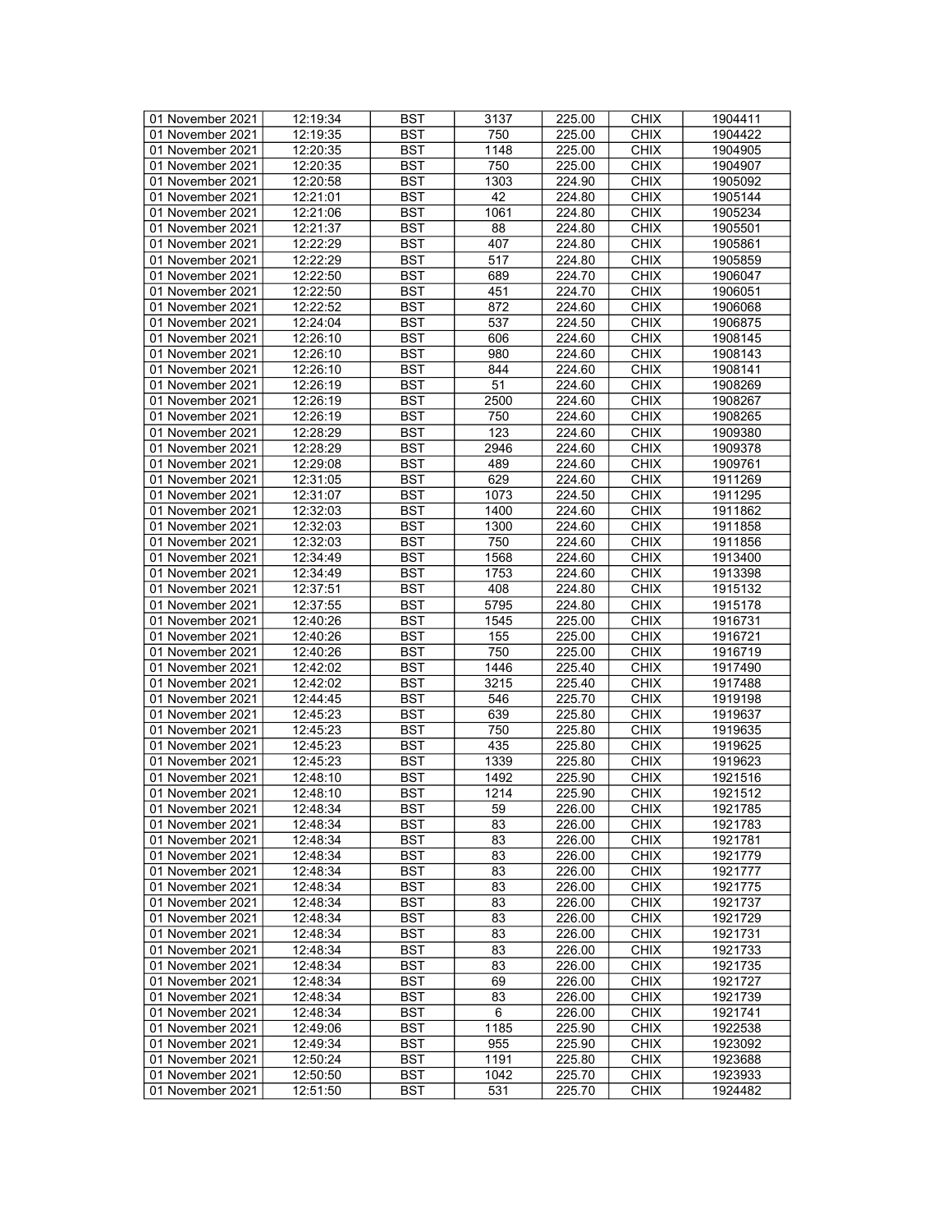| 01 November 2021 | 12:19:34 | BST | 3137 | 225.00 | CHIX | 1904411 |
|---|---|---|---|---|---|---|
| 01 November 2021 | 12:19:35 | BST | 750 | 225.00 | CHIX | 1904422 |
| 01 November 2021 | 12:20:35 | BST | 1148 | 225.00 | CHIX | 1904905 |
| 01 November 2021 | 12:20:35 | BST | 750 | 225.00 | CHIX | 1904907 |
| 01 November 2021 | 12:20:58 | BST | 1303 | 224.90 | CHIX | 1905092 |
| 01 November 2021 | 12:21:01 | BST | 42 | 224.80 | CHIX | 1905144 |
| 01 November 2021 | 12:21:06 | BST | 1061 | 224.80 | CHIX | 1905234 |
| 01 November 2021 | 12:21:37 | BST | 88 | 224.80 | CHIX | 1905501 |
| 01 November 2021 | 12:22:29 | BST | 407 | 224.80 | CHIX | 1905861 |
| 01 November 2021 | 12:22:29 | BST | 517 | 224.80 | CHIX | 1905859 |
| 01 November 2021 | 12:22:50 | BST | 689 | 224.70 | CHIX | 1906047 |
| 01 November 2021 | 12:22:50 | BST | 451 | 224.70 | CHIX | 1906051 |
| 01 November 2021 | 12:22:52 | BST | 872 | 224.60 | CHIX | 1906068 |
| 01 November 2021 | 12:24:04 | BST | 537 | 224.50 | CHIX | 1906875 |
| 01 November 2021 | 12:26:10 | BST | 606 | 224.60 | CHIX | 1908145 |
| 01 November 2021 | 12:26:10 | BST | 980 | 224.60 | CHIX | 1908143 |
| 01 November 2021 | 12:26:10 | BST | 844 | 224.60 | CHIX | 1908141 |
| 01 November 2021 | 12:26:19 | BST | 51 | 224.60 | CHIX | 1908269 |
| 01 November 2021 | 12:26:19 | BST | 2500 | 224.60 | CHIX | 1908267 |
| 01 November 2021 | 12:26:19 | BST | 750 | 224.60 | CHIX | 1908265 |
| 01 November 2021 | 12:28:29 | BST | 123 | 224.60 | CHIX | 1909380 |
| 01 November 2021 | 12:28:29 | BST | 2946 | 224.60 | CHIX | 1909378 |
| 01 November 2021 | 12:29:08 | BST | 489 | 224.60 | CHIX | 1909761 |
| 01 November 2021 | 12:31:05 | BST | 629 | 224.60 | CHIX | 1911269 |
| 01 November 2021 | 12:31:07 | BST | 1073 | 224.50 | CHIX | 1911295 |
| 01 November 2021 | 12:32:03 | BST | 1400 | 224.60 | CHIX | 1911862 |
| 01 November 2021 | 12:32:03 | BST | 1300 | 224.60 | CHIX | 1911858 |
| 01 November 2021 | 12:32:03 | BST | 750 | 224.60 | CHIX | 1911856 |
| 01 November 2021 | 12:34:49 | BST | 1568 | 224.60 | CHIX | 1913400 |
| 01 November 2021 | 12:34:49 | BST | 1753 | 224.60 | CHIX | 1913398 |
| 01 November 2021 | 12:37:51 | BST | 408 | 224.80 | CHIX | 1915132 |
| 01 November 2021 | 12:37:55 | BST | 5795 | 224.80 | CHIX | 1915178 |
| 01 November 2021 | 12:40:26 | BST | 1545 | 225.00 | CHIX | 1916731 |
| 01 November 2021 | 12:40:26 | BST | 155 | 225.00 | CHIX | 1916721 |
| 01 November 2021 | 12:40:26 | BST | 750 | 225.00 | CHIX | 1916719 |
| 01 November 2021 | 12:42:02 | BST | 1446 | 225.40 | CHIX | 1917490 |
| 01 November 2021 | 12:42:02 | BST | 3215 | 225.40 | CHIX | 1917488 |
| 01 November 2021 | 12:44:45 | BST | 546 | 225.70 | CHIX | 1919198 |
| 01 November 2021 | 12:45:23 | BST | 639 | 225.80 | CHIX | 1919637 |
| 01 November 2021 | 12:45:23 | BST | 750 | 225.80 | CHIX | 1919635 |
| 01 November 2021 | 12:45:23 | BST | 435 | 225.80 | CHIX | 1919625 |
| 01 November 2021 | 12:45:23 | BST | 1339 | 225.80 | CHIX | 1919623 |
| 01 November 2021 | 12:48:10 | BST | 1492 | 225.90 | CHIX | 1921516 |
| 01 November 2021 | 12:48:10 | BST | 1214 | 225.90 | CHIX | 1921512 |
| 01 November 2021 | 12:48:34 | BST | 59 | 226.00 | CHIX | 1921785 |
| 01 November 2021 | 12:48:34 | BST | 83 | 226.00 | CHIX | 1921783 |
| 01 November 2021 | 12:48:34 | BST | 83 | 226.00 | CHIX | 1921781 |
| 01 November 2021 | 12:48:34 | BST | 83 | 226.00 | CHIX | 1921779 |
| 01 November 2021 | 12:48:34 | BST | 83 | 226.00 | CHIX | 1921777 |
| 01 November 2021 | 12:48:34 | BST | 83 | 226.00 | CHIX | 1921775 |
| 01 November 2021 | 12:48:34 | BST | 83 | 226.00 | CHIX | 1921737 |
| 01 November 2021 | 12:48:34 | BST | 83 | 226.00 | CHIX | 1921729 |
| 01 November 2021 | 12:48:34 | BST | 83 | 226.00 | CHIX | 1921731 |
| 01 November 2021 | 12:48:34 | BST | 83 | 226.00 | CHIX | 1921733 |
| 01 November 2021 | 12:48:34 | BST | 83 | 226.00 | CHIX | 1921735 |
| 01 November 2021 | 12:48:34 | BST | 69 | 226.00 | CHIX | 1921727 |
| 01 November 2021 | 12:48:34 | BST | 83 | 226.00 | CHIX | 1921739 |
| 01 November 2021 | 12:48:34 | BST | 6 | 226.00 | CHIX | 1921741 |
| 01 November 2021 | 12:49:06 | BST | 1185 | 225.90 | CHIX | 1922538 |
| 01 November 2021 | 12:49:34 | BST | 955 | 225.90 | CHIX | 1923092 |
| 01 November 2021 | 12:50:24 | BST | 1191 | 225.80 | CHIX | 1923688 |
| 01 November 2021 | 12:50:50 | BST | 1042 | 225.70 | CHIX | 1923933 |
| 01 November 2021 | 12:51:50 | BST | 531 | 225.70 | CHIX | 1924482 |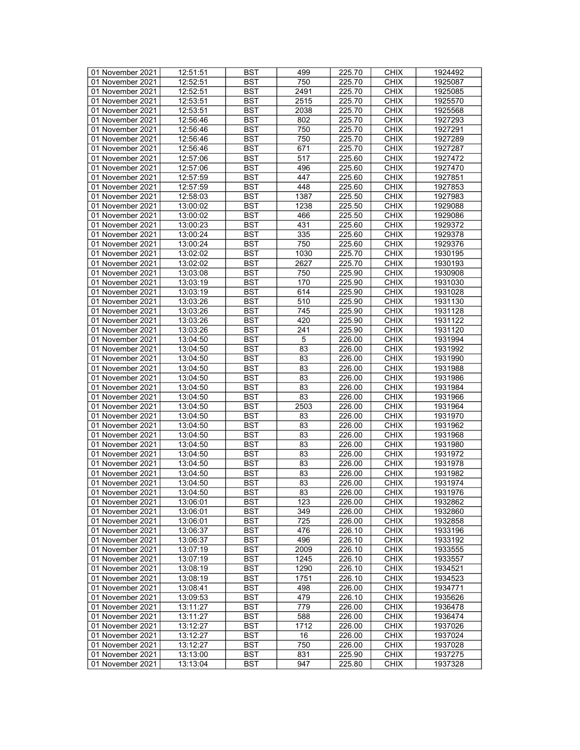| 01 November 2021 | 12:51:51 | BST | 499 | 225.70 | CHIX | 1924492 |
|---|---|---|---|---|---|---|
| 01 November 2021 | 12:52:51 | BST | 750 | 225.70 | CHIX | 1925087 |
| 01 November 2021 | 12:52:51 | BST | 2491 | 225.70 | CHIX | 1925085 |
| 01 November 2021 | 12:53:51 | BST | 2515 | 225.70 | CHIX | 1925570 |
| 01 November 2021 | 12:53:51 | BST | 2038 | 225.70 | CHIX | 1925568 |
| 01 November 2021 | 12:56:46 | BST | 802 | 225.70 | CHIX | 1927293 |
| 01 November 2021 | 12:56:46 | BST | 750 | 225.70 | CHIX | 1927291 |
| 01 November 2021 | 12:56:46 | BST | 750 | 225.70 | CHIX | 1927289 |
| 01 November 2021 | 12:56:46 | BST | 671 | 225.70 | CHIX | 1927287 |
| 01 November 2021 | 12:57:06 | BST | 517 | 225.60 | CHIX | 1927472 |
| 01 November 2021 | 12:57:06 | BST | 496 | 225.60 | CHIX | 1927470 |
| 01 November 2021 | 12:57:59 | BST | 447 | 225.60 | CHIX | 1927851 |
| 01 November 2021 | 12:57:59 | BST | 448 | 225.60 | CHIX | 1927853 |
| 01 November 2021 | 12:58:03 | BST | 1387 | 225.50 | CHIX | 1927983 |
| 01 November 2021 | 13:00:02 | BST | 1238 | 225.50 | CHIX | 1929088 |
| 01 November 2021 | 13:00:02 | BST | 466 | 225.50 | CHIX | 1929086 |
| 01 November 2021 | 13:00:23 | BST | 431 | 225.60 | CHIX | 1929372 |
| 01 November 2021 | 13:00:24 | BST | 335 | 225.60 | CHIX | 1929378 |
| 01 November 2021 | 13:00:24 | BST | 750 | 225.60 | CHIX | 1929376 |
| 01 November 2021 | 13:02:02 | BST | 1030 | 225.70 | CHIX | 1930195 |
| 01 November 2021 | 13:02:02 | BST | 2627 | 225.70 | CHIX | 1930193 |
| 01 November 2021 | 13:03:08 | BST | 750 | 225.90 | CHIX | 1930908 |
| 01 November 2021 | 13:03:19 | BST | 170 | 225.90 | CHIX | 1931030 |
| 01 November 2021 | 13:03:19 | BST | 614 | 225.90 | CHIX | 1931028 |
| 01 November 2021 | 13:03:26 | BST | 510 | 225.90 | CHIX | 1931130 |
| 01 November 2021 | 13:03:26 | BST | 745 | 225.90 | CHIX | 1931128 |
| 01 November 2021 | 13:03:26 | BST | 420 | 225.90 | CHIX | 1931122 |
| 01 November 2021 | 13:03:26 | BST | 241 | 225.90 | CHIX | 1931120 |
| 01 November 2021 | 13:04:50 | BST | 5 | 226.00 | CHIX | 1931994 |
| 01 November 2021 | 13:04:50 | BST | 83 | 226.00 | CHIX | 1931992 |
| 01 November 2021 | 13:04:50 | BST | 83 | 226.00 | CHIX | 1931990 |
| 01 November 2021 | 13:04:50 | BST | 83 | 226.00 | CHIX | 1931988 |
| 01 November 2021 | 13:04:50 | BST | 83 | 226.00 | CHIX | 1931986 |
| 01 November 2021 | 13:04:50 | BST | 83 | 226.00 | CHIX | 1931984 |
| 01 November 2021 | 13:04:50 | BST | 83 | 226.00 | CHIX | 1931966 |
| 01 November 2021 | 13:04:50 | BST | 2503 | 226.00 | CHIX | 1931964 |
| 01 November 2021 | 13:04:50 | BST | 83 | 226.00 | CHIX | 1931970 |
| 01 November 2021 | 13:04:50 | BST | 83 | 226.00 | CHIX | 1931962 |
| 01 November 2021 | 13:04:50 | BST | 83 | 226.00 | CHIX | 1931968 |
| 01 November 2021 | 13:04:50 | BST | 83 | 226.00 | CHIX | 1931980 |
| 01 November 2021 | 13:04:50 | BST | 83 | 226.00 | CHIX | 1931972 |
| 01 November 2021 | 13:04:50 | BST | 83 | 226.00 | CHIX | 1931978 |
| 01 November 2021 | 13:04:50 | BST | 83 | 226.00 | CHIX | 1931982 |
| 01 November 2021 | 13:04:50 | BST | 83 | 226.00 | CHIX | 1931974 |
| 01 November 2021 | 13:04:50 | BST | 83 | 226.00 | CHIX | 1931976 |
| 01 November 2021 | 13:06:01 | BST | 123 | 226.00 | CHIX | 1932862 |
| 01 November 2021 | 13:06:01 | BST | 349 | 226.00 | CHIX | 1932860 |
| 01 November 2021 | 13:06:01 | BST | 725 | 226.00 | CHIX | 1932858 |
| 01 November 2021 | 13:06:37 | BST | 476 | 226.10 | CHIX | 1933196 |
| 01 November 2021 | 13:06:37 | BST | 496 | 226.10 | CHIX | 1933192 |
| 01 November 2021 | 13:07:19 | BST | 2009 | 226.10 | CHIX | 1933555 |
| 01 November 2021 | 13:07:19 | BST | 1245 | 226.10 | CHIX | 1933557 |
| 01 November 2021 | 13:08:19 | BST | 1290 | 226.10 | CHIX | 1934521 |
| 01 November 2021 | 13:08:19 | BST | 1751 | 226.10 | CHIX | 1934523 |
| 01 November 2021 | 13:08:41 | BST | 498 | 226.00 | CHIX | 1934771 |
| 01 November 2021 | 13:09:53 | BST | 479 | 226.10 | CHIX | 1935626 |
| 01 November 2021 | 13:11:27 | BST | 779 | 226.00 | CHIX | 1936478 |
| 01 November 2021 | 13:11:27 | BST | 588 | 226.00 | CHIX | 1936474 |
| 01 November 2021 | 13:12:27 | BST | 1712 | 226.00 | CHIX | 1937026 |
| 01 November 2021 | 13:12:27 | BST | 16 | 226.00 | CHIX | 1937024 |
| 01 November 2021 | 13:12:27 | BST | 750 | 226.00 | CHIX | 1937028 |
| 01 November 2021 | 13:13:00 | BST | 831 | 225.90 | CHIX | 1937275 |
| 01 November 2021 | 13:13:04 | BST | 947 | 225.80 | CHIX | 1937328 |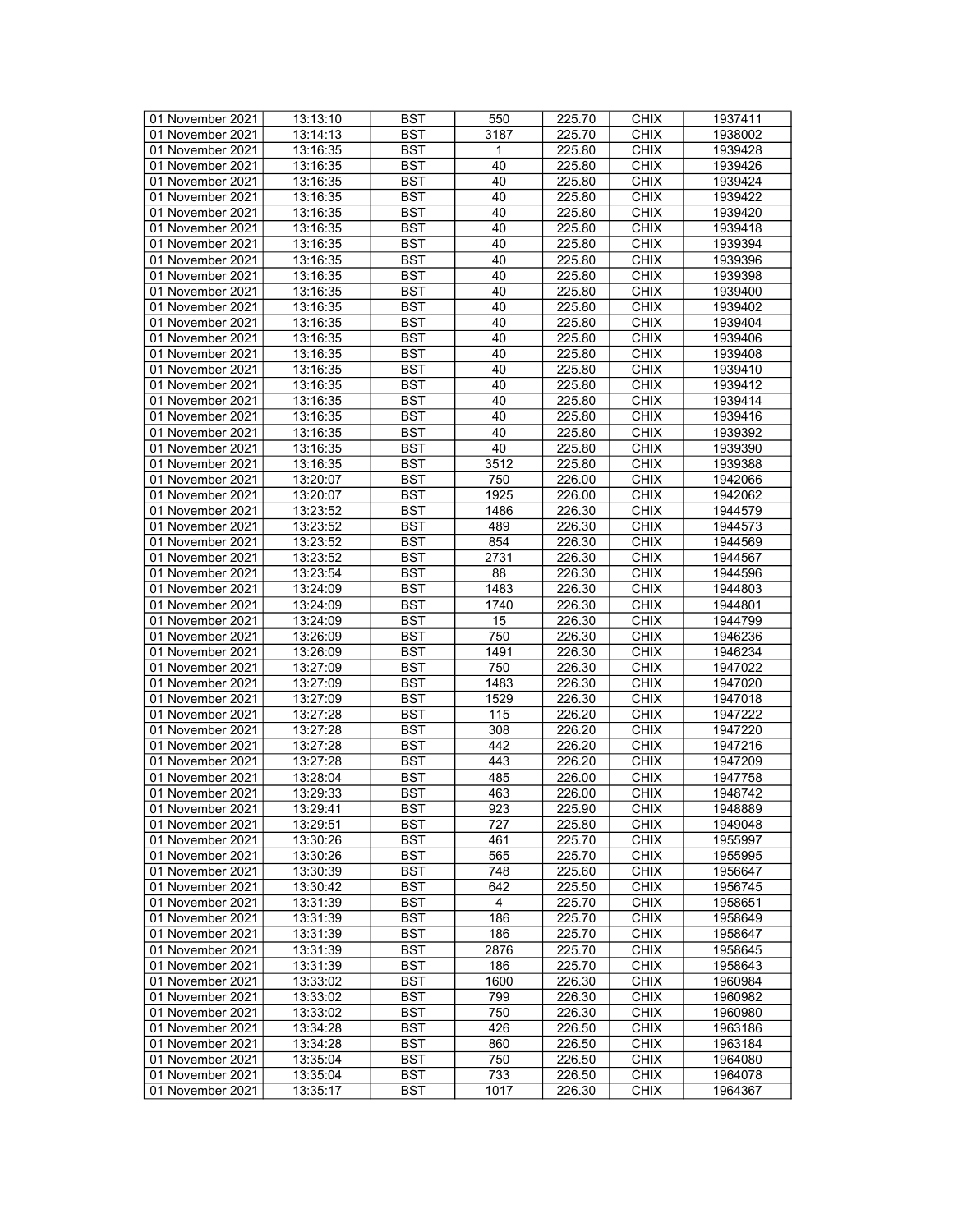| 01 November 2021 | 13:13:10 | BST | 550 | 225.70 | CHIX | 1937411 |
|---|---|---|---|---|---|---|
| 01 November 2021 | 13:14:13 | BST | 3187 | 225.70 | CHIX | 1938002 |
| 01 November 2021 | 13:16:35 | BST | 1 | 225.80 | CHIX | 1939428 |
| 01 November 2021 | 13:16:35 | BST | 40 | 225.80 | CHIX | 1939426 |
| 01 November 2021 | 13:16:35 | BST | 40 | 225.80 | CHIX | 1939424 |
| 01 November 2021 | 13:16:35 | BST | 40 | 225.80 | CHIX | 1939422 |
| 01 November 2021 | 13:16:35 | BST | 40 | 225.80 | CHIX | 1939420 |
| 01 November 2021 | 13:16:35 | BST | 40 | 225.80 | CHIX | 1939418 |
| 01 November 2021 | 13:16:35 | BST | 40 | 225.80 | CHIX | 1939394 |
| 01 November 2021 | 13:16:35 | BST | 40 | 225.80 | CHIX | 1939396 |
| 01 November 2021 | 13:16:35 | BST | 40 | 225.80 | CHIX | 1939398 |
| 01 November 2021 | 13:16:35 | BST | 40 | 225.80 | CHIX | 1939400 |
| 01 November 2021 | 13:16:35 | BST | 40 | 225.80 | CHIX | 1939402 |
| 01 November 2021 | 13:16:35 | BST | 40 | 225.80 | CHIX | 1939404 |
| 01 November 2021 | 13:16:35 | BST | 40 | 225.80 | CHIX | 1939406 |
| 01 November 2021 | 13:16:35 | BST | 40 | 225.80 | CHIX | 1939408 |
| 01 November 2021 | 13:16:35 | BST | 40 | 225.80 | CHIX | 1939410 |
| 01 November 2021 | 13:16:35 | BST | 40 | 225.80 | CHIX | 1939412 |
| 01 November 2021 | 13:16:35 | BST | 40 | 225.80 | CHIX | 1939414 |
| 01 November 2021 | 13:16:35 | BST | 40 | 225.80 | CHIX | 1939416 |
| 01 November 2021 | 13:16:35 | BST | 40 | 225.80 | CHIX | 1939392 |
| 01 November 2021 | 13:16:35 | BST | 40 | 225.80 | CHIX | 1939390 |
| 01 November 2021 | 13:16:35 | BST | 3512 | 225.80 | CHIX | 1939388 |
| 01 November 2021 | 13:20:07 | BST | 750 | 226.00 | CHIX | 1942066 |
| 01 November 2021 | 13:20:07 | BST | 1925 | 226.00 | CHIX | 1942062 |
| 01 November 2021 | 13:23:52 | BST | 1486 | 226.30 | CHIX | 1944579 |
| 01 November 2021 | 13:23:52 | BST | 489 | 226.30 | CHIX | 1944573 |
| 01 November 2021 | 13:23:52 | BST | 854 | 226.30 | CHIX | 1944569 |
| 01 November 2021 | 13:23:52 | BST | 2731 | 226.30 | CHIX | 1944567 |
| 01 November 2021 | 13:23:54 | BST | 88 | 226.30 | CHIX | 1944596 |
| 01 November 2021 | 13:24:09 | BST | 1483 | 226.30 | CHIX | 1944803 |
| 01 November 2021 | 13:24:09 | BST | 1740 | 226.30 | CHIX | 1944801 |
| 01 November 2021 | 13:24:09 | BST | 15 | 226.30 | CHIX | 1944799 |
| 01 November 2021 | 13:26:09 | BST | 750 | 226.30 | CHIX | 1946236 |
| 01 November 2021 | 13:26:09 | BST | 1491 | 226.30 | CHIX | 1946234 |
| 01 November 2021 | 13:27:09 | BST | 750 | 226.30 | CHIX | 1947022 |
| 01 November 2021 | 13:27:09 | BST | 1483 | 226.30 | CHIX | 1947020 |
| 01 November 2021 | 13:27:09 | BST | 1529 | 226.30 | CHIX | 1947018 |
| 01 November 2021 | 13:27:28 | BST | 115 | 226.20 | CHIX | 1947222 |
| 01 November 2021 | 13:27:28 | BST | 308 | 226.20 | CHIX | 1947220 |
| 01 November 2021 | 13:27:28 | BST | 442 | 226.20 | CHIX | 1947216 |
| 01 November 2021 | 13:27:28 | BST | 443 | 226.20 | CHIX | 1947209 |
| 01 November 2021 | 13:28:04 | BST | 485 | 226.00 | CHIX | 1947758 |
| 01 November 2021 | 13:29:33 | BST | 463 | 226.00 | CHIX | 1948742 |
| 01 November 2021 | 13:29:41 | BST | 923 | 225.90 | CHIX | 1948889 |
| 01 November 2021 | 13:29:51 | BST | 727 | 225.80 | CHIX | 1949048 |
| 01 November 2021 | 13:30:26 | BST | 461 | 225.70 | CHIX | 1955997 |
| 01 November 2021 | 13:30:26 | BST | 565 | 225.70 | CHIX | 1955995 |
| 01 November 2021 | 13:30:39 | BST | 748 | 225.60 | CHIX | 1956647 |
| 01 November 2021 | 13:30:42 | BST | 642 | 225.50 | CHIX | 1956745 |
| 01 November 2021 | 13:31:39 | BST | 4 | 225.70 | CHIX | 1958651 |
| 01 November 2021 | 13:31:39 | BST | 186 | 225.70 | CHIX | 1958649 |
| 01 November 2021 | 13:31:39 | BST | 186 | 225.70 | CHIX | 1958647 |
| 01 November 2021 | 13:31:39 | BST | 2876 | 225.70 | CHIX | 1958645 |
| 01 November 2021 | 13:31:39 | BST | 186 | 225.70 | CHIX | 1958643 |
| 01 November 2021 | 13:33:02 | BST | 1600 | 226.30 | CHIX | 1960984 |
| 01 November 2021 | 13:33:02 | BST | 799 | 226.30 | CHIX | 1960982 |
| 01 November 2021 | 13:33:02 | BST | 750 | 226.30 | CHIX | 1960980 |
| 01 November 2021 | 13:34:28 | BST | 426 | 226.50 | CHIX | 1963186 |
| 01 November 2021 | 13:34:28 | BST | 860 | 226.50 | CHIX | 1963184 |
| 01 November 2021 | 13:35:04 | BST | 750 | 226.50 | CHIX | 1964080 |
| 01 November 2021 | 13:35:04 | BST | 733 | 226.50 | CHIX | 1964078 |
| 01 November 2021 | 13:35:17 | BST | 1017 | 226.30 | CHIX | 1964367 |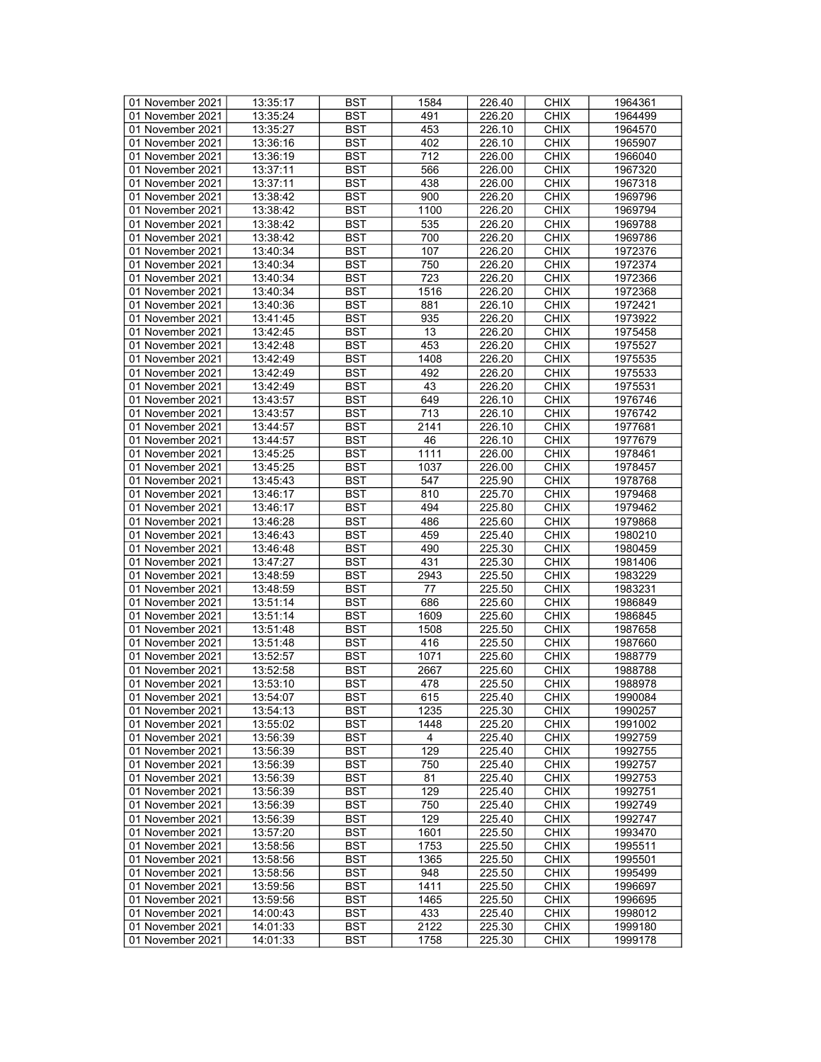| 01 November 2021 | 13:35:17 | BST | 1584 | 226.40 | CHIX | 1964361 |
|---|---|---|---|---|---|---|
| 01 November 2021 | 13:35:24 | BST | 491 | 226.20 | CHIX | 1964499 |
| 01 November 2021 | 13:35:27 | BST | 453 | 226.10 | CHIX | 1964570 |
| 01 November 2021 | 13:36:16 | BST | 402 | 226.10 | CHIX | 1965907 |
| 01 November 2021 | 13:36:19 | BST | 712 | 226.00 | CHIX | 1966040 |
| 01 November 2021 | 13:37:11 | BST | 566 | 226.00 | CHIX | 1967320 |
| 01 November 2021 | 13:37:11 | BST | 438 | 226.00 | CHIX | 1967318 |
| 01 November 2021 | 13:38:42 | BST | 900 | 226.20 | CHIX | 1969796 |
| 01 November 2021 | 13:38:42 | BST | 1100 | 226.20 | CHIX | 1969794 |
| 01 November 2021 | 13:38:42 | BST | 535 | 226.20 | CHIX | 1969788 |
| 01 November 2021 | 13:38:42 | BST | 700 | 226.20 | CHIX | 1969786 |
| 01 November 2021 | 13:40:34 | BST | 107 | 226.20 | CHIX | 1972376 |
| 01 November 2021 | 13:40:34 | BST | 750 | 226.20 | CHIX | 1972374 |
| 01 November 2021 | 13:40:34 | BST | 723 | 226.20 | CHIX | 1972366 |
| 01 November 2021 | 13:40:34 | BST | 1516 | 226.20 | CHIX | 1972368 |
| 01 November 2021 | 13:40:36 | BST | 881 | 226.10 | CHIX | 1972421 |
| 01 November 2021 | 13:41:45 | BST | 935 | 226.20 | CHIX | 1973922 |
| 01 November 2021 | 13:42:45 | BST | 13 | 226.20 | CHIX | 1975458 |
| 01 November 2021 | 13:42:48 | BST | 453 | 226.20 | CHIX | 1975527 |
| 01 November 2021 | 13:42:49 | BST | 1408 | 226.20 | CHIX | 1975535 |
| 01 November 2021 | 13:42:49 | BST | 492 | 226.20 | CHIX | 1975533 |
| 01 November 2021 | 13:42:49 | BST | 43 | 226.20 | CHIX | 1975531 |
| 01 November 2021 | 13:43:57 | BST | 649 | 226.10 | CHIX | 1976746 |
| 01 November 2021 | 13:43:57 | BST | 713 | 226.10 | CHIX | 1976742 |
| 01 November 2021 | 13:44:57 | BST | 2141 | 226.10 | CHIX | 1977681 |
| 01 November 2021 | 13:44:57 | BST | 46 | 226.10 | CHIX | 1977679 |
| 01 November 2021 | 13:45:25 | BST | 1111 | 226.00 | CHIX | 1978461 |
| 01 November 2021 | 13:45:25 | BST | 1037 | 226.00 | CHIX | 1978457 |
| 01 November 2021 | 13:45:43 | BST | 547 | 225.90 | CHIX | 1978768 |
| 01 November 2021 | 13:46:17 | BST | 810 | 225.70 | CHIX | 1979468 |
| 01 November 2021 | 13:46:17 | BST | 494 | 225.80 | CHIX | 1979462 |
| 01 November 2021 | 13:46:28 | BST | 486 | 225.60 | CHIX | 1979868 |
| 01 November 2021 | 13:46:43 | BST | 459 | 225.40 | CHIX | 1980210 |
| 01 November 2021 | 13:46:48 | BST | 490 | 225.30 | CHIX | 1980459 |
| 01 November 2021 | 13:47:27 | BST | 431 | 225.30 | CHIX | 1981406 |
| 01 November 2021 | 13:48:59 | BST | 2943 | 225.50 | CHIX | 1983229 |
| 01 November 2021 | 13:48:59 | BST | 77 | 225.50 | CHIX | 1983231 |
| 01 November 2021 | 13:51:14 | BST | 686 | 225.60 | CHIX | 1986849 |
| 01 November 2021 | 13:51:14 | BST | 1609 | 225.60 | CHIX | 1986845 |
| 01 November 2021 | 13:51:48 | BST | 1508 | 225.50 | CHIX | 1987658 |
| 01 November 2021 | 13:51:48 | BST | 416 | 225.50 | CHIX | 1987660 |
| 01 November 2021 | 13:52:57 | BST | 1071 | 225.60 | CHIX | 1988779 |
| 01 November 2021 | 13:52:58 | BST | 2667 | 225.60 | CHIX | 1988788 |
| 01 November 2021 | 13:53:10 | BST | 478 | 225.50 | CHIX | 1988978 |
| 01 November 2021 | 13:54:07 | BST | 615 | 225.40 | CHIX | 1990084 |
| 01 November 2021 | 13:54:13 | BST | 1235 | 225.30 | CHIX | 1990257 |
| 01 November 2021 | 13:55:02 | BST | 1448 | 225.20 | CHIX | 1991002 |
| 01 November 2021 | 13:56:39 | BST | 4 | 225.40 | CHIX | 1992759 |
| 01 November 2021 | 13:56:39 | BST | 129 | 225.40 | CHIX | 1992755 |
| 01 November 2021 | 13:56:39 | BST | 750 | 225.40 | CHIX | 1992757 |
| 01 November 2021 | 13:56:39 | BST | 81 | 225.40 | CHIX | 1992753 |
| 01 November 2021 | 13:56:39 | BST | 129 | 225.40 | CHIX | 1992751 |
| 01 November 2021 | 13:56:39 | BST | 750 | 225.40 | CHIX | 1992749 |
| 01 November 2021 | 13:56:39 | BST | 129 | 225.40 | CHIX | 1992747 |
| 01 November 2021 | 13:57:20 | BST | 1601 | 225.50 | CHIX | 1993470 |
| 01 November 2021 | 13:58:56 | BST | 1753 | 225.50 | CHIX | 1995511 |
| 01 November 2021 | 13:58:56 | BST | 1365 | 225.50 | CHIX | 1995501 |
| 01 November 2021 | 13:58:56 | BST | 948 | 225.50 | CHIX | 1995499 |
| 01 November 2021 | 13:59:56 | BST | 1411 | 225.50 | CHIX | 1996697 |
| 01 November 2021 | 13:59:56 | BST | 1465 | 225.50 | CHIX | 1996695 |
| 01 November 2021 | 14:00:43 | BST | 433 | 225.40 | CHIX | 1998012 |
| 01 November 2021 | 14:01:33 | BST | 2122 | 225.30 | CHIX | 1999180 |
| 01 November 2021 | 14:01:33 | BST | 1758 | 225.30 | CHIX | 1999178 |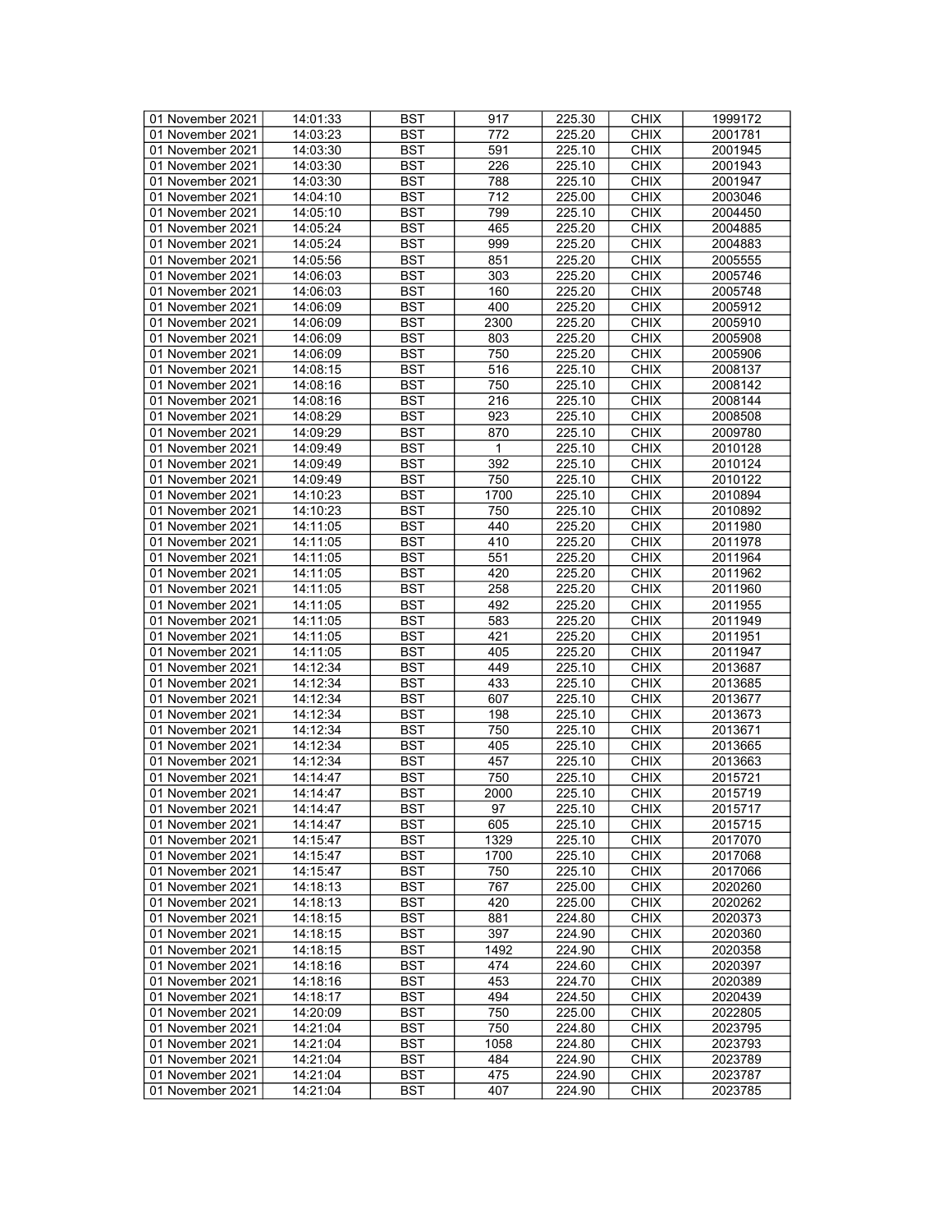| 01 November 2021 | 14:01:33 | BST | 917 | 225.30 | CHIX | 1999172 |
|---|---|---|---|---|---|---|
| 01 November 2021 | 14:03:23 | BST | 772 | 225.20 | CHIX | 2001781 |
| 01 November 2021 | 14:03:30 | BST | 591 | 225.10 | CHIX | 2001945 |
| 01 November 2021 | 14:03:30 | BST | 226 | 225.10 | CHIX | 2001943 |
| 01 November 2021 | 14:03:30 | BST | 788 | 225.10 | CHIX | 2001947 |
| 01 November 2021 | 14:04:10 | BST | 712 | 225.00 | CHIX | 2003046 |
| 01 November 2021 | 14:05:10 | BST | 799 | 225.10 | CHIX | 2004450 |
| 01 November 2021 | 14:05:24 | BST | 465 | 225.20 | CHIX | 2004885 |
| 01 November 2021 | 14:05:24 | BST | 999 | 225.20 | CHIX | 2004883 |
| 01 November 2021 | 14:05:56 | BST | 851 | 225.20 | CHIX | 2005555 |
| 01 November 2021 | 14:06:03 | BST | 303 | 225.20 | CHIX | 2005746 |
| 01 November 2021 | 14:06:03 | BST | 160 | 225.20 | CHIX | 2005748 |
| 01 November 2021 | 14:06:09 | BST | 400 | 225.20 | CHIX | 2005912 |
| 01 November 2021 | 14:06:09 | BST | 2300 | 225.20 | CHIX | 2005910 |
| 01 November 2021 | 14:06:09 | BST | 803 | 225.20 | CHIX | 2005908 |
| 01 November 2021 | 14:06:09 | BST | 750 | 225.20 | CHIX | 2005906 |
| 01 November 2021 | 14:08:15 | BST | 516 | 225.10 | CHIX | 2008137 |
| 01 November 2021 | 14:08:16 | BST | 750 | 225.10 | CHIX | 2008142 |
| 01 November 2021 | 14:08:16 | BST | 216 | 225.10 | CHIX | 2008144 |
| 01 November 2021 | 14:08:29 | BST | 923 | 225.10 | CHIX | 2008508 |
| 01 November 2021 | 14:09:29 | BST | 870 | 225.10 | CHIX | 2009780 |
| 01 November 2021 | 14:09:49 | BST | 1 | 225.10 | CHIX | 2010128 |
| 01 November 2021 | 14:09:49 | BST | 392 | 225.10 | CHIX | 2010124 |
| 01 November 2021 | 14:09:49 | BST | 750 | 225.10 | CHIX | 2010122 |
| 01 November 2021 | 14:10:23 | BST | 1700 | 225.10 | CHIX | 2010894 |
| 01 November 2021 | 14:10:23 | BST | 750 | 225.10 | CHIX | 2010892 |
| 01 November 2021 | 14:11:05 | BST | 440 | 225.20 | CHIX | 2011980 |
| 01 November 2021 | 14:11:05 | BST | 410 | 225.20 | CHIX | 2011978 |
| 01 November 2021 | 14:11:05 | BST | 551 | 225.20 | CHIX | 2011964 |
| 01 November 2021 | 14:11:05 | BST | 420 | 225.20 | CHIX | 2011962 |
| 01 November 2021 | 14:11:05 | BST | 258 | 225.20 | CHIX | 2011960 |
| 01 November 2021 | 14:11:05 | BST | 492 | 225.20 | CHIX | 2011955 |
| 01 November 2021 | 14:11:05 | BST | 583 | 225.20 | CHIX | 2011949 |
| 01 November 2021 | 14:11:05 | BST | 421 | 225.20 | CHIX | 2011951 |
| 01 November 2021 | 14:11:05 | BST | 405 | 225.20 | CHIX | 2011947 |
| 01 November 2021 | 14:12:34 | BST | 449 | 225.10 | CHIX | 2013687 |
| 01 November 2021 | 14:12:34 | BST | 433 | 225.10 | CHIX | 2013685 |
| 01 November 2021 | 14:12:34 | BST | 607 | 225.10 | CHIX | 2013677 |
| 01 November 2021 | 14:12:34 | BST | 198 | 225.10 | CHIX | 2013673 |
| 01 November 2021 | 14:12:34 | BST | 750 | 225.10 | CHIX | 2013671 |
| 01 November 2021 | 14:12:34 | BST | 405 | 225.10 | CHIX | 2013665 |
| 01 November 2021 | 14:12:34 | BST | 457 | 225.10 | CHIX | 2013663 |
| 01 November 2021 | 14:14:47 | BST | 750 | 225.10 | CHIX | 2015721 |
| 01 November 2021 | 14:14:47 | BST | 2000 | 225.10 | CHIX | 2015719 |
| 01 November 2021 | 14:14:47 | BST | 97 | 225.10 | CHIX | 2015717 |
| 01 November 2021 | 14:14:47 | BST | 605 | 225.10 | CHIX | 2015715 |
| 01 November 2021 | 14:15:47 | BST | 1329 | 225.10 | CHIX | 2017070 |
| 01 November 2021 | 14:15:47 | BST | 1700 | 225.10 | CHIX | 2017068 |
| 01 November 2021 | 14:15:47 | BST | 750 | 225.10 | CHIX | 2017066 |
| 01 November 2021 | 14:18:13 | BST | 767 | 225.00 | CHIX | 2020260 |
| 01 November 2021 | 14:18:13 | BST | 420 | 225.00 | CHIX | 2020262 |
| 01 November 2021 | 14:18:15 | BST | 881 | 224.80 | CHIX | 2020373 |
| 01 November 2021 | 14:18:15 | BST | 397 | 224.90 | CHIX | 2020360 |
| 01 November 2021 | 14:18:15 | BST | 1492 | 224.90 | CHIX | 2020358 |
| 01 November 2021 | 14:18:16 | BST | 474 | 224.60 | CHIX | 2020397 |
| 01 November 2021 | 14:18:16 | BST | 453 | 224.70 | CHIX | 2020389 |
| 01 November 2021 | 14:18:17 | BST | 494 | 224.50 | CHIX | 2020439 |
| 01 November 2021 | 14:20:09 | BST | 750 | 225.00 | CHIX | 2022805 |
| 01 November 2021 | 14:21:04 | BST | 750 | 224.80 | CHIX | 2023795 |
| 01 November 2021 | 14:21:04 | BST | 1058 | 224.80 | CHIX | 2023793 |
| 01 November 2021 | 14:21:04 | BST | 484 | 224.90 | CHIX | 2023789 |
| 01 November 2021 | 14:21:04 | BST | 475 | 224.90 | CHIX | 2023787 |
| 01 November 2021 | 14:21:04 | BST | 407 | 224.90 | CHIX | 2023785 |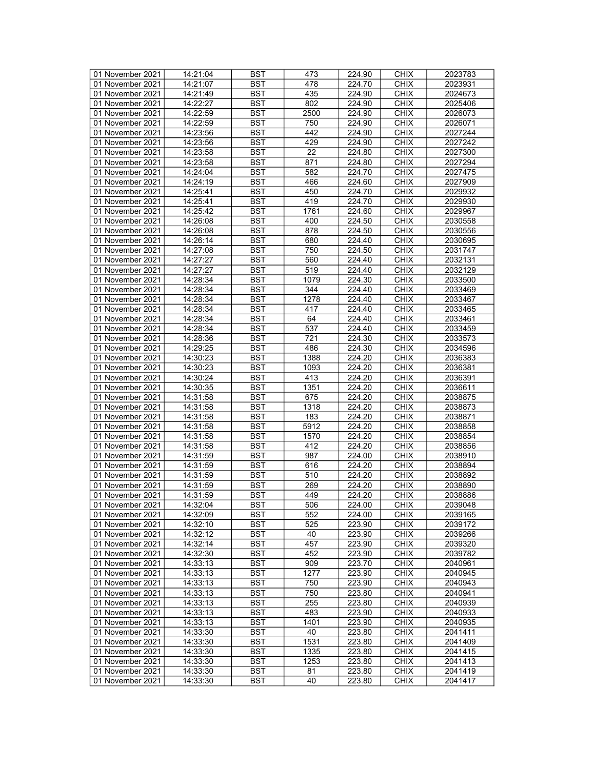| 01 November 2021 | 14:21:04 | BST | 473 | 224.90 | CHIX | 2023783 |
|---|---|---|---|---|---|---|
| 01 November 2021 | 14:21:07 | BST | 478 | 224.70 | CHIX | 2023931 |
| 01 November 2021 | 14:21:49 | BST | 435 | 224.90 | CHIX | 2024673 |
| 01 November 2021 | 14:22:27 | BST | 802 | 224.90 | CHIX | 2025406 |
| 01 November 2021 | 14:22:59 | BST | 2500 | 224.90 | CHIX | 2026073 |
| 01 November 2021 | 14:22:59 | BST | 750 | 224.90 | CHIX | 2026071 |
| 01 November 2021 | 14:23:56 | BST | 442 | 224.90 | CHIX | 2027244 |
| 01 November 2021 | 14:23:56 | BST | 429 | 224.90 | CHIX | 2027242 |
| 01 November 2021 | 14:23:58 | BST | 22 | 224.80 | CHIX | 2027300 |
| 01 November 2021 | 14:23:58 | BST | 871 | 224.80 | CHIX | 2027294 |
| 01 November 2021 | 14:24:04 | BST | 582 | 224.70 | CHIX | 2027475 |
| 01 November 2021 | 14:24:19 | BST | 466 | 224.60 | CHIX | 2027909 |
| 01 November 2021 | 14:25:41 | BST | 450 | 224.70 | CHIX | 2029932 |
| 01 November 2021 | 14:25:41 | BST | 419 | 224.70 | CHIX | 2029930 |
| 01 November 2021 | 14:25:42 | BST | 1761 | 224.60 | CHIX | 2029967 |
| 01 November 2021 | 14:26:08 | BST | 400 | 224.50 | CHIX | 2030558 |
| 01 November 2021 | 14:26:08 | BST | 878 | 224.50 | CHIX | 2030556 |
| 01 November 2021 | 14:26:14 | BST | 680 | 224.40 | CHIX | 2030695 |
| 01 November 2021 | 14:27:08 | BST | 750 | 224.50 | CHIX | 2031747 |
| 01 November 2021 | 14:27:27 | BST | 560 | 224.40 | CHIX | 2032131 |
| 01 November 2021 | 14:27:27 | BST | 519 | 224.40 | CHIX | 2032129 |
| 01 November 2021 | 14:28:34 | BST | 1079 | 224.30 | CHIX | 2033500 |
| 01 November 2021 | 14:28:34 | BST | 344 | 224.40 | CHIX | 2033469 |
| 01 November 2021 | 14:28:34 | BST | 1278 | 224.40 | CHIX | 2033467 |
| 01 November 2021 | 14:28:34 | BST | 417 | 224.40 | CHIX | 2033465 |
| 01 November 2021 | 14:28:34 | BST | 64 | 224.40 | CHIX | 2033461 |
| 01 November 2021 | 14:28:34 | BST | 537 | 224.40 | CHIX | 2033459 |
| 01 November 2021 | 14:28:36 | BST | 721 | 224.30 | CHIX | 2033573 |
| 01 November 2021 | 14:29:25 | BST | 486 | 224.30 | CHIX | 2034596 |
| 01 November 2021 | 14:30:23 | BST | 1388 | 224.20 | CHIX | 2036383 |
| 01 November 2021 | 14:30:23 | BST | 1093 | 224.20 | CHIX | 2036381 |
| 01 November 2021 | 14:30:24 | BST | 413 | 224.20 | CHIX | 2036391 |
| 01 November 2021 | 14:30:35 | BST | 1351 | 224.20 | CHIX | 2036611 |
| 01 November 2021 | 14:31:58 | BST | 675 | 224.20 | CHIX | 2038875 |
| 01 November 2021 | 14:31:58 | BST | 1318 | 224.20 | CHIX | 2038873 |
| 01 November 2021 | 14:31:58 | BST | 183 | 224.20 | CHIX | 2038871 |
| 01 November 2021 | 14:31:58 | BST | 5912 | 224.20 | CHIX | 2038858 |
| 01 November 2021 | 14:31:58 | BST | 1570 | 224.20 | CHIX | 2038854 |
| 01 November 2021 | 14:31:58 | BST | 412 | 224.20 | CHIX | 2038856 |
| 01 November 2021 | 14:31:59 | BST | 987 | 224.00 | CHIX | 2038910 |
| 01 November 2021 | 14:31:59 | BST | 616 | 224.20 | CHIX | 2038894 |
| 01 November 2021 | 14:31:59 | BST | 510 | 224.20 | CHIX | 2038892 |
| 01 November 2021 | 14:31:59 | BST | 269 | 224.20 | CHIX | 2038890 |
| 01 November 2021 | 14:31:59 | BST | 449 | 224.20 | CHIX | 2038886 |
| 01 November 2021 | 14:32:04 | BST | 506 | 224.00 | CHIX | 2039048 |
| 01 November 2021 | 14:32:09 | BST | 552 | 224.00 | CHIX | 2039165 |
| 01 November 2021 | 14:32:10 | BST | 525 | 223.90 | CHIX | 2039172 |
| 01 November 2021 | 14:32:12 | BST | 40 | 223.90 | CHIX | 2039266 |
| 01 November 2021 | 14:32:14 | BST | 457 | 223.90 | CHIX | 2039320 |
| 01 November 2021 | 14:32:30 | BST | 452 | 223.90 | CHIX | 2039782 |
| 01 November 2021 | 14:33:13 | BST | 909 | 223.70 | CHIX | 2040961 |
| 01 November 2021 | 14:33:13 | BST | 1277 | 223.90 | CHIX | 2040945 |
| 01 November 2021 | 14:33:13 | BST | 750 | 223.90 | CHIX | 2040943 |
| 01 November 2021 | 14:33:13 | BST | 750 | 223.80 | CHIX | 2040941 |
| 01 November 2021 | 14:33:13 | BST | 255 | 223.80 | CHIX | 2040939 |
| 01 November 2021 | 14:33:13 | BST | 483 | 223.90 | CHIX | 2040933 |
| 01 November 2021 | 14:33:13 | BST | 1401 | 223.90 | CHIX | 2040935 |
| 01 November 2021 | 14:33:30 | BST | 40 | 223.80 | CHIX | 2041411 |
| 01 November 2021 | 14:33:30 | BST | 1531 | 223.80 | CHIX | 2041409 |
| 01 November 2021 | 14:33:30 | BST | 1335 | 223.80 | CHIX | 2041415 |
| 01 November 2021 | 14:33:30 | BST | 1253 | 223.80 | CHIX | 2041413 |
| 01 November 2021 | 14:33:30 | BST | 81 | 223.80 | CHIX | 2041419 |
| 01 November 2021 | 14:33:30 | BST | 40 | 223.80 | CHIX | 2041417 |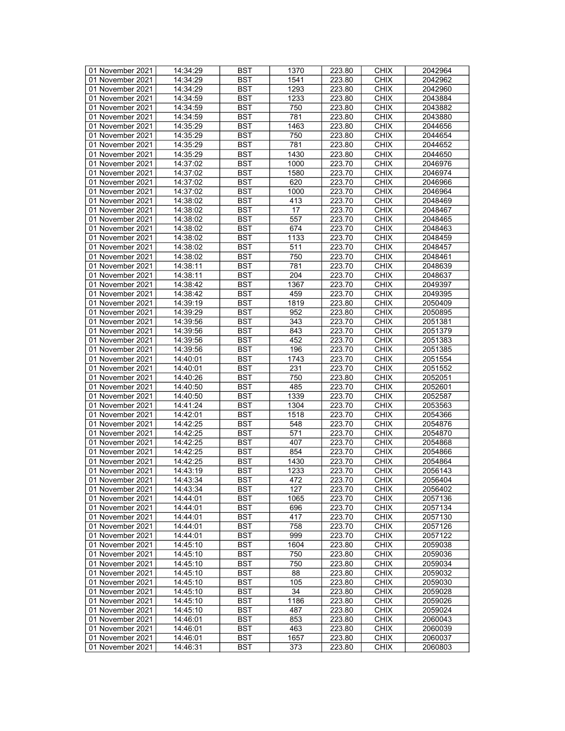| 01 November 2021 | 14:34:29 | BST | 1370 | 223.80 | CHIX | 2042964 |
|---|---|---|---|---|---|---|
| 01 November 2021 | 14:34:29 | BST | 1541 | 223.80 | CHIX | 2042962 |
| 01 November 2021 | 14:34:29 | BST | 1293 | 223.80 | CHIX | 2042960 |
| 01 November 2021 | 14:34:59 | BST | 1233 | 223.80 | CHIX | 2043884 |
| 01 November 2021 | 14:34:59 | BST | 750 | 223.80 | CHIX | 2043882 |
| 01 November 2021 | 14:34:59 | BST | 781 | 223.80 | CHIX | 2043880 |
| 01 November 2021 | 14:35:29 | BST | 1463 | 223.80 | CHIX | 2044656 |
| 01 November 2021 | 14:35:29 | BST | 750 | 223.80 | CHIX | 2044654 |
| 01 November 2021 | 14:35:29 | BST | 781 | 223.80 | CHIX | 2044652 |
| 01 November 2021 | 14:35:29 | BST | 1430 | 223.80 | CHIX | 2044650 |
| 01 November 2021 | 14:37:02 | BST | 1000 | 223.70 | CHIX | 2046976 |
| 01 November 2021 | 14:37:02 | BST | 1580 | 223.70 | CHIX | 2046974 |
| 01 November 2021 | 14:37:02 | BST | 620 | 223.70 | CHIX | 2046966 |
| 01 November 2021 | 14:37:02 | BST | 1000 | 223.70 | CHIX | 2046964 |
| 01 November 2021 | 14:38:02 | BST | 413 | 223.70 | CHIX | 2048469 |
| 01 November 2021 | 14:38:02 | BST | 17 | 223.70 | CHIX | 2048467 |
| 01 November 2021 | 14:38:02 | BST | 557 | 223.70 | CHIX | 2048465 |
| 01 November 2021 | 14:38:02 | BST | 674 | 223.70 | CHIX | 2048463 |
| 01 November 2021 | 14:38:02 | BST | 1133 | 223.70 | CHIX | 2048459 |
| 01 November 2021 | 14:38:02 | BST | 511 | 223.70 | CHIX | 2048457 |
| 01 November 2021 | 14:38:02 | BST | 750 | 223.70 | CHIX | 2048461 |
| 01 November 2021 | 14:38:11 | BST | 781 | 223.70 | CHIX | 2048639 |
| 01 November 2021 | 14:38:11 | BST | 204 | 223.70 | CHIX | 2048637 |
| 01 November 2021 | 14:38:42 | BST | 1367 | 223.70 | CHIX | 2049397 |
| 01 November 2021 | 14:38:42 | BST | 459 | 223.70 | CHIX | 2049395 |
| 01 November 2021 | 14:39:19 | BST | 1819 | 223.80 | CHIX | 2050409 |
| 01 November 2021 | 14:39:29 | BST | 952 | 223.80 | CHIX | 2050895 |
| 01 November 2021 | 14:39:56 | BST | 343 | 223.70 | CHIX | 2051381 |
| 01 November 2021 | 14:39:56 | BST | 843 | 223.70 | CHIX | 2051379 |
| 01 November 2021 | 14:39:56 | BST | 452 | 223.70 | CHIX | 2051383 |
| 01 November 2021 | 14:39:56 | BST | 196 | 223.70 | CHIX | 2051385 |
| 01 November 2021 | 14:40:01 | BST | 1743 | 223.70 | CHIX | 2051554 |
| 01 November 2021 | 14:40:01 | BST | 231 | 223.70 | CHIX | 2051552 |
| 01 November 2021 | 14:40:26 | BST | 750 | 223.80 | CHIX | 2052051 |
| 01 November 2021 | 14:40:50 | BST | 485 | 223.70 | CHIX | 2052601 |
| 01 November 2021 | 14:40:50 | BST | 1339 | 223.70 | CHIX | 2052587 |
| 01 November 2021 | 14:41:24 | BST | 1304 | 223.70 | CHIX | 2053563 |
| 01 November 2021 | 14:42:01 | BST | 1518 | 223.70 | CHIX | 2054366 |
| 01 November 2021 | 14:42:25 | BST | 548 | 223.70 | CHIX | 2054876 |
| 01 November 2021 | 14:42:25 | BST | 571 | 223.70 | CHIX | 2054870 |
| 01 November 2021 | 14:42:25 | BST | 407 | 223.70 | CHIX | 2054868 |
| 01 November 2021 | 14:42:25 | BST | 854 | 223.70 | CHIX | 2054866 |
| 01 November 2021 | 14:42:25 | BST | 1430 | 223.70 | CHIX | 2054864 |
| 01 November 2021 | 14:43:19 | BST | 1233 | 223.70 | CHIX | 2056143 |
| 01 November 2021 | 14:43:34 | BST | 472 | 223.70 | CHIX | 2056404 |
| 01 November 2021 | 14:43:34 | BST | 127 | 223.70 | CHIX | 2056402 |
| 01 November 2021 | 14:44:01 | BST | 1065 | 223.70 | CHIX | 2057136 |
| 01 November 2021 | 14:44:01 | BST | 696 | 223.70 | CHIX | 2057134 |
| 01 November 2021 | 14:44:01 | BST | 417 | 223.70 | CHIX | 2057130 |
| 01 November 2021 | 14:44:01 | BST | 758 | 223.70 | CHIX | 2057126 |
| 01 November 2021 | 14:44:01 | BST | 999 | 223.70 | CHIX | 2057122 |
| 01 November 2021 | 14:45:10 | BST | 1604 | 223.80 | CHIX | 2059038 |
| 01 November 2021 | 14:45:10 | BST | 750 | 223.80 | CHIX | 2059036 |
| 01 November 2021 | 14:45:10 | BST | 750 | 223.80 | CHIX | 2059034 |
| 01 November 2021 | 14:45:10 | BST | 88 | 223.80 | CHIX | 2059032 |
| 01 November 2021 | 14:45:10 | BST | 105 | 223.80 | CHIX | 2059030 |
| 01 November 2021 | 14:45:10 | BST | 34 | 223.80 | CHIX | 2059028 |
| 01 November 2021 | 14:45:10 | BST | 1186 | 223.80 | CHIX | 2059026 |
| 01 November 2021 | 14:45:10 | BST | 487 | 223.80 | CHIX | 2059024 |
| 01 November 2021 | 14:46:01 | BST | 853 | 223.80 | CHIX | 2060043 |
| 01 November 2021 | 14:46:01 | BST | 463 | 223.80 | CHIX | 2060039 |
| 01 November 2021 | 14:46:01 | BST | 1657 | 223.80 | CHIX | 2060037 |
| 01 November 2021 | 14:46:31 | BST | 373 | 223.80 | CHIX | 2060803 |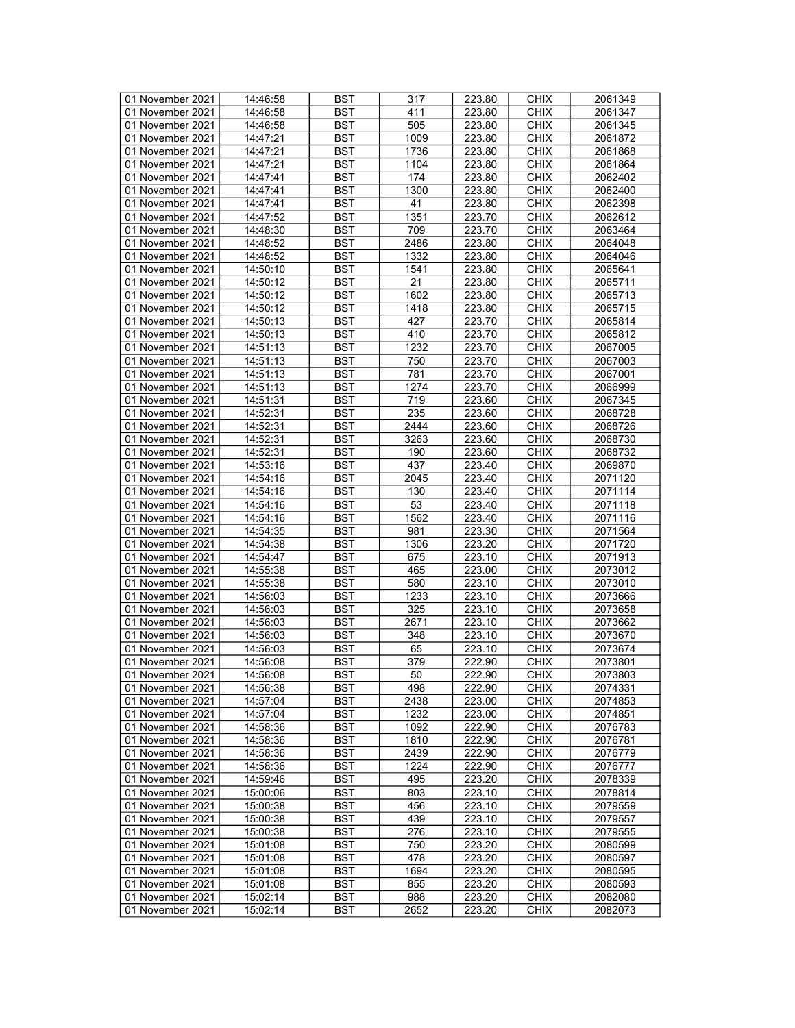| 01 November 2021 | 14:46:58 | BST | 317 | 223.80 | CHIX | 2061349 |
|---|---|---|---|---|---|---|
| 01 November 2021 | 14:46:58 | BST | 411 | 223.80 | CHIX | 2061347 |
| 01 November 2021 | 14:46:58 | BST | 505 | 223.80 | CHIX | 2061345 |
| 01 November 2021 | 14:47:21 | BST | 1009 | 223.80 | CHIX | 2061872 |
| 01 November 2021 | 14:47:21 | BST | 1736 | 223.80 | CHIX | 2061868 |
| 01 November 2021 | 14:47:21 | BST | 1104 | 223.80 | CHIX | 2061864 |
| 01 November 2021 | 14:47:41 | BST | 174 | 223.80 | CHIX | 2062402 |
| 01 November 2021 | 14:47:41 | BST | 1300 | 223.80 | CHIX | 2062400 |
| 01 November 2021 | 14:47:41 | BST | 41 | 223.80 | CHIX | 2062398 |
| 01 November 2021 | 14:47:52 | BST | 1351 | 223.70 | CHIX | 2062612 |
| 01 November 2021 | 14:48:30 | BST | 709 | 223.70 | CHIX | 2063464 |
| 01 November 2021 | 14:48:52 | BST | 2486 | 223.80 | CHIX | 2064048 |
| 01 November 2021 | 14:48:52 | BST | 1332 | 223.80 | CHIX | 2064046 |
| 01 November 2021 | 14:50:10 | BST | 1541 | 223.80 | CHIX | 2065641 |
| 01 November 2021 | 14:50:12 | BST | 21 | 223.80 | CHIX | 2065711 |
| 01 November 2021 | 14:50:12 | BST | 1602 | 223.80 | CHIX | 2065713 |
| 01 November 2021 | 14:50:12 | BST | 1418 | 223.80 | CHIX | 2065715 |
| 01 November 2021 | 14:50:13 | BST | 427 | 223.70 | CHIX | 2065814 |
| 01 November 2021 | 14:50:13 | BST | 410 | 223.70 | CHIX | 2065812 |
| 01 November 2021 | 14:51:13 | BST | 1232 | 223.70 | CHIX | 2067005 |
| 01 November 2021 | 14:51:13 | BST | 750 | 223.70 | CHIX | 2067003 |
| 01 November 2021 | 14:51:13 | BST | 781 | 223.70 | CHIX | 2067001 |
| 01 November 2021 | 14:51:13 | BST | 1274 | 223.70 | CHIX | 2066999 |
| 01 November 2021 | 14:51:31 | BST | 719 | 223.60 | CHIX | 2067345 |
| 01 November 2021 | 14:52:31 | BST | 235 | 223.60 | CHIX | 2068728 |
| 01 November 2021 | 14:52:31 | BST | 2444 | 223.60 | CHIX | 2068726 |
| 01 November 2021 | 14:52:31 | BST | 3263 | 223.60 | CHIX | 2068730 |
| 01 November 2021 | 14:52:31 | BST | 190 | 223.60 | CHIX | 2068732 |
| 01 November 2021 | 14:53:16 | BST | 437 | 223.40 | CHIX | 2069870 |
| 01 November 2021 | 14:54:16 | BST | 2045 | 223.40 | CHIX | 2071120 |
| 01 November 2021 | 14:54:16 | BST | 130 | 223.40 | CHIX | 2071114 |
| 01 November 2021 | 14:54:16 | BST | 53 | 223.40 | CHIX | 2071118 |
| 01 November 2021 | 14:54:16 | BST | 1562 | 223.40 | CHIX | 2071116 |
| 01 November 2021 | 14:54:35 | BST | 981 | 223.30 | CHIX | 2071564 |
| 01 November 2021 | 14:54:38 | BST | 1306 | 223.20 | CHIX | 2071720 |
| 01 November 2021 | 14:54:47 | BST | 675 | 223.10 | CHIX | 2071913 |
| 01 November 2021 | 14:55:38 | BST | 465 | 223.00 | CHIX | 2073012 |
| 01 November 2021 | 14:55:38 | BST | 580 | 223.10 | CHIX | 2073010 |
| 01 November 2021 | 14:56:03 | BST | 1233 | 223.10 | CHIX | 2073666 |
| 01 November 2021 | 14:56:03 | BST | 325 | 223.10 | CHIX | 2073658 |
| 01 November 2021 | 14:56:03 | BST | 2671 | 223.10 | CHIX | 2073662 |
| 01 November 2021 | 14:56:03 | BST | 348 | 223.10 | CHIX | 2073670 |
| 01 November 2021 | 14:56:03 | BST | 65 | 223.10 | CHIX | 2073674 |
| 01 November 2021 | 14:56:08 | BST | 379 | 222.90 | CHIX | 2073801 |
| 01 November 2021 | 14:56:08 | BST | 50 | 222.90 | CHIX | 2073803 |
| 01 November 2021 | 14:56:38 | BST | 498 | 222.90 | CHIX | 2074331 |
| 01 November 2021 | 14:57:04 | BST | 2438 | 223.00 | CHIX | 2074853 |
| 01 November 2021 | 14:57:04 | BST | 1232 | 223.00 | CHIX | 2074851 |
| 01 November 2021 | 14:58:36 | BST | 1092 | 222.90 | CHIX | 2076783 |
| 01 November 2021 | 14:58:36 | BST | 1810 | 222.90 | CHIX | 2076781 |
| 01 November 2021 | 14:58:36 | BST | 2439 | 222.90 | CHIX | 2076779 |
| 01 November 2021 | 14:58:36 | BST | 1224 | 222.90 | CHIX | 2076777 |
| 01 November 2021 | 14:59:46 | BST | 495 | 223.20 | CHIX | 2078339 |
| 01 November 2021 | 15:00:06 | BST | 803 | 223.10 | CHIX | 2078814 |
| 01 November 2021 | 15:00:38 | BST | 456 | 223.10 | CHIX | 2079559 |
| 01 November 2021 | 15:00:38 | BST | 439 | 223.10 | CHIX | 2079557 |
| 01 November 2021 | 15:00:38 | BST | 276 | 223.10 | CHIX | 2079555 |
| 01 November 2021 | 15:01:08 | BST | 750 | 223.20 | CHIX | 2080599 |
| 01 November 2021 | 15:01:08 | BST | 478 | 223.20 | CHIX | 2080597 |
| 01 November 2021 | 15:01:08 | BST | 1694 | 223.20 | CHIX | 2080595 |
| 01 November 2021 | 15:01:08 | BST | 855 | 223.20 | CHIX | 2080593 |
| 01 November 2021 | 15:02:14 | BST | 988 | 223.20 | CHIX | 2082080 |
| 01 November 2021 | 15:02:14 | BST | 2652 | 223.20 | CHIX | 2082073 |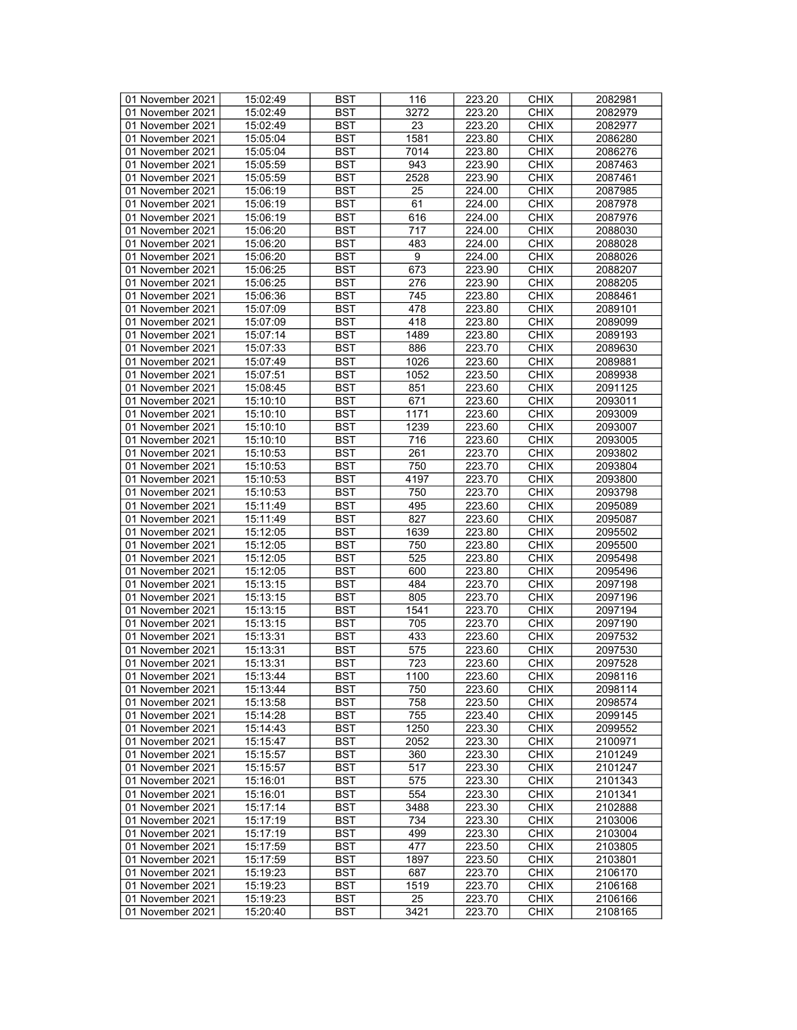| | | | | | | |
|---|---|---|---|---|---|---|
| 01 November 2021 | 15:02:49 | BST | 116 | 223.20 | CHIX | 2082981 |
| 01 November 2021 | 15:02:49 | BST | 3272 | 223.20 | CHIX | 2082979 |
| 01 November 2021 | 15:02:49 | BST | 23 | 223.20 | CHIX | 2082977 |
| 01 November 2021 | 15:05:04 | BST | 1581 | 223.80 | CHIX | 2086280 |
| 01 November 2021 | 15:05:04 | BST | 7014 | 223.80 | CHIX | 2086276 |
| 01 November 2021 | 15:05:59 | BST | 943 | 223.90 | CHIX | 2087463 |
| 01 November 2021 | 15:05:59 | BST | 2528 | 223.90 | CHIX | 2087461 |
| 01 November 2021 | 15:06:19 | BST | 25 | 224.00 | CHIX | 2087985 |
| 01 November 2021 | 15:06:19 | BST | 61 | 224.00 | CHIX | 2087978 |
| 01 November 2021 | 15:06:19 | BST | 616 | 224.00 | CHIX | 2087976 |
| 01 November 2021 | 15:06:20 | BST | 717 | 224.00 | CHIX | 2088030 |
| 01 November 2021 | 15:06:20 | BST | 483 | 224.00 | CHIX | 2088028 |
| 01 November 2021 | 15:06:20 | BST | 9 | 224.00 | CHIX | 2088026 |
| 01 November 2021 | 15:06:25 | BST | 673 | 223.90 | CHIX | 2088207 |
| 01 November 2021 | 15:06:25 | BST | 276 | 223.90 | CHIX | 2088205 |
| 01 November 2021 | 15:06:36 | BST | 745 | 223.80 | CHIX | 2088461 |
| 01 November 2021 | 15:07:09 | BST | 478 | 223.80 | CHIX | 2089101 |
| 01 November 2021 | 15:07:09 | BST | 418 | 223.80 | CHIX | 2089099 |
| 01 November 2021 | 15:07:14 | BST | 1489 | 223.80 | CHIX | 2089193 |
| 01 November 2021 | 15:07:33 | BST | 886 | 223.70 | CHIX | 2089630 |
| 01 November 2021 | 15:07:49 | BST | 1026 | 223.60 | CHIX | 2089881 |
| 01 November 2021 | 15:07:51 | BST | 1052 | 223.50 | CHIX | 2089938 |
| 01 November 2021 | 15:08:45 | BST | 851 | 223.60 | CHIX | 2091125 |
| 01 November 2021 | 15:10:10 | BST | 671 | 223.60 | CHIX | 2093011 |
| 01 November 2021 | 15:10:10 | BST | 1171 | 223.60 | CHIX | 2093009 |
| 01 November 2021 | 15:10:10 | BST | 1239 | 223.60 | CHIX | 2093007 |
| 01 November 2021 | 15:10:10 | BST | 716 | 223.60 | CHIX | 2093005 |
| 01 November 2021 | 15:10:53 | BST | 261 | 223.70 | CHIX | 2093802 |
| 01 November 2021 | 15:10:53 | BST | 750 | 223.70 | CHIX | 2093804 |
| 01 November 2021 | 15:10:53 | BST | 4197 | 223.70 | CHIX | 2093800 |
| 01 November 2021 | 15:10:53 | BST | 750 | 223.70 | CHIX | 2093798 |
| 01 November 2021 | 15:11:49 | BST | 495 | 223.60 | CHIX | 2095089 |
| 01 November 2021 | 15:11:49 | BST | 827 | 223.60 | CHIX | 2095087 |
| 01 November 2021 | 15:12:05 | BST | 1639 | 223.80 | CHIX | 2095502 |
| 01 November 2021 | 15:12:05 | BST | 750 | 223.80 | CHIX | 2095500 |
| 01 November 2021 | 15:12:05 | BST | 525 | 223.80 | CHIX | 2095498 |
| 01 November 2021 | 15:12:05 | BST | 600 | 223.80 | CHIX | 2095496 |
| 01 November 2021 | 15:13:15 | BST | 484 | 223.70 | CHIX | 2097198 |
| 01 November 2021 | 15:13:15 | BST | 805 | 223.70 | CHIX | 2097196 |
| 01 November 2021 | 15:13:15 | BST | 1541 | 223.70 | CHIX | 2097194 |
| 01 November 2021 | 15:13:15 | BST | 705 | 223.70 | CHIX | 2097190 |
| 01 November 2021 | 15:13:31 | BST | 433 | 223.60 | CHIX | 2097532 |
| 01 November 2021 | 15:13:31 | BST | 575 | 223.60 | CHIX | 2097530 |
| 01 November 2021 | 15:13:31 | BST | 723 | 223.60 | CHIX | 2097528 |
| 01 November 2021 | 15:13:44 | BST | 1100 | 223.60 | CHIX | 2098116 |
| 01 November 2021 | 15:13:44 | BST | 750 | 223.60 | CHIX | 2098114 |
| 01 November 2021 | 15:13:58 | BST | 758 | 223.50 | CHIX | 2098574 |
| 01 November 2021 | 15:14:28 | BST | 755 | 223.40 | CHIX | 2099145 |
| 01 November 2021 | 15:14:43 | BST | 1250 | 223.30 | CHIX | 2099552 |
| 01 November 2021 | 15:15:47 | BST | 2052 | 223.30 | CHIX | 2100971 |
| 01 November 2021 | 15:15:57 | BST | 360 | 223.30 | CHIX | 2101249 |
| 01 November 2021 | 15:15:57 | BST | 517 | 223.30 | CHIX | 2101247 |
| 01 November 2021 | 15:16:01 | BST | 575 | 223.30 | CHIX | 2101343 |
| 01 November 2021 | 15:16:01 | BST | 554 | 223.30 | CHIX | 2101341 |
| 01 November 2021 | 15:17:14 | BST | 3488 | 223.30 | CHIX | 2102888 |
| 01 November 2021 | 15:17:19 | BST | 734 | 223.30 | CHIX | 2103006 |
| 01 November 2021 | 15:17:19 | BST | 499 | 223.30 | CHIX | 2103004 |
| 01 November 2021 | 15:17:59 | BST | 477 | 223.50 | CHIX | 2103805 |
| 01 November 2021 | 15:17:59 | BST | 1897 | 223.50 | CHIX | 2103801 |
| 01 November 2021 | 15:19:23 | BST | 687 | 223.70 | CHIX | 2106170 |
| 01 November 2021 | 15:19:23 | BST | 1519 | 223.70 | CHIX | 2106168 |
| 01 November 2021 | 15:19:23 | BST | 25 | 223.70 | CHIX | 2106166 |
| 01 November 2021 | 15:20:40 | BST | 3421 | 223.70 | CHIX | 2108165 |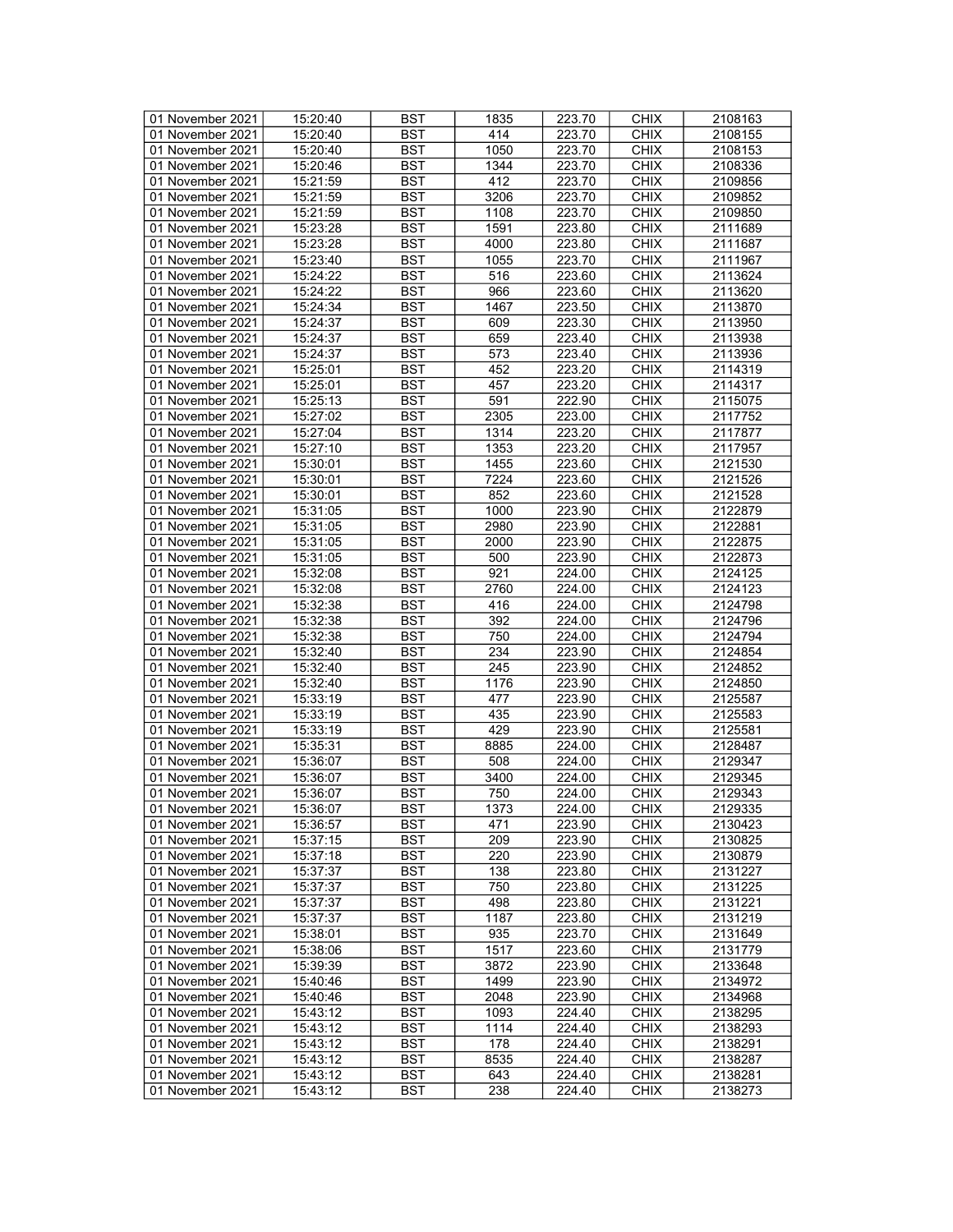| 01 November 2021 | 15:20:40 | BST | 1835 | 223.70 | CHIX | 2108163 |
|---|---|---|---|---|---|---|
| 01 November 2021 | 15:20:40 | BST | 414 | 223.70 | CHIX | 2108155 |
| 01 November 2021 | 15:20:40 | BST | 1050 | 223.70 | CHIX | 2108153 |
| 01 November 2021 | 15:20:46 | BST | 1344 | 223.70 | CHIX | 2108336 |
| 01 November 2021 | 15:21:59 | BST | 412 | 223.70 | CHIX | 2109856 |
| 01 November 2021 | 15:21:59 | BST | 3206 | 223.70 | CHIX | 2109852 |
| 01 November 2021 | 15:21:59 | BST | 1108 | 223.70 | CHIX | 2109850 |
| 01 November 2021 | 15:23:28 | BST | 1591 | 223.80 | CHIX | 2111689 |
| 01 November 2021 | 15:23:28 | BST | 4000 | 223.80 | CHIX | 2111687 |
| 01 November 2021 | 15:23:40 | BST | 1055 | 223.70 | CHIX | 2111967 |
| 01 November 2021 | 15:24:22 | BST | 516 | 223.60 | CHIX | 2113624 |
| 01 November 2021 | 15:24:22 | BST | 966 | 223.60 | CHIX | 2113620 |
| 01 November 2021 | 15:24:34 | BST | 1467 | 223.50 | CHIX | 2113870 |
| 01 November 2021 | 15:24:37 | BST | 609 | 223.30 | CHIX | 2113950 |
| 01 November 2021 | 15:24:37 | BST | 659 | 223.40 | CHIX | 2113938 |
| 01 November 2021 | 15:24:37 | BST | 573 | 223.40 | CHIX | 2113936 |
| 01 November 2021 | 15:25:01 | BST | 452 | 223.20 | CHIX | 2114319 |
| 01 November 2021 | 15:25:01 | BST | 457 | 223.20 | CHIX | 2114317 |
| 01 November 2021 | 15:25:13 | BST | 591 | 222.90 | CHIX | 2115075 |
| 01 November 2021 | 15:27:02 | BST | 2305 | 223.00 | CHIX | 2117752 |
| 01 November 2021 | 15:27:04 | BST | 1314 | 223.20 | CHIX | 2117877 |
| 01 November 2021 | 15:27:10 | BST | 1353 | 223.20 | CHIX | 2117957 |
| 01 November 2021 | 15:30:01 | BST | 1455 | 223.60 | CHIX | 2121530 |
| 01 November 2021 | 15:30:01 | BST | 7224 | 223.60 | CHIX | 2121526 |
| 01 November 2021 | 15:30:01 | BST | 852 | 223.60 | CHIX | 2121528 |
| 01 November 2021 | 15:31:05 | BST | 1000 | 223.90 | CHIX | 2122879 |
| 01 November 2021 | 15:31:05 | BST | 2980 | 223.90 | CHIX | 2122881 |
| 01 November 2021 | 15:31:05 | BST | 2000 | 223.90 | CHIX | 2122875 |
| 01 November 2021 | 15:31:05 | BST | 500 | 223.90 | CHIX | 2122873 |
| 01 November 2021 | 15:32:08 | BST | 921 | 224.00 | CHIX | 2124125 |
| 01 November 2021 | 15:32:08 | BST | 2760 | 224.00 | CHIX | 2124123 |
| 01 November 2021 | 15:32:38 | BST | 416 | 224.00 | CHIX | 2124798 |
| 01 November 2021 | 15:32:38 | BST | 392 | 224.00 | CHIX | 2124796 |
| 01 November 2021 | 15:32:38 | BST | 750 | 224.00 | CHIX | 2124794 |
| 01 November 2021 | 15:32:40 | BST | 234 | 223.90 | CHIX | 2124854 |
| 01 November 2021 | 15:32:40 | BST | 245 | 223.90 | CHIX | 2124852 |
| 01 November 2021 | 15:32:40 | BST | 1176 | 223.90 | CHIX | 2124850 |
| 01 November 2021 | 15:33:19 | BST | 477 | 223.90 | CHIX | 2125587 |
| 01 November 2021 | 15:33:19 | BST | 435 | 223.90 | CHIX | 2125583 |
| 01 November 2021 | 15:33:19 | BST | 429 | 223.90 | CHIX | 2125581 |
| 01 November 2021 | 15:35:31 | BST | 8885 | 224.00 | CHIX | 2128487 |
| 01 November 2021 | 15:36:07 | BST | 508 | 224.00 | CHIX | 2129347 |
| 01 November 2021 | 15:36:07 | BST | 3400 | 224.00 | CHIX | 2129345 |
| 01 November 2021 | 15:36:07 | BST | 750 | 224.00 | CHIX | 2129343 |
| 01 November 2021 | 15:36:07 | BST | 1373 | 224.00 | CHIX | 2129335 |
| 01 November 2021 | 15:36:57 | BST | 471 | 223.90 | CHIX | 2130423 |
| 01 November 2021 | 15:37:15 | BST | 209 | 223.90 | CHIX | 2130825 |
| 01 November 2021 | 15:37:18 | BST | 220 | 223.90 | CHIX | 2130879 |
| 01 November 2021 | 15:37:37 | BST | 138 | 223.80 | CHIX | 2131227 |
| 01 November 2021 | 15:37:37 | BST | 750 | 223.80 | CHIX | 2131225 |
| 01 November 2021 | 15:37:37 | BST | 498 | 223.80 | CHIX | 2131221 |
| 01 November 2021 | 15:37:37 | BST | 1187 | 223.80 | CHIX | 2131219 |
| 01 November 2021 | 15:38:01 | BST | 935 | 223.70 | CHIX | 2131649 |
| 01 November 2021 | 15:38:06 | BST | 1517 | 223.60 | CHIX | 2131779 |
| 01 November 2021 | 15:39:39 | BST | 3872 | 223.90 | CHIX | 2133648 |
| 01 November 2021 | 15:40:46 | BST | 1499 | 223.90 | CHIX | 2134972 |
| 01 November 2021 | 15:40:46 | BST | 2048 | 223.90 | CHIX | 2134968 |
| 01 November 2021 | 15:43:12 | BST | 1093 | 224.40 | CHIX | 2138295 |
| 01 November 2021 | 15:43:12 | BST | 1114 | 224.40 | CHIX | 2138293 |
| 01 November 2021 | 15:43:12 | BST | 178 | 224.40 | CHIX | 2138291 |
| 01 November 2021 | 15:43:12 | BST | 8535 | 224.40 | CHIX | 2138287 |
| 01 November 2021 | 15:43:12 | BST | 643 | 224.40 | CHIX | 2138281 |
| 01 November 2021 | 15:43:12 | BST | 238 | 224.40 | CHIX | 2138273 |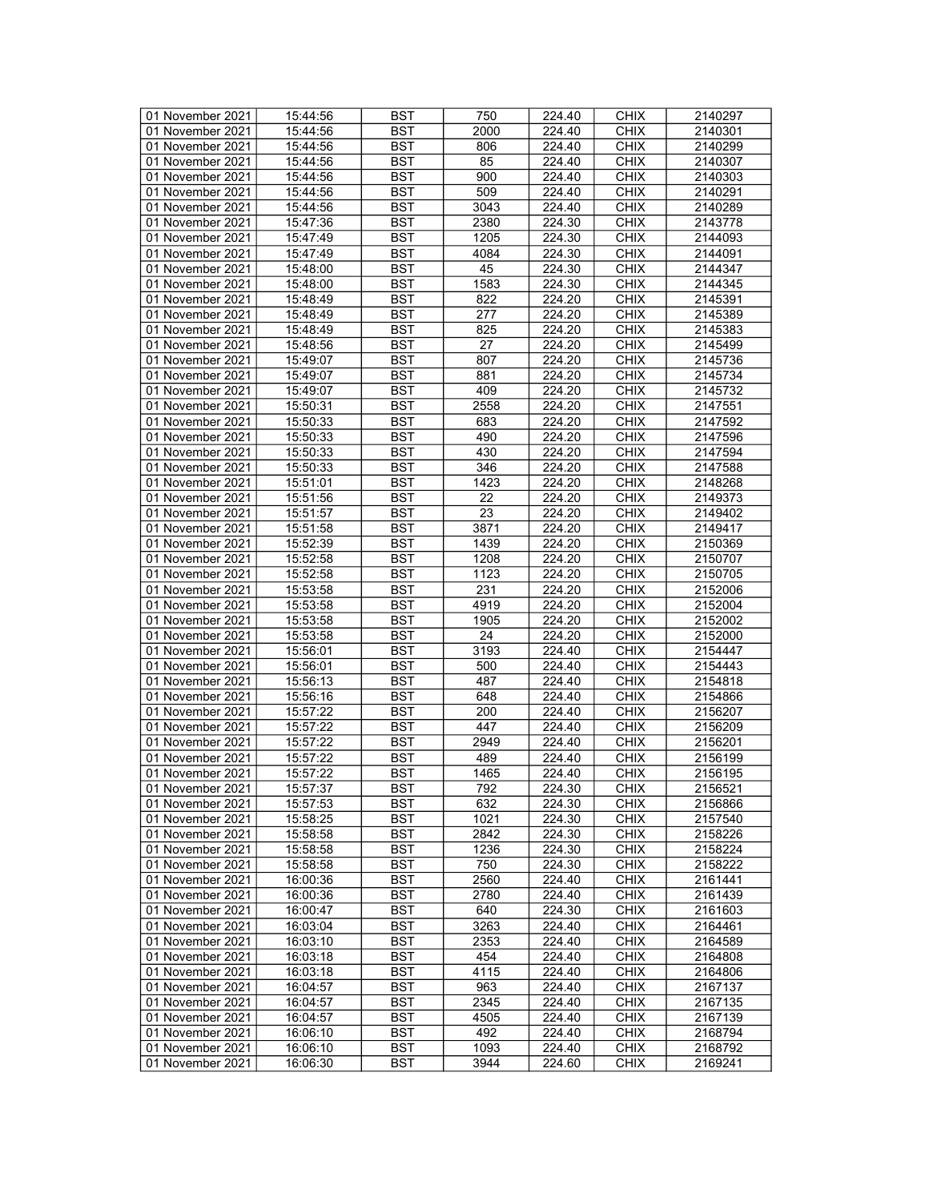| 01 November 2021 | 15:44:56 | BST | 750 | 224.40 | CHIX | 2140297 |
|---|---|---|---|---|---|---|
| 01 November 2021 | 15:44:56 | BST | 2000 | 224.40 | CHIX | 2140301 |
| 01 November 2021 | 15:44:56 | BST | 806 | 224.40 | CHIX | 2140299 |
| 01 November 2021 | 15:44:56 | BST | 85 | 224.40 | CHIX | 2140307 |
| 01 November 2021 | 15:44:56 | BST | 900 | 224.40 | CHIX | 2140303 |
| 01 November 2021 | 15:44:56 | BST | 509 | 224.40 | CHIX | 2140291 |
| 01 November 2021 | 15:44:56 | BST | 3043 | 224.40 | CHIX | 2140289 |
| 01 November 2021 | 15:47:36 | BST | 2380 | 224.30 | CHIX | 2143778 |
| 01 November 2021 | 15:47:49 | BST | 1205 | 224.30 | CHIX | 2144093 |
| 01 November 2021 | 15:47:49 | BST | 4084 | 224.30 | CHIX | 2144091 |
| 01 November 2021 | 15:48:00 | BST | 45 | 224.30 | CHIX | 2144347 |
| 01 November 2021 | 15:48:00 | BST | 1583 | 224.30 | CHIX | 2144345 |
| 01 November 2021 | 15:48:49 | BST | 822 | 224.20 | CHIX | 2145391 |
| 01 November 2021 | 15:48:49 | BST | 277 | 224.20 | CHIX | 2145389 |
| 01 November 2021 | 15:48:49 | BST | 825 | 224.20 | CHIX | 2145383 |
| 01 November 2021 | 15:48:56 | BST | 27 | 224.20 | CHIX | 2145499 |
| 01 November 2021 | 15:49:07 | BST | 807 | 224.20 | CHIX | 2145736 |
| 01 November 2021 | 15:49:07 | BST | 881 | 224.20 | CHIX | 2145734 |
| 01 November 2021 | 15:49:07 | BST | 409 | 224.20 | CHIX | 2145732 |
| 01 November 2021 | 15:50:31 | BST | 2558 | 224.20 | CHIX | 2147551 |
| 01 November 2021 | 15:50:33 | BST | 683 | 224.20 | CHIX | 2147592 |
| 01 November 2021 | 15:50:33 | BST | 490 | 224.20 | CHIX | 2147596 |
| 01 November 2021 | 15:50:33 | BST | 430 | 224.20 | CHIX | 2147594 |
| 01 November 2021 | 15:50:33 | BST | 346 | 224.20 | CHIX | 2147588 |
| 01 November 2021 | 15:51:01 | BST | 1423 | 224.20 | CHIX | 2148268 |
| 01 November 2021 | 15:51:56 | BST | 22 | 224.20 | CHIX | 2149373 |
| 01 November 2021 | 15:51:57 | BST | 23 | 224.20 | CHIX | 2149402 |
| 01 November 2021 | 15:51:58 | BST | 3871 | 224.20 | CHIX | 2149417 |
| 01 November 2021 | 15:52:39 | BST | 1439 | 224.20 | CHIX | 2150369 |
| 01 November 2021 | 15:52:58 | BST | 1208 | 224.20 | CHIX | 2150707 |
| 01 November 2021 | 15:52:58 | BST | 1123 | 224.20 | CHIX | 2150705 |
| 01 November 2021 | 15:53:58 | BST | 231 | 224.20 | CHIX | 2152006 |
| 01 November 2021 | 15:53:58 | BST | 4919 | 224.20 | CHIX | 2152004 |
| 01 November 2021 | 15:53:58 | BST | 1905 | 224.20 | CHIX | 2152002 |
| 01 November 2021 | 15:53:58 | BST | 24 | 224.20 | CHIX | 2152000 |
| 01 November 2021 | 15:56:01 | BST | 3193 | 224.40 | CHIX | 2154447 |
| 01 November 2021 | 15:56:01 | BST | 500 | 224.40 | CHIX | 2154443 |
| 01 November 2021 | 15:56:13 | BST | 487 | 224.40 | CHIX | 2154818 |
| 01 November 2021 | 15:56:16 | BST | 648 | 224.40 | CHIX | 2154866 |
| 01 November 2021 | 15:57:22 | BST | 200 | 224.40 | CHIX | 2156207 |
| 01 November 2021 | 15:57:22 | BST | 447 | 224.40 | CHIX | 2156209 |
| 01 November 2021 | 15:57:22 | BST | 2949 | 224.40 | CHIX | 2156201 |
| 01 November 2021 | 15:57:22 | BST | 489 | 224.40 | CHIX | 2156199 |
| 01 November 2021 | 15:57:22 | BST | 1465 | 224.40 | CHIX | 2156195 |
| 01 November 2021 | 15:57:37 | BST | 792 | 224.30 | CHIX | 2156521 |
| 01 November 2021 | 15:57:53 | BST | 632 | 224.30 | CHIX | 2156866 |
| 01 November 2021 | 15:58:25 | BST | 1021 | 224.30 | CHIX | 2157540 |
| 01 November 2021 | 15:58:58 | BST | 2842 | 224.30 | CHIX | 2158226 |
| 01 November 2021 | 15:58:58 | BST | 1236 | 224.30 | CHIX | 2158224 |
| 01 November 2021 | 15:58:58 | BST | 750 | 224.30 | CHIX | 2158222 |
| 01 November 2021 | 16:00:36 | BST | 2560 | 224.40 | CHIX | 2161441 |
| 01 November 2021 | 16:00:36 | BST | 2780 | 224.40 | CHIX | 2161439 |
| 01 November 2021 | 16:00:47 | BST | 640 | 224.30 | CHIX | 2161603 |
| 01 November 2021 | 16:03:04 | BST | 3263 | 224.40 | CHIX | 2164461 |
| 01 November 2021 | 16:03:10 | BST | 2353 | 224.40 | CHIX | 2164589 |
| 01 November 2021 | 16:03:18 | BST | 454 | 224.40 | CHIX | 2164808 |
| 01 November 2021 | 16:03:18 | BST | 4115 | 224.40 | CHIX | 2164806 |
| 01 November 2021 | 16:04:57 | BST | 963 | 224.40 | CHIX | 2167137 |
| 01 November 2021 | 16:04:57 | BST | 2345 | 224.40 | CHIX | 2167135 |
| 01 November 2021 | 16:04:57 | BST | 4505 | 224.40 | CHIX | 2167139 |
| 01 November 2021 | 16:06:10 | BST | 492 | 224.40 | CHIX | 2168794 |
| 01 November 2021 | 16:06:10 | BST | 1093 | 224.40 | CHIX | 2168792 |
| 01 November 2021 | 16:06:30 | BST | 3944 | 224.60 | CHIX | 2169241 |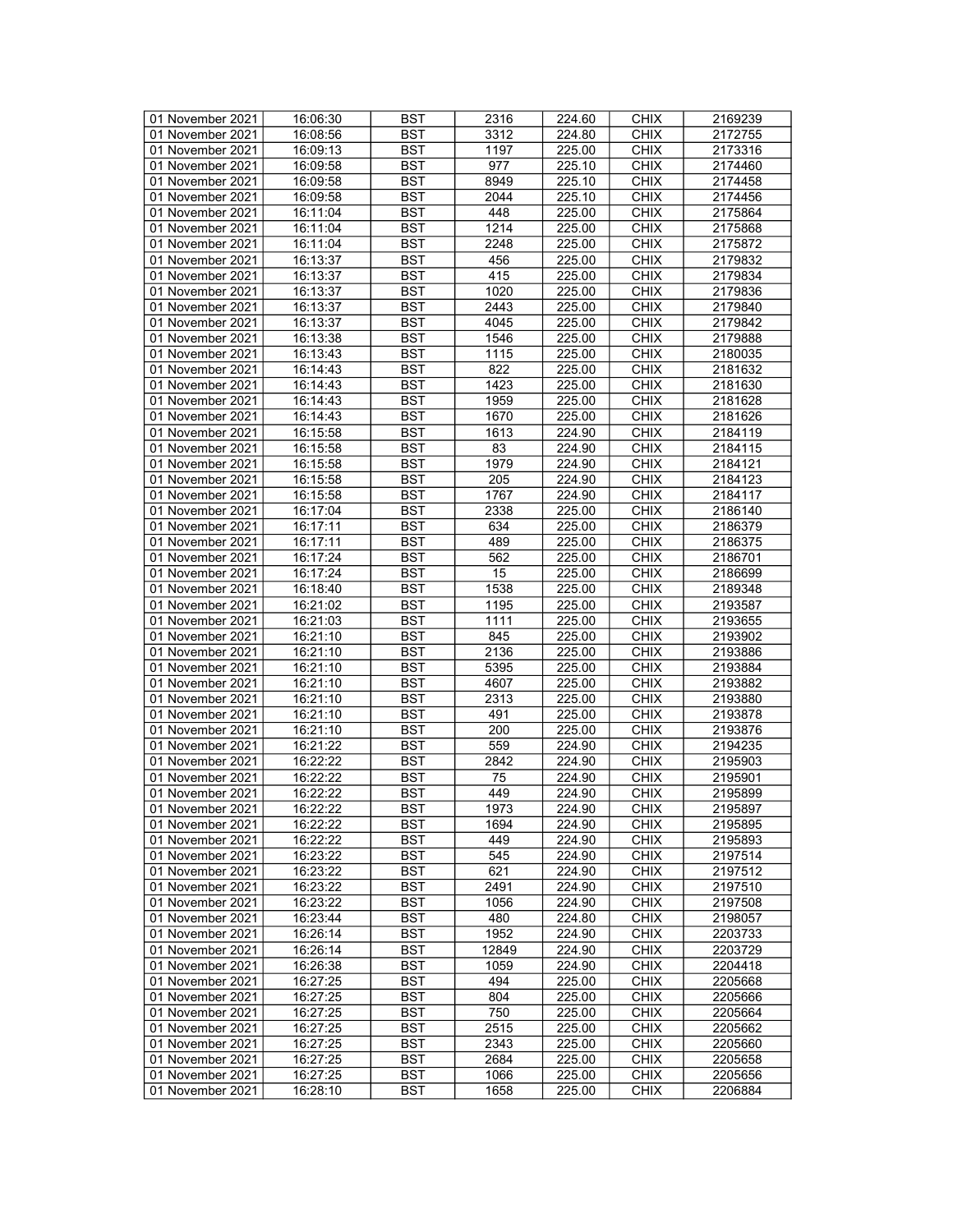| 01 November 2021 | 16:06:30 | BST | 2316 | 224.60 | CHIX | 2169239 |
|---|---|---|---|---|---|---|
| 01 November 2021 | 16:08:56 | BST | 3312 | 224.80 | CHIX | 2172755 |
| 01 November 2021 | 16:09:13 | BST | 1197 | 225.00 | CHIX | 2173316 |
| 01 November 2021 | 16:09:58 | BST | 977 | 225.10 | CHIX | 2174460 |
| 01 November 2021 | 16:09:58 | BST | 8949 | 225.10 | CHIX | 2174458 |
| 01 November 2021 | 16:09:58 | BST | 2044 | 225.10 | CHIX | 2174456 |
| 01 November 2021 | 16:11:04 | BST | 448 | 225.00 | CHIX | 2175864 |
| 01 November 2021 | 16:11:04 | BST | 1214 | 225.00 | CHIX | 2175868 |
| 01 November 2021 | 16:11:04 | BST | 2248 | 225.00 | CHIX | 2175872 |
| 01 November 2021 | 16:13:37 | BST | 456 | 225.00 | CHIX | 2179832 |
| 01 November 2021 | 16:13:37 | BST | 415 | 225.00 | CHIX | 2179834 |
| 01 November 2021 | 16:13:37 | BST | 1020 | 225.00 | CHIX | 2179836 |
| 01 November 2021 | 16:13:37 | BST | 2443 | 225.00 | CHIX | 2179840 |
| 01 November 2021 | 16:13:37 | BST | 4045 | 225.00 | CHIX | 2179842 |
| 01 November 2021 | 16:13:38 | BST | 1546 | 225.00 | CHIX | 2179888 |
| 01 November 2021 | 16:13:43 | BST | 1115 | 225.00 | CHIX | 2180035 |
| 01 November 2021 | 16:14:43 | BST | 822 | 225.00 | CHIX | 2181632 |
| 01 November 2021 | 16:14:43 | BST | 1423 | 225.00 | CHIX | 2181630 |
| 01 November 2021 | 16:14:43 | BST | 1959 | 225.00 | CHIX | 2181628 |
| 01 November 2021 | 16:14:43 | BST | 1670 | 225.00 | CHIX | 2181626 |
| 01 November 2021 | 16:15:58 | BST | 1613 | 224.90 | CHIX | 2184119 |
| 01 November 2021 | 16:15:58 | BST | 83 | 224.90 | CHIX | 2184115 |
| 01 November 2021 | 16:15:58 | BST | 1979 | 224.90 | CHIX | 2184121 |
| 01 November 2021 | 16:15:58 | BST | 205 | 224.90 | CHIX | 2184123 |
| 01 November 2021 | 16:15:58 | BST | 1767 | 224.90 | CHIX | 2184117 |
| 01 November 2021 | 16:17:04 | BST | 2338 | 225.00 | CHIX | 2186140 |
| 01 November 2021 | 16:17:11 | BST | 634 | 225.00 | CHIX | 2186379 |
| 01 November 2021 | 16:17:11 | BST | 489 | 225.00 | CHIX | 2186375 |
| 01 November 2021 | 16:17:24 | BST | 562 | 225.00 | CHIX | 2186701 |
| 01 November 2021 | 16:17:24 | BST | 15 | 225.00 | CHIX | 2186699 |
| 01 November 2021 | 16:18:40 | BST | 1538 | 225.00 | CHIX | 2189348 |
| 01 November 2021 | 16:21:02 | BST | 1195 | 225.00 | CHIX | 2193587 |
| 01 November 2021 | 16:21:03 | BST | 1111 | 225.00 | CHIX | 2193655 |
| 01 November 2021 | 16:21:10 | BST | 845 | 225.00 | CHIX | 2193902 |
| 01 November 2021 | 16:21:10 | BST | 2136 | 225.00 | CHIX | 2193886 |
| 01 November 2021 | 16:21:10 | BST | 5395 | 225.00 | CHIX | 2193884 |
| 01 November 2021 | 16:21:10 | BST | 4607 | 225.00 | CHIX | 2193882 |
| 01 November 2021 | 16:21:10 | BST | 2313 | 225.00 | CHIX | 2193880 |
| 01 November 2021 | 16:21:10 | BST | 491 | 225.00 | CHIX | 2193878 |
| 01 November 2021 | 16:21:10 | BST | 200 | 225.00 | CHIX | 2193876 |
| 01 November 2021 | 16:21:22 | BST | 559 | 224.90 | CHIX | 2194235 |
| 01 November 2021 | 16:22:22 | BST | 2842 | 224.90 | CHIX | 2195903 |
| 01 November 2021 | 16:22:22 | BST | 75 | 224.90 | CHIX | 2195901 |
| 01 November 2021 | 16:22:22 | BST | 449 | 224.90 | CHIX | 2195899 |
| 01 November 2021 | 16:22:22 | BST | 1973 | 224.90 | CHIX | 2195897 |
| 01 November 2021 | 16:22:22 | BST | 1694 | 224.90 | CHIX | 2195895 |
| 01 November 2021 | 16:22:22 | BST | 449 | 224.90 | CHIX | 2195893 |
| 01 November 2021 | 16:23:22 | BST | 545 | 224.90 | CHIX | 2197514 |
| 01 November 2021 | 16:23:22 | BST | 621 | 224.90 | CHIX | 2197512 |
| 01 November 2021 | 16:23:22 | BST | 2491 | 224.90 | CHIX | 2197510 |
| 01 November 2021 | 16:23:22 | BST | 1056 | 224.90 | CHIX | 2197508 |
| 01 November 2021 | 16:23:44 | BST | 480 | 224.80 | CHIX | 2198057 |
| 01 November 2021 | 16:26:14 | BST | 1952 | 224.90 | CHIX | 2203733 |
| 01 November 2021 | 16:26:14 | BST | 12849 | 224.90 | CHIX | 2203729 |
| 01 November 2021 | 16:26:38 | BST | 1059 | 224.90 | CHIX | 2204418 |
| 01 November 2021 | 16:27:25 | BST | 494 | 225.00 | CHIX | 2205668 |
| 01 November 2021 | 16:27:25 | BST | 804 | 225.00 | CHIX | 2205666 |
| 01 November 2021 | 16:27:25 | BST | 750 | 225.00 | CHIX | 2205664 |
| 01 November 2021 | 16:27:25 | BST | 2515 | 225.00 | CHIX | 2205662 |
| 01 November 2021 | 16:27:25 | BST | 2343 | 225.00 | CHIX | 2205660 |
| 01 November 2021 | 16:27:25 | BST | 2684 | 225.00 | CHIX | 2205658 |
| 01 November 2021 | 16:27:25 | BST | 1066 | 225.00 | CHIX | 2205656 |
| 01 November 2021 | 16:28:10 | BST | 1658 | 225.00 | CHIX | 2206884 |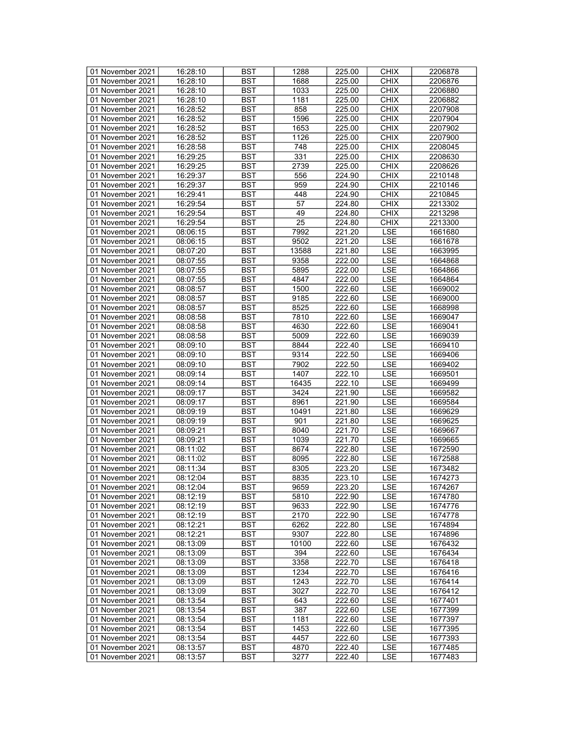| 01 November 2021 | 16:28:10 | BST | 1288 | 225.00 | CHIX | 2206878 |
|---|---|---|---|---|---|---|
| 01 November 2021 | 16:28:10 | BST | 1688 | 225.00 | CHIX | 2206876 |
| 01 November 2021 | 16:28:10 | BST | 1033 | 225.00 | CHIX | 2206880 |
| 01 November 2021 | 16:28:10 | BST | 1181 | 225.00 | CHIX | 2206882 |
| 01 November 2021 | 16:28:52 | BST | 858 | 225.00 | CHIX | 2207908 |
| 01 November 2021 | 16:28:52 | BST | 1596 | 225.00 | CHIX | 2207904 |
| 01 November 2021 | 16:28:52 | BST | 1653 | 225.00 | CHIX | 2207902 |
| 01 November 2021 | 16:28:52 | BST | 1126 | 225.00 | CHIX | 2207900 |
| 01 November 2021 | 16:28:58 | BST | 748 | 225.00 | CHIX | 2208045 |
| 01 November 2021 | 16:29:25 | BST | 331 | 225.00 | CHIX | 2208630 |
| 01 November 2021 | 16:29:25 | BST | 2739 | 225.00 | CHIX | 2208626 |
| 01 November 2021 | 16:29:37 | BST | 556 | 224.90 | CHIX | 2210148 |
| 01 November 2021 | 16:29:37 | BST | 959 | 224.90 | CHIX | 2210146 |
| 01 November 2021 | 16:29:41 | BST | 448 | 224.90 | CHIX | 2210845 |
| 01 November 2021 | 16:29:54 | BST | 57 | 224.80 | CHIX | 2213302 |
| 01 November 2021 | 16:29:54 | BST | 49 | 224.80 | CHIX | 2213298 |
| 01 November 2021 | 16:29:54 | BST | 25 | 224.80 | CHIX | 2213300 |
| 01 November 2021 | 08:06:15 | BST | 7992 | 221.20 | LSE | 1661680 |
| 01 November 2021 | 08:06:15 | BST | 9502 | 221.20 | LSE | 1661678 |
| 01 November 2021 | 08:07:20 | BST | 13588 | 221.80 | LSE | 1663995 |
| 01 November 2021 | 08:07:55 | BST | 9358 | 222.00 | LSE | 1664868 |
| 01 November 2021 | 08:07:55 | BST | 5895 | 222.00 | LSE | 1664866 |
| 01 November 2021 | 08:07:55 | BST | 4847 | 222.00 | LSE | 1664864 |
| 01 November 2021 | 08:08:57 | BST | 1500 | 222.60 | LSE | 1669002 |
| 01 November 2021 | 08:08:57 | BST | 9185 | 222.60 | LSE | 1669000 |
| 01 November 2021 | 08:08:57 | BST | 8525 | 222.60 | LSE | 1668998 |
| 01 November 2021 | 08:08:58 | BST | 7810 | 222.60 | LSE | 1669047 |
| 01 November 2021 | 08:08:58 | BST | 4630 | 222.60 | LSE | 1669041 |
| 01 November 2021 | 08:08:58 | BST | 5009 | 222.60 | LSE | 1669039 |
| 01 November 2021 | 08:09:10 | BST | 8844 | 222.40 | LSE | 1669410 |
| 01 November 2021 | 08:09:10 | BST | 9314 | 222.50 | LSE | 1669406 |
| 01 November 2021 | 08:09:10 | BST | 7902 | 222.50 | LSE | 1669402 |
| 01 November 2021 | 08:09:14 | BST | 1407 | 222.10 | LSE | 1669501 |
| 01 November 2021 | 08:09:14 | BST | 16435 | 222.10 | LSE | 1669499 |
| 01 November 2021 | 08:09:17 | BST | 3424 | 221.90 | LSE | 1669582 |
| 01 November 2021 | 08:09:17 | BST | 8961 | 221.90 | LSE | 1669584 |
| 01 November 2021 | 08:09:19 | BST | 10491 | 221.80 | LSE | 1669629 |
| 01 November 2021 | 08:09:19 | BST | 901 | 221.80 | LSE | 1669625 |
| 01 November 2021 | 08:09:21 | BST | 8040 | 221.70 | LSE | 1669667 |
| 01 November 2021 | 08:09:21 | BST | 1039 | 221.70 | LSE | 1669665 |
| 01 November 2021 | 08:11:02 | BST | 8674 | 222.80 | LSE | 1672590 |
| 01 November 2021 | 08:11:02 | BST | 8095 | 222.80 | LSE | 1672588 |
| 01 November 2021 | 08:11:34 | BST | 8305 | 223.20 | LSE | 1673482 |
| 01 November 2021 | 08:12:04 | BST | 8835 | 223.10 | LSE | 1674273 |
| 01 November 2021 | 08:12:04 | BST | 9659 | 223.20 | LSE | 1674267 |
| 01 November 2021 | 08:12:19 | BST | 5810 | 222.90 | LSE | 1674780 |
| 01 November 2021 | 08:12:19 | BST | 9633 | 222.90 | LSE | 1674776 |
| 01 November 2021 | 08:12:19 | BST | 2170 | 222.90 | LSE | 1674778 |
| 01 November 2021 | 08:12:21 | BST | 6262 | 222.80 | LSE | 1674894 |
| 01 November 2021 | 08:12:21 | BST | 9307 | 222.80 | LSE | 1674896 |
| 01 November 2021 | 08:13:09 | BST | 10100 | 222.60 | LSE | 1676432 |
| 01 November 2021 | 08:13:09 | BST | 394 | 222.60 | LSE | 1676434 |
| 01 November 2021 | 08:13:09 | BST | 3358 | 222.70 | LSE | 1676418 |
| 01 November 2021 | 08:13:09 | BST | 1234 | 222.70 | LSE | 1676416 |
| 01 November 2021 | 08:13:09 | BST | 1243 | 222.70 | LSE | 1676414 |
| 01 November 2021 | 08:13:09 | BST | 3027 | 222.70 | LSE | 1676412 |
| 01 November 2021 | 08:13:54 | BST | 643 | 222.60 | LSE | 1677401 |
| 01 November 2021 | 08:13:54 | BST | 387 | 222.60 | LSE | 1677399 |
| 01 November 2021 | 08:13:54 | BST | 1181 | 222.60 | LSE | 1677397 |
| 01 November 2021 | 08:13:54 | BST | 1453 | 222.60 | LSE | 1677395 |
| 01 November 2021 | 08:13:54 | BST | 4457 | 222.60 | LSE | 1677393 |
| 01 November 2021 | 08:13:57 | BST | 4870 | 222.40 | LSE | 1677485 |
| 01 November 2021 | 08:13:57 | BST | 3277 | 222.40 | LSE | 1677483 |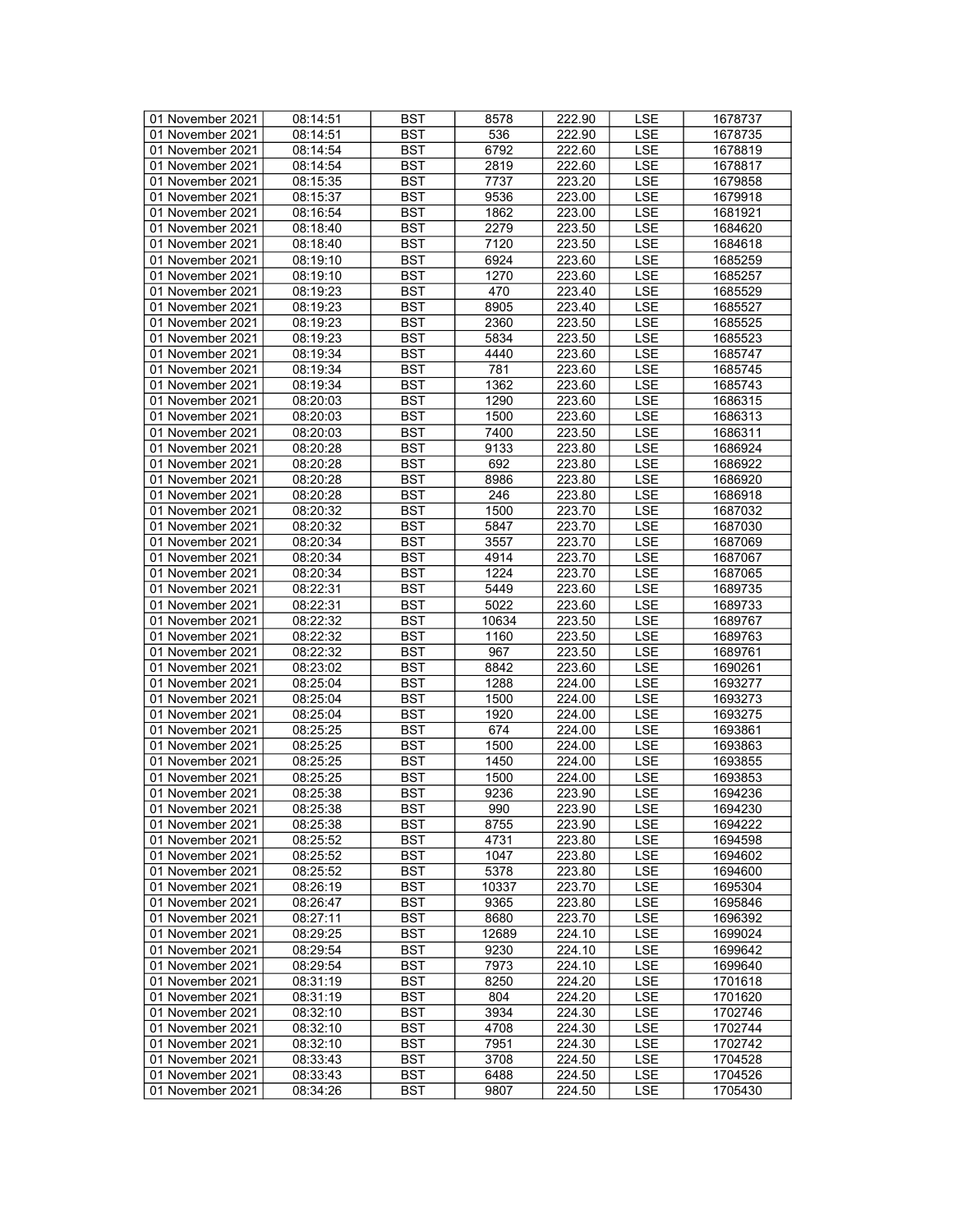| 01 November 2021 | 08:14:51 | BST | 8578 | 222.90 | LSE | 1678737 |
|---|---|---|---|---|---|---|
| 01 November 2021 | 08:14:51 | BST | 536 | 222.90 | LSE | 1678735 |
| 01 November 2021 | 08:14:54 | BST | 6792 | 222.60 | LSE | 1678819 |
| 01 November 2021 | 08:14:54 | BST | 2819 | 222.60 | LSE | 1678817 |
| 01 November 2021 | 08:15:35 | BST | 7737 | 223.20 | LSE | 1679858 |
| 01 November 2021 | 08:15:37 | BST | 9536 | 223.00 | LSE | 1679918 |
| 01 November 2021 | 08:16:54 | BST | 1862 | 223.00 | LSE | 1681921 |
| 01 November 2021 | 08:18:40 | BST | 2279 | 223.50 | LSE | 1684620 |
| 01 November 2021 | 08:18:40 | BST | 7120 | 223.50 | LSE | 1684618 |
| 01 November 2021 | 08:19:10 | BST | 6924 | 223.60 | LSE | 1685259 |
| 01 November 2021 | 08:19:10 | BST | 1270 | 223.60 | LSE | 1685257 |
| 01 November 2021 | 08:19:23 | BST | 470 | 223.40 | LSE | 1685529 |
| 01 November 2021 | 08:19:23 | BST | 8905 | 223.40 | LSE | 1685527 |
| 01 November 2021 | 08:19:23 | BST | 2360 | 223.50 | LSE | 1685525 |
| 01 November 2021 | 08:19:23 | BST | 5834 | 223.50 | LSE | 1685523 |
| 01 November 2021 | 08:19:34 | BST | 4440 | 223.60 | LSE | 1685747 |
| 01 November 2021 | 08:19:34 | BST | 781 | 223.60 | LSE | 1685745 |
| 01 November 2021 | 08:19:34 | BST | 1362 | 223.60 | LSE | 1685743 |
| 01 November 2021 | 08:20:03 | BST | 1290 | 223.60 | LSE | 1686315 |
| 01 November 2021 | 08:20:03 | BST | 1500 | 223.60 | LSE | 1686313 |
| 01 November 2021 | 08:20:03 | BST | 7400 | 223.50 | LSE | 1686311 |
| 01 November 2021 | 08:20:28 | BST | 9133 | 223.80 | LSE | 1686924 |
| 01 November 2021 | 08:20:28 | BST | 692 | 223.80 | LSE | 1686922 |
| 01 November 2021 | 08:20:28 | BST | 8986 | 223.80 | LSE | 1686920 |
| 01 November 2021 | 08:20:28 | BST | 246 | 223.80 | LSE | 1686918 |
| 01 November 2021 | 08:20:32 | BST | 1500 | 223.70 | LSE | 1687032 |
| 01 November 2021 | 08:20:32 | BST | 5847 | 223.70 | LSE | 1687030 |
| 01 November 2021 | 08:20:34 | BST | 3557 | 223.70 | LSE | 1687069 |
| 01 November 2021 | 08:20:34 | BST | 4914 | 223.70 | LSE | 1687067 |
| 01 November 2021 | 08:20:34 | BST | 1224 | 223.70 | LSE | 1687065 |
| 01 November 2021 | 08:22:31 | BST | 5449 | 223.60 | LSE | 1689735 |
| 01 November 2021 | 08:22:31 | BST | 5022 | 223.60 | LSE | 1689733 |
| 01 November 2021 | 08:22:32 | BST | 10634 | 223.50 | LSE | 1689767 |
| 01 November 2021 | 08:22:32 | BST | 1160 | 223.50 | LSE | 1689763 |
| 01 November 2021 | 08:22:32 | BST | 967 | 223.50 | LSE | 1689761 |
| 01 November 2021 | 08:23:02 | BST | 8842 | 223.60 | LSE | 1690261 |
| 01 November 2021 | 08:25:04 | BST | 1288 | 224.00 | LSE | 1693277 |
| 01 November 2021 | 08:25:04 | BST | 1500 | 224.00 | LSE | 1693273 |
| 01 November 2021 | 08:25:04 | BST | 1920 | 224.00 | LSE | 1693275 |
| 01 November 2021 | 08:25:25 | BST | 674 | 224.00 | LSE | 1693861 |
| 01 November 2021 | 08:25:25 | BST | 1500 | 224.00 | LSE | 1693863 |
| 01 November 2021 | 08:25:25 | BST | 1450 | 224.00 | LSE | 1693855 |
| 01 November 2021 | 08:25:25 | BST | 1500 | 224.00 | LSE | 1693853 |
| 01 November 2021 | 08:25:38 | BST | 9236 | 223.90 | LSE | 1694236 |
| 01 November 2021 | 08:25:38 | BST | 990 | 223.90 | LSE | 1694230 |
| 01 November 2021 | 08:25:38 | BST | 8755 | 223.90 | LSE | 1694222 |
| 01 November 2021 | 08:25:52 | BST | 4731 | 223.80 | LSE | 1694598 |
| 01 November 2021 | 08:25:52 | BST | 1047 | 223.80 | LSE | 1694602 |
| 01 November 2021 | 08:25:52 | BST | 5378 | 223.80 | LSE | 1694600 |
| 01 November 2021 | 08:26:19 | BST | 10337 | 223.70 | LSE | 1695304 |
| 01 November 2021 | 08:26:47 | BST | 9365 | 223.80 | LSE | 1695846 |
| 01 November 2021 | 08:27:11 | BST | 8680 | 223.70 | LSE | 1696392 |
| 01 November 2021 | 08:29:25 | BST | 12689 | 224.10 | LSE | 1699024 |
| 01 November 2021 | 08:29:54 | BST | 9230 | 224.10 | LSE | 1699642 |
| 01 November 2021 | 08:29:54 | BST | 7973 | 224.10 | LSE | 1699640 |
| 01 November 2021 | 08:31:19 | BST | 8250 | 224.20 | LSE | 1701618 |
| 01 November 2021 | 08:31:19 | BST | 804 | 224.20 | LSE | 1701620 |
| 01 November 2021 | 08:32:10 | BST | 3934 | 224.30 | LSE | 1702746 |
| 01 November 2021 | 08:32:10 | BST | 4708 | 224.30 | LSE | 1702744 |
| 01 November 2021 | 08:32:10 | BST | 7951 | 224.30 | LSE | 1702742 |
| 01 November 2021 | 08:33:43 | BST | 3708 | 224.50 | LSE | 1704528 |
| 01 November 2021 | 08:33:43 | BST | 6488 | 224.50 | LSE | 1704526 |
| 01 November 2021 | 08:34:26 | BST | 9807 | 224.50 | LSE | 1705430 |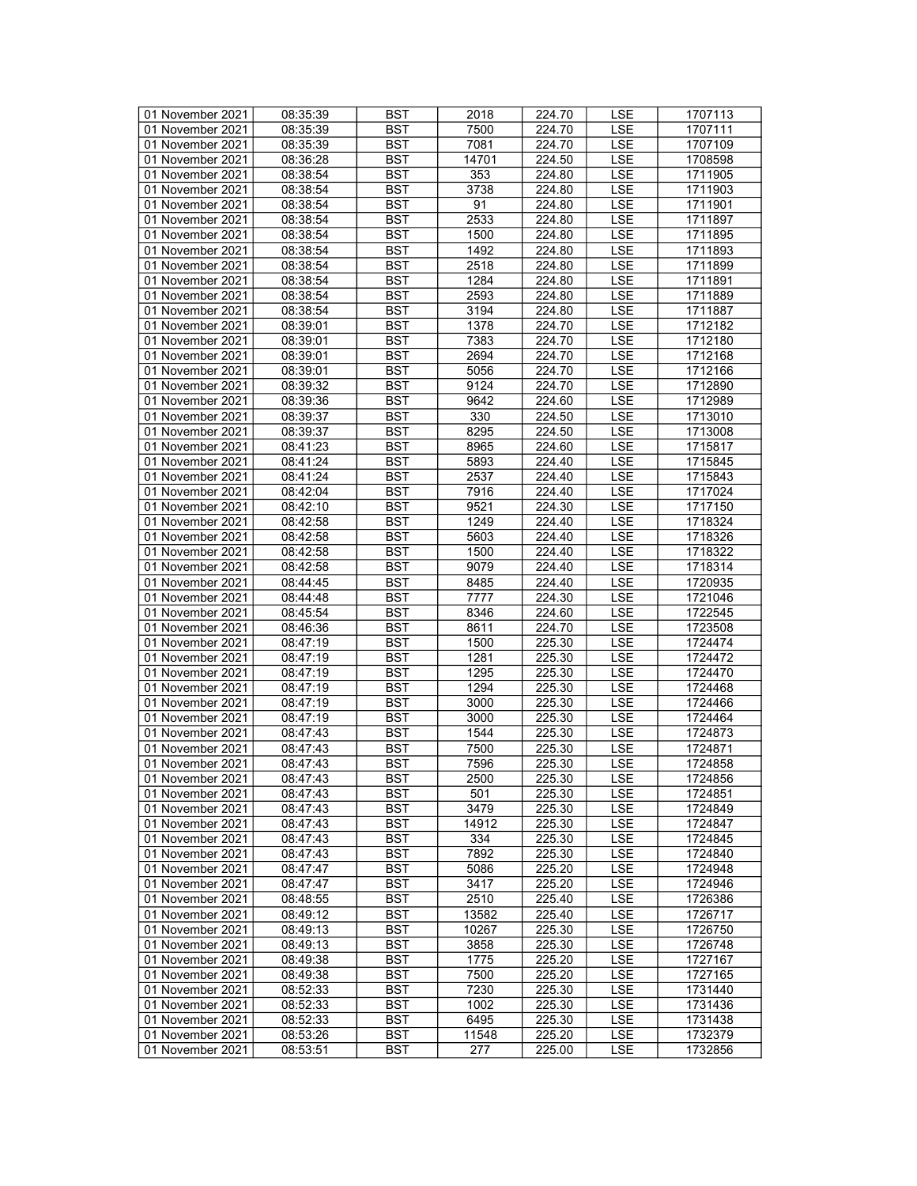| 01 November 2021 | 08:35:39 | BST | 2018 | 224.70 | LSE | 1707113 |
|---|---|---|---|---|---|---|
| 01 November 2021 | 08:35:39 | BST | 7500 | 224.70 | LSE | 1707111 |
| 01 November 2021 | 08:35:39 | BST | 7081 | 224.70 | LSE | 1707109 |
| 01 November 2021 | 08:36:28 | BST | 14701 | 224.50 | LSE | 1708598 |
| 01 November 2021 | 08:38:54 | BST | 353 | 224.80 | LSE | 1711905 |
| 01 November 2021 | 08:38:54 | BST | 3738 | 224.80 | LSE | 1711903 |
| 01 November 2021 | 08:38:54 | BST | 91 | 224.80 | LSE | 1711901 |
| 01 November 2021 | 08:38:54 | BST | 2533 | 224.80 | LSE | 1711897 |
| 01 November 2021 | 08:38:54 | BST | 1500 | 224.80 | LSE | 1711895 |
| 01 November 2021 | 08:38:54 | BST | 1492 | 224.80 | LSE | 1711893 |
| 01 November 2021 | 08:38:54 | BST | 2518 | 224.80 | LSE | 1711899 |
| 01 November 2021 | 08:38:54 | BST | 1284 | 224.80 | LSE | 1711891 |
| 01 November 2021 | 08:38:54 | BST | 2593 | 224.80 | LSE | 1711889 |
| 01 November 2021 | 08:38:54 | BST | 3194 | 224.80 | LSE | 1711887 |
| 01 November 2021 | 08:39:01 | BST | 1378 | 224.70 | LSE | 1712182 |
| 01 November 2021 | 08:39:01 | BST | 7383 | 224.70 | LSE | 1712180 |
| 01 November 2021 | 08:39:01 | BST | 2694 | 224.70 | LSE | 1712168 |
| 01 November 2021 | 08:39:01 | BST | 5056 | 224.70 | LSE | 1712166 |
| 01 November 2021 | 08:39:32 | BST | 9124 | 224.70 | LSE | 1712890 |
| 01 November 2021 | 08:39:36 | BST | 9642 | 224.60 | LSE | 1712989 |
| 01 November 2021 | 08:39:37 | BST | 330 | 224.50 | LSE | 1713010 |
| 01 November 2021 | 08:39:37 | BST | 8295 | 224.50 | LSE | 1713008 |
| 01 November 2021 | 08:41:23 | BST | 8965 | 224.60 | LSE | 1715817 |
| 01 November 2021 | 08:41:24 | BST | 5893 | 224.40 | LSE | 1715845 |
| 01 November 2021 | 08:41:24 | BST | 2537 | 224.40 | LSE | 1715843 |
| 01 November 2021 | 08:42:04 | BST | 7916 | 224.40 | LSE | 1717024 |
| 01 November 2021 | 08:42:10 | BST | 9521 | 224.30 | LSE | 1717150 |
| 01 November 2021 | 08:42:58 | BST | 1249 | 224.40 | LSE | 1718324 |
| 01 November 2021 | 08:42:58 | BST | 5603 | 224.40 | LSE | 1718326 |
| 01 November 2021 | 08:42:58 | BST | 1500 | 224.40 | LSE | 1718322 |
| 01 November 2021 | 08:42:58 | BST | 9079 | 224.40 | LSE | 1718314 |
| 01 November 2021 | 08:44:45 | BST | 8485 | 224.40 | LSE | 1720935 |
| 01 November 2021 | 08:44:48 | BST | 7777 | 224.30 | LSE | 1721046 |
| 01 November 2021 | 08:45:54 | BST | 8346 | 224.60 | LSE | 1722545 |
| 01 November 2021 | 08:46:36 | BST | 8611 | 224.70 | LSE | 1723508 |
| 01 November 2021 | 08:47:19 | BST | 1500 | 225.30 | LSE | 1724474 |
| 01 November 2021 | 08:47:19 | BST | 1281 | 225.30 | LSE | 1724472 |
| 01 November 2021 | 08:47:19 | BST | 1295 | 225.30 | LSE | 1724470 |
| 01 November 2021 | 08:47:19 | BST | 1294 | 225.30 | LSE | 1724468 |
| 01 November 2021 | 08:47:19 | BST | 3000 | 225.30 | LSE | 1724466 |
| 01 November 2021 | 08:47:19 | BST | 3000 | 225.30 | LSE | 1724464 |
| 01 November 2021 | 08:47:43 | BST | 1544 | 225.30 | LSE | 1724873 |
| 01 November 2021 | 08:47:43 | BST | 7500 | 225.30 | LSE | 1724871 |
| 01 November 2021 | 08:47:43 | BST | 7596 | 225.30 | LSE | 1724858 |
| 01 November 2021 | 08:47:43 | BST | 2500 | 225.30 | LSE | 1724856 |
| 01 November 2021 | 08:47:43 | BST | 501 | 225.30 | LSE | 1724851 |
| 01 November 2021 | 08:47:43 | BST | 3479 | 225.30 | LSE | 1724849 |
| 01 November 2021 | 08:47:43 | BST | 14912 | 225.30 | LSE | 1724847 |
| 01 November 2021 | 08:47:43 | BST | 334 | 225.30 | LSE | 1724845 |
| 01 November 2021 | 08:47:43 | BST | 7892 | 225.30 | LSE | 1724840 |
| 01 November 2021 | 08:47:47 | BST | 5086 | 225.20 | LSE | 1724948 |
| 01 November 2021 | 08:47:47 | BST | 3417 | 225.20 | LSE | 1724946 |
| 01 November 2021 | 08:48:55 | BST | 2510 | 225.40 | LSE | 1726386 |
| 01 November 2021 | 08:49:12 | BST | 13582 | 225.40 | LSE | 1726717 |
| 01 November 2021 | 08:49:13 | BST | 10267 | 225.30 | LSE | 1726750 |
| 01 November 2021 | 08:49:13 | BST | 3858 | 225.30 | LSE | 1726748 |
| 01 November 2021 | 08:49:38 | BST | 1775 | 225.20 | LSE | 1727167 |
| 01 November 2021 | 08:49:38 | BST | 7500 | 225.20 | LSE | 1727165 |
| 01 November 2021 | 08:52:33 | BST | 7230 | 225.30 | LSE | 1731440 |
| 01 November 2021 | 08:52:33 | BST | 1002 | 225.30 | LSE | 1731436 |
| 01 November 2021 | 08:52:33 | BST | 6495 | 225.30 | LSE | 1731438 |
| 01 November 2021 | 08:53:26 | BST | 11548 | 225.20 | LSE | 1732379 |
| 01 November 2021 | 08:53:51 | BST | 277 | 225.00 | LSE | 1732856 |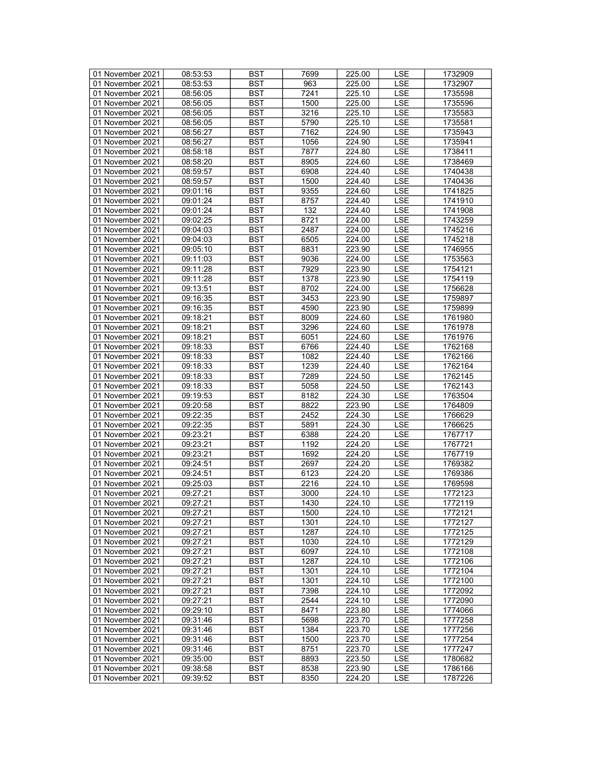| 01 November 2021 | 08:53:53 | BST | 7699 | 225.00 | LSE | 1732909 |
|---|---|---|---|---|---|---|
| 01 November 2021 | 08:53:53 | BST | 963 | 225.00 | LSE | 1732907 |
| 01 November 2021 | 08:56:05 | BST | 7241 | 225.10 | LSE | 1735598 |
| 01 November 2021 | 08:56:05 | BST | 1500 | 225.00 | LSE | 1735596 |
| 01 November 2021 | 08:56:05 | BST | 3216 | 225.10 | LSE | 1735583 |
| 01 November 2021 | 08:56:05 | BST | 5790 | 225.10 | LSE | 1735581 |
| 01 November 2021 | 08:56:27 | BST | 7162 | 224.90 | LSE | 1735943 |
| 01 November 2021 | 08:56:27 | BST | 1056 | 224.90 | LSE | 1735941 |
| 01 November 2021 | 08:58:18 | BST | 7877 | 224.80 | LSE | 1738411 |
| 01 November 2021 | 08:58:20 | BST | 8905 | 224.60 | LSE | 1738469 |
| 01 November 2021 | 08:59:57 | BST | 6908 | 224.40 | LSE | 1740438 |
| 01 November 2021 | 08:59:57 | BST | 1500 | 224.40 | LSE | 1740436 |
| 01 November 2021 | 09:01:16 | BST | 9355 | 224.60 | LSE | 1741825 |
| 01 November 2021 | 09:01:24 | BST | 8757 | 224.40 | LSE | 1741910 |
| 01 November 2021 | 09:01:24 | BST | 132 | 224.40 | LSE | 1741908 |
| 01 November 2021 | 09:02:25 | BST | 8721 | 224.00 | LSE | 1743259 |
| 01 November 2021 | 09:04:03 | BST | 2487 | 224.00 | LSE | 1745216 |
| 01 November 2021 | 09:04:03 | BST | 6505 | 224.00 | LSE | 1745218 |
| 01 November 2021 | 09:05:10 | BST | 8831 | 223.90 | LSE | 1746955 |
| 01 November 2021 | 09:11:03 | BST | 9036 | 224.00 | LSE | 1753563 |
| 01 November 2021 | 09:11:28 | BST | 7929 | 223.90 | LSE | 1754121 |
| 01 November 2021 | 09:11:28 | BST | 1378 | 223.90 | LSE | 1754119 |
| 01 November 2021 | 09:13:51 | BST | 8702 | 224.00 | LSE | 1756628 |
| 01 November 2021 | 09:16:35 | BST | 3453 | 223.90 | LSE | 1759897 |
| 01 November 2021 | 09:16:35 | BST | 4590 | 223.90 | LSE | 1759899 |
| 01 November 2021 | 09:18:21 | BST | 8009 | 224.60 | LSE | 1761980 |
| 01 November 2021 | 09:18:21 | BST | 3296 | 224.60 | LSE | 1761978 |
| 01 November 2021 | 09:18:21 | BST | 6051 | 224.60 | LSE | 1761976 |
| 01 November 2021 | 09:18:33 | BST | 6766 | 224.40 | LSE | 1762168 |
| 01 November 2021 | 09:18:33 | BST | 1082 | 224.40 | LSE | 1762166 |
| 01 November 2021 | 09:18:33 | BST | 1239 | 224.40 | LSE | 1762164 |
| 01 November 2021 | 09:18:33 | BST | 7289 | 224.50 | LSE | 1762145 |
| 01 November 2021 | 09:18:33 | BST | 5058 | 224.50 | LSE | 1762143 |
| 01 November 2021 | 09:19:53 | BST | 8182 | 224.30 | LSE | 1763504 |
| 01 November 2021 | 09:20:58 | BST | 8822 | 223.90 | LSE | 1764809 |
| 01 November 2021 | 09:22:35 | BST | 2452 | 224.30 | LSE | 1766629 |
| 01 November 2021 | 09:22:35 | BST | 5891 | 224.30 | LSE | 1766625 |
| 01 November 2021 | 09:23:21 | BST | 6388 | 224.20 | LSE | 1767717 |
| 01 November 2021 | 09:23:21 | BST | 1192 | 224.20 | LSE | 1767721 |
| 01 November 2021 | 09:23:21 | BST | 1692 | 224.20 | LSE | 1767719 |
| 01 November 2021 | 09:24:51 | BST | 2697 | 224.20 | LSE | 1769382 |
| 01 November 2021 | 09:24:51 | BST | 6123 | 224.20 | LSE | 1769386 |
| 01 November 2021 | 09:25:03 | BST | 2216 | 224.10 | LSE | 1769598 |
| 01 November 2021 | 09:27:21 | BST | 3000 | 224.10 | LSE | 1772123 |
| 01 November 2021 | 09:27:21 | BST | 1430 | 224.10 | LSE | 1772119 |
| 01 November 2021 | 09:27:21 | BST | 1500 | 224.10 | LSE | 1772121 |
| 01 November 2021 | 09:27:21 | BST | 1301 | 224.10 | LSE | 1772127 |
| 01 November 2021 | 09:27:21 | BST | 1287 | 224.10 | LSE | 1772125 |
| 01 November 2021 | 09:27:21 | BST | 1030 | 224.10 | LSE | 1772129 |
| 01 November 2021 | 09:27:21 | BST | 6097 | 224.10 | LSE | 1772108 |
| 01 November 2021 | 09:27:21 | BST | 1287 | 224.10 | LSE | 1772106 |
| 01 November 2021 | 09:27:21 | BST | 1301 | 224.10 | LSE | 1772104 |
| 01 November 2021 | 09:27:21 | BST | 1301 | 224.10 | LSE | 1772100 |
| 01 November 2021 | 09:27:21 | BST | 7398 | 224.10 | LSE | 1772092 |
| 01 November 2021 | 09:27:21 | BST | 2544 | 224.10 | LSE | 1772090 |
| 01 November 2021 | 09:29:10 | BST | 8471 | 223.80 | LSE | 1774066 |
| 01 November 2021 | 09:31:46 | BST | 5698 | 223.70 | LSE | 1777258 |
| 01 November 2021 | 09:31:46 | BST | 1384 | 223.70 | LSE | 1777256 |
| 01 November 2021 | 09:31:46 | BST | 1500 | 223.70 | LSE | 1777254 |
| 01 November 2021 | 09:31:46 | BST | 8751 | 223.70 | LSE | 1777247 |
| 01 November 2021 | 09:35:00 | BST | 8893 | 223.50 | LSE | 1780682 |
| 01 November 2021 | 09:38:58 | BST | 8538 | 223.90 | LSE | 1786166 |
| 01 November 2021 | 09:39:52 | BST | 8350 | 224.20 | LSE | 1787226 |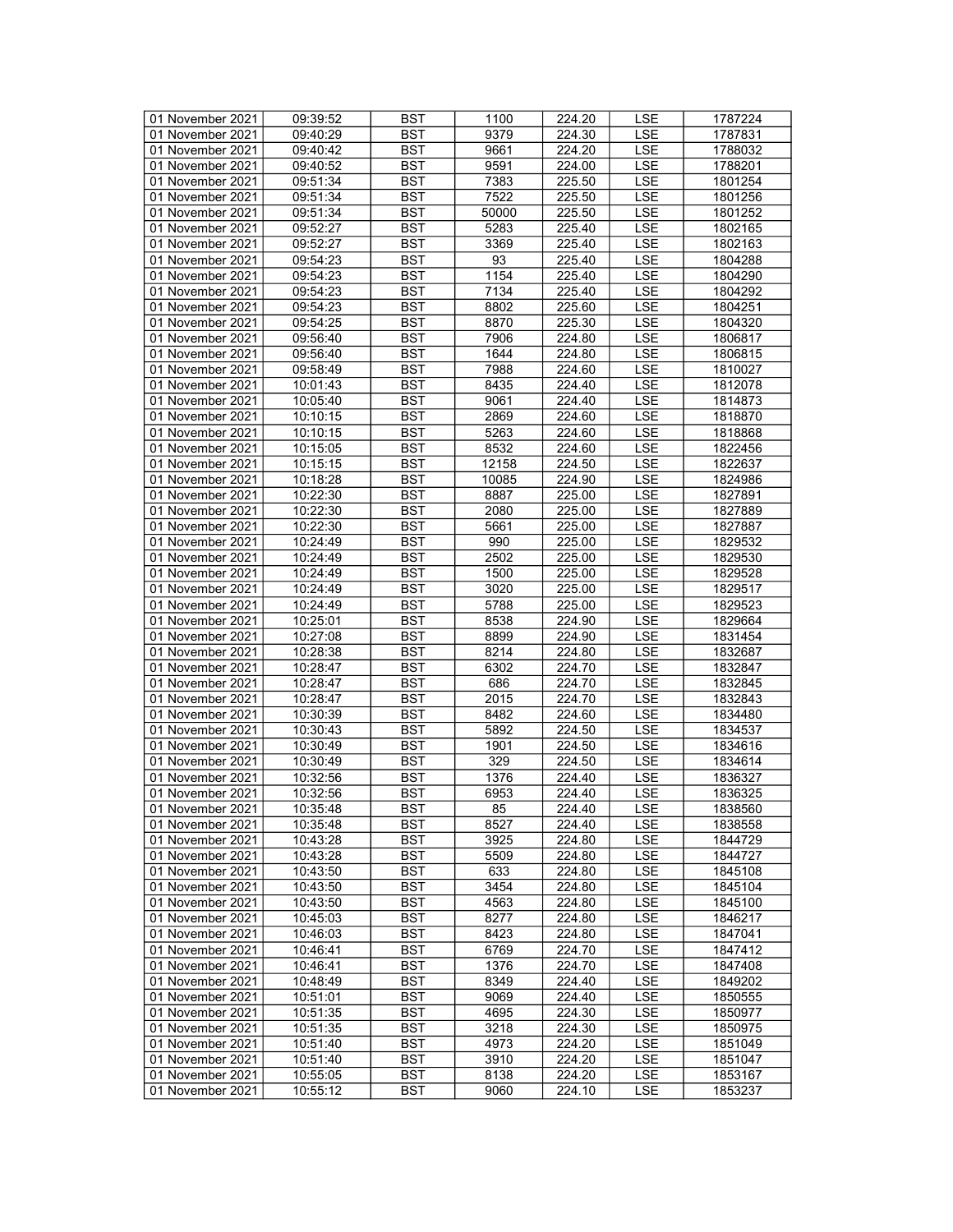| 01 November 2021 | 09:39:52 | BST | 1100 | 224.20 | LSE | 1787224 |
|---|---|---|---|---|---|---|
| 01 November 2021 | 09:40:29 | BST | 9379 | 224.30 | LSE | 1787831 |
| 01 November 2021 | 09:40:42 | BST | 9661 | 224.20 | LSE | 1788032 |
| 01 November 2021 | 09:40:52 | BST | 9591 | 224.00 | LSE | 1788201 |
| 01 November 2021 | 09:51:34 | BST | 7383 | 225.50 | LSE | 1801254 |
| 01 November 2021 | 09:51:34 | BST | 7522 | 225.50 | LSE | 1801256 |
| 01 November 2021 | 09:51:34 | BST | 50000 | 225.50 | LSE | 1801252 |
| 01 November 2021 | 09:52:27 | BST | 5283 | 225.40 | LSE | 1802165 |
| 01 November 2021 | 09:52:27 | BST | 3369 | 225.40 | LSE | 1802163 |
| 01 November 2021 | 09:54:23 | BST | 93 | 225.40 | LSE | 1804288 |
| 01 November 2021 | 09:54:23 | BST | 1154 | 225.40 | LSE | 1804290 |
| 01 November 2021 | 09:54:23 | BST | 7134 | 225.40 | LSE | 1804292 |
| 01 November 2021 | 09:54:23 | BST | 8802 | 225.60 | LSE | 1804251 |
| 01 November 2021 | 09:54:25 | BST | 8870 | 225.30 | LSE | 1804320 |
| 01 November 2021 | 09:56:40 | BST | 7906 | 224.80 | LSE | 1806817 |
| 01 November 2021 | 09:56:40 | BST | 1644 | 224.80 | LSE | 1806815 |
| 01 November 2021 | 09:58:49 | BST | 7988 | 224.60 | LSE | 1810027 |
| 01 November 2021 | 10:01:43 | BST | 8435 | 224.40 | LSE | 1812078 |
| 01 November 2021 | 10:05:40 | BST | 9061 | 224.40 | LSE | 1814873 |
| 01 November 2021 | 10:10:15 | BST | 2869 | 224.60 | LSE | 1818870 |
| 01 November 2021 | 10:10:15 | BST | 5263 | 224.60 | LSE | 1818868 |
| 01 November 2021 | 10:15:05 | BST | 8532 | 224.60 | LSE | 1822456 |
| 01 November 2021 | 10:15:15 | BST | 12158 | 224.50 | LSE | 1822637 |
| 01 November 2021 | 10:18:28 | BST | 10085 | 224.90 | LSE | 1824986 |
| 01 November 2021 | 10:22:30 | BST | 8887 | 225.00 | LSE | 1827891 |
| 01 November 2021 | 10:22:30 | BST | 2080 | 225.00 | LSE | 1827889 |
| 01 November 2021 | 10:22:30 | BST | 5661 | 225.00 | LSE | 1827887 |
| 01 November 2021 | 10:24:49 | BST | 990 | 225.00 | LSE | 1829532 |
| 01 November 2021 | 10:24:49 | BST | 2502 | 225.00 | LSE | 1829530 |
| 01 November 2021 | 10:24:49 | BST | 1500 | 225.00 | LSE | 1829528 |
| 01 November 2021 | 10:24:49 | BST | 3020 | 225.00 | LSE | 1829517 |
| 01 November 2021 | 10:24:49 | BST | 5788 | 225.00 | LSE | 1829523 |
| 01 November 2021 | 10:25:01 | BST | 8538 | 224.90 | LSE | 1829664 |
| 01 November 2021 | 10:27:08 | BST | 8899 | 224.90 | LSE | 1831454 |
| 01 November 2021 | 10:28:38 | BST | 8214 | 224.80 | LSE | 1832687 |
| 01 November 2021 | 10:28:47 | BST | 6302 | 224.70 | LSE | 1832847 |
| 01 November 2021 | 10:28:47 | BST | 686 | 224.70 | LSE | 1832845 |
| 01 November 2021 | 10:28:47 | BST | 2015 | 224.70 | LSE | 1832843 |
| 01 November 2021 | 10:30:39 | BST | 8482 | 224.60 | LSE | 1834480 |
| 01 November 2021 | 10:30:43 | BST | 5892 | 224.50 | LSE | 1834537 |
| 01 November 2021 | 10:30:49 | BST | 1901 | 224.50 | LSE | 1834616 |
| 01 November 2021 | 10:30:49 | BST | 329 | 224.50 | LSE | 1834614 |
| 01 November 2021 | 10:32:56 | BST | 1376 | 224.40 | LSE | 1836327 |
| 01 November 2021 | 10:32:56 | BST | 6953 | 224.40 | LSE | 1836325 |
| 01 November 2021 | 10:35:48 | BST | 85 | 224.40 | LSE | 1838560 |
| 01 November 2021 | 10:35:48 | BST | 8527 | 224.40 | LSE | 1838558 |
| 01 November 2021 | 10:43:28 | BST | 3925 | 224.80 | LSE | 1844729 |
| 01 November 2021 | 10:43:28 | BST | 5509 | 224.80 | LSE | 1844727 |
| 01 November 2021 | 10:43:50 | BST | 633 | 224.80 | LSE | 1845108 |
| 01 November 2021 | 10:43:50 | BST | 3454 | 224.80 | LSE | 1845104 |
| 01 November 2021 | 10:43:50 | BST | 4563 | 224.80 | LSE | 1845100 |
| 01 November 2021 | 10:45:03 | BST | 8277 | 224.80 | LSE | 1846217 |
| 01 November 2021 | 10:46:03 | BST | 8423 | 224.80 | LSE | 1847041 |
| 01 November 2021 | 10:46:41 | BST | 6769 | 224.70 | LSE | 1847412 |
| 01 November 2021 | 10:46:41 | BST | 1376 | 224.70 | LSE | 1847408 |
| 01 November 2021 | 10:48:49 | BST | 8349 | 224.40 | LSE | 1849202 |
| 01 November 2021 | 10:51:01 | BST | 9069 | 224.40 | LSE | 1850555 |
| 01 November 2021 | 10:51:35 | BST | 4695 | 224.30 | LSE | 1850977 |
| 01 November 2021 | 10:51:35 | BST | 3218 | 224.30 | LSE | 1850975 |
| 01 November 2021 | 10:51:40 | BST | 4973 | 224.20 | LSE | 1851049 |
| 01 November 2021 | 10:51:40 | BST | 3910 | 224.20 | LSE | 1851047 |
| 01 November 2021 | 10:55:05 | BST | 8138 | 224.20 | LSE | 1853167 |
| 01 November 2021 | 10:55:12 | BST | 9060 | 224.10 | LSE | 1853237 |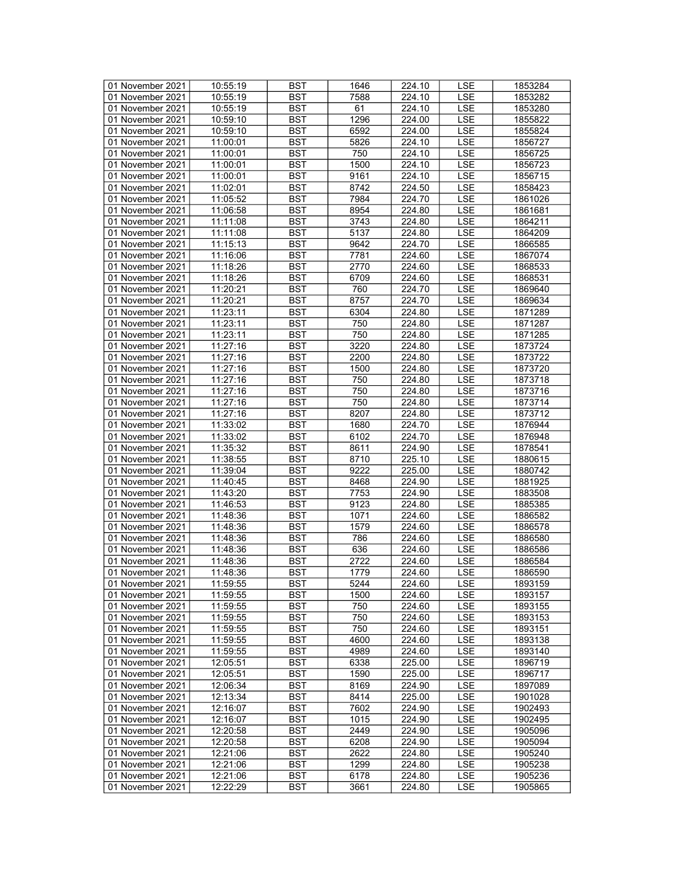| 01 November 2021 | 10:55:19 | BST | 1646 | 224.10 | LSE | 1853284 |
|---|---|---|---|---|---|---|
| 01 November 2021 | 10:55:19 | BST | 7588 | 224.10 | LSE | 1853282 |
| 01 November 2021 | 10:55:19 | BST | 61 | 224.10 | LSE | 1853280 |
| 01 November 2021 | 10:59:10 | BST | 1296 | 224.00 | LSE | 1855822 |
| 01 November 2021 | 10:59:10 | BST | 6592 | 224.00 | LSE | 1855824 |
| 01 November 2021 | 11:00:01 | BST | 5826 | 224.10 | LSE | 1856727 |
| 01 November 2021 | 11:00:01 | BST | 750 | 224.10 | LSE | 1856725 |
| 01 November 2021 | 11:00:01 | BST | 1500 | 224.10 | LSE | 1856723 |
| 01 November 2021 | 11:00:01 | BST | 9161 | 224.10 | LSE | 1856715 |
| 01 November 2021 | 11:02:01 | BST | 8742 | 224.50 | LSE | 1858423 |
| 01 November 2021 | 11:05:52 | BST | 7984 | 224.70 | LSE | 1861026 |
| 01 November 2021 | 11:06:58 | BST | 8954 | 224.80 | LSE | 1861681 |
| 01 November 2021 | 11:11:08 | BST | 3743 | 224.80 | LSE | 1864211 |
| 01 November 2021 | 11:11:08 | BST | 5137 | 224.80 | LSE | 1864209 |
| 01 November 2021 | 11:15:13 | BST | 9642 | 224.70 | LSE | 1866585 |
| 01 November 2021 | 11:16:06 | BST | 7781 | 224.60 | LSE | 1867074 |
| 01 November 2021 | 11:18:26 | BST | 2770 | 224.60 | LSE | 1868533 |
| 01 November 2021 | 11:18:26 | BST | 6709 | 224.60 | LSE | 1868531 |
| 01 November 2021 | 11:20:21 | BST | 760 | 224.70 | LSE | 1869640 |
| 01 November 2021 | 11:20:21 | BST | 8757 | 224.70 | LSE | 1869634 |
| 01 November 2021 | 11:23:11 | BST | 6304 | 224.80 | LSE | 1871289 |
| 01 November 2021 | 11:23:11 | BST | 750 | 224.80 | LSE | 1871287 |
| 01 November 2021 | 11:23:11 | BST | 750 | 224.80 | LSE | 1871285 |
| 01 November 2021 | 11:27:16 | BST | 3220 | 224.80 | LSE | 1873724 |
| 01 November 2021 | 11:27:16 | BST | 2200 | 224.80 | LSE | 1873722 |
| 01 November 2021 | 11:27:16 | BST | 1500 | 224.80 | LSE | 1873720 |
| 01 November 2021 | 11:27:16 | BST | 750 | 224.80 | LSE | 1873718 |
| 01 November 2021 | 11:27:16 | BST | 750 | 224.80 | LSE | 1873716 |
| 01 November 2021 | 11:27:16 | BST | 750 | 224.80 | LSE | 1873714 |
| 01 November 2021 | 11:27:16 | BST | 8207 | 224.80 | LSE | 1873712 |
| 01 November 2021 | 11:33:02 | BST | 1680 | 224.70 | LSE | 1876944 |
| 01 November 2021 | 11:33:02 | BST | 6102 | 224.70 | LSE | 1876948 |
| 01 November 2021 | 11:35:32 | BST | 8611 | 224.90 | LSE | 1878541 |
| 01 November 2021 | 11:38:55 | BST | 8710 | 225.10 | LSE | 1880615 |
| 01 November 2021 | 11:39:04 | BST | 9222 | 225.00 | LSE | 1880742 |
| 01 November 2021 | 11:40:45 | BST | 8468 | 224.90 | LSE | 1881925 |
| 01 November 2021 | 11:43:20 | BST | 7753 | 224.90 | LSE | 1883508 |
| 01 November 2021 | 11:46:53 | BST | 9123 | 224.80 | LSE | 1885385 |
| 01 November 2021 | 11:48:36 | BST | 1071 | 224.60 | LSE | 1886582 |
| 01 November 2021 | 11:48:36 | BST | 1579 | 224.60 | LSE | 1886578 |
| 01 November 2021 | 11:48:36 | BST | 786 | 224.60 | LSE | 1886580 |
| 01 November 2021 | 11:48:36 | BST | 636 | 224.60 | LSE | 1886586 |
| 01 November 2021 | 11:48:36 | BST | 2722 | 224.60 | LSE | 1886584 |
| 01 November 2021 | 11:48:36 | BST | 1779 | 224.60 | LSE | 1886590 |
| 01 November 2021 | 11:59:55 | BST | 5244 | 224.60 | LSE | 1893159 |
| 01 November 2021 | 11:59:55 | BST | 1500 | 224.60 | LSE | 1893157 |
| 01 November 2021 | 11:59:55 | BST | 750 | 224.60 | LSE | 1893155 |
| 01 November 2021 | 11:59:55 | BST | 750 | 224.60 | LSE | 1893153 |
| 01 November 2021 | 11:59:55 | BST | 750 | 224.60 | LSE | 1893151 |
| 01 November 2021 | 11:59:55 | BST | 4600 | 224.60 | LSE | 1893138 |
| 01 November 2021 | 11:59:55 | BST | 4989 | 224.60 | LSE | 1893140 |
| 01 November 2021 | 12:05:51 | BST | 6338 | 225.00 | LSE | 1896719 |
| 01 November 2021 | 12:05:51 | BST | 1590 | 225.00 | LSE | 1896717 |
| 01 November 2021 | 12:06:34 | BST | 8169 | 224.90 | LSE | 1897089 |
| 01 November 2021 | 12:13:34 | BST | 8414 | 225.00 | LSE | 1901028 |
| 01 November 2021 | 12:16:07 | BST | 7602 | 224.90 | LSE | 1902493 |
| 01 November 2021 | 12:16:07 | BST | 1015 | 224.90 | LSE | 1902495 |
| 01 November 2021 | 12:20:58 | BST | 2449 | 224.90 | LSE | 1905096 |
| 01 November 2021 | 12:20:58 | BST | 6208 | 224.90 | LSE | 1905094 |
| 01 November 2021 | 12:21:06 | BST | 2622 | 224.80 | LSE | 1905240 |
| 01 November 2021 | 12:21:06 | BST | 1299 | 224.80 | LSE | 1905238 |
| 01 November 2021 | 12:21:06 | BST | 6178 | 224.80 | LSE | 1905236 |
| 01 November 2021 | 12:22:29 | BST | 3661 | 224.80 | LSE | 1905865 |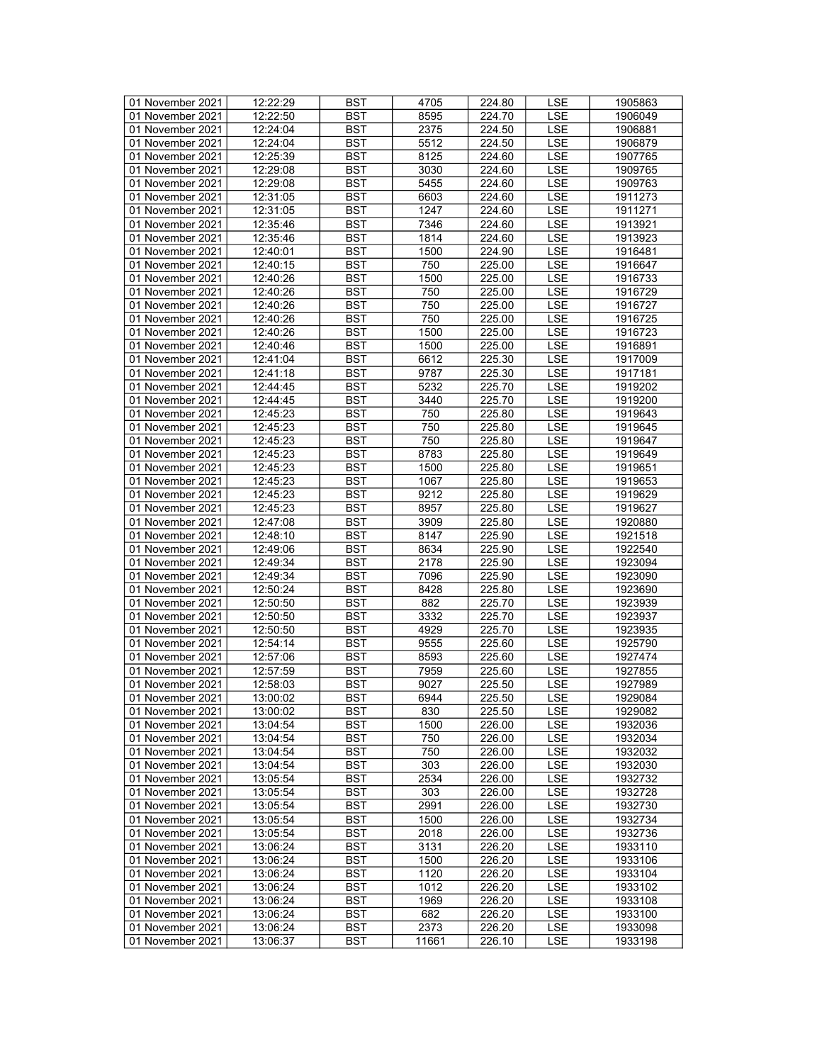| 01 November 2021 | 12:22:29 | BST | 4705 | 224.80 | LSE | 1905863 |
|---|---|---|---|---|---|---|
| 01 November 2021 | 12:22:50 | BST | 8595 | 224.70 | LSE | 1906049 |
| 01 November 2021 | 12:24:04 | BST | 2375 | 224.50 | LSE | 1906881 |
| 01 November 2021 | 12:24:04 | BST | 5512 | 224.50 | LSE | 1906879 |
| 01 November 2021 | 12:25:39 | BST | 8125 | 224.60 | LSE | 1907765 |
| 01 November 2021 | 12:29:08 | BST | 3030 | 224.60 | LSE | 1909765 |
| 01 November 2021 | 12:29:08 | BST | 5455 | 224.60 | LSE | 1909763 |
| 01 November 2021 | 12:31:05 | BST | 6603 | 224.60 | LSE | 1911273 |
| 01 November 2021 | 12:31:05 | BST | 1247 | 224.60 | LSE | 1911271 |
| 01 November 2021 | 12:35:46 | BST | 7346 | 224.60 | LSE | 1913921 |
| 01 November 2021 | 12:35:46 | BST | 1814 | 224.60 | LSE | 1913923 |
| 01 November 2021 | 12:40:01 | BST | 1500 | 224.90 | LSE | 1916481 |
| 01 November 2021 | 12:40:15 | BST | 750 | 225.00 | LSE | 1916647 |
| 01 November 2021 | 12:40:26 | BST | 1500 | 225.00 | LSE | 1916733 |
| 01 November 2021 | 12:40:26 | BST | 750 | 225.00 | LSE | 1916729 |
| 01 November 2021 | 12:40:26 | BST | 750 | 225.00 | LSE | 1916727 |
| 01 November 2021 | 12:40:26 | BST | 750 | 225.00 | LSE | 1916725 |
| 01 November 2021 | 12:40:26 | BST | 1500 | 225.00 | LSE | 1916723 |
| 01 November 2021 | 12:40:46 | BST | 1500 | 225.00 | LSE | 1916891 |
| 01 November 2021 | 12:41:04 | BST | 6612 | 225.30 | LSE | 1917009 |
| 01 November 2021 | 12:41:18 | BST | 9787 | 225.30 | LSE | 1917181 |
| 01 November 2021 | 12:44:45 | BST | 5232 | 225.70 | LSE | 1919202 |
| 01 November 2021 | 12:44:45 | BST | 3440 | 225.70 | LSE | 1919200 |
| 01 November 2021 | 12:45:23 | BST | 750 | 225.80 | LSE | 1919643 |
| 01 November 2021 | 12:45:23 | BST | 750 | 225.80 | LSE | 1919645 |
| 01 November 2021 | 12:45:23 | BST | 750 | 225.80 | LSE | 1919647 |
| 01 November 2021 | 12:45:23 | BST | 8783 | 225.80 | LSE | 1919649 |
| 01 November 2021 | 12:45:23 | BST | 1500 | 225.80 | LSE | 1919651 |
| 01 November 2021 | 12:45:23 | BST | 1067 | 225.80 | LSE | 1919653 |
| 01 November 2021 | 12:45:23 | BST | 9212 | 225.80 | LSE | 1919629 |
| 01 November 2021 | 12:45:23 | BST | 8957 | 225.80 | LSE | 1919627 |
| 01 November 2021 | 12:47:08 | BST | 3909 | 225.80 | LSE | 1920880 |
| 01 November 2021 | 12:48:10 | BST | 8147 | 225.90 | LSE | 1921518 |
| 01 November 2021 | 12:49:06 | BST | 8634 | 225.90 | LSE | 1922540 |
| 01 November 2021 | 12:49:34 | BST | 2178 | 225.90 | LSE | 1923094 |
| 01 November 2021 | 12:49:34 | BST | 7096 | 225.90 | LSE | 1923090 |
| 01 November 2021 | 12:50:24 | BST | 8428 | 225.80 | LSE | 1923690 |
| 01 November 2021 | 12:50:50 | BST | 882 | 225.70 | LSE | 1923939 |
| 01 November 2021 | 12:50:50 | BST | 3332 | 225.70 | LSE | 1923937 |
| 01 November 2021 | 12:50:50 | BST | 4929 | 225.70 | LSE | 1923935 |
| 01 November 2021 | 12:54:14 | BST | 9555 | 225.60 | LSE | 1925790 |
| 01 November 2021 | 12:57:06 | BST | 8593 | 225.60 | LSE | 1927474 |
| 01 November 2021 | 12:57:59 | BST | 7959 | 225.60 | LSE | 1927855 |
| 01 November 2021 | 12:58:03 | BST | 9027 | 225.50 | LSE | 1927989 |
| 01 November 2021 | 13:00:02 | BST | 6944 | 225.50 | LSE | 1929084 |
| 01 November 2021 | 13:00:02 | BST | 830 | 225.50 | LSE | 1929082 |
| 01 November 2021 | 13:04:54 | BST | 1500 | 226.00 | LSE | 1932036 |
| 01 November 2021 | 13:04:54 | BST | 750 | 226.00 | LSE | 1932034 |
| 01 November 2021 | 13:04:54 | BST | 750 | 226.00 | LSE | 1932032 |
| 01 November 2021 | 13:04:54 | BST | 303 | 226.00 | LSE | 1932030 |
| 01 November 2021 | 13:05:54 | BST | 2534 | 226.00 | LSE | 1932732 |
| 01 November 2021 | 13:05:54 | BST | 303 | 226.00 | LSE | 1932728 |
| 01 November 2021 | 13:05:54 | BST | 2991 | 226.00 | LSE | 1932730 |
| 01 November 2021 | 13:05:54 | BST | 1500 | 226.00 | LSE | 1932734 |
| 01 November 2021 | 13:05:54 | BST | 2018 | 226.00 | LSE | 1932736 |
| 01 November 2021 | 13:06:24 | BST | 3131 | 226.20 | LSE | 1933110 |
| 01 November 2021 | 13:06:24 | BST | 1500 | 226.20 | LSE | 1933106 |
| 01 November 2021 | 13:06:24 | BST | 1120 | 226.20 | LSE | 1933104 |
| 01 November 2021 | 13:06:24 | BST | 1012 | 226.20 | LSE | 1933102 |
| 01 November 2021 | 13:06:24 | BST | 1969 | 226.20 | LSE | 1933108 |
| 01 November 2021 | 13:06:24 | BST | 682 | 226.20 | LSE | 1933100 |
| 01 November 2021 | 13:06:24 | BST | 2373 | 226.20 | LSE | 1933098 |
| 01 November 2021 | 13:06:37 | BST | 11661 | 226.10 | LSE | 1933198 |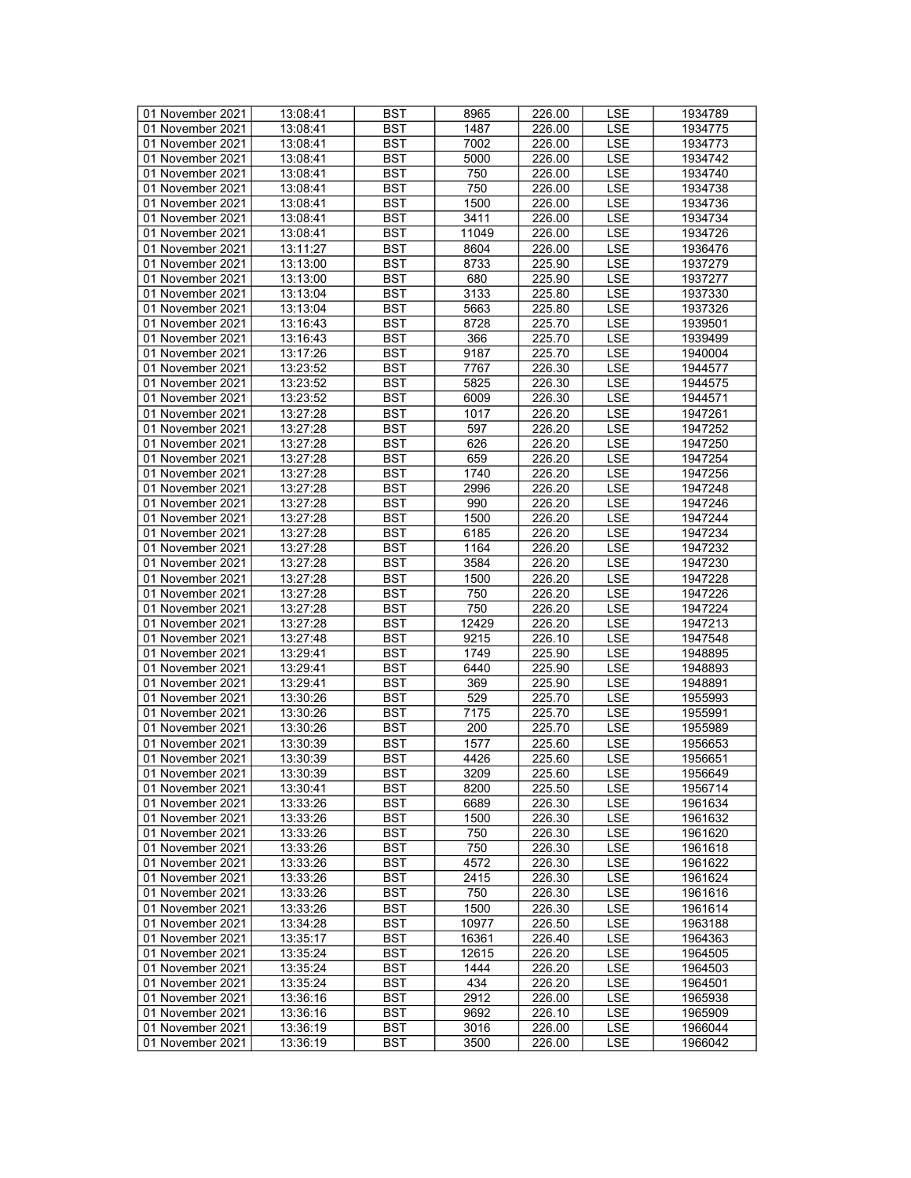| 01 November 2021 | 13:08:41 | BST | 8965 | 226.00 | LSE | 1934789 |
|---|---|---|---|---|---|---|
| 01 November 2021 | 13:08:41 | BST | 1487 | 226.00 | LSE | 1934775 |
| 01 November 2021 | 13:08:41 | BST | 7002 | 226.00 | LSE | 1934773 |
| 01 November 2021 | 13:08:41 | BST | 5000 | 226.00 | LSE | 1934742 |
| 01 November 2021 | 13:08:41 | BST | 750 | 226.00 | LSE | 1934740 |
| 01 November 2021 | 13:08:41 | BST | 750 | 226.00 | LSE | 1934738 |
| 01 November 2021 | 13:08:41 | BST | 1500 | 226.00 | LSE | 1934736 |
| 01 November 2021 | 13:08:41 | BST | 3411 | 226.00 | LSE | 1934734 |
| 01 November 2021 | 13:08:41 | BST | 11049 | 226.00 | LSE | 1934726 |
| 01 November 2021 | 13:11:27 | BST | 8604 | 226.00 | LSE | 1936476 |
| 01 November 2021 | 13:13:00 | BST | 8733 | 225.90 | LSE | 1937279 |
| 01 November 2021 | 13:13:00 | BST | 680 | 225.90 | LSE | 1937277 |
| 01 November 2021 | 13:13:04 | BST | 3133 | 225.80 | LSE | 1937330 |
| 01 November 2021 | 13:13:04 | BST | 5663 | 225.80 | LSE | 1937326 |
| 01 November 2021 | 13:16:43 | BST | 8728 | 225.70 | LSE | 1939501 |
| 01 November 2021 | 13:16:43 | BST | 366 | 225.70 | LSE | 1939499 |
| 01 November 2021 | 13:17:26 | BST | 9187 | 225.70 | LSE | 1940004 |
| 01 November 2021 | 13:23:52 | BST | 7767 | 226.30 | LSE | 1944577 |
| 01 November 2021 | 13:23:52 | BST | 5825 | 226.30 | LSE | 1944575 |
| 01 November 2021 | 13:23:52 | BST | 6009 | 226.30 | LSE | 1944571 |
| 01 November 2021 | 13:27:28 | BST | 1017 | 226.20 | LSE | 1947261 |
| 01 November 2021 | 13:27:28 | BST | 597 | 226.20 | LSE | 1947252 |
| 01 November 2021 | 13:27:28 | BST | 626 | 226.20 | LSE | 1947250 |
| 01 November 2021 | 13:27:28 | BST | 659 | 226.20 | LSE | 1947254 |
| 01 November 2021 | 13:27:28 | BST | 1740 | 226.20 | LSE | 1947256 |
| 01 November 2021 | 13:27:28 | BST | 2996 | 226.20 | LSE | 1947248 |
| 01 November 2021 | 13:27:28 | BST | 990 | 226.20 | LSE | 1947246 |
| 01 November 2021 | 13:27:28 | BST | 1500 | 226.20 | LSE | 1947244 |
| 01 November 2021 | 13:27:28 | BST | 6185 | 226.20 | LSE | 1947234 |
| 01 November 2021 | 13:27:28 | BST | 1164 | 226.20 | LSE | 1947232 |
| 01 November 2021 | 13:27:28 | BST | 3584 | 226.20 | LSE | 1947230 |
| 01 November 2021 | 13:27:28 | BST | 1500 | 226.20 | LSE | 1947228 |
| 01 November 2021 | 13:27:28 | BST | 750 | 226.20 | LSE | 1947226 |
| 01 November 2021 | 13:27:28 | BST | 750 | 226.20 | LSE | 1947224 |
| 01 November 2021 | 13:27:28 | BST | 12429 | 226.20 | LSE | 1947213 |
| 01 November 2021 | 13:27:48 | BST | 9215 | 226.10 | LSE | 1947548 |
| 01 November 2021 | 13:29:41 | BST | 1749 | 225.90 | LSE | 1948895 |
| 01 November 2021 | 13:29:41 | BST | 6440 | 225.90 | LSE | 1948893 |
| 01 November 2021 | 13:29:41 | BST | 369 | 225.90 | LSE | 1948891 |
| 01 November 2021 | 13:30:26 | BST | 529 | 225.70 | LSE | 1955993 |
| 01 November 2021 | 13:30:26 | BST | 7175 | 225.70 | LSE | 1955991 |
| 01 November 2021 | 13:30:26 | BST | 200 | 225.70 | LSE | 1955989 |
| 01 November 2021 | 13:30:39 | BST | 1577 | 225.60 | LSE | 1956653 |
| 01 November 2021 | 13:30:39 | BST | 4426 | 225.60 | LSE | 1956651 |
| 01 November 2021 | 13:30:39 | BST | 3209 | 225.60 | LSE | 1956649 |
| 01 November 2021 | 13:30:41 | BST | 8200 | 225.50 | LSE | 1956714 |
| 01 November 2021 | 13:33:26 | BST | 6689 | 226.30 | LSE | 1961634 |
| 01 November 2021 | 13:33:26 | BST | 1500 | 226.30 | LSE | 1961632 |
| 01 November 2021 | 13:33:26 | BST | 750 | 226.30 | LSE | 1961620 |
| 01 November 2021 | 13:33:26 | BST | 750 | 226.30 | LSE | 1961618 |
| 01 November 2021 | 13:33:26 | BST | 4572 | 226.30 | LSE | 1961622 |
| 01 November 2021 | 13:33:26 | BST | 2415 | 226.30 | LSE | 1961624 |
| 01 November 2021 | 13:33:26 | BST | 750 | 226.30 | LSE | 1961616 |
| 01 November 2021 | 13:33:26 | BST | 1500 | 226.30 | LSE | 1961614 |
| 01 November 2021 | 13:34:28 | BST | 10977 | 226.50 | LSE | 1963188 |
| 01 November 2021 | 13:35:17 | BST | 16361 | 226.40 | LSE | 1964363 |
| 01 November 2021 | 13:35:24 | BST | 12615 | 226.20 | LSE | 1964505 |
| 01 November 2021 | 13:35:24 | BST | 1444 | 226.20 | LSE | 1964503 |
| 01 November 2021 | 13:35:24 | BST | 434 | 226.20 | LSE | 1964501 |
| 01 November 2021 | 13:36:16 | BST | 2912 | 226.00 | LSE | 1965938 |
| 01 November 2021 | 13:36:16 | BST | 9692 | 226.10 | LSE | 1965909 |
| 01 November 2021 | 13:36:19 | BST | 3016 | 226.00 | LSE | 1966044 |
| 01 November 2021 | 13:36:19 | BST | 3500 | 226.00 | LSE | 1966042 |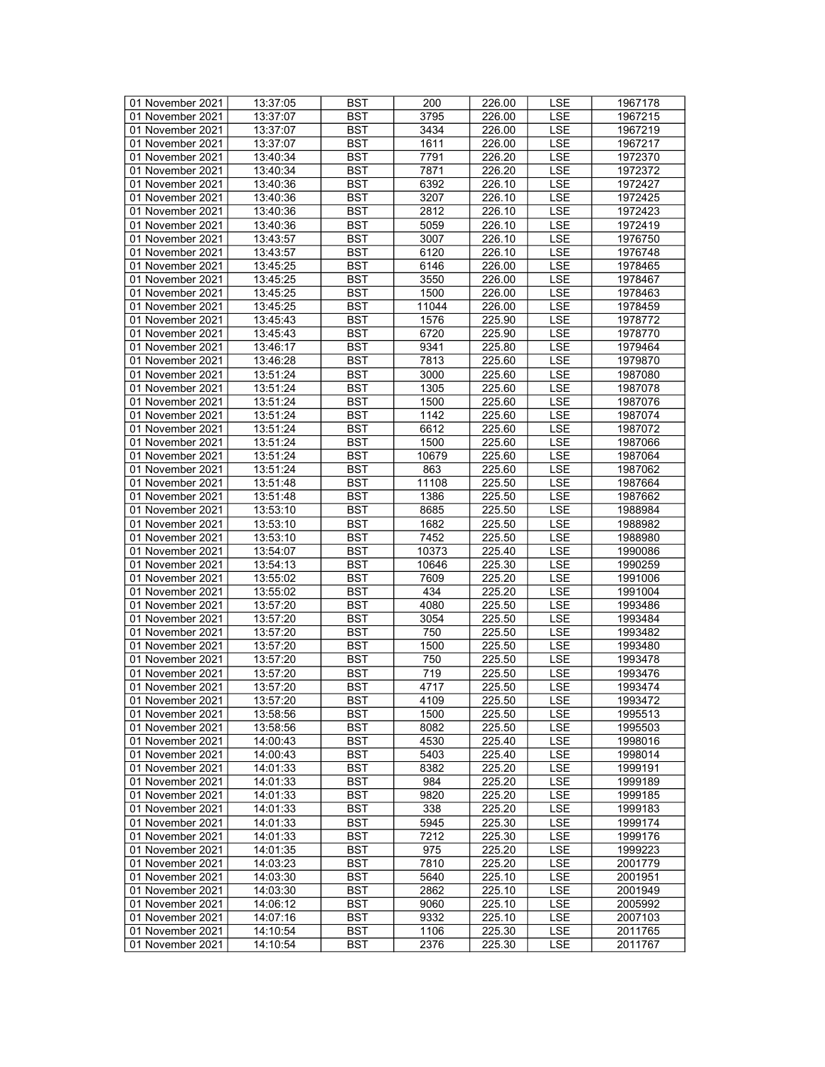| 01 November 2021 | 13:37:05 | BST | 200 | 226.00 | LSE | 1967178 |
|---|---|---|---|---|---|---|
| 01 November 2021 | 13:37:07 | BST | 3795 | 226.00 | LSE | 1967215 |
| 01 November 2021 | 13:37:07 | BST | 3434 | 226.00 | LSE | 1967219 |
| 01 November 2021 | 13:37:07 | BST | 1611 | 226.00 | LSE | 1967217 |
| 01 November 2021 | 13:40:34 | BST | 7791 | 226.20 | LSE | 1972370 |
| 01 November 2021 | 13:40:34 | BST | 7871 | 226.20 | LSE | 1972372 |
| 01 November 2021 | 13:40:36 | BST | 6392 | 226.10 | LSE | 1972427 |
| 01 November 2021 | 13:40:36 | BST | 3207 | 226.10 | LSE | 1972425 |
| 01 November 2021 | 13:40:36 | BST | 2812 | 226.10 | LSE | 1972423 |
| 01 November 2021 | 13:40:36 | BST | 5059 | 226.10 | LSE | 1972419 |
| 01 November 2021 | 13:43:57 | BST | 3007 | 226.10 | LSE | 1976750 |
| 01 November 2021 | 13:43:57 | BST | 6120 | 226.10 | LSE | 1976748 |
| 01 November 2021 | 13:45:25 | BST | 6146 | 226.00 | LSE | 1978465 |
| 01 November 2021 | 13:45:25 | BST | 3550 | 226.00 | LSE | 1978467 |
| 01 November 2021 | 13:45:25 | BST | 1500 | 226.00 | LSE | 1978463 |
| 01 November 2021 | 13:45:25 | BST | 11044 | 226.00 | LSE | 1978459 |
| 01 November 2021 | 13:45:43 | BST | 1576 | 225.90 | LSE | 1978772 |
| 01 November 2021 | 13:45:43 | BST | 6720 | 225.90 | LSE | 1978770 |
| 01 November 2021 | 13:46:17 | BST | 9341 | 225.80 | LSE | 1979464 |
| 01 November 2021 | 13:46:28 | BST | 7813 | 225.60 | LSE | 1979870 |
| 01 November 2021 | 13:51:24 | BST | 3000 | 225.60 | LSE | 1987080 |
| 01 November 2021 | 13:51:24 | BST | 1305 | 225.60 | LSE | 1987078 |
| 01 November 2021 | 13:51:24 | BST | 1500 | 225.60 | LSE | 1987076 |
| 01 November 2021 | 13:51:24 | BST | 1142 | 225.60 | LSE | 1987074 |
| 01 November 2021 | 13:51:24 | BST | 6612 | 225.60 | LSE | 1987072 |
| 01 November 2021 | 13:51:24 | BST | 1500 | 225.60 | LSE | 1987066 |
| 01 November 2021 | 13:51:24 | BST | 10679 | 225.60 | LSE | 1987064 |
| 01 November 2021 | 13:51:24 | BST | 863 | 225.60 | LSE | 1987062 |
| 01 November 2021 | 13:51:48 | BST | 11108 | 225.50 | LSE | 1987664 |
| 01 November 2021 | 13:51:48 | BST | 1386 | 225.50 | LSE | 1987662 |
| 01 November 2021 | 13:53:10 | BST | 8685 | 225.50 | LSE | 1988984 |
| 01 November 2021 | 13:53:10 | BST | 1682 | 225.50 | LSE | 1988982 |
| 01 November 2021 | 13:53:10 | BST | 7452 | 225.50 | LSE | 1988980 |
| 01 November 2021 | 13:54:07 | BST | 10373 | 225.40 | LSE | 1990086 |
| 01 November 2021 | 13:54:13 | BST | 10646 | 225.30 | LSE | 1990259 |
| 01 November 2021 | 13:55:02 | BST | 7609 | 225.20 | LSE | 1991006 |
| 01 November 2021 | 13:55:02 | BST | 434 | 225.20 | LSE | 1991004 |
| 01 November 2021 | 13:57:20 | BST | 4080 | 225.50 | LSE | 1993486 |
| 01 November 2021 | 13:57:20 | BST | 3054 | 225.50 | LSE | 1993484 |
| 01 November 2021 | 13:57:20 | BST | 750 | 225.50 | LSE | 1993482 |
| 01 November 2021 | 13:57:20 | BST | 1500 | 225.50 | LSE | 1993480 |
| 01 November 2021 | 13:57:20 | BST | 750 | 225.50 | LSE | 1993478 |
| 01 November 2021 | 13:57:20 | BST | 719 | 225.50 | LSE | 1993476 |
| 01 November 2021 | 13:57:20 | BST | 4717 | 225.50 | LSE | 1993474 |
| 01 November 2021 | 13:57:20 | BST | 4109 | 225.50 | LSE | 1993472 |
| 01 November 2021 | 13:58:56 | BST | 1500 | 225.50 | LSE | 1995513 |
| 01 November 2021 | 13:58:56 | BST | 8082 | 225.50 | LSE | 1995503 |
| 01 November 2021 | 14:00:43 | BST | 4530 | 225.40 | LSE | 1998016 |
| 01 November 2021 | 14:00:43 | BST | 5403 | 225.40 | LSE | 1998014 |
| 01 November 2021 | 14:01:33 | BST | 8382 | 225.20 | LSE | 1999191 |
| 01 November 2021 | 14:01:33 | BST | 984 | 225.20 | LSE | 1999189 |
| 01 November 2021 | 14:01:33 | BST | 9820 | 225.20 | LSE | 1999185 |
| 01 November 2021 | 14:01:33 | BST | 338 | 225.20 | LSE | 1999183 |
| 01 November 2021 | 14:01:33 | BST | 5945 | 225.30 | LSE | 1999174 |
| 01 November 2021 | 14:01:33 | BST | 7212 | 225.30 | LSE | 1999176 |
| 01 November 2021 | 14:01:35 | BST | 975 | 225.20 | LSE | 1999223 |
| 01 November 2021 | 14:03:23 | BST | 7810 | 225.20 | LSE | 2001779 |
| 01 November 2021 | 14:03:30 | BST | 5640 | 225.10 | LSE | 2001951 |
| 01 November 2021 | 14:03:30 | BST | 2862 | 225.10 | LSE | 2001949 |
| 01 November 2021 | 14:06:12 | BST | 9060 | 225.10 | LSE | 2005992 |
| 01 November 2021 | 14:07:16 | BST | 9332 | 225.10 | LSE | 2007103 |
| 01 November 2021 | 14:10:54 | BST | 1106 | 225.30 | LSE | 2011765 |
| 01 November 2021 | 14:10:54 | BST | 2376 | 225.30 | LSE | 2011767 |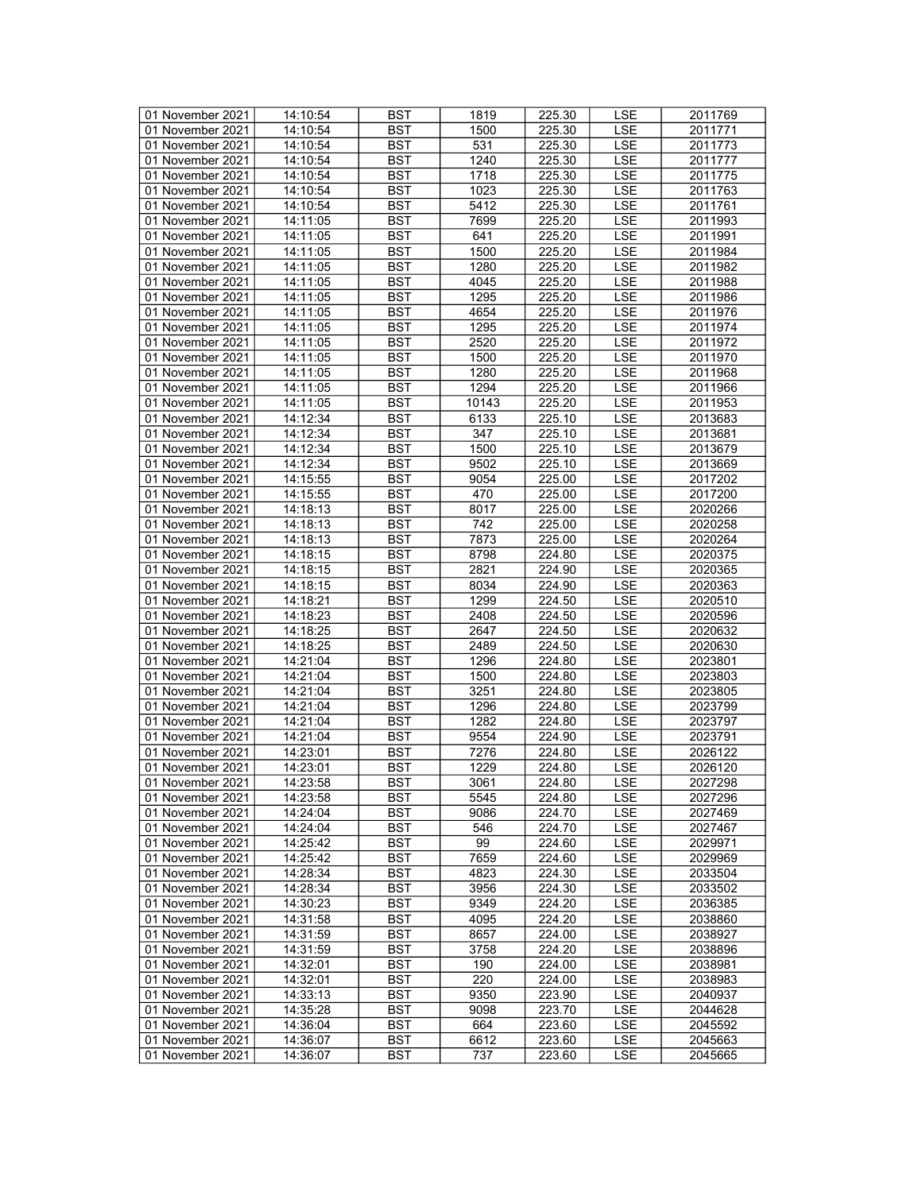| 01 November 2021 | 14:10:54 | BST | 1819 | 225.30 | LSE | 2011769 |
|---|---|---|---|---|---|---|
| 01 November 2021 | 14:10:54 | BST | 1500 | 225.30 | LSE | 2011771 |
| 01 November 2021 | 14:10:54 | BST | 531 | 225.30 | LSE | 2011773 |
| 01 November 2021 | 14:10:54 | BST | 1240 | 225.30 | LSE | 2011777 |
| 01 November 2021 | 14:10:54 | BST | 1718 | 225.30 | LSE | 2011775 |
| 01 November 2021 | 14:10:54 | BST | 1023 | 225.30 | LSE | 2011763 |
| 01 November 2021 | 14:10:54 | BST | 5412 | 225.30 | LSE | 2011761 |
| 01 November 2021 | 14:11:05 | BST | 7699 | 225.20 | LSE | 2011993 |
| 01 November 2021 | 14:11:05 | BST | 641 | 225.20 | LSE | 2011991 |
| 01 November 2021 | 14:11:05 | BST | 1500 | 225.20 | LSE | 2011984 |
| 01 November 2021 | 14:11:05 | BST | 1280 | 225.20 | LSE | 2011982 |
| 01 November 2021 | 14:11:05 | BST | 4045 | 225.20 | LSE | 2011988 |
| 01 November 2021 | 14:11:05 | BST | 1295 | 225.20 | LSE | 2011986 |
| 01 November 2021 | 14:11:05 | BST | 4654 | 225.20 | LSE | 2011976 |
| 01 November 2021 | 14:11:05 | BST | 1295 | 225.20 | LSE | 2011974 |
| 01 November 2021 | 14:11:05 | BST | 2520 | 225.20 | LSE | 2011972 |
| 01 November 2021 | 14:11:05 | BST | 1500 | 225.20 | LSE | 2011970 |
| 01 November 2021 | 14:11:05 | BST | 1280 | 225.20 | LSE | 2011968 |
| 01 November 2021 | 14:11:05 | BST | 1294 | 225.20 | LSE | 2011966 |
| 01 November 2021 | 14:11:05 | BST | 10143 | 225.20 | LSE | 2011953 |
| 01 November 2021 | 14:12:34 | BST | 6133 | 225.10 | LSE | 2013683 |
| 01 November 2021 | 14:12:34 | BST | 347 | 225.10 | LSE | 2013681 |
| 01 November 2021 | 14:12:34 | BST | 1500 | 225.10 | LSE | 2013679 |
| 01 November 2021 | 14:12:34 | BST | 9502 | 225.10 | LSE | 2013669 |
| 01 November 2021 | 14:15:55 | BST | 9054 | 225.00 | LSE | 2017202 |
| 01 November 2021 | 14:15:55 | BST | 470 | 225.00 | LSE | 2017200 |
| 01 November 2021 | 14:18:13 | BST | 8017 | 225.00 | LSE | 2020266 |
| 01 November 2021 | 14:18:13 | BST | 742 | 225.00 | LSE | 2020258 |
| 01 November 2021 | 14:18:13 | BST | 7873 | 225.00 | LSE | 2020264 |
| 01 November 2021 | 14:18:15 | BST | 8798 | 224.80 | LSE | 2020375 |
| 01 November 2021 | 14:18:15 | BST | 2821 | 224.90 | LSE | 2020365 |
| 01 November 2021 | 14:18:15 | BST | 8034 | 224.90 | LSE | 2020363 |
| 01 November 2021 | 14:18:21 | BST | 1299 | 224.50 | LSE | 2020510 |
| 01 November 2021 | 14:18:23 | BST | 2408 | 224.50 | LSE | 2020596 |
| 01 November 2021 | 14:18:25 | BST | 2647 | 224.50 | LSE | 2020632 |
| 01 November 2021 | 14:18:25 | BST | 2489 | 224.50 | LSE | 2020630 |
| 01 November 2021 | 14:21:04 | BST | 1296 | 224.80 | LSE | 2023801 |
| 01 November 2021 | 14:21:04 | BST | 1500 | 224.80 | LSE | 2023803 |
| 01 November 2021 | 14:21:04 | BST | 3251 | 224.80 | LSE | 2023805 |
| 01 November 2021 | 14:21:04 | BST | 1296 | 224.80 | LSE | 2023799 |
| 01 November 2021 | 14:21:04 | BST | 1282 | 224.80 | LSE | 2023797 |
| 01 November 2021 | 14:21:04 | BST | 9554 | 224.90 | LSE | 2023791 |
| 01 November 2021 | 14:23:01 | BST | 7276 | 224.80 | LSE | 2026122 |
| 01 November 2021 | 14:23:01 | BST | 1229 | 224.80 | LSE | 2026120 |
| 01 November 2021 | 14:23:58 | BST | 3061 | 224.80 | LSE | 2027298 |
| 01 November 2021 | 14:23:58 | BST | 5545 | 224.80 | LSE | 2027296 |
| 01 November 2021 | 14:24:04 | BST | 9086 | 224.70 | LSE | 2027469 |
| 01 November 2021 | 14:24:04 | BST | 546 | 224.70 | LSE | 2027467 |
| 01 November 2021 | 14:25:42 | BST | 99 | 224.60 | LSE | 2029971 |
| 01 November 2021 | 14:25:42 | BST | 7659 | 224.60 | LSE | 2029969 |
| 01 November 2021 | 14:28:34 | BST | 4823 | 224.30 | LSE | 2033504 |
| 01 November 2021 | 14:28:34 | BST | 3956 | 224.30 | LSE | 2033502 |
| 01 November 2021 | 14:30:23 | BST | 9349 | 224.20 | LSE | 2036385 |
| 01 November 2021 | 14:31:58 | BST | 4095 | 224.20 | LSE | 2038860 |
| 01 November 2021 | 14:31:59 | BST | 8657 | 224.00 | LSE | 2038927 |
| 01 November 2021 | 14:31:59 | BST | 3758 | 224.20 | LSE | 2038896 |
| 01 November 2021 | 14:32:01 | BST | 190 | 224.00 | LSE | 2038981 |
| 01 November 2021 | 14:32:01 | BST | 220 | 224.00 | LSE | 2038983 |
| 01 November 2021 | 14:33:13 | BST | 9350 | 223.90 | LSE | 2040937 |
| 01 November 2021 | 14:35:28 | BST | 9098 | 223.70 | LSE | 2044628 |
| 01 November 2021 | 14:36:04 | BST | 664 | 223.60 | LSE | 2045592 |
| 01 November 2021 | 14:36:07 | BST | 6612 | 223.60 | LSE | 2045663 |
| 01 November 2021 | 14:36:07 | BST | 737 | 223.60 | LSE | 2045665 |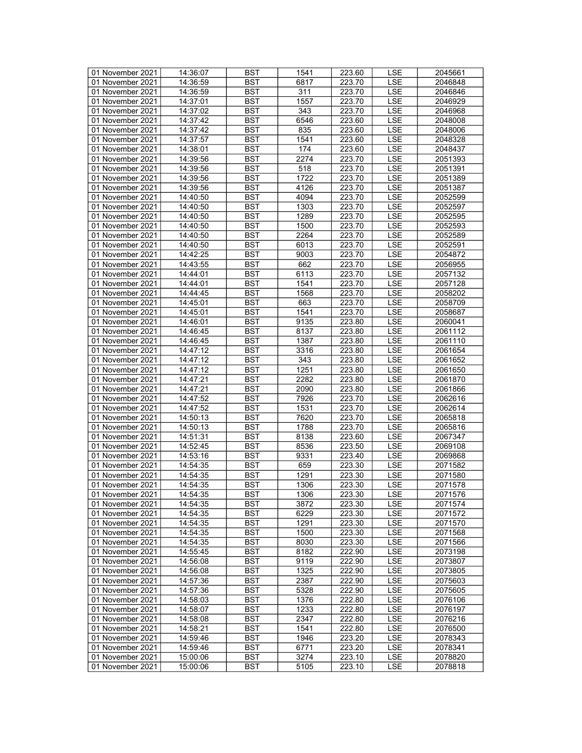| 01 November 2021 | 14:36:07 | BST | 1541 | 223.60 | LSE | 2045661 |
|---|---|---|---|---|---|---|
| 01 November 2021 | 14:36:59 | BST | 6817 | 223.70 | LSE | 2046848 |
| 01 November 2021 | 14:36:59 | BST | 311 | 223.70 | LSE | 2046846 |
| 01 November 2021 | 14:37:01 | BST | 1557 | 223.70 | LSE | 2046929 |
| 01 November 2021 | 14:37:02 | BST | 343 | 223.70 | LSE | 2046968 |
| 01 November 2021 | 14:37:42 | BST | 6546 | 223.60 | LSE | 2048008 |
| 01 November 2021 | 14:37:42 | BST | 835 | 223.60 | LSE | 2048006 |
| 01 November 2021 | 14:37:57 | BST | 1541 | 223.60 | LSE | 2048328 |
| 01 November 2021 | 14:38:01 | BST | 174 | 223.60 | LSE | 2048437 |
| 01 November 2021 | 14:39:56 | BST | 2274 | 223.70 | LSE | 2051393 |
| 01 November 2021 | 14:39:56 | BST | 518 | 223.70 | LSE | 2051391 |
| 01 November 2021 | 14:39:56 | BST | 1722 | 223.70 | LSE | 2051389 |
| 01 November 2021 | 14:39:56 | BST | 4126 | 223.70 | LSE | 2051387 |
| 01 November 2021 | 14:40:50 | BST | 4094 | 223.70 | LSE | 2052599 |
| 01 November 2021 | 14:40:50 | BST | 1303 | 223.70 | LSE | 2052597 |
| 01 November 2021 | 14:40:50 | BST | 1289 | 223.70 | LSE | 2052595 |
| 01 November 2021 | 14:40:50 | BST | 1500 | 223.70 | LSE | 2052593 |
| 01 November 2021 | 14:40:50 | BST | 2264 | 223.70 | LSE | 2052589 |
| 01 November 2021 | 14:40:50 | BST | 6013 | 223.70 | LSE | 2052591 |
| 01 November 2021 | 14:42:25 | BST | 9003 | 223.70 | LSE | 2054872 |
| 01 November 2021 | 14:43:55 | BST | 662 | 223.70 | LSE | 2056955 |
| 01 November 2021 | 14:44:01 | BST | 6113 | 223.70 | LSE | 2057132 |
| 01 November 2021 | 14:44:01 | BST | 1541 | 223.70 | LSE | 2057128 |
| 01 November 2021 | 14:44:45 | BST | 1568 | 223.70 | LSE | 2058202 |
| 01 November 2021 | 14:45:01 | BST | 663 | 223.70 | LSE | 2058709 |
| 01 November 2021 | 14:45:01 | BST | 1541 | 223.70 | LSE | 2058687 |
| 01 November 2021 | 14:46:01 | BST | 9135 | 223.80 | LSE | 2060041 |
| 01 November 2021 | 14:46:45 | BST | 8137 | 223.80 | LSE | 2061112 |
| 01 November 2021 | 14:46:45 | BST | 1387 | 223.80 | LSE | 2061110 |
| 01 November 2021 | 14:47:12 | BST | 3316 | 223.80 | LSE | 2061654 |
| 01 November 2021 | 14:47:12 | BST | 343 | 223.80 | LSE | 2061652 |
| 01 November 2021 | 14:47:12 | BST | 1251 | 223.80 | LSE | 2061650 |
| 01 November 2021 | 14:47:21 | BST | 2282 | 223.80 | LSE | 2061870 |
| 01 November 2021 | 14:47:21 | BST | 2090 | 223.80 | LSE | 2061866 |
| 01 November 2021 | 14:47:52 | BST | 7926 | 223.70 | LSE | 2062616 |
| 01 November 2021 | 14:47:52 | BST | 1531 | 223.70 | LSE | 2062614 |
| 01 November 2021 | 14:50:13 | BST | 7620 | 223.70 | LSE | 2065818 |
| 01 November 2021 | 14:50:13 | BST | 1788 | 223.70 | LSE | 2065816 |
| 01 November 2021 | 14:51:31 | BST | 8138 | 223.60 | LSE | 2067347 |
| 01 November 2021 | 14:52:45 | BST | 8536 | 223.50 | LSE | 2069108 |
| 01 November 2021 | 14:53:16 | BST | 9331 | 223.40 | LSE | 2069868 |
| 01 November 2021 | 14:54:35 | BST | 659 | 223.30 | LSE | 2071582 |
| 01 November 2021 | 14:54:35 | BST | 1291 | 223.30 | LSE | 2071580 |
| 01 November 2021 | 14:54:35 | BST | 1306 | 223.30 | LSE | 2071578 |
| 01 November 2021 | 14:54:35 | BST | 1306 | 223.30 | LSE | 2071576 |
| 01 November 2021 | 14:54:35 | BST | 3872 | 223.30 | LSE | 2071574 |
| 01 November 2021 | 14:54:35 | BST | 6229 | 223.30 | LSE | 2071572 |
| 01 November 2021 | 14:54:35 | BST | 1291 | 223.30 | LSE | 2071570 |
| 01 November 2021 | 14:54:35 | BST | 1500 | 223.30 | LSE | 2071568 |
| 01 November 2021 | 14:54:35 | BST | 8030 | 223.30 | LSE | 2071566 |
| 01 November 2021 | 14:55:45 | BST | 8182 | 222.90 | LSE | 2073198 |
| 01 November 2021 | 14:56:08 | BST | 9119 | 222.90 | LSE | 2073807 |
| 01 November 2021 | 14:56:08 | BST | 1325 | 222.90 | LSE | 2073805 |
| 01 November 2021 | 14:57:36 | BST | 2387 | 222.90 | LSE | 2075603 |
| 01 November 2021 | 14:57:36 | BST | 5328 | 222.90 | LSE | 2075605 |
| 01 November 2021 | 14:58:03 | BST | 1376 | 222.80 | LSE | 2076106 |
| 01 November 2021 | 14:58:07 | BST | 1233 | 222.80 | LSE | 2076197 |
| 01 November 2021 | 14:58:08 | BST | 2347 | 222.80 | LSE | 2076216 |
| 01 November 2021 | 14:58:21 | BST | 1541 | 222.80 | LSE | 2076500 |
| 01 November 2021 | 14:59:46 | BST | 1946 | 223.20 | LSE | 2078343 |
| 01 November 2021 | 14:59:46 | BST | 6771 | 223.20 | LSE | 2078341 |
| 01 November 2021 | 15:00:06 | BST | 3274 | 223.10 | LSE | 2078820 |
| 01 November 2021 | 15:00:06 | BST | 5105 | 223.10 | LSE | 2078818 |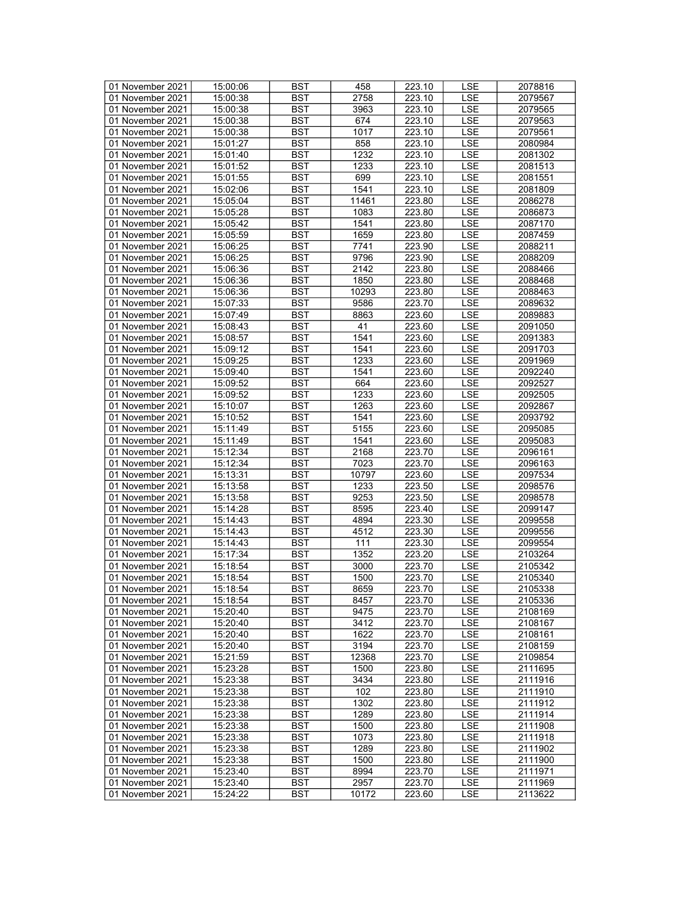| 01 November 2021 | 15:00:06 | BST | 458 | 223.10 | LSE | 2078816 |
|---|---|---|---|---|---|---|
| 01 November 2021 | 15:00:38 | BST | 2758 | 223.10 | LSE | 2079567 |
| 01 November 2021 | 15:00:38 | BST | 3963 | 223.10 | LSE | 2079565 |
| 01 November 2021 | 15:00:38 | BST | 674 | 223.10 | LSE | 2079563 |
| 01 November 2021 | 15:00:38 | BST | 1017 | 223.10 | LSE | 2079561 |
| 01 November 2021 | 15:01:27 | BST | 858 | 223.10 | LSE | 2080984 |
| 01 November 2021 | 15:01:40 | BST | 1232 | 223.10 | LSE | 2081302 |
| 01 November 2021 | 15:01:52 | BST | 1233 | 223.10 | LSE | 2081513 |
| 01 November 2021 | 15:01:55 | BST | 699 | 223.10 | LSE | 2081551 |
| 01 November 2021 | 15:02:06 | BST | 1541 | 223.10 | LSE | 2081809 |
| 01 November 2021 | 15:05:04 | BST | 11461 | 223.80 | LSE | 2086278 |
| 01 November 2021 | 15:05:28 | BST | 1083 | 223.80 | LSE | 2086873 |
| 01 November 2021 | 15:05:42 | BST | 1541 | 223.80 | LSE | 2087170 |
| 01 November 2021 | 15:05:59 | BST | 1659 | 223.80 | LSE | 2087459 |
| 01 November 2021 | 15:06:25 | BST | 7741 | 223.90 | LSE | 2088211 |
| 01 November 2021 | 15:06:25 | BST | 9796 | 223.90 | LSE | 2088209 |
| 01 November 2021 | 15:06:36 | BST | 2142 | 223.80 | LSE | 2088466 |
| 01 November 2021 | 15:06:36 | BST | 1850 | 223.80 | LSE | 2088468 |
| 01 November 2021 | 15:06:36 | BST | 10293 | 223.80 | LSE | 2088463 |
| 01 November 2021 | 15:07:33 | BST | 9586 | 223.70 | LSE | 2089632 |
| 01 November 2021 | 15:07:49 | BST | 8863 | 223.60 | LSE | 2089883 |
| 01 November 2021 | 15:08:43 | BST | 41 | 223.60 | LSE | 2091050 |
| 01 November 2021 | 15:08:57 | BST | 1541 | 223.60 | LSE | 2091383 |
| 01 November 2021 | 15:09:12 | BST | 1541 | 223.60 | LSE | 2091703 |
| 01 November 2021 | 15:09:25 | BST | 1233 | 223.60 | LSE | 2091969 |
| 01 November 2021 | 15:09:40 | BST | 1541 | 223.60 | LSE | 2092240 |
| 01 November 2021 | 15:09:52 | BST | 664 | 223.60 | LSE | 2092527 |
| 01 November 2021 | 15:09:52 | BST | 1233 | 223.60 | LSE | 2092505 |
| 01 November 2021 | 15:10:07 | BST | 1263 | 223.60 | LSE | 2092867 |
| 01 November 2021 | 15:10:52 | BST | 1541 | 223.60 | LSE | 2093792 |
| 01 November 2021 | 15:11:49 | BST | 5155 | 223.60 | LSE | 2095085 |
| 01 November 2021 | 15:11:49 | BST | 1541 | 223.60 | LSE | 2095083 |
| 01 November 2021 | 15:12:34 | BST | 2168 | 223.70 | LSE | 2096161 |
| 01 November 2021 | 15:12:34 | BST | 7023 | 223.70 | LSE | 2096163 |
| 01 November 2021 | 15:13:31 | BST | 10797 | 223.60 | LSE | 2097534 |
| 01 November 2021 | 15:13:58 | BST | 1233 | 223.50 | LSE | 2098576 |
| 01 November 2021 | 15:13:58 | BST | 9253 | 223.50 | LSE | 2098578 |
| 01 November 2021 | 15:14:28 | BST | 8595 | 223.40 | LSE | 2099147 |
| 01 November 2021 | 15:14:43 | BST | 4894 | 223.30 | LSE | 2099558 |
| 01 November 2021 | 15:14:43 | BST | 4512 | 223.30 | LSE | 2099556 |
| 01 November 2021 | 15:14:43 | BST | 111 | 223.30 | LSE | 2099554 |
| 01 November 2021 | 15:17:34 | BST | 1352 | 223.20 | LSE | 2103264 |
| 01 November 2021 | 15:18:54 | BST | 3000 | 223.70 | LSE | 2105342 |
| 01 November 2021 | 15:18:54 | BST | 1500 | 223.70 | LSE | 2105340 |
| 01 November 2021 | 15:18:54 | BST | 8659 | 223.70 | LSE | 2105338 |
| 01 November 2021 | 15:18:54 | BST | 8457 | 223.70 | LSE | 2105336 |
| 01 November 2021 | 15:20:40 | BST | 9475 | 223.70 | LSE | 2108169 |
| 01 November 2021 | 15:20:40 | BST | 3412 | 223.70 | LSE | 2108167 |
| 01 November 2021 | 15:20:40 | BST | 1622 | 223.70 | LSE | 2108161 |
| 01 November 2021 | 15:20:40 | BST | 3194 | 223.70 | LSE | 2108159 |
| 01 November 2021 | 15:21:59 | BST | 12368 | 223.70 | LSE | 2109854 |
| 01 November 2021 | 15:23:28 | BST | 1500 | 223.80 | LSE | 2111695 |
| 01 November 2021 | 15:23:38 | BST | 3434 | 223.80 | LSE | 2111916 |
| 01 November 2021 | 15:23:38 | BST | 102 | 223.80 | LSE | 2111910 |
| 01 November 2021 | 15:23:38 | BST | 1302 | 223.80 | LSE | 2111912 |
| 01 November 2021 | 15:23:38 | BST | 1289 | 223.80 | LSE | 2111914 |
| 01 November 2021 | 15:23:38 | BST | 1500 | 223.80 | LSE | 2111908 |
| 01 November 2021 | 15:23:38 | BST | 1073 | 223.80 | LSE | 2111918 |
| 01 November 2021 | 15:23:38 | BST | 1289 | 223.80 | LSE | 2111902 |
| 01 November 2021 | 15:23:38 | BST | 1500 | 223.80 | LSE | 2111900 |
| 01 November 2021 | 15:23:40 | BST | 8994 | 223.70 | LSE | 2111971 |
| 01 November 2021 | 15:23:40 | BST | 2957 | 223.70 | LSE | 2111969 |
| 01 November 2021 | 15:24:22 | BST | 10172 | 223.60 | LSE | 2113622 |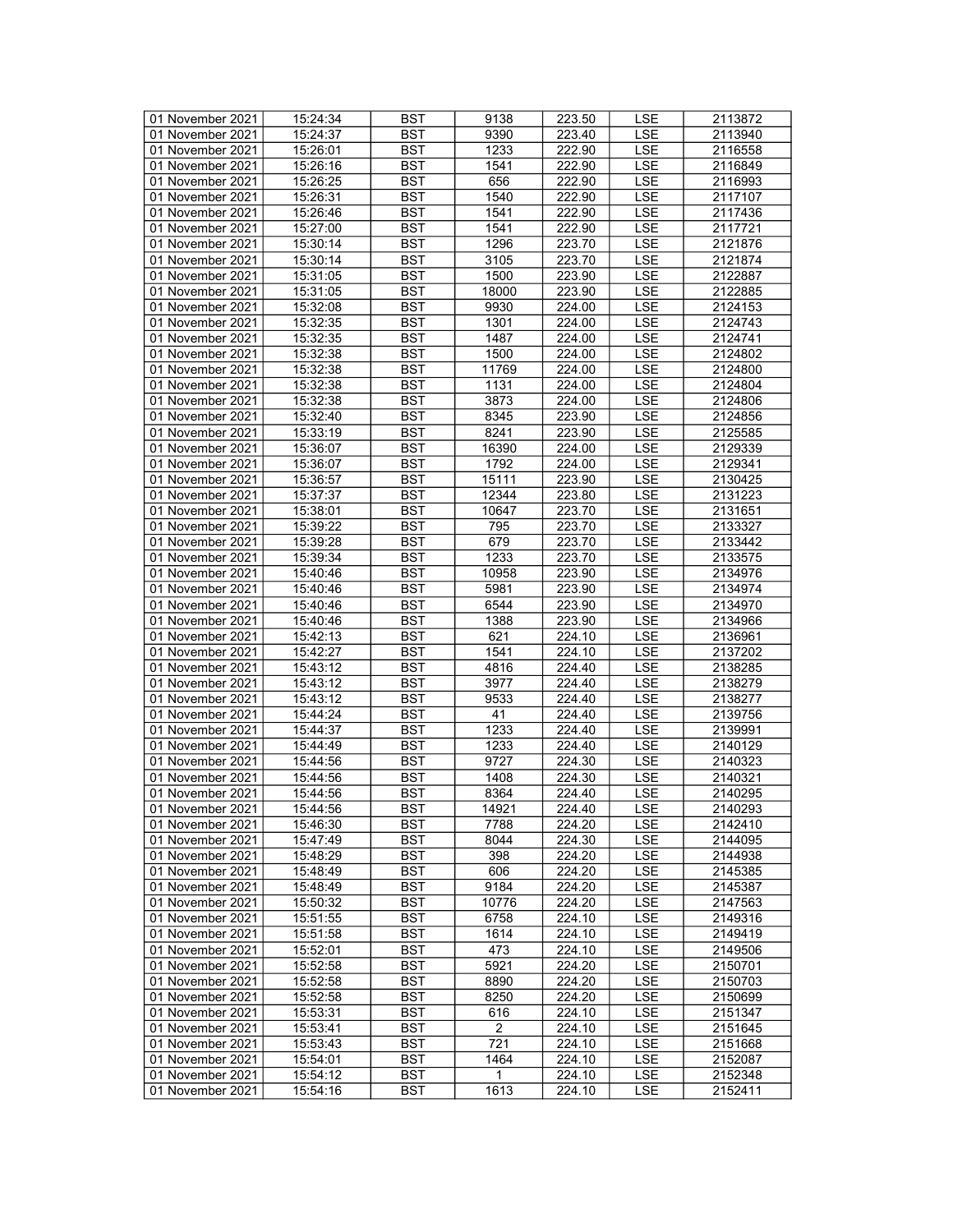| 01 November 2021 | 15:24:34 | BST | 9138 | 223.50 | LSE | 2113872 |
|---|---|---|---|---|---|---|
| 01 November 2021 | 15:24:37 | BST | 9390 | 223.40 | LSE | 2113940 |
| 01 November 2021 | 15:26:01 | BST | 1233 | 222.90 | LSE | 2116558 |
| 01 November 2021 | 15:26:16 | BST | 1541 | 222.90 | LSE | 2116849 |
| 01 November 2021 | 15:26:25 | BST | 656 | 222.90 | LSE | 2116993 |
| 01 November 2021 | 15:26:31 | BST | 1540 | 222.90 | LSE | 2117107 |
| 01 November 2021 | 15:26:46 | BST | 1541 | 222.90 | LSE | 2117436 |
| 01 November 2021 | 15:27:00 | BST | 1541 | 222.90 | LSE | 2117721 |
| 01 November 2021 | 15:30:14 | BST | 1296 | 223.70 | LSE | 2121876 |
| 01 November 2021 | 15:30:14 | BST | 3105 | 223.70 | LSE | 2121874 |
| 01 November 2021 | 15:31:05 | BST | 1500 | 223.90 | LSE | 2122887 |
| 01 November 2021 | 15:31:05 | BST | 18000 | 223.90 | LSE | 2122885 |
| 01 November 2021 | 15:32:08 | BST | 9930 | 224.00 | LSE | 2124153 |
| 01 November 2021 | 15:32:35 | BST | 1301 | 224.00 | LSE | 2124743 |
| 01 November 2021 | 15:32:35 | BST | 1487 | 224.00 | LSE | 2124741 |
| 01 November 2021 | 15:32:38 | BST | 1500 | 224.00 | LSE | 2124802 |
| 01 November 2021 | 15:32:38 | BST | 11769 | 224.00 | LSE | 2124800 |
| 01 November 2021 | 15:32:38 | BST | 1131 | 224.00 | LSE | 2124804 |
| 01 November 2021 | 15:32:38 | BST | 3873 | 224.00 | LSE | 2124806 |
| 01 November 2021 | 15:32:40 | BST | 8345 | 223.90 | LSE | 2124856 |
| 01 November 2021 | 15:33:19 | BST | 8241 | 223.90 | LSE | 2125585 |
| 01 November 2021 | 15:36:07 | BST | 16390 | 224.00 | LSE | 2129339 |
| 01 November 2021 | 15:36:07 | BST | 1792 | 224.00 | LSE | 2129341 |
| 01 November 2021 | 15:36:57 | BST | 15111 | 223.90 | LSE | 2130425 |
| 01 November 2021 | 15:37:37 | BST | 12344 | 223.80 | LSE | 2131223 |
| 01 November 2021 | 15:38:01 | BST | 10647 | 223.70 | LSE | 2131651 |
| 01 November 2021 | 15:39:22 | BST | 795 | 223.70 | LSE | 2133327 |
| 01 November 2021 | 15:39:28 | BST | 679 | 223.70 | LSE | 2133442 |
| 01 November 2021 | 15:39:34 | BST | 1233 | 223.70 | LSE | 2133575 |
| 01 November 2021 | 15:40:46 | BST | 10958 | 223.90 | LSE | 2134976 |
| 01 November 2021 | 15:40:46 | BST | 5981 | 223.90 | LSE | 2134974 |
| 01 November 2021 | 15:40:46 | BST | 6544 | 223.90 | LSE | 2134970 |
| 01 November 2021 | 15:40:46 | BST | 1388 | 223.90 | LSE | 2134966 |
| 01 November 2021 | 15:42:13 | BST | 621 | 224.10 | LSE | 2136961 |
| 01 November 2021 | 15:42:27 | BST | 1541 | 224.10 | LSE | 2137202 |
| 01 November 2021 | 15:43:12 | BST | 4816 | 224.40 | LSE | 2138285 |
| 01 November 2021 | 15:43:12 | BST | 3977 | 224.40 | LSE | 2138279 |
| 01 November 2021 | 15:43:12 | BST | 9533 | 224.40 | LSE | 2138277 |
| 01 November 2021 | 15:44:24 | BST | 41 | 224.40 | LSE | 2139756 |
| 01 November 2021 | 15:44:37 | BST | 1233 | 224.40 | LSE | 2139991 |
| 01 November 2021 | 15:44:49 | BST | 1233 | 224.40 | LSE | 2140129 |
| 01 November 2021 | 15:44:56 | BST | 9727 | 224.30 | LSE | 2140323 |
| 01 November 2021 | 15:44:56 | BST | 1408 | 224.30 | LSE | 2140321 |
| 01 November 2021 | 15:44:56 | BST | 8364 | 224.40 | LSE | 2140295 |
| 01 November 2021 | 15:44:56 | BST | 14921 | 224.40 | LSE | 2140293 |
| 01 November 2021 | 15:46:30 | BST | 7788 | 224.20 | LSE | 2142410 |
| 01 November 2021 | 15:47:49 | BST | 8044 | 224.30 | LSE | 2144095 |
| 01 November 2021 | 15:48:29 | BST | 398 | 224.20 | LSE | 2144938 |
| 01 November 2021 | 15:48:49 | BST | 606 | 224.20 | LSE | 2145385 |
| 01 November 2021 | 15:48:49 | BST | 9184 | 224.20 | LSE | 2145387 |
| 01 November 2021 | 15:50:32 | BST | 10776 | 224.20 | LSE | 2147563 |
| 01 November 2021 | 15:51:55 | BST | 6758 | 224.10 | LSE | 2149316 |
| 01 November 2021 | 15:51:58 | BST | 1614 | 224.10 | LSE | 2149419 |
| 01 November 2021 | 15:52:01 | BST | 473 | 224.10 | LSE | 2149506 |
| 01 November 2021 | 15:52:58 | BST | 5921 | 224.20 | LSE | 2150701 |
| 01 November 2021 | 15:52:58 | BST | 8890 | 224.20 | LSE | 2150703 |
| 01 November 2021 | 15:52:58 | BST | 8250 | 224.20 | LSE | 2150699 |
| 01 November 2021 | 15:53:31 | BST | 616 | 224.10 | LSE | 2151347 |
| 01 November 2021 | 15:53:41 | BST | 2 | 224.10 | LSE | 2151645 |
| 01 November 2021 | 15:53:43 | BST | 721 | 224.10 | LSE | 2151668 |
| 01 November 2021 | 15:54:01 | BST | 1464 | 224.10 | LSE | 2152087 |
| 01 November 2021 | 15:54:12 | BST | 1 | 224.10 | LSE | 2152348 |
| 01 November 2021 | 15:54:16 | BST | 1613 | 224.10 | LSE | 2152411 |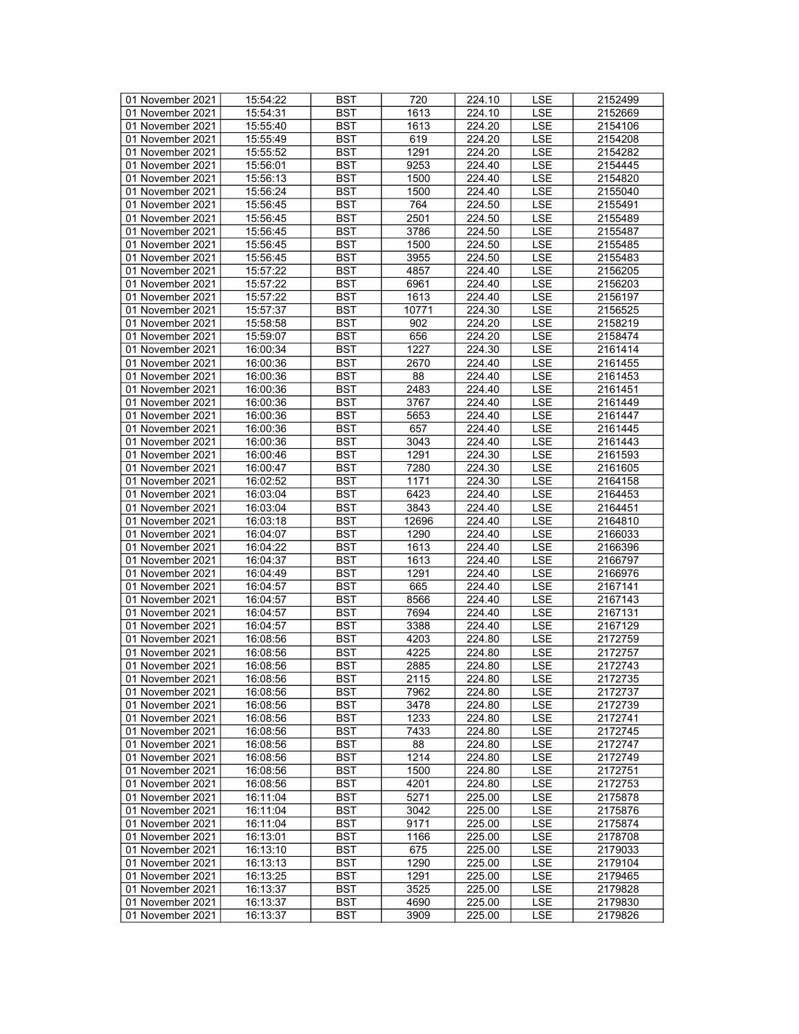| 01 November 2021 | 15:54:22 | BST | 720 | 224.10 | LSE | 2152499 |
|---|---|---|---|---|---|---|
| 01 November 2021 | 15:54:31 | BST | 1613 | 224.10 | LSE | 2152669 |
| 01 November 2021 | 15:55:40 | BST | 1613 | 224.20 | LSE | 2154106 |
| 01 November 2021 | 15:55:49 | BST | 619 | 224.20 | LSE | 2154208 |
| 01 November 2021 | 15:55:52 | BST | 1291 | 224.20 | LSE | 2154282 |
| 01 November 2021 | 15:56:01 | BST | 9253 | 224.40 | LSE | 2154445 |
| 01 November 2021 | 15:56:13 | BST | 1500 | 224.40 | LSE | 2154820 |
| 01 November 2021 | 15:56:24 | BST | 1500 | 224.40 | LSE | 2155040 |
| 01 November 2021 | 15:56:45 | BST | 764 | 224.50 | LSE | 2155491 |
| 01 November 2021 | 15:56:45 | BST | 2501 | 224.50 | LSE | 2155489 |
| 01 November 2021 | 15:56:45 | BST | 3786 | 224.50 | LSE | 2155487 |
| 01 November 2021 | 15:56:45 | BST | 1500 | 224.50 | LSE | 2155485 |
| 01 November 2021 | 15:56:45 | BST | 3955 | 224.50 | LSE | 2155483 |
| 01 November 2021 | 15:57:22 | BST | 4857 | 224.40 | LSE | 2156205 |
| 01 November 2021 | 15:57:22 | BST | 6961 | 224.40 | LSE | 2156203 |
| 01 November 2021 | 15:57:22 | BST | 1613 | 224.40 | LSE | 2156197 |
| 01 November 2021 | 15:57:37 | BST | 10771 | 224.30 | LSE | 2156525 |
| 01 November 2021 | 15:58:58 | BST | 902 | 224.20 | LSE | 2158219 |
| 01 November 2021 | 15:59:07 | BST | 656 | 224.20 | LSE | 2158474 |
| 01 November 2021 | 16:00:34 | BST | 1227 | 224.30 | LSE | 2161414 |
| 01 November 2021 | 16:00:36 | BST | 2670 | 224.40 | LSE | 2161455 |
| 01 November 2021 | 16:00:36 | BST | 88 | 224.40 | LSE | 2161453 |
| 01 November 2021 | 16:00:36 | BST | 2483 | 224.40 | LSE | 2161451 |
| 01 November 2021 | 16:00:36 | BST | 3767 | 224.40 | LSE | 2161449 |
| 01 November 2021 | 16:00:36 | BST | 5653 | 224.40 | LSE | 2161447 |
| 01 November 2021 | 16:00:36 | BST | 657 | 224.40 | LSE | 2161445 |
| 01 November 2021 | 16:00:36 | BST | 3043 | 224.40 | LSE | 2161443 |
| 01 November 2021 | 16:00:46 | BST | 1291 | 224.30 | LSE | 2161593 |
| 01 November 2021 | 16:00:47 | BST | 7280 | 224.30 | LSE | 2161605 |
| 01 November 2021 | 16:02:52 | BST | 1171 | 224.30 | LSE | 2164158 |
| 01 November 2021 | 16:03:04 | BST | 6423 | 224.40 | LSE | 2164453 |
| 01 November 2021 | 16:03:04 | BST | 3843 | 224.40 | LSE | 2164451 |
| 01 November 2021 | 16:03:18 | BST | 12696 | 224.40 | LSE | 2164810 |
| 01 November 2021 | 16:04:07 | BST | 1290 | 224.40 | LSE | 2166033 |
| 01 November 2021 | 16:04:22 | BST | 1613 | 224.40 | LSE | 2166396 |
| 01 November 2021 | 16:04:37 | BST | 1613 | 224.40 | LSE | 2166797 |
| 01 November 2021 | 16:04:49 | BST | 1291 | 224.40 | LSE | 2166976 |
| 01 November 2021 | 16:04:57 | BST | 665 | 224.40 | LSE | 2167141 |
| 01 November 2021 | 16:04:57 | BST | 8566 | 224.40 | LSE | 2167143 |
| 01 November 2021 | 16:04:57 | BST | 7694 | 224.40 | LSE | 2167131 |
| 01 November 2021 | 16:04:57 | BST | 3388 | 224.40 | LSE | 2167129 |
| 01 November 2021 | 16:08:56 | BST | 4203 | 224.80 | LSE | 2172759 |
| 01 November 2021 | 16:08:56 | BST | 4225 | 224.80 | LSE | 2172757 |
| 01 November 2021 | 16:08:56 | BST | 2885 | 224.80 | LSE | 2172743 |
| 01 November 2021 | 16:08:56 | BST | 2115 | 224.80 | LSE | 2172735 |
| 01 November 2021 | 16:08:56 | BST | 7962 | 224.80 | LSE | 2172737 |
| 01 November 2021 | 16:08:56 | BST | 3478 | 224.80 | LSE | 2172739 |
| 01 November 2021 | 16:08:56 | BST | 1233 | 224.80 | LSE | 2172741 |
| 01 November 2021 | 16:08:56 | BST | 7433 | 224.80 | LSE | 2172745 |
| 01 November 2021 | 16:08:56 | BST | 88 | 224.80 | LSE | 2172747 |
| 01 November 2021 | 16:08:56 | BST | 1214 | 224.80 | LSE | 2172749 |
| 01 November 2021 | 16:08:56 | BST | 1500 | 224.80 | LSE | 2172751 |
| 01 November 2021 | 16:08:56 | BST | 4201 | 224.80 | LSE | 2172753 |
| 01 November 2021 | 16:11:04 | BST | 5271 | 225.00 | LSE | 2175878 |
| 01 November 2021 | 16:11:04 | BST | 3042 | 225.00 | LSE | 2175876 |
| 01 November 2021 | 16:11:04 | BST | 9171 | 225.00 | LSE | 2175874 |
| 01 November 2021 | 16:13:01 | BST | 1166 | 225.00 | LSE | 2178708 |
| 01 November 2021 | 16:13:10 | BST | 675 | 225.00 | LSE | 2179033 |
| 01 November 2021 | 16:13:13 | BST | 1290 | 225.00 | LSE | 2179104 |
| 01 November 2021 | 16:13:25 | BST | 1291 | 225.00 | LSE | 2179465 |
| 01 November 2021 | 16:13:37 | BST | 3525 | 225.00 | LSE | 2179828 |
| 01 November 2021 | 16:13:37 | BST | 4690 | 225.00 | LSE | 2179830 |
| 01 November 2021 | 16:13:37 | BST | 3909 | 225.00 | LSE | 2179826 |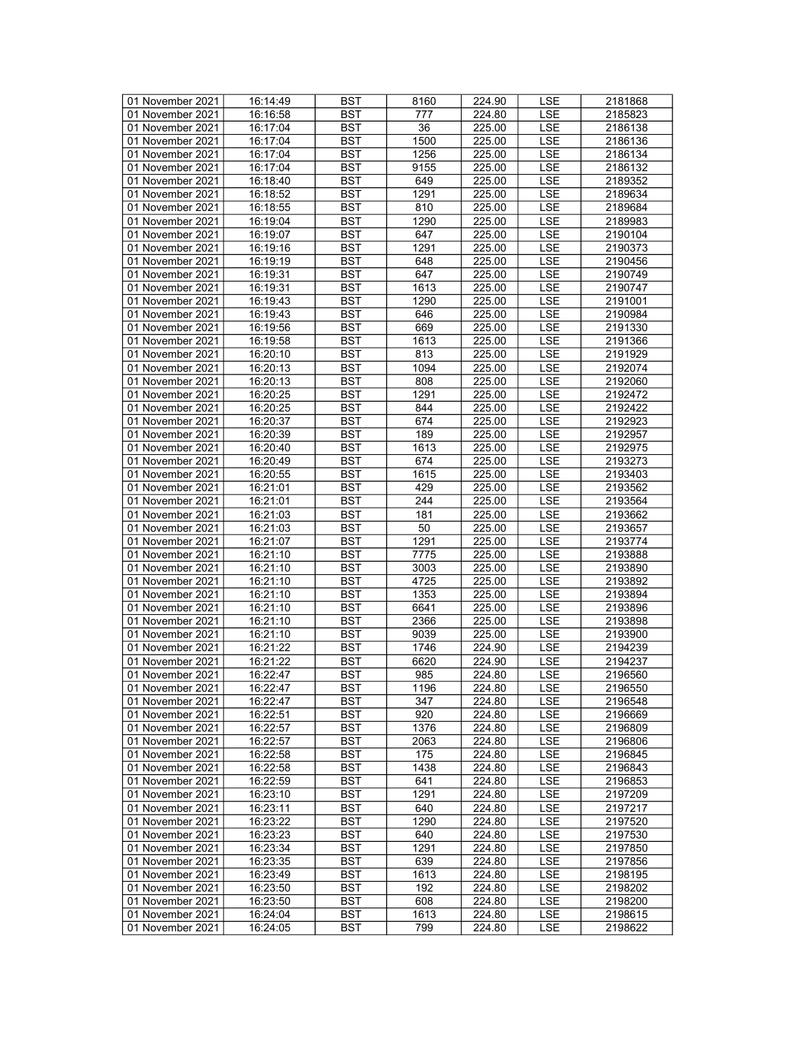| 01 November 2021 | 16:14:49 | BST | 8160 | 224.90 | LSE | 2181868 |
|---|---|---|---|---|---|---|
| 01 November 2021 | 16:16:58 | BST | 777 | 224.80 | LSE | 2185823 |
| 01 November 2021 | 16:17:04 | BST | 36 | 225.00 | LSE | 2186138 |
| 01 November 2021 | 16:17:04 | BST | 1500 | 225.00 | LSE | 2186136 |
| 01 November 2021 | 16:17:04 | BST | 1256 | 225.00 | LSE | 2186134 |
| 01 November 2021 | 16:17:04 | BST | 9155 | 225.00 | LSE | 2186132 |
| 01 November 2021 | 16:18:40 | BST | 649 | 225.00 | LSE | 2189352 |
| 01 November 2021 | 16:18:52 | BST | 1291 | 225.00 | LSE | 2189634 |
| 01 November 2021 | 16:18:55 | BST | 810 | 225.00 | LSE | 2189684 |
| 01 November 2021 | 16:19:04 | BST | 1290 | 225.00 | LSE | 2189983 |
| 01 November 2021 | 16:19:07 | BST | 647 | 225.00 | LSE | 2190104 |
| 01 November 2021 | 16:19:16 | BST | 1291 | 225.00 | LSE | 2190373 |
| 01 November 2021 | 16:19:19 | BST | 648 | 225.00 | LSE | 2190456 |
| 01 November 2021 | 16:19:31 | BST | 647 | 225.00 | LSE | 2190749 |
| 01 November 2021 | 16:19:31 | BST | 1613 | 225.00 | LSE | 2190747 |
| 01 November 2021 | 16:19:43 | BST | 1290 | 225.00 | LSE | 2191001 |
| 01 November 2021 | 16:19:43 | BST | 646 | 225.00 | LSE | 2190984 |
| 01 November 2021 | 16:19:56 | BST | 669 | 225.00 | LSE | 2191330 |
| 01 November 2021 | 16:19:58 | BST | 1613 | 225.00 | LSE | 2191366 |
| 01 November 2021 | 16:20:10 | BST | 813 | 225.00 | LSE | 2191929 |
| 01 November 2021 | 16:20:13 | BST | 1094 | 225.00 | LSE | 2192074 |
| 01 November 2021 | 16:20:13 | BST | 808 | 225.00 | LSE | 2192060 |
| 01 November 2021 | 16:20:25 | BST | 1291 | 225.00 | LSE | 2192472 |
| 01 November 2021 | 16:20:25 | BST | 844 | 225.00 | LSE | 2192422 |
| 01 November 2021 | 16:20:37 | BST | 674 | 225.00 | LSE | 2192923 |
| 01 November 2021 | 16:20:39 | BST | 189 | 225.00 | LSE | 2192957 |
| 01 November 2021 | 16:20:40 | BST | 1613 | 225.00 | LSE | 2192975 |
| 01 November 2021 | 16:20:49 | BST | 674 | 225.00 | LSE | 2193273 |
| 01 November 2021 | 16:20:55 | BST | 1615 | 225.00 | LSE | 2193403 |
| 01 November 2021 | 16:21:01 | BST | 429 | 225.00 | LSE | 2193562 |
| 01 November 2021 | 16:21:01 | BST | 244 | 225.00 | LSE | 2193564 |
| 01 November 2021 | 16:21:03 | BST | 181 | 225.00 | LSE | 2193662 |
| 01 November 2021 | 16:21:03 | BST | 50 | 225.00 | LSE | 2193657 |
| 01 November 2021 | 16:21:07 | BST | 1291 | 225.00 | LSE | 2193774 |
| 01 November 2021 | 16:21:10 | BST | 7775 | 225.00 | LSE | 2193888 |
| 01 November 2021 | 16:21:10 | BST | 3003 | 225.00 | LSE | 2193890 |
| 01 November 2021 | 16:21:10 | BST | 4725 | 225.00 | LSE | 2193892 |
| 01 November 2021 | 16:21:10 | BST | 1353 | 225.00 | LSE | 2193894 |
| 01 November 2021 | 16:21:10 | BST | 6641 | 225.00 | LSE | 2193896 |
| 01 November 2021 | 16:21:10 | BST | 2366 | 225.00 | LSE | 2193898 |
| 01 November 2021 | 16:21:10 | BST | 9039 | 225.00 | LSE | 2193900 |
| 01 November 2021 | 16:21:22 | BST | 1746 | 224.90 | LSE | 2194239 |
| 01 November 2021 | 16:21:22 | BST | 6620 | 224.90 | LSE | 2194237 |
| 01 November 2021 | 16:22:47 | BST | 985 | 224.80 | LSE | 2196560 |
| 01 November 2021 | 16:22:47 | BST | 1196 | 224.80 | LSE | 2196550 |
| 01 November 2021 | 16:22:47 | BST | 347 | 224.80 | LSE | 2196548 |
| 01 November 2021 | 16:22:51 | BST | 920 | 224.80 | LSE | 2196669 |
| 01 November 2021 | 16:22:57 | BST | 1376 | 224.80 | LSE | 2196809 |
| 01 November 2021 | 16:22:57 | BST | 2063 | 224.80 | LSE | 2196806 |
| 01 November 2021 | 16:22:58 | BST | 175 | 224.80 | LSE | 2196845 |
| 01 November 2021 | 16:22:58 | BST | 1438 | 224.80 | LSE | 2196843 |
| 01 November 2021 | 16:22:59 | BST | 641 | 224.80 | LSE | 2196853 |
| 01 November 2021 | 16:23:10 | BST | 1291 | 224.80 | LSE | 2197209 |
| 01 November 2021 | 16:23:11 | BST | 640 | 224.80 | LSE | 2197217 |
| 01 November 2021 | 16:23:22 | BST | 1290 | 224.80 | LSE | 2197520 |
| 01 November 2021 | 16:23:23 | BST | 640 | 224.80 | LSE | 2197530 |
| 01 November 2021 | 16:23:34 | BST | 1291 | 224.80 | LSE | 2197850 |
| 01 November 2021 | 16:23:35 | BST | 639 | 224.80 | LSE | 2197856 |
| 01 November 2021 | 16:23:49 | BST | 1613 | 224.80 | LSE | 2198195 |
| 01 November 2021 | 16:23:50 | BST | 192 | 224.80 | LSE | 2198202 |
| 01 November 2021 | 16:23:50 | BST | 608 | 224.80 | LSE | 2198200 |
| 01 November 2021 | 16:24:04 | BST | 1613 | 224.80 | LSE | 2198615 |
| 01 November 2021 | 16:24:05 | BST | 799 | 224.80 | LSE | 2198622 |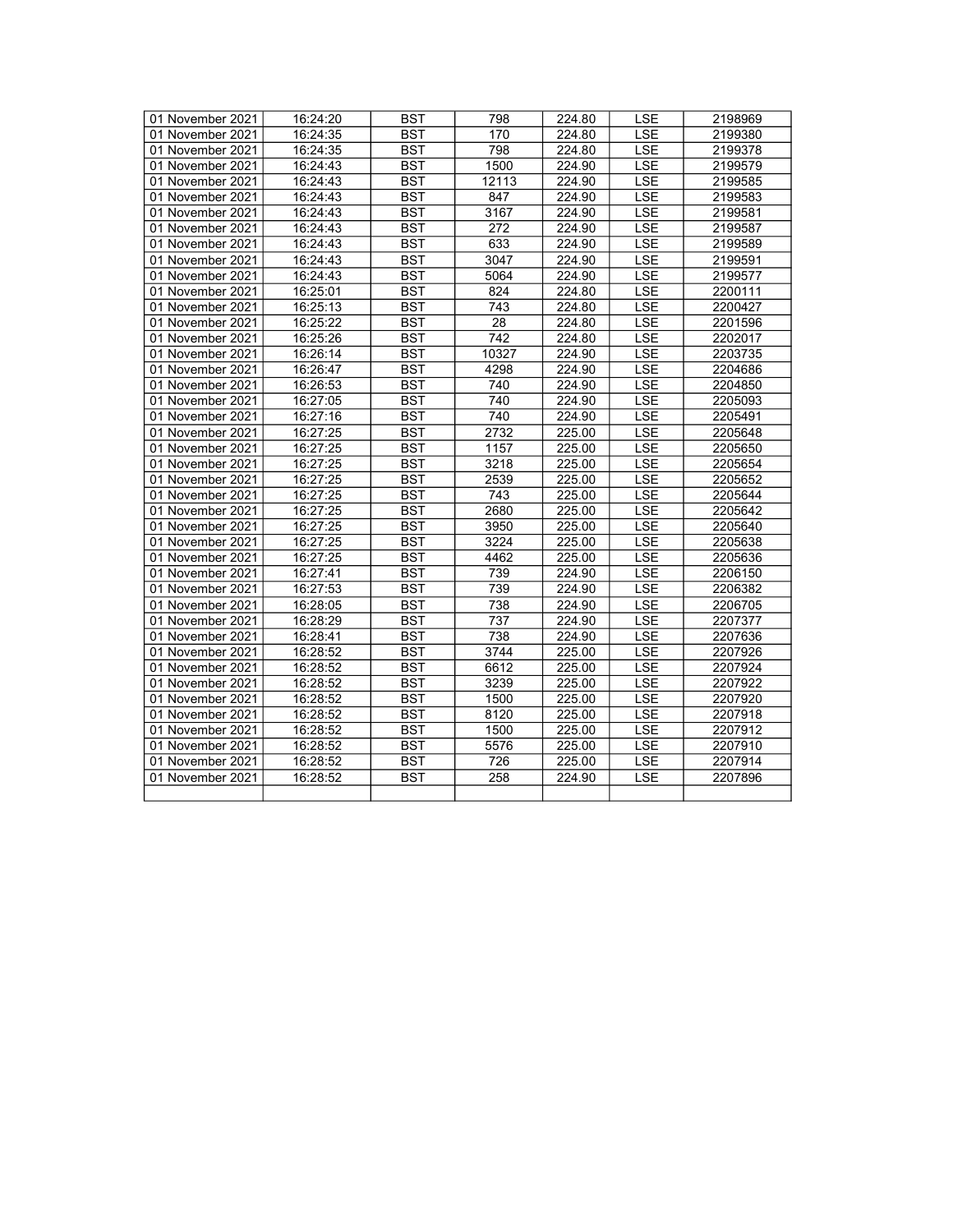| | | | | | | |
|---|---|---|---|---|---|---|
| 01 November 2021 | 16:24:20 | BST | 798 | 224.80 | LSE | 2198969 |
| 01 November 2021 | 16:24:35 | BST | 170 | 224.80 | LSE | 2199380 |
| 01 November 2021 | 16:24:35 | BST | 798 | 224.80 | LSE | 2199378 |
| 01 November 2021 | 16:24:43 | BST | 1500 | 224.90 | LSE | 2199579 |
| 01 November 2021 | 16:24:43 | BST | 12113 | 224.90 | LSE | 2199585 |
| 01 November 2021 | 16:24:43 | BST | 847 | 224.90 | LSE | 2199583 |
| 01 November 2021 | 16:24:43 | BST | 3167 | 224.90 | LSE | 2199581 |
| 01 November 2021 | 16:24:43 | BST | 272 | 224.90 | LSE | 2199587 |
| 01 November 2021 | 16:24:43 | BST | 633 | 224.90 | LSE | 2199589 |
| 01 November 2021 | 16:24:43 | BST | 3047 | 224.90 | LSE | 2199591 |
| 01 November 2021 | 16:24:43 | BST | 5064 | 224.90 | LSE | 2199577 |
| 01 November 2021 | 16:25:01 | BST | 824 | 224.80 | LSE | 2200111 |
| 01 November 2021 | 16:25:13 | BST | 743 | 224.80 | LSE | 2200427 |
| 01 November 2021 | 16:25:22 | BST | 28 | 224.80 | LSE | 2201596 |
| 01 November 2021 | 16:25:26 | BST | 742 | 224.80 | LSE | 2202017 |
| 01 November 2021 | 16:26:14 | BST | 10327 | 224.90 | LSE | 2203735 |
| 01 November 2021 | 16:26:47 | BST | 4298 | 224.90 | LSE | 2204686 |
| 01 November 2021 | 16:26:53 | BST | 740 | 224.90 | LSE | 2204850 |
| 01 November 2021 | 16:27:05 | BST | 740 | 224.90 | LSE | 2205093 |
| 01 November 2021 | 16:27:16 | BST | 740 | 224.90 | LSE | 2205491 |
| 01 November 2021 | 16:27:25 | BST | 2732 | 225.00 | LSE | 2205648 |
| 01 November 2021 | 16:27:25 | BST | 1157 | 225.00 | LSE | 2205650 |
| 01 November 2021 | 16:27:25 | BST | 3218 | 225.00 | LSE | 2205654 |
| 01 November 2021 | 16:27:25 | BST | 2539 | 225.00 | LSE | 2205652 |
| 01 November 2021 | 16:27:25 | BST | 743 | 225.00 | LSE | 2205644 |
| 01 November 2021 | 16:27:25 | BST | 2680 | 225.00 | LSE | 2205642 |
| 01 November 2021 | 16:27:25 | BST | 3950 | 225.00 | LSE | 2205640 |
| 01 November 2021 | 16:27:25 | BST | 3224 | 225.00 | LSE | 2205638 |
| 01 November 2021 | 16:27:25 | BST | 4462 | 225.00 | LSE | 2205636 |
| 01 November 2021 | 16:27:41 | BST | 739 | 224.90 | LSE | 2206150 |
| 01 November 2021 | 16:27:53 | BST | 739 | 224.90 | LSE | 2206382 |
| 01 November 2021 | 16:28:05 | BST | 738 | 224.90 | LSE | 2206705 |
| 01 November 2021 | 16:28:29 | BST | 737 | 224.90 | LSE | 2207377 |
| 01 November 2021 | 16:28:41 | BST | 738 | 224.90 | LSE | 2207636 |
| 01 November 2021 | 16:28:52 | BST | 3744 | 225.00 | LSE | 2207926 |
| 01 November 2021 | 16:28:52 | BST | 6612 | 225.00 | LSE | 2207924 |
| 01 November 2021 | 16:28:52 | BST | 3239 | 225.00 | LSE | 2207922 |
| 01 November 2021 | 16:28:52 | BST | 1500 | 225.00 | LSE | 2207920 |
| 01 November 2021 | 16:28:52 | BST | 8120 | 225.00 | LSE | 2207918 |
| 01 November 2021 | 16:28:52 | BST | 1500 | 225.00 | LSE | 2207912 |
| 01 November 2021 | 16:28:52 | BST | 5576 | 225.00 | LSE | 2207910 |
| 01 November 2021 | 16:28:52 | BST | 726 | 225.00 | LSE | 2207914 |
| 01 November 2021 | 16:28:52 | BST | 258 | 224.90 | LSE | 2207896 |
| | | | | | | |